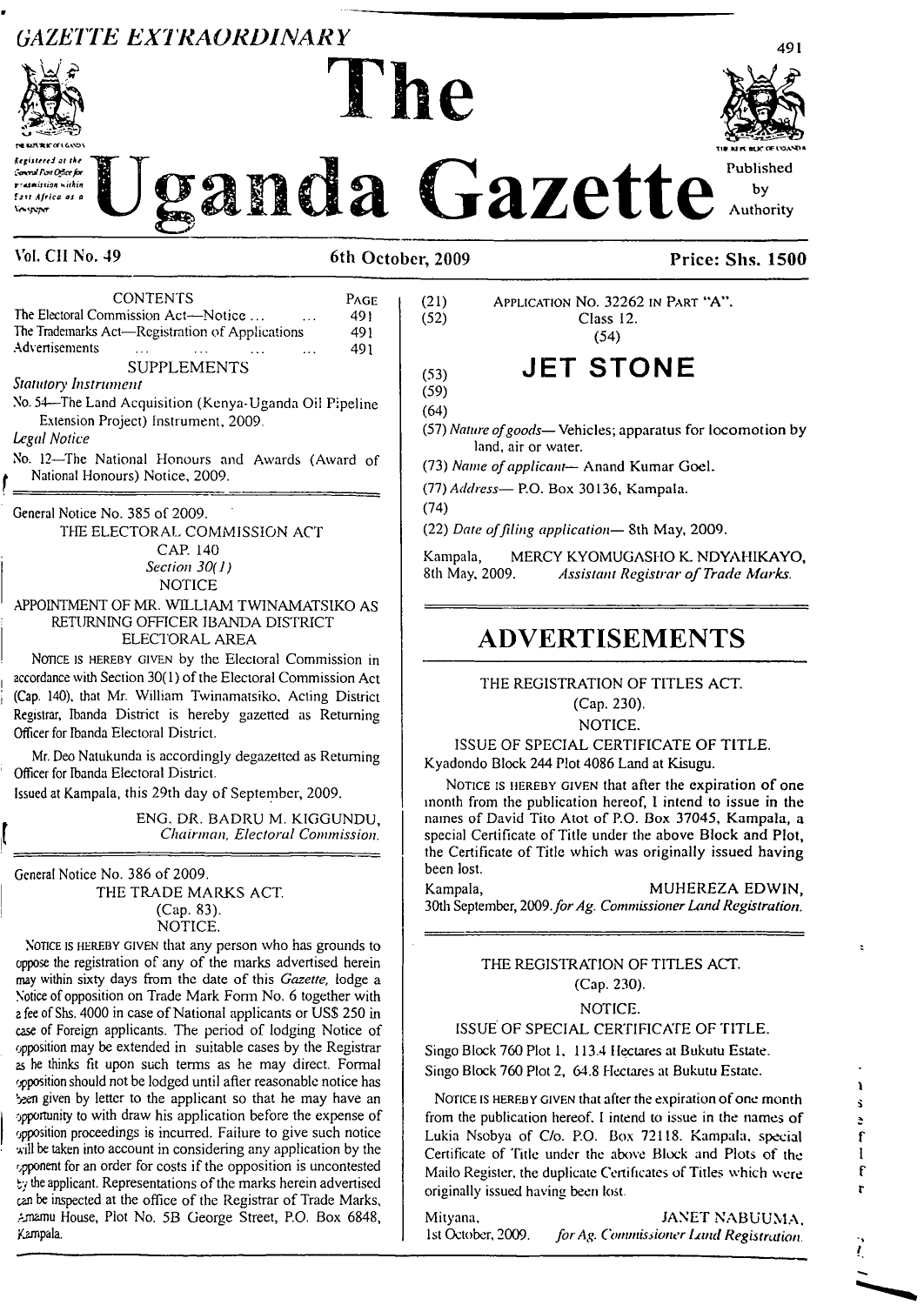*GAZETTE EXTRAORDINARY*

# The Uganda Gazette

Registered at the General Post Office for transmission within East Africa as a Newspaper

Published by Authority

Vol. CII No. 49 — 6th October, 2009 — Price: Shs. 1500

| CONTENTS | PAGE |
|---|---|
| The Electoral Commission Act—Notice ... ... | 491 |
| The Trademarks Act—Registration of Applications | 491 |
| Advertisements ... ... ... ... | 491 |

SUPPLEMENTS

*Statutory Instrument*

No. 54—The Land Acquisition (Kenya-Uganda Oil Pipeline Extension Project) Instrument, 2009.

*Legal Notice*

No. 12—The National Honours and Awards (Award of National Honours) Notice, 2009.

---

General Notice No. 385 of 2009.

THE ELECTORAL COMMISSION ACT

CAP. 140

*Section 30(1)*

NOTICE

APPOINTMENT OF MR. WILLIAM TWINAMATSIKO AS RETURNING OFFICER IBANDA DISTRICT ELECTORAL AREA

NOTICE IS HEREBY GIVEN by the Electoral Commission in accordance with Section 30(1) of the Electoral Commission Act (Cap. 140), that Mr. William Twinamatsiko, Acting District Registrar, Ibanda District is hereby gazetted as Returning Officer for Ibanda Electoral District.

Mr. Deo Natukunda is accordingly degazetted as Returning Officer for Ibanda Electoral District.

Issued at Kampala, this 29th day of September, 2009.

ENG. DR. BADRU M. KIGGUNDU,
*Chairman, Electoral Commission.*

---

General Notice No. 386 of 2009.

THE TRADE MARKS ACT.

(Cap. 83).

NOTICE.

NOTICE IS HEREBY GIVEN that any person who has grounds to oppose the registration of any of the marks advertised herein may within sixty days from the date of this *Gazette,* lodge a Notice of opposition on Trade Mark Form No. 6 together with a fee of Shs. 4000 in case of National applicants or US$ 250 in case of Foreign applicants. The period of lodging Notice of opposition may be extended in suitable cases by the Registrar as he thinks fit upon such terms as he may direct. Formal opposition should not be lodged until after reasonable notice has been given by letter to the applicant so that he may have an opportunity to with draw his application before the expense of opposition proceedings is incurred. Failure to give such notice will be taken into account in considering any application by the opponent for an order for costs if the opposition is uncontested by the applicant. Representations of the marks herein advertised can be inspected at the office of the Registrar of Trade Marks, Amamu House, Plot No. 5B George Street, P.O. Box 6848, Kampala.

(21) APPLICATION NO. 32262 IN PART "A".

(52) Class 12.

(54)

(53) **JET STONE**

(59)

(64)

(57) *Nature of goods*— Vehicles; apparatus for locomotion by land, air or water.

(73) *Name of applicant*— Anand Kumar Goel.

(77) *Address*— P.O. Box 30136, Kampala.

(74)

(22) *Date of filing application*— 8th May, 2009.

Kampala, 8th May, 2009. MERCY KYOMUGASHO K. NDYAHIKAYO,
*Assistant Registrar of Trade Marks.*

---

## ADVERTISEMENTS

THE REGISTRATION OF TITLES ACT.

(Cap. 230).

NOTICE.

ISSUE OF SPECIAL CERTIFICATE OF TITLE.

Kyadondo Block 244 Plot 4086 Land at Kisugu.

NOTICE IS HEREBY GIVEN that after the expiration of one month from the publication hereof, I intend to issue in the names of David Tito Atot of P.O. Box 37045, Kampala, a special Certificate of Title under the above Block and Plot, the Certificate of Title which was originally issued having been lost.

Kampala, 30th September, 2009. MUHEREZA EDWIN,
*for Ag. Commissioner Land Registration.*

---

THE REGISTRATION OF TITLES ACT.

(Cap. 230).

NOTICE.

ISSUE OF SPECIAL CERTIFICATE OF TITLE.

Singo Block 760 Plot 1, 113.4 Hectares at Bukutu Estate.

Singo Block 760 Plot 2, 64.8 Hectares at Bukutu Estate.

NOTICE IS HEREBY GIVEN that after the expiration of one month from the publication hereof, I intend to issue in the names of Lukia Nsobya of C/o. P.O. Box 72118, Kampala, special Certificate of Title under the above Block and Plots of the Mailo Register, the duplicate Certificates of Titles which were originally issued having been lost.

Mityana, 1st October, 2009. JANET NABUUMA,
*for Ag. Commissioner Land Registration.*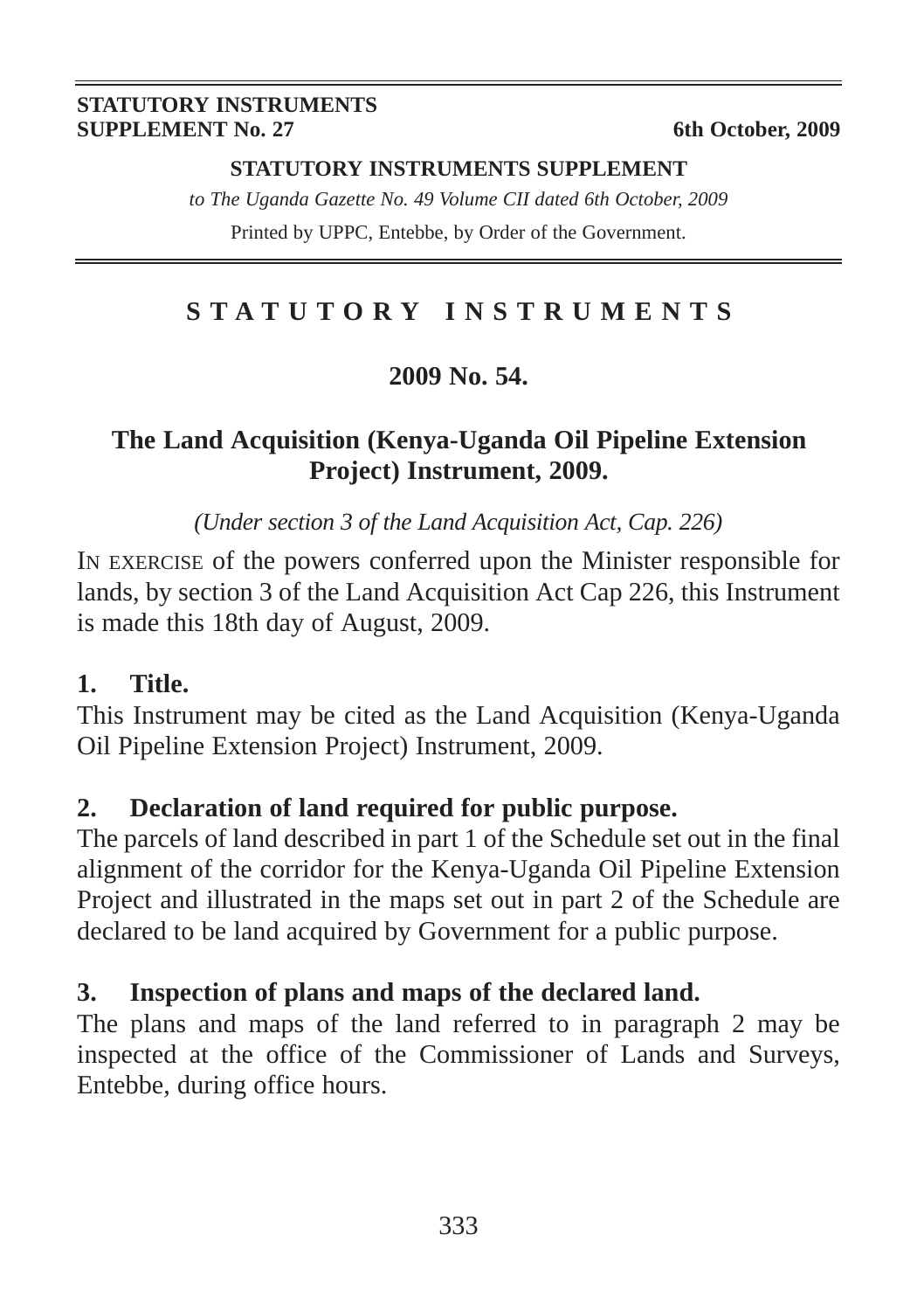**STATUTORY INSTRUMENTS SUPPLEMENT No. 27** — **6th October, 2009**

**STATUTORY INSTRUMENTS SUPPLEMENT**

*to The Uganda Gazette No. 49 Volume CII dated 6th October, 2009*

Printed by UPPC, Entebbe, by Order of the Government.

# STATUTORY INSTRUMENTS

## 2009 No. 54.

## The Land Acquisition (Kenya-Uganda Oil Pipeline Extension Project) Instrument, 2009.

*(Under section 3 of the Land Acquisition Act, Cap. 226)*

IN EXERCISE of the powers conferred upon the Minister responsible for lands, by section 3 of the Land Acquisition Act Cap 226, this Instrument is made this 18th day of August, 2009.

### 1. Title.

This Instrument may be cited as the Land Acquisition (Kenya-Uganda Oil Pipeline Extension Project) Instrument, 2009.

### 2. Declaration of land required for public purpose.

The parcels of land described in part 1 of the Schedule set out in the final alignment of the corridor for the Kenya-Uganda Oil Pipeline Extension Project and illustrated in the maps set out in part 2 of the Schedule are declared to be land acquired by Government for a public purpose.

### 3. Inspection of plans and maps of the declared land.

The plans and maps of the land referred to in paragraph 2 may be inspected at the office of the Commissioner of Lands and Surveys, Entebbe, during office hours.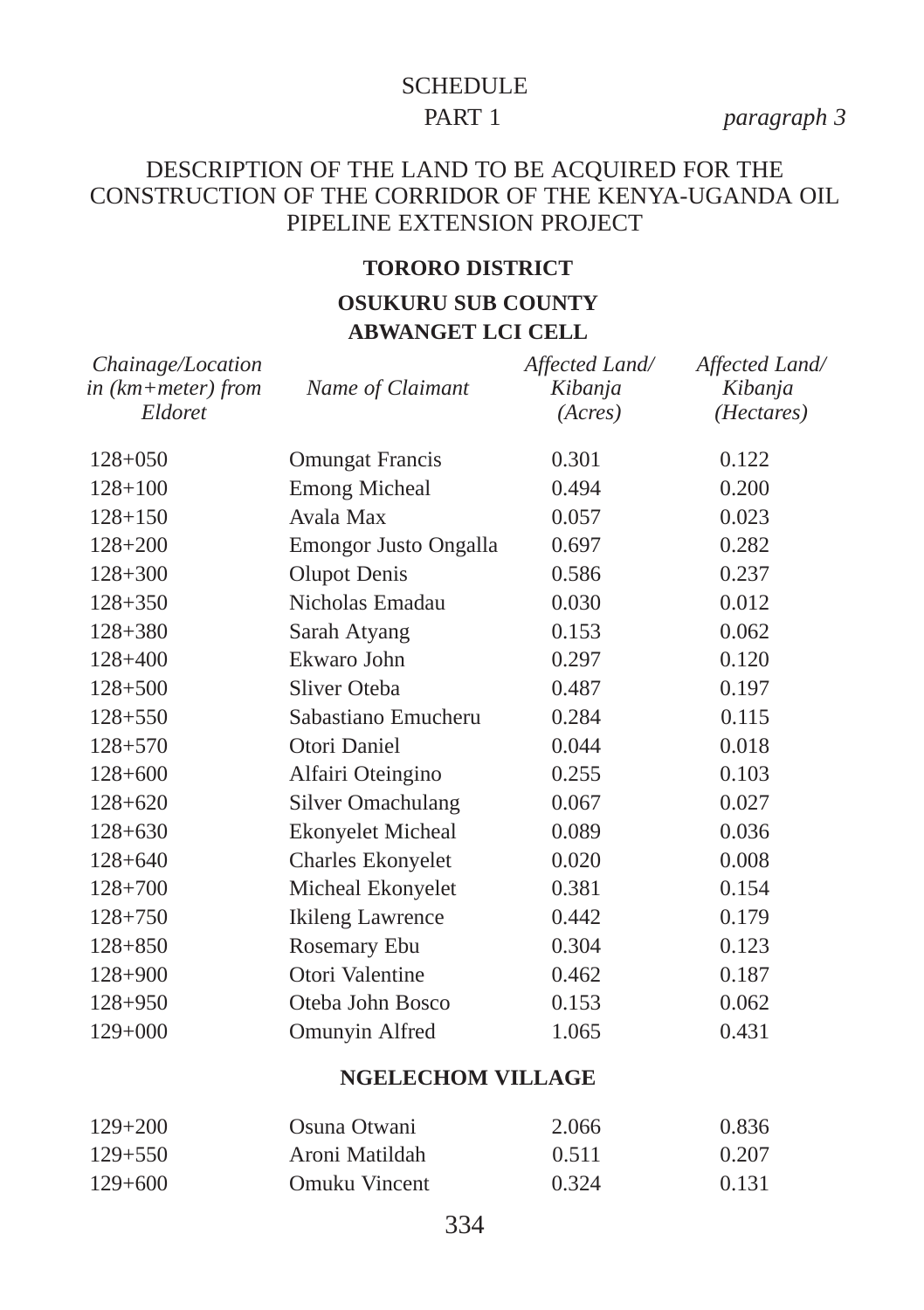SCHEDULE

PART 1 *paragraph 3*

DESCRIPTION OF THE LAND TO BE ACQUIRED FOR THE CONSTRUCTION OF THE CORRIDOR OF THE KENYA-UGANDA OIL PIPELINE EXTENSION PROJECT

**TORORO DISTRICT**

**OSUKURU SUB COUNTY**

**ABWANGET LCI CELL**

| *Chainage/Location in (km+meter) from Eldoret* | *Name of Claimant* | *Affected Land/ Kibanja (Acres)* | *Affected Land/ Kibanja (Hectares)* |
|---|---|---|---|
| 128+050 | Omungat Francis | 0.301 | 0.122 |
| 128+100 | Emong Micheal | 0.494 | 0.200 |
| 128+150 | Avala Max | 0.057 | 0.023 |
| 128+200 | Emongor Justo Ongalla | 0.697 | 0.282 |
| 128+300 | Olupot Denis | 0.586 | 0.237 |
| 128+350 | Nicholas Emadau | 0.030 | 0.012 |
| 128+380 | Sarah Atyang | 0.153 | 0.062 |
| 128+400 | Ekwaro John | 0.297 | 0.120 |
| 128+500 | Sliver Oteba | 0.487 | 0.197 |
| 128+550 | Sabastiano Emucheru | 0.284 | 0.115 |
| 128+570 | Otori Daniel | 0.044 | 0.018 |
| 128+600 | Alfairi Oteingino | 0.255 | 0.103 |
| 128+620 | Silver Omachulang | 0.067 | 0.027 |
| 128+630 | Ekonyelet Micheal | 0.089 | 0.036 |
| 128+640 | Charles Ekonyelet | 0.020 | 0.008 |
| 128+700 | Micheal Ekonyelet | 0.381 | 0.154 |
| 128+750 | Ikileng Lawrence | 0.442 | 0.179 |
| 128+850 | Rosemary Ebu | 0.304 | 0.123 |
| 128+900 | Otori Valentine | 0.462 | 0.187 |
| 128+950 | Oteba John Bosco | 0.153 | 0.062 |
| 129+000 | Omunyin Alfred | 1.065 | 0.431 |

**NGELECHOM VILLAGE**

| *Chainage/Location in (km+meter) from Eldoret* | *Name of Claimant* | *Affected Land/ Kibanja (Acres)* | *Affected Land/ Kibanja (Hectares)* |
|---|---|---|---|
| 129+200 | Osuna Otwani | 2.066 | 0.836 |
| 129+550 | Aroni Matildah | 0.511 | 0.207 |
| 129+600 | Omuku Vincent | 0.324 | 0.131 |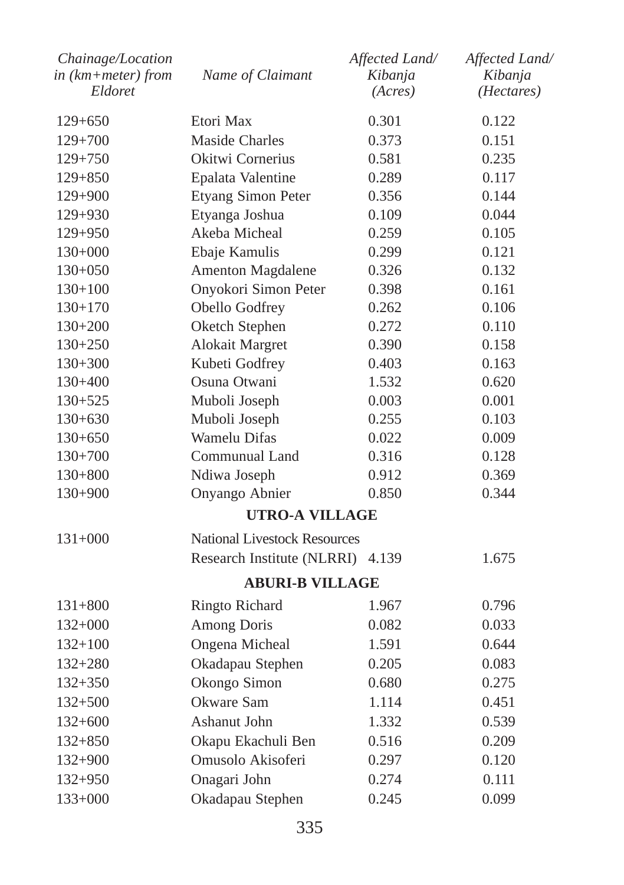| *Chainage/Location in (km+meter) from Eldoret* | *Name of Claimant* | *Affected Land/ Kibanja (Acres)* | *Affected Land/ Kibanja (Hectares)* |
|---|---|---|---|
| 129+650 | Etori Max | 0.301 | 0.122 |
| 129+700 | Maside Charles | 0.373 | 0.151 |
| 129+750 | Okitwi Cornerius | 0.581 | 0.235 |
| 129+850 | Epalata Valentine | 0.289 | 0.117 |
| 129+900 | Etyang Simon Peter | 0.356 | 0.144 |
| 129+930 | Etyanga Joshua | 0.109 | 0.044 |
| 129+950 | Akeba Micheal | 0.259 | 0.105 |
| 130+000 | Ebaje Kamulis | 0.299 | 0.121 |
| 130+050 | Amenton Magdalene | 0.326 | 0.132 |
| 130+100 | Onyokori Simon Peter | 0.398 | 0.161 |
| 130+170 | Obello Godfrey | 0.262 | 0.106 |
| 130+200 | Oketch Stephen | 0.272 | 0.110 |
| 130+250 | Alokait Margret | 0.390 | 0.158 |
| 130+300 | Kubeti Godfrey | 0.403 | 0.163 |
| 130+400 | Osuna Otwani | 1.532 | 0.620 |
| 130+525 | Muboli Joseph | 0.003 | 0.001 |
| 130+630 | Muboli Joseph | 0.255 | 0.103 |
| 130+650 | Wamelu Difas | 0.022 | 0.009 |
| 130+700 | Communual Land | 0.316 | 0.128 |
| 130+800 | Ndiwa Joseph | 0.912 | 0.369 |
| 130+900 | Onyango Abnier | 0.850 | 0.344 |
| | **UTRO-A VILLAGE** | | |
| 131+000 | National Livestock Resources Research Institute (NLRRI) | 4.139 | 1.675 |
| | **ABURI-B VILLAGE** | | |
| 131+800 | Ringto Richard | 1.967 | 0.796 |
| 132+000 | Among Doris | 0.082 | 0.033 |
| 132+100 | Ongena Micheal | 1.591 | 0.644 |
| 132+280 | Okadapau Stephen | 0.205 | 0.083 |
| 132+350 | Okongo Simon | 0.680 | 0.275 |
| 132+500 | Okware Sam | 1.114 | 0.451 |
| 132+600 | Ashanut John | 1.332 | 0.539 |
| 132+850 | Okapu Ekachuli Ben | 0.516 | 0.209 |
| 132+900 | Omusolo Akisoferi | 0.297 | 0.120 |
| 132+950 | Onagari John | 0.274 | 0.111 |
| 133+000 | Okadapau Stephen | 0.245 | 0.099 |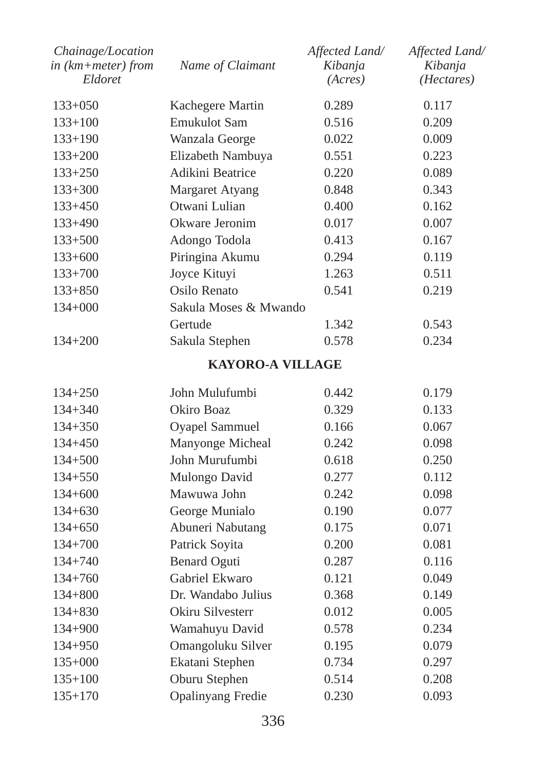| *Chainage/Location in (km+meter) from Eldoret* | *Name of Claimant* | *Affected Land/ Kibanja (Acres)* | *Affected Land/ Kibanja (Hectares)* |
|---|---|---|---|
| 133+050 | Kachegere Martin | 0.289 | 0.117 |
| 133+100 | Emukulot Sam | 0.516 | 0.209 |
| 133+190 | Wanzala George | 0.022 | 0.009 |
| 133+200 | Elizabeth Nambuya | 0.551 | 0.223 |
| 133+250 | Adikini Beatrice | 0.220 | 0.089 |
| 133+300 | Margaret Atyang | 0.848 | 0.343 |
| 133+450 | Otwani Lulian | 0.400 | 0.162 |
| 133+490 | Okware Jeronim | 0.017 | 0.007 |
| 133+500 | Adongo Todola | 0.413 | 0.167 |
| 133+600 | Piringina Akumu | 0.294 | 0.119 |
| 133+700 | Joyce Kituyi | 1.263 | 0.511 |
| 133+850 | Osilo Renato | 0.541 | 0.219 |
| 134+000 | Sakula Moses & Mwando Gertude | 1.342 | 0.543 |
| 134+200 | Sakula Stephen | 0.578 | 0.234 |
| | **KAYORO-A VILLAGE** | | |
| 134+250 | John Mulufumbi | 0.442 | 0.179 |
| 134+340 | Okiro Boaz | 0.329 | 0.133 |
| 134+350 | Oyapel Sammuel | 0.166 | 0.067 |
| 134+450 | Manyonge Micheal | 0.242 | 0.098 |
| 134+500 | John Murufumbi | 0.618 | 0.250 |
| 134+550 | Mulongo David | 0.277 | 0.112 |
| 134+600 | Mawuwa John | 0.242 | 0.098 |
| 134+630 | George Munialo | 0.190 | 0.077 |
| 134+650 | Abuneri Nabutang | 0.175 | 0.071 |
| 134+700 | Patrick Soyita | 0.200 | 0.081 |
| 134+740 | Benard Oguti | 0.287 | 0.116 |
| 134+760 | Gabriel Ekwaro | 0.121 | 0.049 |
| 134+800 | Dr. Wandabo Julius | 0.368 | 0.149 |
| 134+830 | Okiru Silvesterr | 0.012 | 0.005 |
| 134+900 | Wamahuyu David | 0.578 | 0.234 |
| 134+950 | Omangoluku Silver | 0.195 | 0.079 |
| 135+000 | Ekatani Stephen | 0.734 | 0.297 |
| 135+100 | Oburu Stephen | 0.514 | 0.208 |
| 135+170 | Opalinyang Fredie | 0.230 | 0.093 |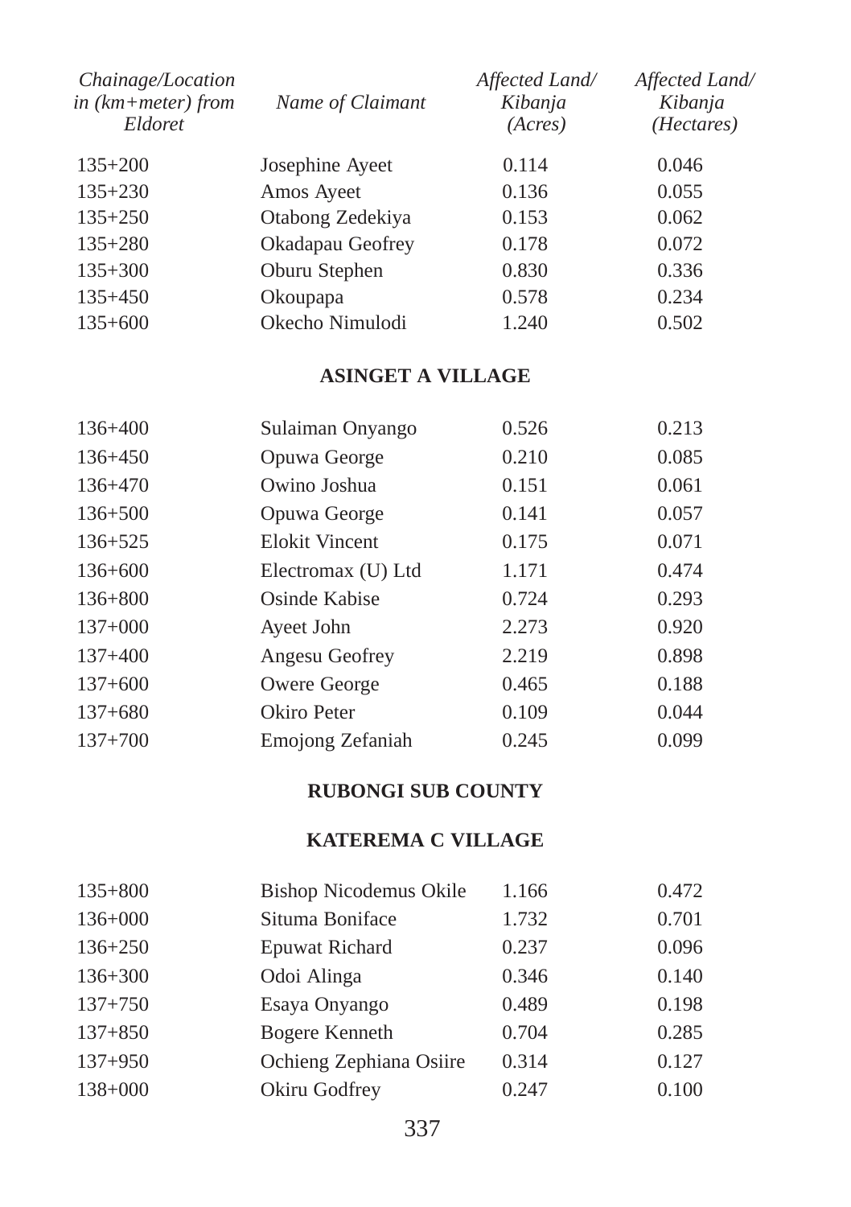| Chainage/Location in (km+meter) from Eldoret | Name of Claimant | Affected Land/ Kibanja (Acres) | Affected Land/ Kibanja (Hectares) |
|---|---|---|---|
| 135+200 | Josephine Ayeet | 0.114 | 0.046 |
| 135+230 | Amos Ayeet | 0.136 | 0.055 |
| 135+250 | Otabong Zedekiya | 0.153 | 0.062 |
| 135+280 | Okadapau Geofrey | 0.178 | 0.072 |
| 135+300 | Oburu Stephen | 0.830 | 0.336 |
| 135+450 | Okoupapa | 0.578 | 0.234 |
| 135+600 | Okecho Nimulodi | 1.240 | 0.502 |

**ASINGET A VILLAGE**

| Chainage/Location in (km+meter) from Eldoret | Name of Claimant | Affected Land/ Kibanja (Acres) | Affected Land/ Kibanja (Hectares) |
|---|---|---|---|
| 136+400 | Sulaiman Onyango | 0.526 | 0.213 |
| 136+450 | Opuwa George | 0.210 | 0.085 |
| 136+470 | Owino Joshua | 0.151 | 0.061 |
| 136+500 | Opuwa George | 0.141 | 0.057 |
| 136+525 | Elokit Vincent | 0.175 | 0.071 |
| 136+600 | Electromax (U) Ltd | 1.171 | 0.474 |
| 136+800 | Osinde Kabise | 0.724 | 0.293 |
| 137+000 | Ayeet John | 2.273 | 0.920 |
| 137+400 | Angesu Geofrey | 2.219 | 0.898 |
| 137+600 | Owere George | 0.465 | 0.188 |
| 137+680 | Okiro Peter | 0.109 | 0.044 |
| 137+700 | Emojong Zefaniah | 0.245 | 0.099 |

**RUBONGI SUB COUNTY**

**KATEREMA C VILLAGE**

| Chainage/Location in (km+meter) from Eldoret | Name of Claimant | Affected Land/ Kibanja (Acres) | Affected Land/ Kibanja (Hectares) |
|---|---|---|---|
| 135+800 | Bishop Nicodemus Okile | 1.166 | 0.472 |
| 136+000 | Situma Boniface | 1.732 | 0.701 |
| 136+250 | Epuwat Richard | 0.237 | 0.096 |
| 136+300 | Odoi Alinga | 0.346 | 0.140 |
| 137+750 | Esaya Onyango | 0.489 | 0.198 |
| 137+850 | Bogere Kenneth | 0.704 | 0.285 |
| 137+950 | Ochieng Zephiana Osiire | 0.314 | 0.127 |
| 138+000 | Okiru Godfrey | 0.247 | 0.100 |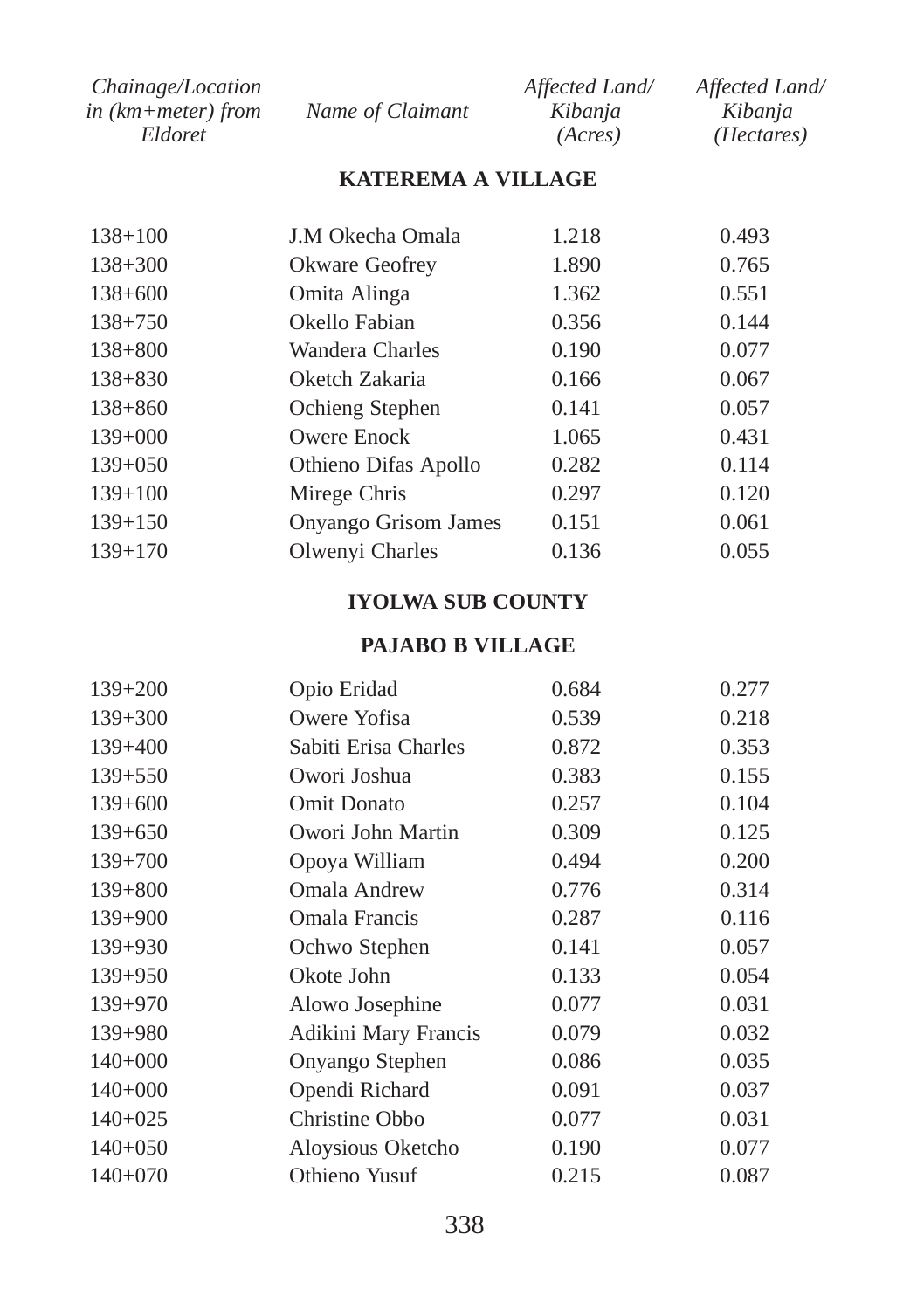| Chainage/Location in (km+meter) from Eldoret | Name of Claimant | Affected Land/ Kibanja (Acres) | Affected Land/ Kibanja (Hectares) |
|---|---|---|---|
| | **KATEREMA A VILLAGE** | | |
| 138+100 | J.M Okecha Omala | 1.218 | 0.493 |
| 138+300 | Okware Geofrey | 1.890 | 0.765 |
| 138+600 | Omita Alinga | 1.362 | 0.551 |
| 138+750 | Okello Fabian | 0.356 | 0.144 |
| 138+800 | Wandera Charles | 0.190 | 0.077 |
| 138+830 | Oketch Zakaria | 0.166 | 0.067 |
| 138+860 | Ochieng Stephen | 0.141 | 0.057 |
| 139+000 | Owere Enock | 1.065 | 0.431 |
| 139+050 | Othieno Difas Apollo | 0.282 | 0.114 |
| 139+100 | Mirege Chris | 0.297 | 0.120 |
| 139+150 | Onyango Grisom James | 0.151 | 0.061 |
| 139+170 | Olwenyi Charles | 0.136 | 0.055 |
| | **IYOLWA SUB COUNTY** | | |
| | **PAJABO B VILLAGE** | | |
| 139+200 | Opio Eridad | 0.684 | 0.277 |
| 139+300 | Owere Yofisa | 0.539 | 0.218 |
| 139+400 | Sabiti Erisa Charles | 0.872 | 0.353 |
| 139+550 | Owori Joshua | 0.383 | 0.155 |
| 139+600 | Omit Donato | 0.257 | 0.104 |
| 139+650 | Owori John Martin | 0.309 | 0.125 |
| 139+700 | Opoya William | 0.494 | 0.200 |
| 139+800 | Omala Andrew | 0.776 | 0.314 |
| 139+900 | Omala Francis | 0.287 | 0.116 |
| 139+930 | Ochwo Stephen | 0.141 | 0.057 |
| 139+950 | Okote John | 0.133 | 0.054 |
| 139+970 | Alowo Josephine | 0.077 | 0.031 |
| 139+980 | Adikini Mary Francis | 0.079 | 0.032 |
| 140+000 | Onyango Stephen | 0.086 | 0.035 |
| 140+000 | Opendi Richard | 0.091 | 0.037 |
| 140+025 | Christine Obbo | 0.077 | 0.031 |
| 140+050 | Aloysious Oketcho | 0.190 | 0.077 |
| 140+070 | Othieno Yusuf | 0.215 | 0.087 |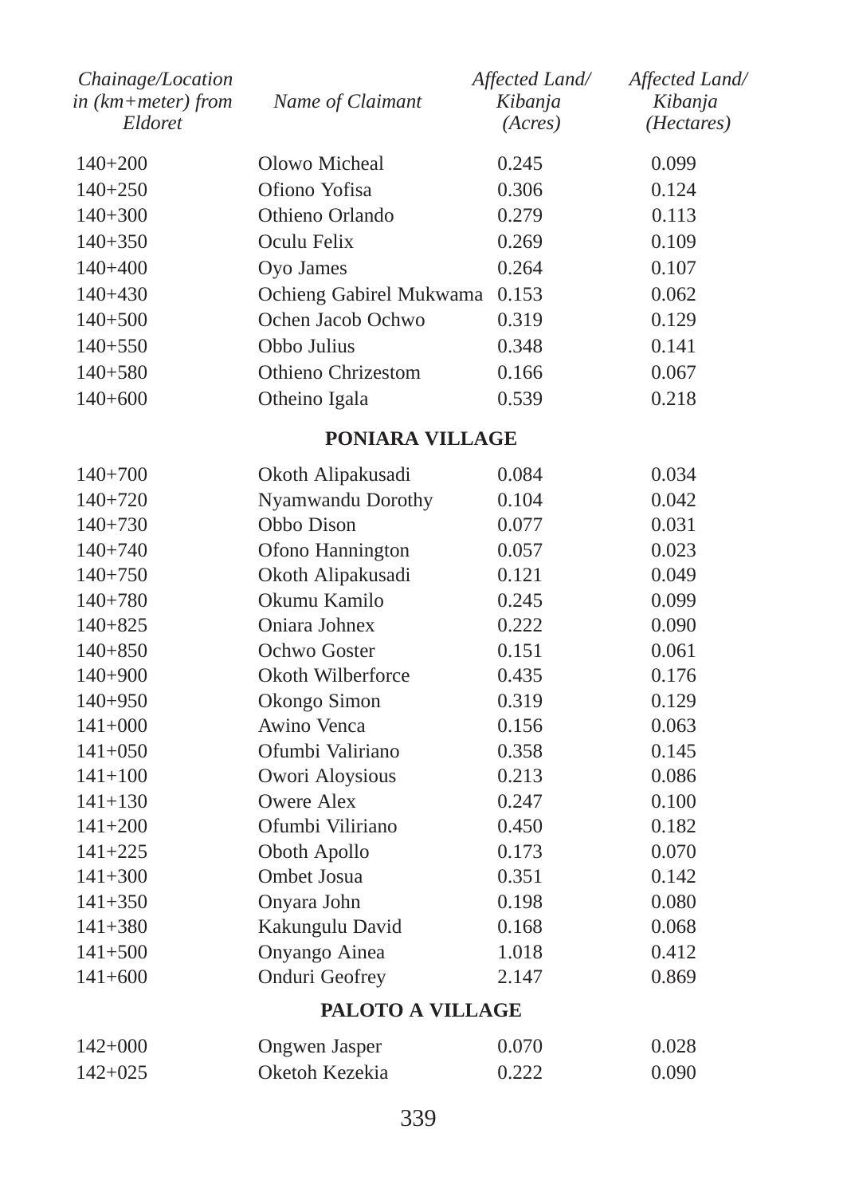| Chainage/Location in (km+meter) from Eldoret | Name of Claimant | Affected Land/ Kibanja (Acres) | Affected Land/ Kibanja (Hectares) |
|---|---|---|---|
| 140+200 | Olowo Micheal | 0.245 | 0.099 |
| 140+250 | Ofiono Yofisa | 0.306 | 0.124 |
| 140+300 | Othieno Orlando | 0.279 | 0.113 |
| 140+350 | Oculu Felix | 0.269 | 0.109 |
| 140+400 | Oyo James | 0.264 | 0.107 |
| 140+430 | Ochieng Gabirel Mukwama | 0.153 | 0.062 |
| 140+500 | Ochen Jacob Ochwo | 0.319 | 0.129 |
| 140+550 | Obbo Julius | 0.348 | 0.141 |
| 140+580 | Othieno Chrizestom | 0.166 | 0.067 |
| 140+600 | Otheino Igala | 0.539 | 0.218 |
| | **PONIARA VILLAGE** | | |
| 140+700 | Okoth Alipakusadi | 0.084 | 0.034 |
| 140+720 | Nyamwandu Dorothy | 0.104 | 0.042 |
| 140+730 | Obbo Dison | 0.077 | 0.031 |
| 140+740 | Ofono Hannington | 0.057 | 0.023 |
| 140+750 | Okoth Alipakusadi | 0.121 | 0.049 |
| 140+780 | Okumu Kamilo | 0.245 | 0.099 |
| 140+825 | Oniara Johnex | 0.222 | 0.090 |
| 140+850 | Ochwo Goster | 0.151 | 0.061 |
| 140+900 | Okoth Wilberforce | 0.435 | 0.176 |
| 140+950 | Okongo Simon | 0.319 | 0.129 |
| 141+000 | Awino Venca | 0.156 | 0.063 |
| 141+050 | Ofumbi Valiriano | 0.358 | 0.145 |
| 141+100 | Owori Aloysious | 0.213 | 0.086 |
| 141+130 | Owere Alex | 0.247 | 0.100 |
| 141+200 | Ofumbi Viliriano | 0.450 | 0.182 |
| 141+225 | Oboth Apollo | 0.173 | 0.070 |
| 141+300 | Ombet Josua | 0.351 | 0.142 |
| 141+350 | Onyara John | 0.198 | 0.080 |
| 141+380 | Kakungulu David | 0.168 | 0.068 |
| 141+500 | Onyango Ainea | 1.018 | 0.412 |
| 141+600 | Onduri Geofrey | 2.147 | 0.869 |
| | **PALOTO A VILLAGE** | | |
| 142+000 | Ongwen Jasper | 0.070 | 0.028 |
| 142+025 | Oketoh Kezekia | 0.222 | 0.090 |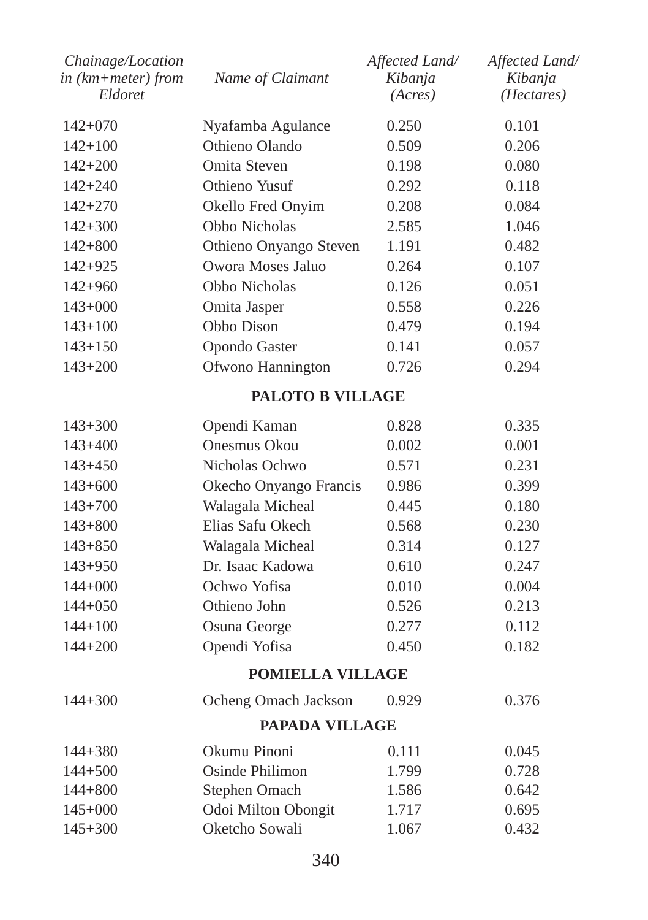| *Chainage/Location in (km+meter) from Eldoret* | *Name of Claimant* | *Affected Land/ Kibanja (Acres)* | *Affected Land/ Kibanja (Hectares)* |
|---|---|---|---|
| 142+070 | Nyafamba Agulance | 0.250 | 0.101 |
| 142+100 | Othieno Olando | 0.509 | 0.206 |
| 142+200 | Omita Steven | 0.198 | 0.080 |
| 142+240 | Othieno Yusuf | 0.292 | 0.118 |
| 142+270 | Okello Fred Onyim | 0.208 | 0.084 |
| 142+300 | Obbo Nicholas | 2.585 | 1.046 |
| 142+800 | Othieno Onyango Steven | 1.191 | 0.482 |
| 142+925 | Owora Moses Jaluo | 0.264 | 0.107 |
| 142+960 | Obbo Nicholas | 0.126 | 0.051 |
| 143+000 | Omita Jasper | 0.558 | 0.226 |
| 143+100 | Obbo Dison | 0.479 | 0.194 |
| 143+150 | Opondo Gaster | 0.141 | 0.057 |
| 143+200 | Ofwono Hannington | 0.726 | 0.294 |
| | **PALOTO B VILLAGE** | | |
| 143+300 | Opendi Kaman | 0.828 | 0.335 |
| 143+400 | Onesmus Okou | 0.002 | 0.001 |
| 143+450 | Nicholas Ochwo | 0.571 | 0.231 |
| 143+600 | Okecho Onyango Francis | 0.986 | 0.399 |
| 143+700 | Walagala Micheal | 0.445 | 0.180 |
| 143+800 | Elias Safu Okech | 0.568 | 0.230 |
| 143+850 | Walagala Micheal | 0.314 | 0.127 |
| 143+950 | Dr. Isaac Kadowa | 0.610 | 0.247 |
| 144+000 | Ochwo Yofisa | 0.010 | 0.004 |
| 144+050 | Othieno John | 0.526 | 0.213 |
| 144+100 | Osuna George | 0.277 | 0.112 |
| 144+200 | Opendi Yofisa | 0.450 | 0.182 |
| | **POMIELLA VILLAGE** | | |
| 144+300 | Ocheng Omach Jackson | 0.929 | 0.376 |
| | **PAPADA VILLAGE** | | |
| 144+380 | Okumu Pinoni | 0.111 | 0.045 |
| 144+500 | Osinde Philimon | 1.799 | 0.728 |
| 144+800 | Stephen Omach | 1.586 | 0.642 |
| 145+000 | Odoi Milton Obongit | 1.717 | 0.695 |
| 145+300 | Oketcho Sowali | 1.067 | 0.432 |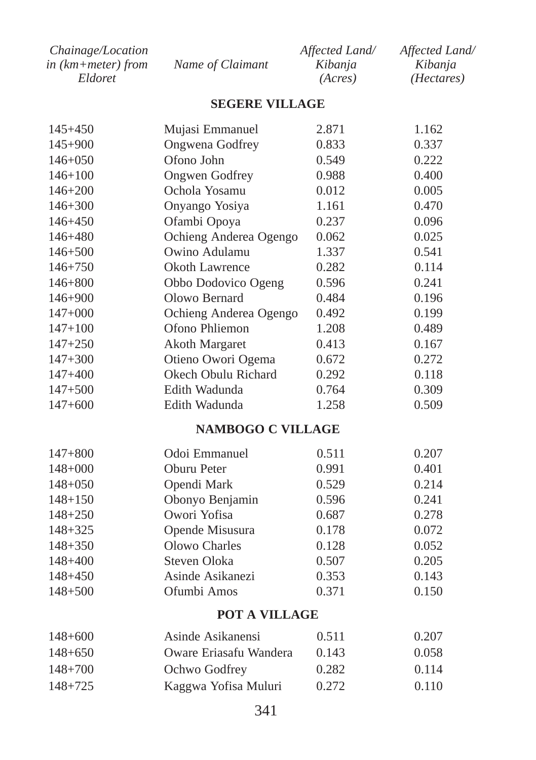| *Chainage/Location in (km+meter) from Eldoret* | *Name of Claimant* | *Affected Land/ Kibanja (Acres)* | *Affected Land/ Kibanja (Hectares)* |
|---|---|---|---|
| | **SEGERE VILLAGE** | | |
| 145+450 | Mujasi Emmanuel | 2.871 | 1.162 |
| 145+900 | Ongwena Godfrey | 0.833 | 0.337 |
| 146+050 | Ofono John | 0.549 | 0.222 |
| 146+100 | Ongwen Godfrey | 0.988 | 0.400 |
| 146+200 | Ochola Yosamu | 0.012 | 0.005 |
| 146+300 | Onyango Yosiya | 1.161 | 0.470 |
| 146+450 | Ofambi Opoya | 0.237 | 0.096 |
| 146+480 | Ochieng Anderea Ogengo | 0.062 | 0.025 |
| 146+500 | Owino Adulamu | 1.337 | 0.541 |
| 146+750 | Okoth Lawrence | 0.282 | 0.114 |
| 146+800 | Obbo Dodovico Ogeng | 0.596 | 0.241 |
| 146+900 | Olowo Bernard | 0.484 | 0.196 |
| 147+000 | Ochieng Anderea Ogengo | 0.492 | 0.199 |
| 147+100 | Ofono Phliemon | 1.208 | 0.489 |
| 147+250 | Akoth Margaret | 0.413 | 0.167 |
| 147+300 | Otieno Owori Ogema | 0.672 | 0.272 |
| 147+400 | Okech Obulu Richard | 0.292 | 0.118 |
| 147+500 | Edith Wadunda | 0.764 | 0.309 |
| 147+600 | Edith Wadunda | 1.258 | 0.509 |
| | **NAMBOGO C VILLAGE** | | |
| 147+800 | Odoi Emmanuel | 0.511 | 0.207 |
| 148+000 | Oburu Peter | 0.991 | 0.401 |
| 148+050 | Opendi Mark | 0.529 | 0.214 |
| 148+150 | Obonyo Benjamin | 0.596 | 0.241 |
| 148+250 | Owori Yofisa | 0.687 | 0.278 |
| 148+325 | Opende Misusura | 0.178 | 0.072 |
| 148+350 | Olowo Charles | 0.128 | 0.052 |
| 148+400 | Steven Oloka | 0.507 | 0.205 |
| 148+450 | Asinde Asikanezi | 0.353 | 0.143 |
| 148+500 | Ofumbi Amos | 0.371 | 0.150 |
| | **POT A VILLAGE** | | |
| 148+600 | Asinde Asikanensi | 0.511 | 0.207 |
| 148+650 | Oware Eriasafu Wandera | 0.143 | 0.058 |
| 148+700 | Ochwo Godfrey | 0.282 | 0.114 |
| 148+725 | Kaggwa Yofisa Muluri | 0.272 | 0.110 |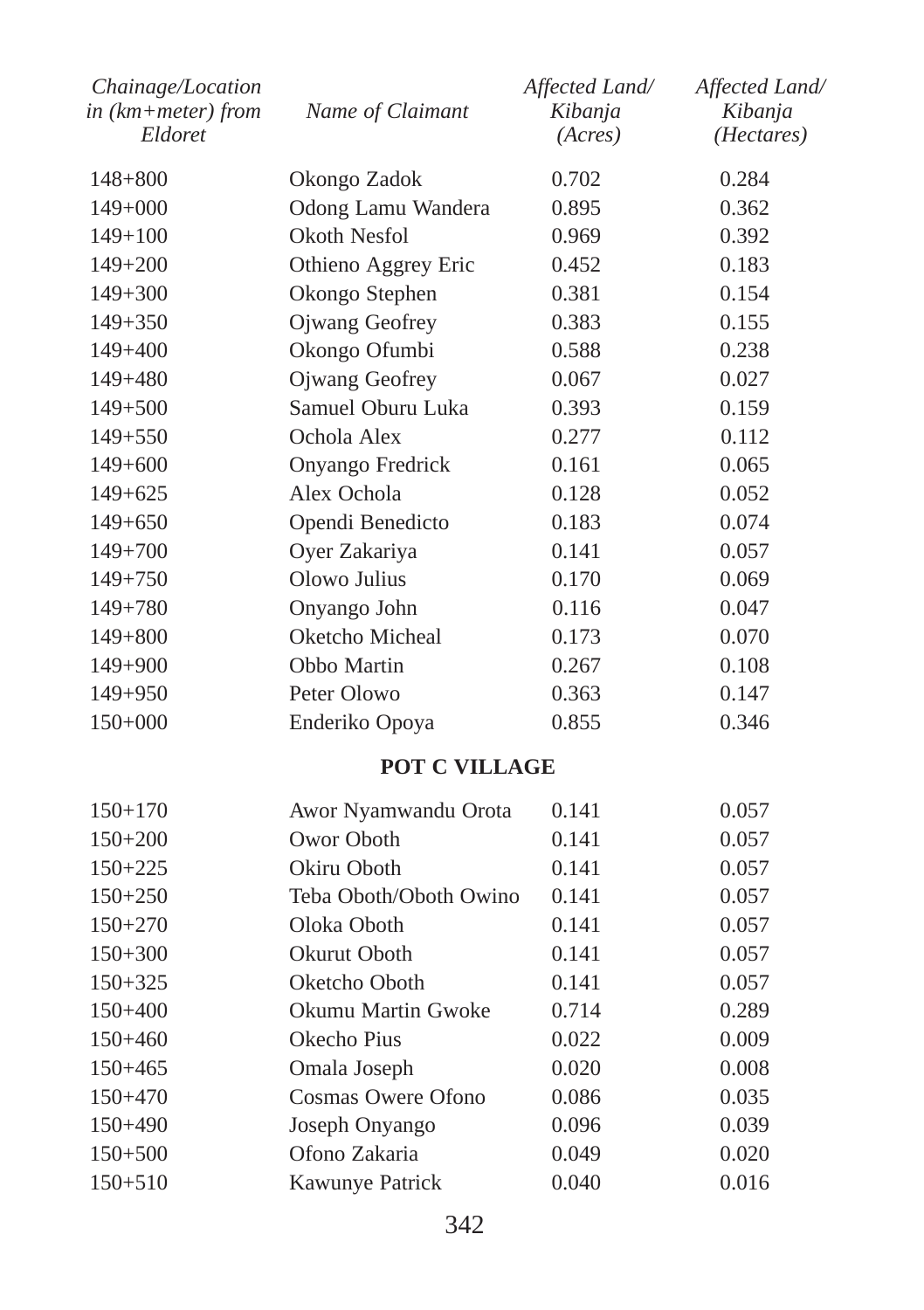| *Chainage/Location in (km+meter) from Eldoret* | *Name of Claimant* | *Affected Land/ Kibanja (Acres)* | *Affected Land/ Kibanja (Hectares)* |
|---|---|---|---|
| 148+800 | Okongo Zadok | 0.702 | 0.284 |
| 149+000 | Odong Lamu Wandera | 0.895 | 0.362 |
| 149+100 | Okoth Nesfol | 0.969 | 0.392 |
| 149+200 | Othieno Aggrey Eric | 0.452 | 0.183 |
| 149+300 | Okongo Stephen | 0.381 | 0.154 |
| 149+350 | Ojwang Geofrey | 0.383 | 0.155 |
| 149+400 | Okongo Ofumbi | 0.588 | 0.238 |
| 149+480 | Ojwang Geofrey | 0.067 | 0.027 |
| 149+500 | Samuel Oburu Luka | 0.393 | 0.159 |
| 149+550 | Ochola Alex | 0.277 | 0.112 |
| 149+600 | Onyango Fredrick | 0.161 | 0.065 |
| 149+625 | Alex Ochola | 0.128 | 0.052 |
| 149+650 | Opendi Benedicto | 0.183 | 0.074 |
| 149+700 | Oyer Zakariya | 0.141 | 0.057 |
| 149+750 | Olowo Julius | 0.170 | 0.069 |
| 149+780 | Onyango John | 0.116 | 0.047 |
| 149+800 | Oketcho Micheal | 0.173 | 0.070 |
| 149+900 | Obbo Martin | 0.267 | 0.108 |
| 149+950 | Peter Olowo | 0.363 | 0.147 |
| 150+000 | Enderiko Opoya | 0.855 | 0.346 |
| | **POT C VILLAGE** | | |
| 150+170 | Awor Nyamwandu Orota | 0.141 | 0.057 |
| 150+200 | Owor Oboth | 0.141 | 0.057 |
| 150+225 | Okiru Oboth | 0.141 | 0.057 |
| 150+250 | Teba Oboth/Oboth Owino | 0.141 | 0.057 |
| 150+270 | Oloka Oboth | 0.141 | 0.057 |
| 150+300 | Okurut Oboth | 0.141 | 0.057 |
| 150+325 | Oketcho Oboth | 0.141 | 0.057 |
| 150+400 | Okumu Martin Gwoke | 0.714 | 0.289 |
| 150+460 | Okecho Pius | 0.022 | 0.009 |
| 150+465 | Omala Joseph | 0.020 | 0.008 |
| 150+470 | Cosmas Owere Ofono | 0.086 | 0.035 |
| 150+490 | Joseph Onyango | 0.096 | 0.039 |
| 150+500 | Ofono Zakaria | 0.049 | 0.020 |
| 150+510 | Kawunye Patrick | 0.040 | 0.016 |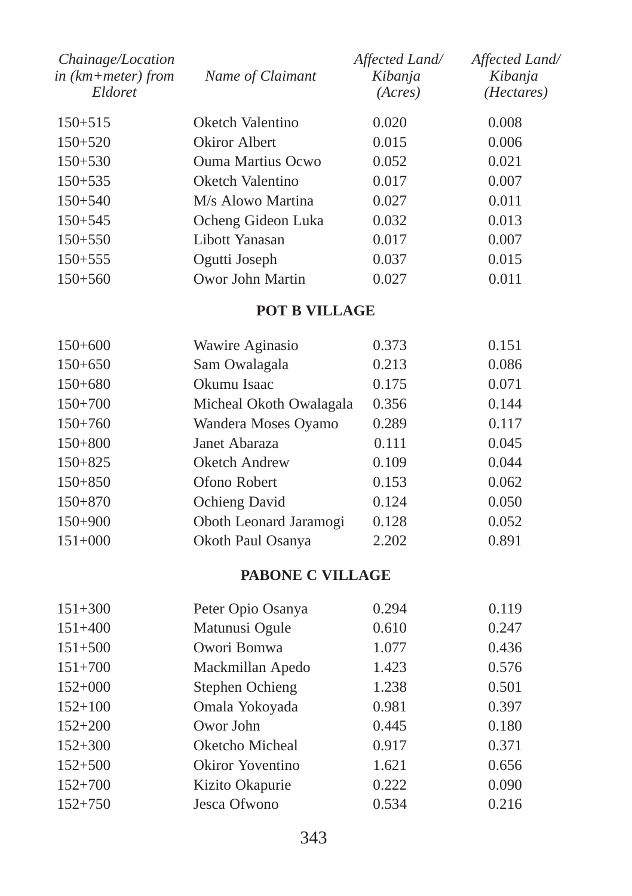| Chainage/Location in (km+meter) from Eldoret | Name of Claimant | Affected Land/ Kibanja (Acres) | Affected Land/ Kibanja (Hectares) |
|---|---|---|---|
| 150+515 | Oketch Valentino | 0.020 | 0.008 |
| 150+520 | Okiror Albert | 0.015 | 0.006 |
| 150+530 | Ouma Martius Ocwo | 0.052 | 0.021 |
| 150+535 | Oketch Valentino | 0.017 | 0.007 |
| 150+540 | M/s Alowo Martina | 0.027 | 0.011 |
| 150+545 | Ocheng Gideon Luka | 0.032 | 0.013 |
| 150+550 | Libott Yanasan | 0.017 | 0.007 |
| 150+555 | Ogutti Joseph | 0.037 | 0.015 |
| 150+560 | Owor John Martin | 0.027 | 0.011 |
| | **POT B VILLAGE** | | |
| 150+600 | Wawire Aginasio | 0.373 | 0.151 |
| 150+650 | Sam Owalagala | 0.213 | 0.086 |
| 150+680 | Okumu Isaac | 0.175 | 0.071 |
| 150+700 | Micheal Okoth Owalagala | 0.356 | 0.144 |
| 150+760 | Wandera Moses Oyamo | 0.289 | 0.117 |
| 150+800 | Janet Abaraza | 0.111 | 0.045 |
| 150+825 | Oketch Andrew | 0.109 | 0.044 |
| 150+850 | Ofono Robert | 0.153 | 0.062 |
| 150+870 | Ochieng David | 0.124 | 0.050 |
| 150+900 | Oboth Leonard Jaramogi | 0.128 | 0.052 |
| 151+000 | Okoth Paul Osanya | 2.202 | 0.891 |
| | **PABONE C VILLAGE** | | |
| 151+300 | Peter Opio Osanya | 0.294 | 0.119 |
| 151+400 | Matunusi Ogule | 0.610 | 0.247 |
| 151+500 | Owori Bomwa | 1.077 | 0.436 |
| 151+700 | Mackmillan Apedo | 1.423 | 0.576 |
| 152+000 | Stephen Ochieng | 1.238 | 0.501 |
| 152+100 | Omala Yokoyada | 0.981 | 0.397 |
| 152+200 | Owor John | 0.445 | 0.180 |
| 152+300 | Oketcho Micheal | 0.917 | 0.371 |
| 152+500 | Okiror Yoventino | 1.621 | 0.656 |
| 152+700 | Kizito Okapurie | 0.222 | 0.090 |
| 152+750 | Jesca Ofwono | 0.534 | 0.216 |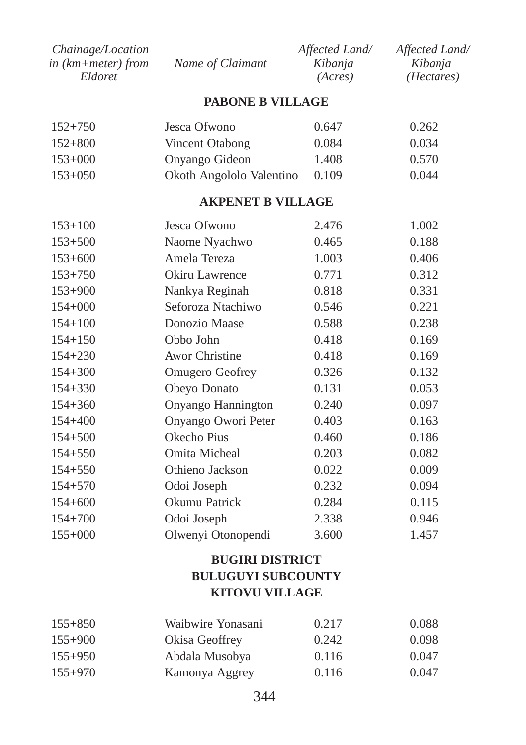| *Chainage/Location in (km+meter) from Eldoret* | *Name of Claimant* | *Affected Land/ Kibanja (Acres)* | *Affected Land/ Kibanja (Hectares)* |
|---|---|---|---|
| | **PABONE B VILLAGE** | | |
| 152+750 | Jesca Ofwono | 0.647 | 0.262 |
| 152+800 | Vincent Otabong | 0.084 | 0.034 |
| 153+000 | Onyango Gideon | 1.408 | 0.570 |
| 153+050 | Okoth Angololo Valentino | 0.109 | 0.044 |
| | **AKPENET B VILLAGE** | | |
| 153+100 | Jesca Ofwono | 2.476 | 1.002 |
| 153+500 | Naome Nyachwo | 0.465 | 0.188 |
| 153+600 | Amela Tereza | 1.003 | 0.406 |
| 153+750 | Okiru Lawrence | 0.771 | 0.312 |
| 153+900 | Nankya Reginah | 0.818 | 0.331 |
| 154+000 | Seforoza Ntachiwo | 0.546 | 0.221 |
| 154+100 | Donozio Maase | 0.588 | 0.238 |
| 154+150 | Obbo John | 0.418 | 0.169 |
| 154+230 | Awor Christine | 0.418 | 0.169 |
| 154+300 | Omugero Geofrey | 0.326 | 0.132 |
| 154+330 | Obeyo Donato | 0.131 | 0.053 |
| 154+360 | Onyango Hannington | 0.240 | 0.097 |
| 154+400 | Onyango Owori Peter | 0.403 | 0.163 |
| 154+500 | Okecho Pius | 0.460 | 0.186 |
| 154+550 | Omita Micheal | 0.203 | 0.082 |
| 154+550 | Othieno Jackson | 0.022 | 0.009 |
| 154+570 | Odoi Joseph | 0.232 | 0.094 |
| 154+600 | Okumu Patrick | 0.284 | 0.115 |
| 154+700 | Odoi Joseph | 2.338 | 0.946 |
| 155+000 | Olwenyi Otonopendi | 3.600 | 1.457 |
| | **BUGIRI DISTRICT** | | |
| | **BULUGUYI SUBCOUNTY** | | |
| | **KITOVU VILLAGE** | | |
| 155+850 | Waibwire Yonasani | 0.217 | 0.088 |
| 155+900 | Okisa Geoffrey | 0.242 | 0.098 |
| 155+950 | Abdala Musobya | 0.116 | 0.047 |
| 155+970 | Kamonya Aggrey | 0.116 | 0.047 |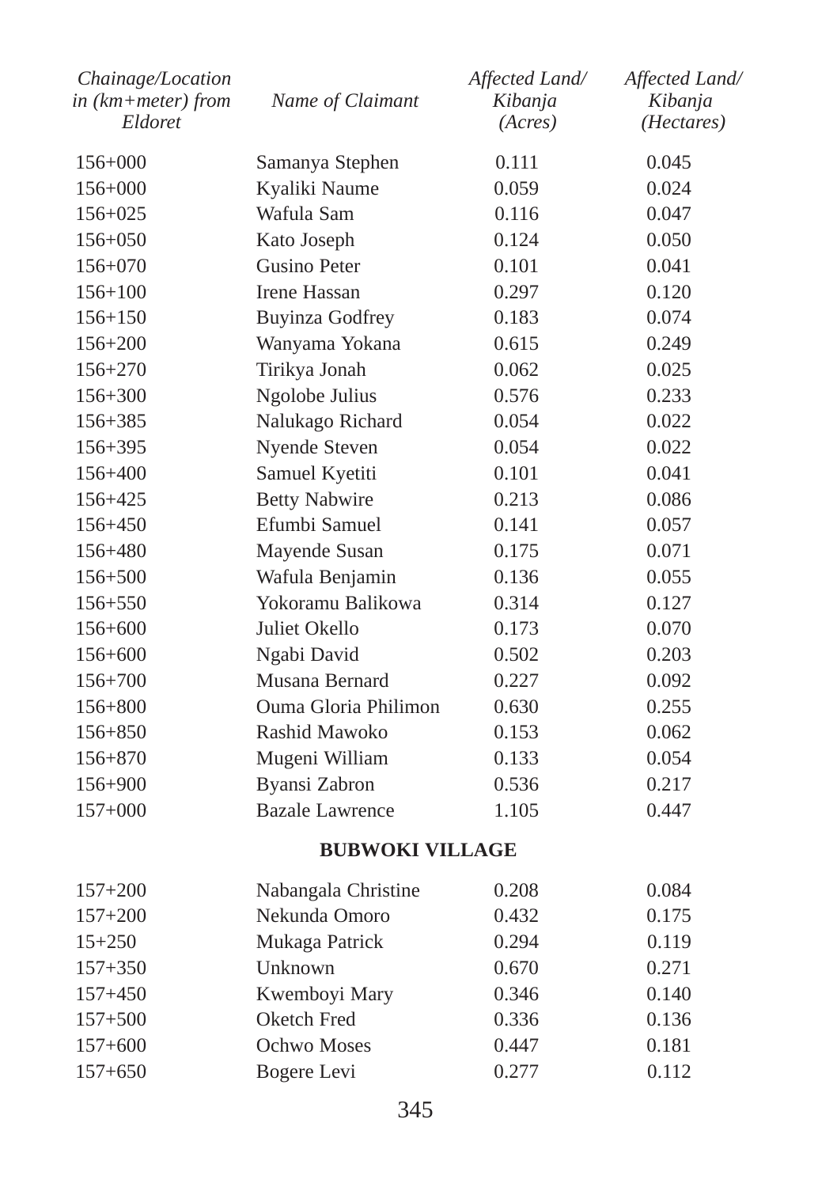| *Chainage/Location in (km+meter) from Eldoret* | *Name of Claimant* | *Affected Land/ Kibanja (Acres)* | *Affected Land/ Kibanja (Hectares)* |
|---|---|---|---|
| 156+000 | Samanya Stephen | 0.111 | 0.045 |
| 156+000 | Kyaliki Naume | 0.059 | 0.024 |
| 156+025 | Wafula Sam | 0.116 | 0.047 |
| 156+050 | Kato Joseph | 0.124 | 0.050 |
| 156+070 | Gusino Peter | 0.101 | 0.041 |
| 156+100 | Irene Hassan | 0.297 | 0.120 |
| 156+150 | Buyinza Godfrey | 0.183 | 0.074 |
| 156+200 | Wanyama Yokana | 0.615 | 0.249 |
| 156+270 | Tirikya Jonah | 0.062 | 0.025 |
| 156+300 | Ngolobe Julius | 0.576 | 0.233 |
| 156+385 | Nalukago Richard | 0.054 | 0.022 |
| 156+395 | Nyende Steven | 0.054 | 0.022 |
| 156+400 | Samuel Kyetiti | 0.101 | 0.041 |
| 156+425 | Betty Nabwire | 0.213 | 0.086 |
| 156+450 | Efumbi Samuel | 0.141 | 0.057 |
| 156+480 | Mayende Susan | 0.175 | 0.071 |
| 156+500 | Wafula Benjamin | 0.136 | 0.055 |
| 156+550 | Yokoramu Balikowa | 0.314 | 0.127 |
| 156+600 | Juliet Okello | 0.173 | 0.070 |
| 156+600 | Ngabi David | 0.502 | 0.203 |
| 156+700 | Musana Bernard | 0.227 | 0.092 |
| 156+800 | Ouma Gloria Philimon | 0.630 | 0.255 |
| 156+850 | Rashid Mawoko | 0.153 | 0.062 |
| 156+870 | Mugeni William | 0.133 | 0.054 |
| 156+900 | Byansi Zabron | 0.536 | 0.217 |
| 157+000 | Bazale Lawrence | 1.105 | 0.447 |
| | **BUBWOKI VILLAGE** | | |
| 157+200 | Nabangala Christine | 0.208 | 0.084 |
| 157+200 | Nekunda Omoro | 0.432 | 0.175 |
| 15+250 | Mukaga Patrick | 0.294 | 0.119 |
| 157+350 | Unknown | 0.670 | 0.271 |
| 157+450 | Kwemboyi Mary | 0.346 | 0.140 |
| 157+500 | Oketch Fred | 0.336 | 0.136 |
| 157+600 | Ochwo Moses | 0.447 | 0.181 |
| 157+650 | Bogere Levi | 0.277 | 0.112 |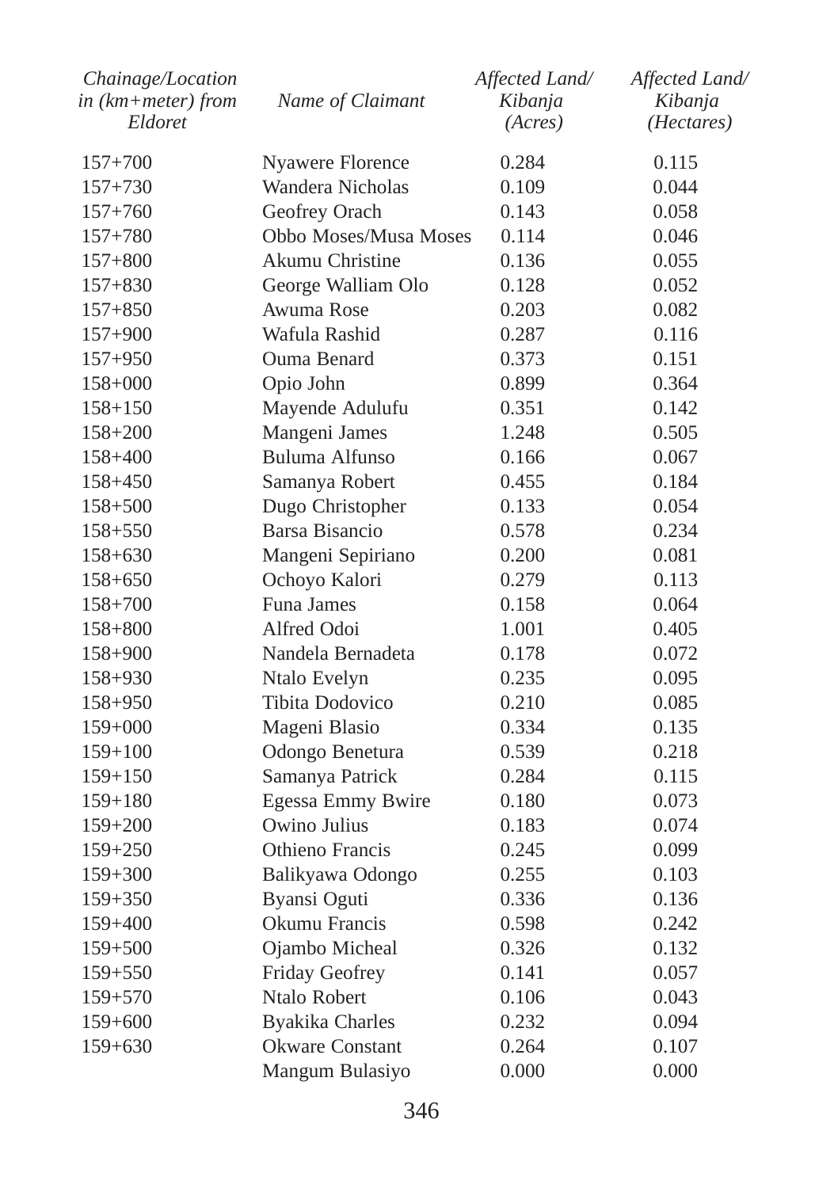| Chainage/Location in (km+meter) from Eldoret | Name of Claimant | Affected Land/ Kibanja (Acres) | Affected Land/ Kibanja (Hectares) |
|---|---|---|---|
| 157+700 | Nyawere Florence | 0.284 | 0.115 |
| 157+730 | Wandera Nicholas | 0.109 | 0.044 |
| 157+760 | Geofrey Orach | 0.143 | 0.058 |
| 157+780 | Obbo Moses/Musa Moses | 0.114 | 0.046 |
| 157+800 | Akumu Christine | 0.136 | 0.055 |
| 157+830 | George Walliam Olo | 0.128 | 0.052 |
| 157+850 | Awuma Rose | 0.203 | 0.082 |
| 157+900 | Wafula Rashid | 0.287 | 0.116 |
| 157+950 | Ouma Benard | 0.373 | 0.151 |
| 158+000 | Opio John | 0.899 | 0.364 |
| 158+150 | Mayende Adulufu | 0.351 | 0.142 |
| 158+200 | Mangeni James | 1.248 | 0.505 |
| 158+400 | Buluma Alfunso | 0.166 | 0.067 |
| 158+450 | Samanya Robert | 0.455 | 0.184 |
| 158+500 | Dugo Christopher | 0.133 | 0.054 |
| 158+550 | Barsa Bisancio | 0.578 | 0.234 |
| 158+630 | Mangeni Sepiriano | 0.200 | 0.081 |
| 158+650 | Ochoyo Kalori | 0.279 | 0.113 |
| 158+700 | Funa James | 0.158 | 0.064 |
| 158+800 | Alfred Odoi | 1.001 | 0.405 |
| 158+900 | Nandela Bernadeta | 0.178 | 0.072 |
| 158+930 | Ntalo Evelyn | 0.235 | 0.095 |
| 158+950 | Tibita Dodovico | 0.210 | 0.085 |
| 159+000 | Mageni Blasio | 0.334 | 0.135 |
| 159+100 | Odongo Benetura | 0.539 | 0.218 |
| 159+150 | Samanya Patrick | 0.284 | 0.115 |
| 159+180 | Egessa Emmy Bwire | 0.180 | 0.073 |
| 159+200 | Owino Julius | 0.183 | 0.074 |
| 159+250 | Othieno Francis | 0.245 | 0.099 |
| 159+300 | Balikyawa Odongo | 0.255 | 0.103 |
| 159+350 | Byansi Oguti | 0.336 | 0.136 |
| 159+400 | Okumu Francis | 0.598 | 0.242 |
| 159+500 | Ojambo Micheal | 0.326 | 0.132 |
| 159+550 | Friday Geofrey | 0.141 | 0.057 |
| 159+570 | Ntalo Robert | 0.106 | 0.043 |
| 159+600 | Byakika Charles | 0.232 | 0.094 |
| 159+630 | Okware Constant | 0.264 | 0.107 |
| | Mangum Bulasiyo | 0.000 | 0.000 |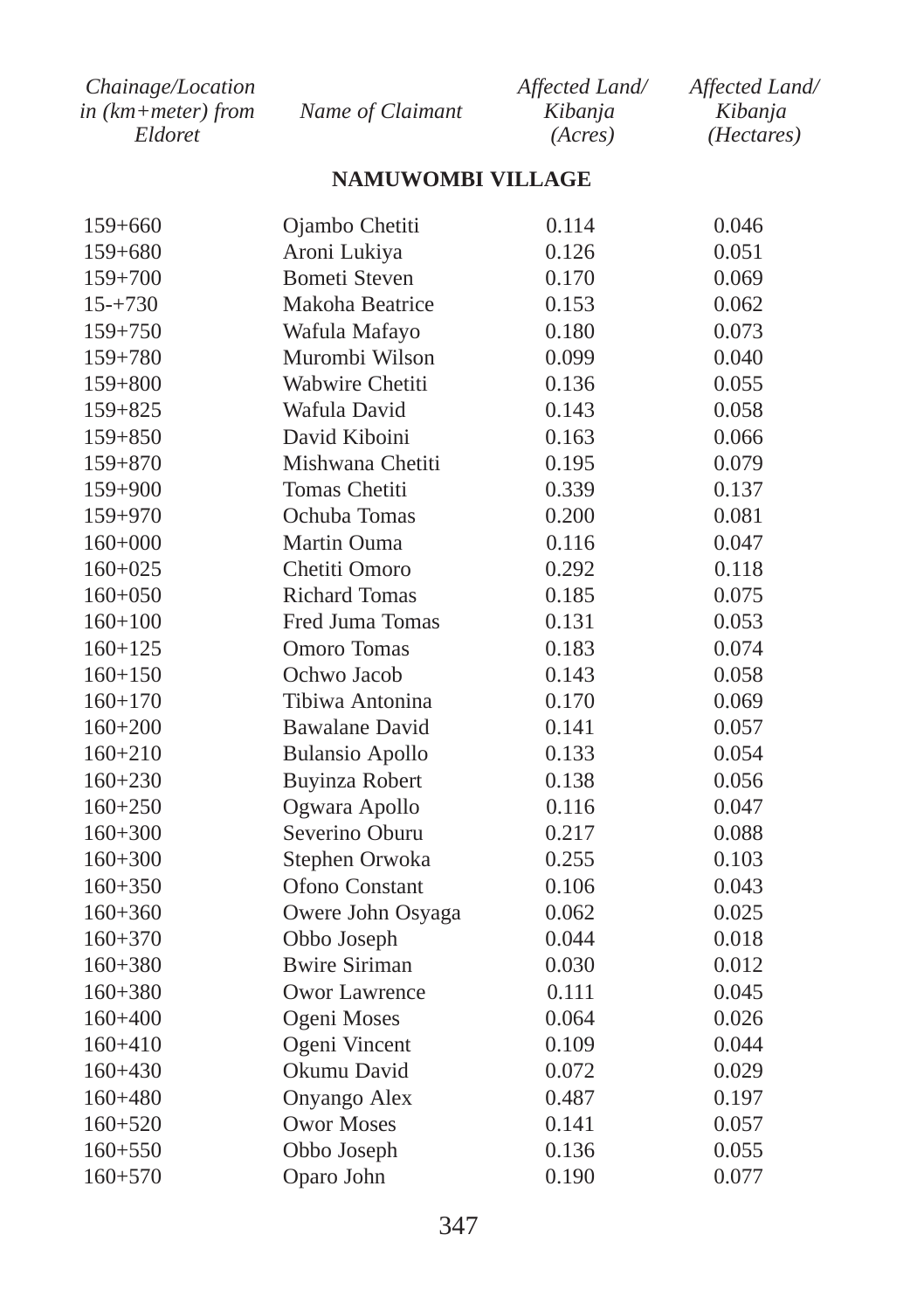| Chainage/Location in (km+meter) from Eldoret | Name of Claimant | Affected Land/ Kibanja (Acres) | Affected Land/ Kibanja (Hectares) |
|---|---|---|---|
| **NAMUWOMBI VILLAGE** | | | |
| 159+660 | Ojambo Chetiti | 0.114 | 0.046 |
| 159+680 | Aroni Lukiya | 0.126 | 0.051 |
| 159+700 | Bometi Steven | 0.170 | 0.069 |
| 15-+730 | Makoha Beatrice | 0.153 | 0.062 |
| 159+750 | Wafula Mafayo | 0.180 | 0.073 |
| 159+780 | Murombi Wilson | 0.099 | 0.040 |
| 159+800 | Wabwire Chetiti | 0.136 | 0.055 |
| 159+825 | Wafula David | 0.143 | 0.058 |
| 159+850 | David Kiboini | 0.163 | 0.066 |
| 159+870 | Mishwana Chetiti | 0.195 | 0.079 |
| 159+900 | Tomas Chetiti | 0.339 | 0.137 |
| 159+970 | Ochuba Tomas | 0.200 | 0.081 |
| 160+000 | Martin Ouma | 0.116 | 0.047 |
| 160+025 | Chetiti Omoro | 0.292 | 0.118 |
| 160+050 | Richard Tomas | 0.185 | 0.075 |
| 160+100 | Fred Juma Tomas | 0.131 | 0.053 |
| 160+125 | Omoro Tomas | 0.183 | 0.074 |
| 160+150 | Ochwo Jacob | 0.143 | 0.058 |
| 160+170 | Tibiwa Antonina | 0.170 | 0.069 |
| 160+200 | Bawalane David | 0.141 | 0.057 |
| 160+210 | Bulansio Apollo | 0.133 | 0.054 |
| 160+230 | Buyinza Robert | 0.138 | 0.056 |
| 160+250 | Ogwara Apollo | 0.116 | 0.047 |
| 160+300 | Severino Oburu | 0.217 | 0.088 |
| 160+300 | Stephen Orwoka | 0.255 | 0.103 |
| 160+350 | Ofono Constant | 0.106 | 0.043 |
| 160+360 | Owere John Osyaga | 0.062 | 0.025 |
| 160+370 | Obbo Joseph | 0.044 | 0.018 |
| 160+380 | Bwire Siriman | 0.030 | 0.012 |
| 160+380 | Owor Lawrence | 0.111 | 0.045 |
| 160+400 | Ogeni Moses | 0.064 | 0.026 |
| 160+410 | Ogeni Vincent | 0.109 | 0.044 |
| 160+430 | Okumu David | 0.072 | 0.029 |
| 160+480 | Onyango Alex | 0.487 | 0.197 |
| 160+520 | Owor Moses | 0.141 | 0.057 |
| 160+550 | Obbo Joseph | 0.136 | 0.055 |
| 160+570 | Oparo John | 0.190 | 0.077 |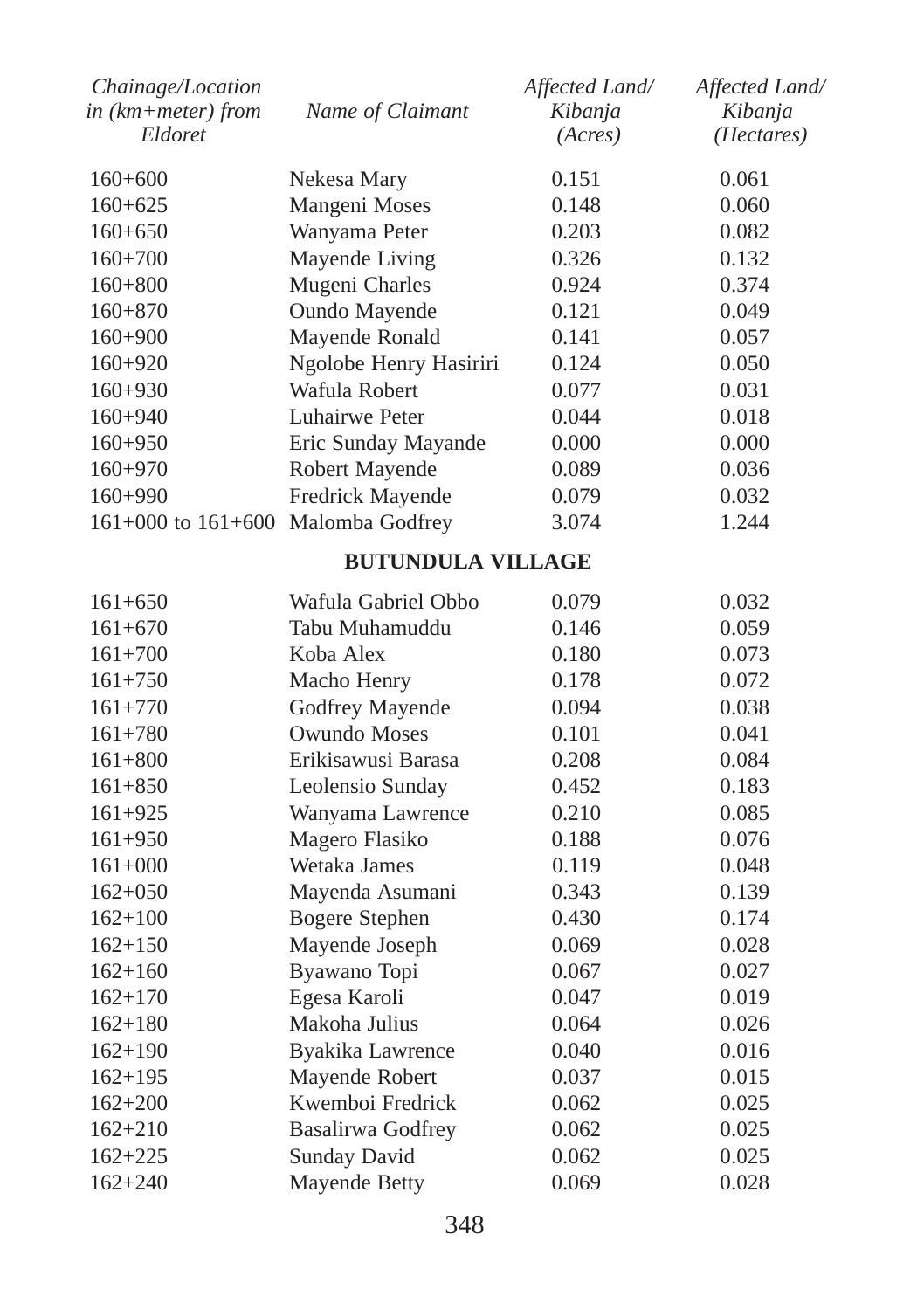| Chainage/Location in (km+meter) from Eldoret | Name of Claimant | Affected Land/ Kibanja (Acres) | Affected Land/ Kibanja (Hectares) |
|---|---|---|---|
| 160+600 | Nekesa Mary | 0.151 | 0.061 |
| 160+625 | Mangeni Moses | 0.148 | 0.060 |
| 160+650 | Wanyama Peter | 0.203 | 0.082 |
| 160+700 | Mayende Living | 0.326 | 0.132 |
| 160+800 | Mugeni Charles | 0.924 | 0.374 |
| 160+870 | Oundo Mayende | 0.121 | 0.049 |
| 160+900 | Mayende Ronald | 0.141 | 0.057 |
| 160+920 | Ngolobe Henry Hasiriri | 0.124 | 0.050 |
| 160+930 | Wafula Robert | 0.077 | 0.031 |
| 160+940 | Luhairwe Peter | 0.044 | 0.018 |
| 160+950 | Eric Sunday Mayande | 0.000 | 0.000 |
| 160+970 | Robert Mayende | 0.089 | 0.036 |
| 160+990 | Fredrick Mayende | 0.079 | 0.032 |
| 161+000 to 161+600 | Malomba Godfrey | 3.074 | 1.244 |
| | **BUTUNDULA VILLAGE** | | |
| 161+650 | Wafula Gabriel Obbo | 0.079 | 0.032 |
| 161+670 | Tabu Muhamuddu | 0.146 | 0.059 |
| 161+700 | Koba Alex | 0.180 | 0.073 |
| 161+750 | Macho Henry | 0.178 | 0.072 |
| 161+770 | Godfrey Mayende | 0.094 | 0.038 |
| 161+780 | Owundo Moses | 0.101 | 0.041 |
| 161+800 | Erikisawusi Barasa | 0.208 | 0.084 |
| 161+850 | Leolensio Sunday | 0.452 | 0.183 |
| 161+925 | Wanyama Lawrence | 0.210 | 0.085 |
| 161+950 | Magero Flasiko | 0.188 | 0.076 |
| 161+000 | Wetaka James | 0.119 | 0.048 |
| 162+050 | Mayenda Asumani | 0.343 | 0.139 |
| 162+100 | Bogere Stephen | 0.430 | 0.174 |
| 162+150 | Mayende Joseph | 0.069 | 0.028 |
| 162+160 | Byawano Topi | 0.067 | 0.027 |
| 162+170 | Egesa Karoli | 0.047 | 0.019 |
| 162+180 | Makoha Julius | 0.064 | 0.026 |
| 162+190 | Byakika Lawrence | 0.040 | 0.016 |
| 162+195 | Mayende Robert | 0.037 | 0.015 |
| 162+200 | Kwemboi Fredrick | 0.062 | 0.025 |
| 162+210 | Basalirwa Godfrey | 0.062 | 0.025 |
| 162+225 | Sunday David | 0.062 | 0.025 |
| 162+240 | Mayende Betty | 0.069 | 0.028 |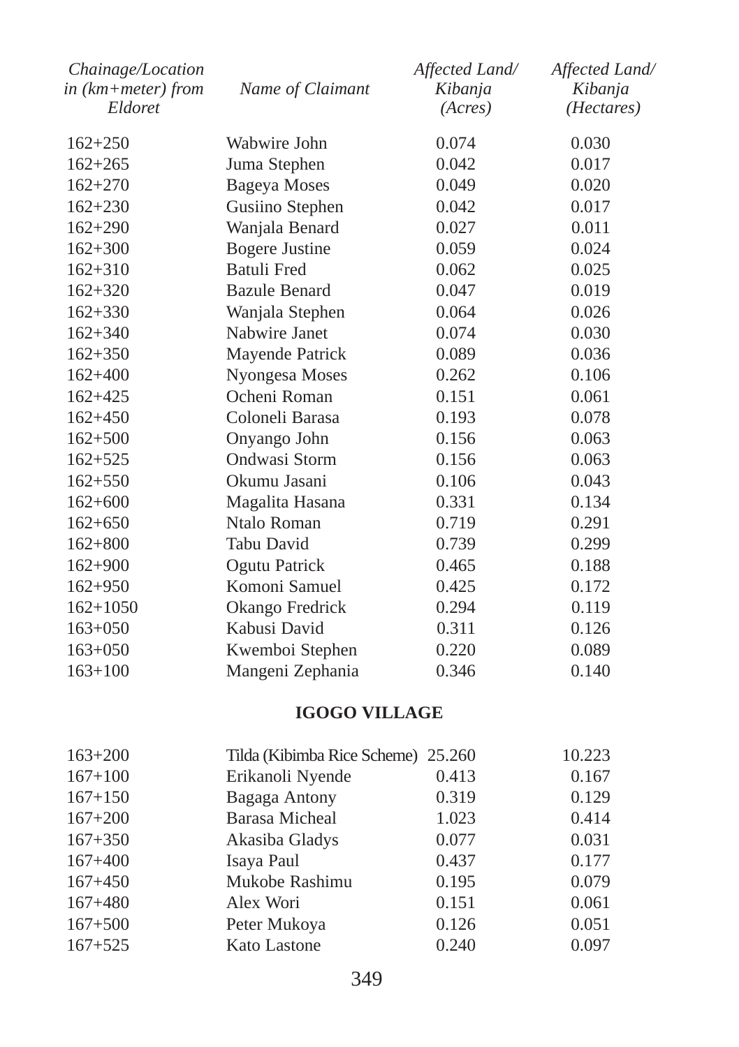| Chainage/Location in (km+meter) from Eldoret | Name of Claimant | Affected Land/ Kibanja (Acres) | Affected Land/ Kibanja (Hectares) |
|---|---|---|---|
| 162+250 | Wabwire John | 0.074 | 0.030 |
| 162+265 | Juma Stephen | 0.042 | 0.017 |
| 162+270 | Bageya Moses | 0.049 | 0.020 |
| 162+230 | Gusiino Stephen | 0.042 | 0.017 |
| 162+290 | Wanjala Benard | 0.027 | 0.011 |
| 162+300 | Bogere Justine | 0.059 | 0.024 |
| 162+310 | Batuli Fred | 0.062 | 0.025 |
| 162+320 | Bazule Benard | 0.047 | 0.019 |
| 162+330 | Wanjala Stephen | 0.064 | 0.026 |
| 162+340 | Nabwire Janet | 0.074 | 0.030 |
| 162+350 | Mayende Patrick | 0.089 | 0.036 |
| 162+400 | Nyongesa Moses | 0.262 | 0.106 |
| 162+425 | Ocheni Roman | 0.151 | 0.061 |
| 162+450 | Coloneli Barasa | 0.193 | 0.078 |
| 162+500 | Onyango John | 0.156 | 0.063 |
| 162+525 | Ondwasi Storm | 0.156 | 0.063 |
| 162+550 | Okumu Jasani | 0.106 | 0.043 |
| 162+600 | Magalita Hasana | 0.331 | 0.134 |
| 162+650 | Ntalo Roman | 0.719 | 0.291 |
| 162+800 | Tabu David | 0.739 | 0.299 |
| 162+900 | Ogutu Patrick | 0.465 | 0.188 |
| 162+950 | Komoni Samuel | 0.425 | 0.172 |
| 162+1050 | Okango Fredrick | 0.294 | 0.119 |
| 163+050 | Kabusi David | 0.311 | 0.126 |
| 163+050 | Kwemboi Stephen | 0.220 | 0.089 |
| 163+100 | Mangeni Zephania | 0.346 | 0.140 |

**IGOGO VILLAGE**

| Chainage/Location in (km+meter) from Eldoret | Name of Claimant | Affected Land/ Kibanja (Acres) | Affected Land/ Kibanja (Hectares) |
|---|---|---|---|
| 163+200 | Tilda (Kibimba Rice Scheme) | 25.260 | 10.223 |
| 167+100 | Erikanoli Nyende | 0.413 | 0.167 |
| 167+150 | Bagaga Antony | 0.319 | 0.129 |
| 167+200 | Barasa Micheal | 1.023 | 0.414 |
| 167+350 | Akasiba Gladys | 0.077 | 0.031 |
| 167+400 | Isaya Paul | 0.437 | 0.177 |
| 167+450 | Mukobe Rashimu | 0.195 | 0.079 |
| 167+480 | Alex Wori | 0.151 | 0.061 |
| 167+500 | Peter Mukoya | 0.126 | 0.051 |
| 167+525 | Kato Lastone | 0.240 | 0.097 |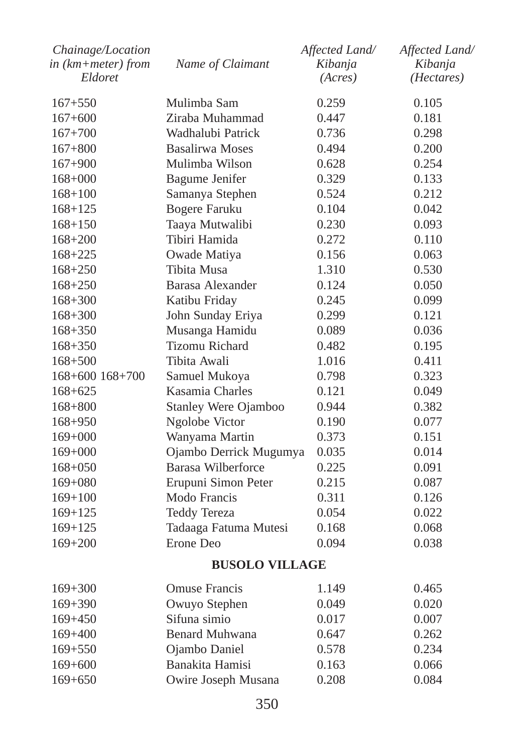| Chainage/Location in (km+meter) from Eldoret | Name of Claimant | Affected Land/ Kibanja (Acres) | Affected Land/ Kibanja (Hectares) |
|---|---|---|---|
| 167+550 | Mulimba Sam | 0.259 | 0.105 |
| 167+600 | Ziraba Muhammad | 0.447 | 0.181 |
| 167+700 | Wadhalubi Patrick | 0.736 | 0.298 |
| 167+800 | Basalirwa Moses | 0.494 | 0.200 |
| 167+900 | Mulimba Wilson | 0.628 | 0.254 |
| 168+000 | Bagume Jenifer | 0.329 | 0.133 |
| 168+100 | Samanya Stephen | 0.524 | 0.212 |
| 168+125 | Bogere Faruku | 0.104 | 0.042 |
| 168+150 | Taaya Mutwalibi | 0.230 | 0.093 |
| 168+200 | Tibiri Hamida | 0.272 | 0.110 |
| 168+225 | Owade Matiya | 0.156 | 0.063 |
| 168+250 | Tibita Musa | 1.310 | 0.530 |
| 168+250 | Barasa Alexander | 0.124 | 0.050 |
| 168+300 | Katibu Friday | 0.245 | 0.099 |
| 168+300 | John Sunday Eriya | 0.299 | 0.121 |
| 168+350 | Musanga Hamidu | 0.089 | 0.036 |
| 168+350 | Tizomu Richard | 0.482 | 0.195 |
| 168+500 | Tibita Awali | 1.016 | 0.411 |
| 168+600 168+700 | Samuel Mukoya | 0.798 | 0.323 |
| 168+625 | Kasamia Charles | 0.121 | 0.049 |
| 168+800 | Stanley Were Ojamboo | 0.944 | 0.382 |
| 168+950 | Ngolobe Victor | 0.190 | 0.077 |
| 169+000 | Wanyama Martin | 0.373 | 0.151 |
| 169+000 | Ojambo Derrick Mugumya | 0.035 | 0.014 |
| 168+050 | Barasa Wilberforce | 0.225 | 0.091 |
| 169+080 | Erupuni Simon Peter | 0.215 | 0.087 |
| 169+100 | Modo Francis | 0.311 | 0.126 |
| 169+125 | Teddy Tereza | 0.054 | 0.022 |
| 169+125 | Tadaaga Fatuma Mutesi | 0.168 | 0.068 |
| 169+200 | Erone Deo | 0.094 | 0.038 |
| | **BUSOLO VILLAGE** | | |
| 169+300 | Omuse Francis | 1.149 | 0.465 |
| 169+390 | Owuyo Stephen | 0.049 | 0.020 |
| 169+450 | Sifuna simio | 0.017 | 0.007 |
| 169+400 | Benard Muhwana | 0.647 | 0.262 |
| 169+550 | Ojambo Daniel | 0.578 | 0.234 |
| 169+600 | Banakita Hamisi | 0.163 | 0.066 |
| 169+650 | Owire Joseph Musana | 0.208 | 0.084 |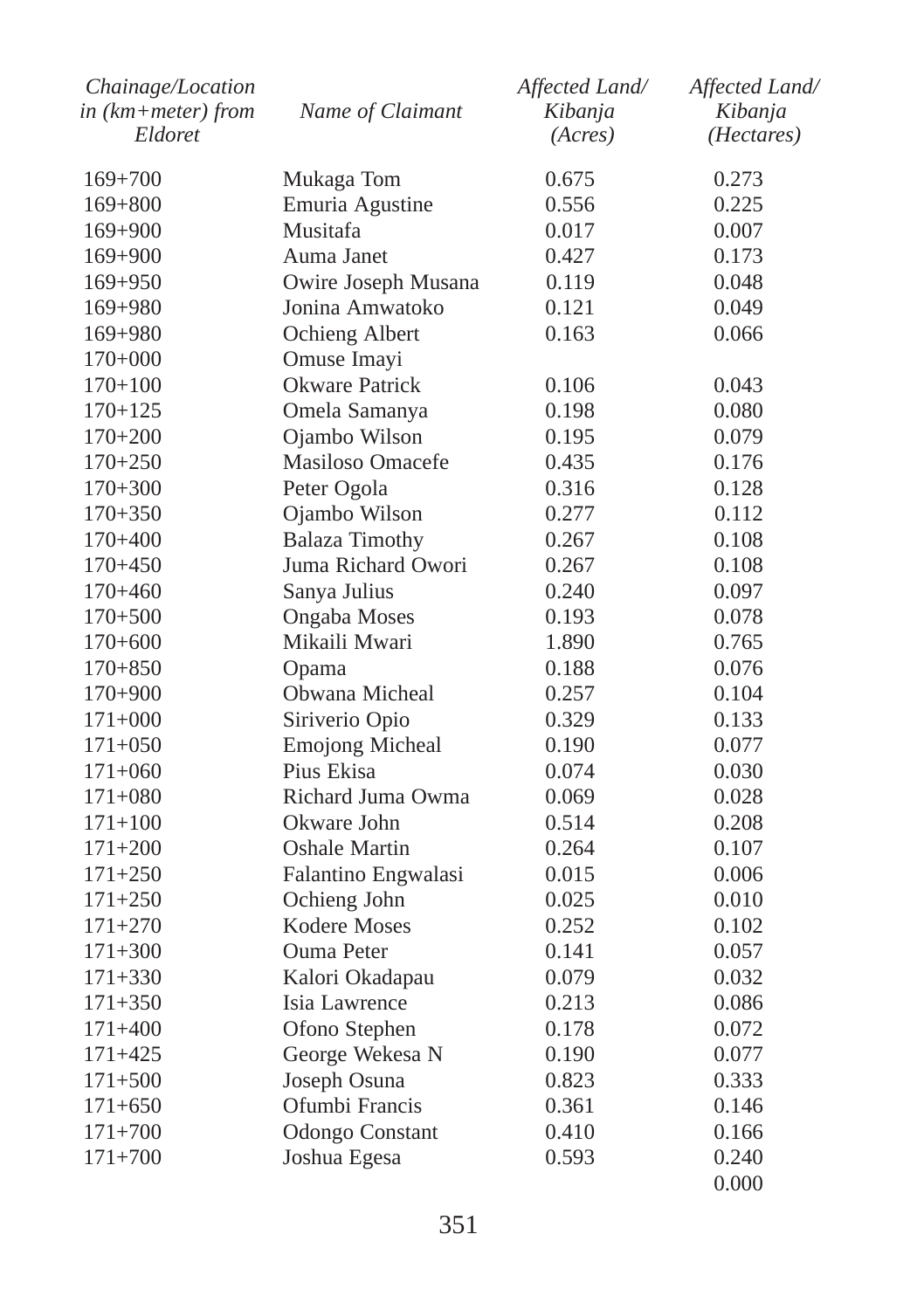| *Chainage/Location in (km+meter) from Eldoret* | *Name of Claimant* | *Affected Land/ Kibanja (Acres)* | *Affected Land/ Kibanja (Hectares)* |
|---|---|---|---|
| 169+700 | Mukaga Tom | 0.675 | 0.273 |
| 169+800 | Emuria Agustine | 0.556 | 0.225 |
| 169+900 | Musitafa | 0.017 | 0.007 |
| 169+900 | Auma Janet | 0.427 | 0.173 |
| 169+950 | Owire Joseph Musana | 0.119 | 0.048 |
| 169+980 | Jonina Amwatoko | 0.121 | 0.049 |
| 169+980 | Ochieng Albert | 0.163 | 0.066 |
| 170+000 | Omuse Imayi | | |
| 170+100 | Okware Patrick | 0.106 | 0.043 |
| 170+125 | Omela Samanya | 0.198 | 0.080 |
| 170+200 | Ojambo Wilson | 0.195 | 0.079 |
| 170+250 | Masiloso Omacefe | 0.435 | 0.176 |
| 170+300 | Peter Ogola | 0.316 | 0.128 |
| 170+350 | Ojambo Wilson | 0.277 | 0.112 |
| 170+400 | Balaza Timothy | 0.267 | 0.108 |
| 170+450 | Juma Richard Owori | 0.267 | 0.108 |
| 170+460 | Sanya Julius | 0.240 | 0.097 |
| 170+500 | Ongaba Moses | 0.193 | 0.078 |
| 170+600 | Mikaili Mwari | 1.890 | 0.765 |
| 170+850 | Opama | 0.188 | 0.076 |
| 170+900 | Obwana Micheal | 0.257 | 0.104 |
| 171+000 | Siriverio Opio | 0.329 | 0.133 |
| 171+050 | Emojong Micheal | 0.190 | 0.077 |
| 171+060 | Pius Ekisa | 0.074 | 0.030 |
| 171+080 | Richard Juma Owma | 0.069 | 0.028 |
| 171+100 | Okware John | 0.514 | 0.208 |
| 171+200 | Oshale Martin | 0.264 | 0.107 |
| 171+250 | Falantino Engwalasi | 0.015 | 0.006 |
| 171+250 | Ochieng John | 0.025 | 0.010 |
| 171+270 | Kodere Moses | 0.252 | 0.102 |
| 171+300 | Ouma Peter | 0.141 | 0.057 |
| 171+330 | Kalori Okadapau | 0.079 | 0.032 |
| 171+350 | Isia Lawrence | 0.213 | 0.086 |
| 171+400 | Ofono Stephen | 0.178 | 0.072 |
| 171+425 | George Wekesa N | 0.190 | 0.077 |
| 171+500 | Joseph Osuna | 0.823 | 0.333 |
| 171+650 | Ofumbi Francis | 0.361 | 0.146 |
| 171+700 | Odongo Constant | 0.410 | 0.166 |
| 171+700 | Joshua Egesa | 0.593 | 0.240 |
| | | | 0.000 |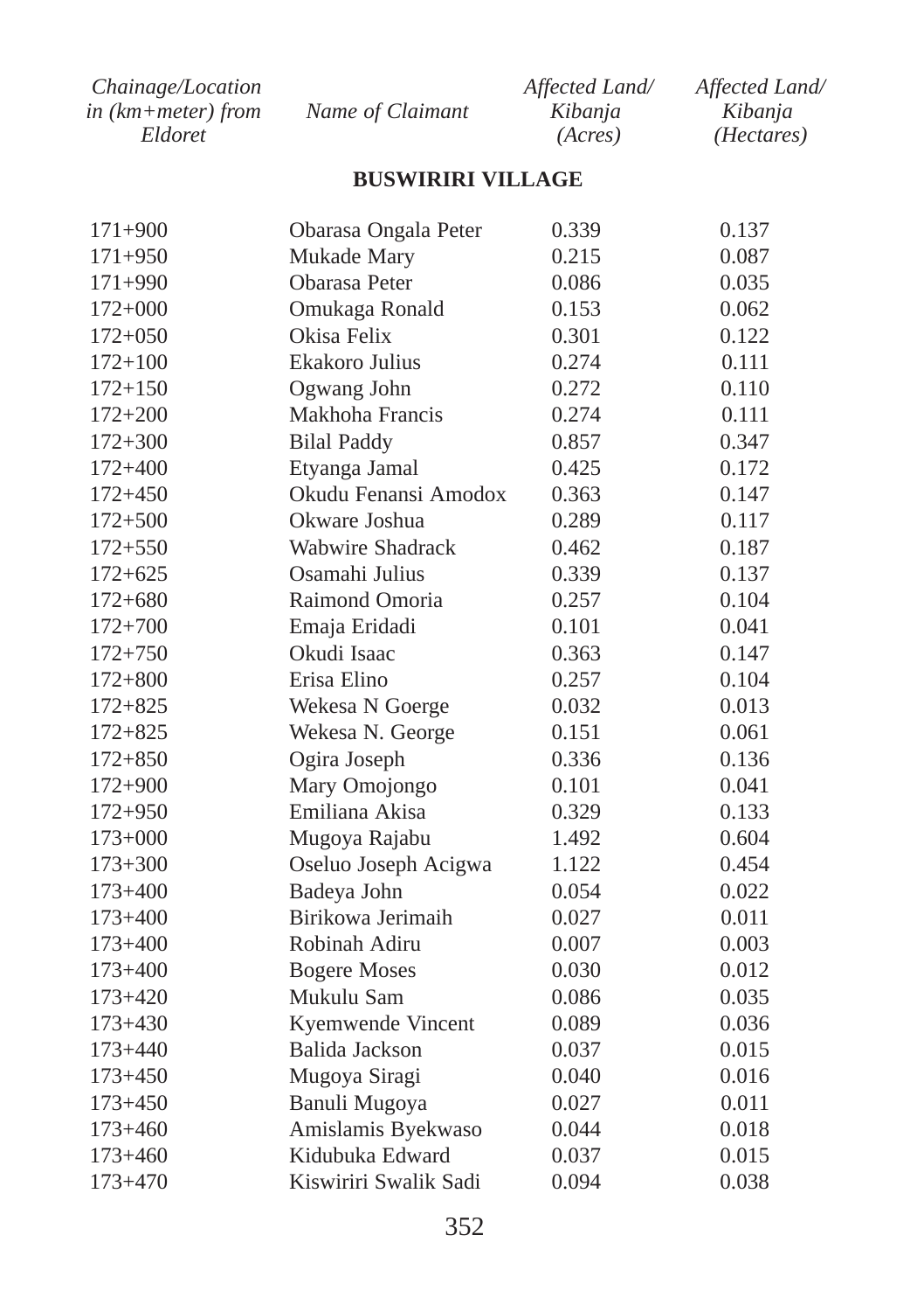| *Chainage/Location in (km+meter) from Eldoret* | *Name of Claimant* | *Affected Land/ Kibanja (Acres)* | *Affected Land/ Kibanja (Hectares)* |
|---|---|---|---|
| **BUSWIRIRI VILLAGE** | | | |
| 171+900 | Obarasa Ongala Peter | 0.339 | 0.137 |
| 171+950 | Mukade Mary | 0.215 | 0.087 |
| 171+990 | Obarasa Peter | 0.086 | 0.035 |
| 172+000 | Omukaga Ronald | 0.153 | 0.062 |
| 172+050 | Okisa Felix | 0.301 | 0.122 |
| 172+100 | Ekakoro Julius | 0.274 | 0.111 |
| 172+150 | Ogwang John | 0.272 | 0.110 |
| 172+200 | Makhoha Francis | 0.274 | 0.111 |
| 172+300 | Bilal Paddy | 0.857 | 0.347 |
| 172+400 | Etyanga Jamal | 0.425 | 0.172 |
| 172+450 | Okudu Fenansi Amodox | 0.363 | 0.147 |
| 172+500 | Okware Joshua | 0.289 | 0.117 |
| 172+550 | Wabwire Shadrack | 0.462 | 0.187 |
| 172+625 | Osamahi Julius | 0.339 | 0.137 |
| 172+680 | Raimond Omoria | 0.257 | 0.104 |
| 172+700 | Emaja Eridadi | 0.101 | 0.041 |
| 172+750 | Okudi Isaac | 0.363 | 0.147 |
| 172+800 | Erisa Elino | 0.257 | 0.104 |
| 172+825 | Wekesa N Goerge | 0.032 | 0.013 |
| 172+825 | Wekesa N. George | 0.151 | 0.061 |
| 172+850 | Ogira Joseph | 0.336 | 0.136 |
| 172+900 | Mary Omojongo | 0.101 | 0.041 |
| 172+950 | Emiliana Akisa | 0.329 | 0.133 |
| 173+000 | Mugoya Rajabu | 1.492 | 0.604 |
| 173+300 | Oseluo Joseph Acigwa | 1.122 | 0.454 |
| 173+400 | Badeya John | 0.054 | 0.022 |
| 173+400 | Birikowa Jerimaih | 0.027 | 0.011 |
| 173+400 | Robinah Adiru | 0.007 | 0.003 |
| 173+400 | Bogere Moses | 0.030 | 0.012 |
| 173+420 | Mukulu Sam | 0.086 | 0.035 |
| 173+430 | Kyemwende Vincent | 0.089 | 0.036 |
| 173+440 | Balida Jackson | 0.037 | 0.015 |
| 173+450 | Mugoya Siragi | 0.040 | 0.016 |
| 173+450 | Banuli Mugoya | 0.027 | 0.011 |
| 173+460 | Amislamis Byekwaso | 0.044 | 0.018 |
| 173+460 | Kidubuka Edward | 0.037 | 0.015 |
| 173+470 | Kiswiriri Swalik Sadi | 0.094 | 0.038 |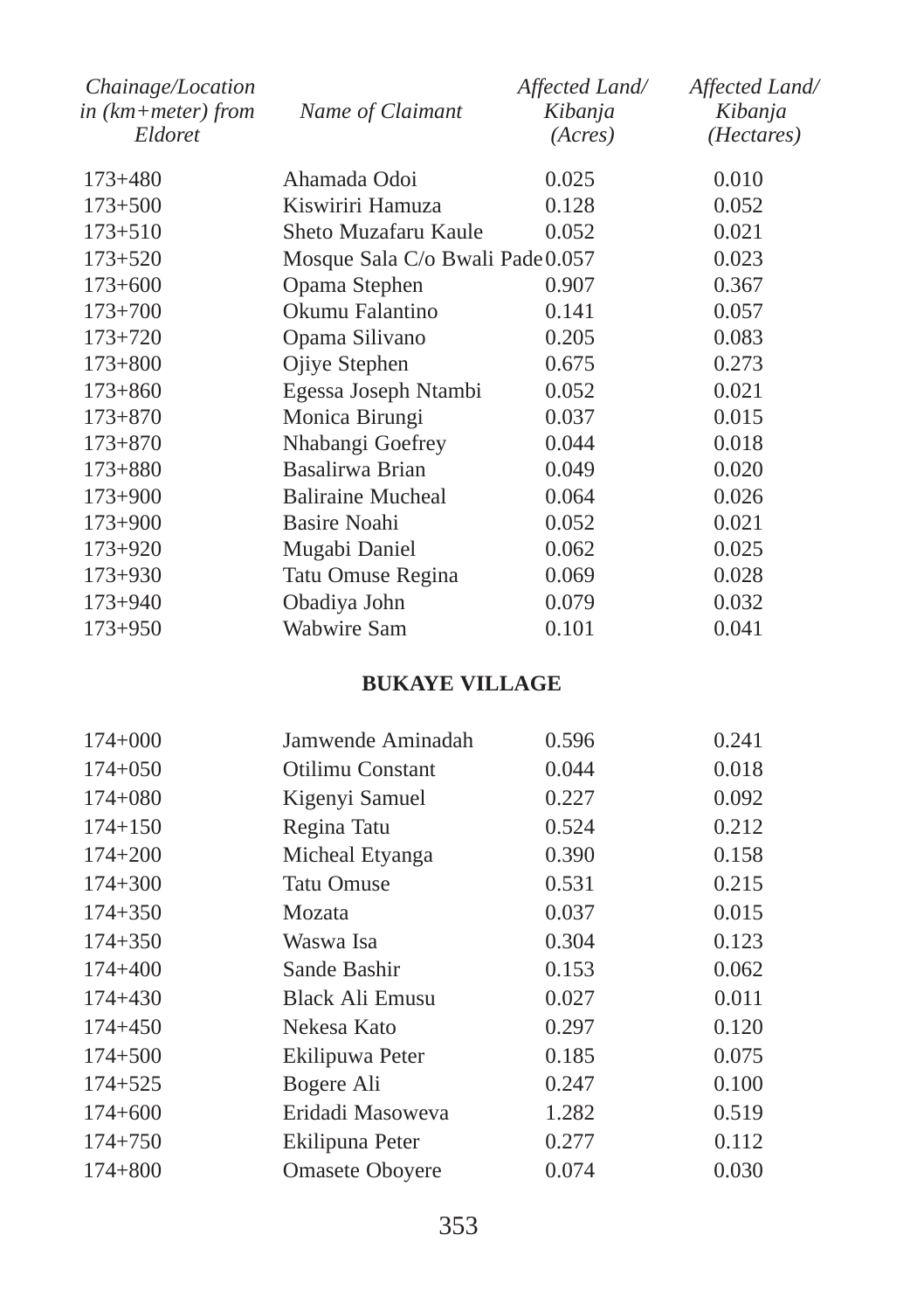| Chainage/Location in (km+meter) from Eldoret | Name of Claimant | Affected Land/ Kibanja (Acres) | Affected Land/ Kibanja (Hectares) |
|---|---|---|---|
| 173+480 | Ahamada Odoi | 0.025 | 0.010 |
| 173+500 | Kiswiriri Hamuza | 0.128 | 0.052 |
| 173+510 | Sheto Muzafaru Kaule | 0.052 | 0.021 |
| 173+520 | Mosque Sala C/o Bwali Pade | 0.057 | 0.023 |
| 173+600 | Opama Stephen | 0.907 | 0.367 |
| 173+700 | Okumu Falantino | 0.141 | 0.057 |
| 173+720 | Opama Silivano | 0.205 | 0.083 |
| 173+800 | Ojiye Stephen | 0.675 | 0.273 |
| 173+860 | Egessa Joseph Ntambi | 0.052 | 0.021 |
| 173+870 | Monica Birungi | 0.037 | 0.015 |
| 173+870 | Nhabangi Goefrey | 0.044 | 0.018 |
| 173+880 | Basalirwa Brian | 0.049 | 0.020 |
| 173+900 | Baliraine Mucheal | 0.064 | 0.026 |
| 173+900 | Basire Noahi | 0.052 | 0.021 |
| 173+920 | Mugabi Daniel | 0.062 | 0.025 |
| 173+930 | Tatu Omuse Regina | 0.069 | 0.028 |
| 173+940 | Obadiya John | 0.079 | 0.032 |
| 173+950 | Wabwire Sam | 0.101 | 0.041 |
| | **BUKAYE VILLAGE** | | |
| 174+000 | Jamwende Aminadah | 0.596 | 0.241 |
| 174+050 | Otilimu Constant | 0.044 | 0.018 |
| 174+080 | Kigenyi Samuel | 0.227 | 0.092 |
| 174+150 | Regina Tatu | 0.524 | 0.212 |
| 174+200 | Micheal Etyanga | 0.390 | 0.158 |
| 174+300 | Tatu Omuse | 0.531 | 0.215 |
| 174+350 | Mozata | 0.037 | 0.015 |
| 174+350 | Waswa Isa | 0.304 | 0.123 |
| 174+400 | Sande Bashir | 0.153 | 0.062 |
| 174+430 | Black Ali Emusu | 0.027 | 0.011 |
| 174+450 | Nekesa Kato | 0.297 | 0.120 |
| 174+500 | Ekilipuwa Peter | 0.185 | 0.075 |
| 174+525 | Bogere Ali | 0.247 | 0.100 |
| 174+600 | Eridadi Masoweva | 1.282 | 0.519 |
| 174+750 | Ekilipuna Peter | 0.277 | 0.112 |
| 174+800 | Omasete Oboyere | 0.074 | 0.030 |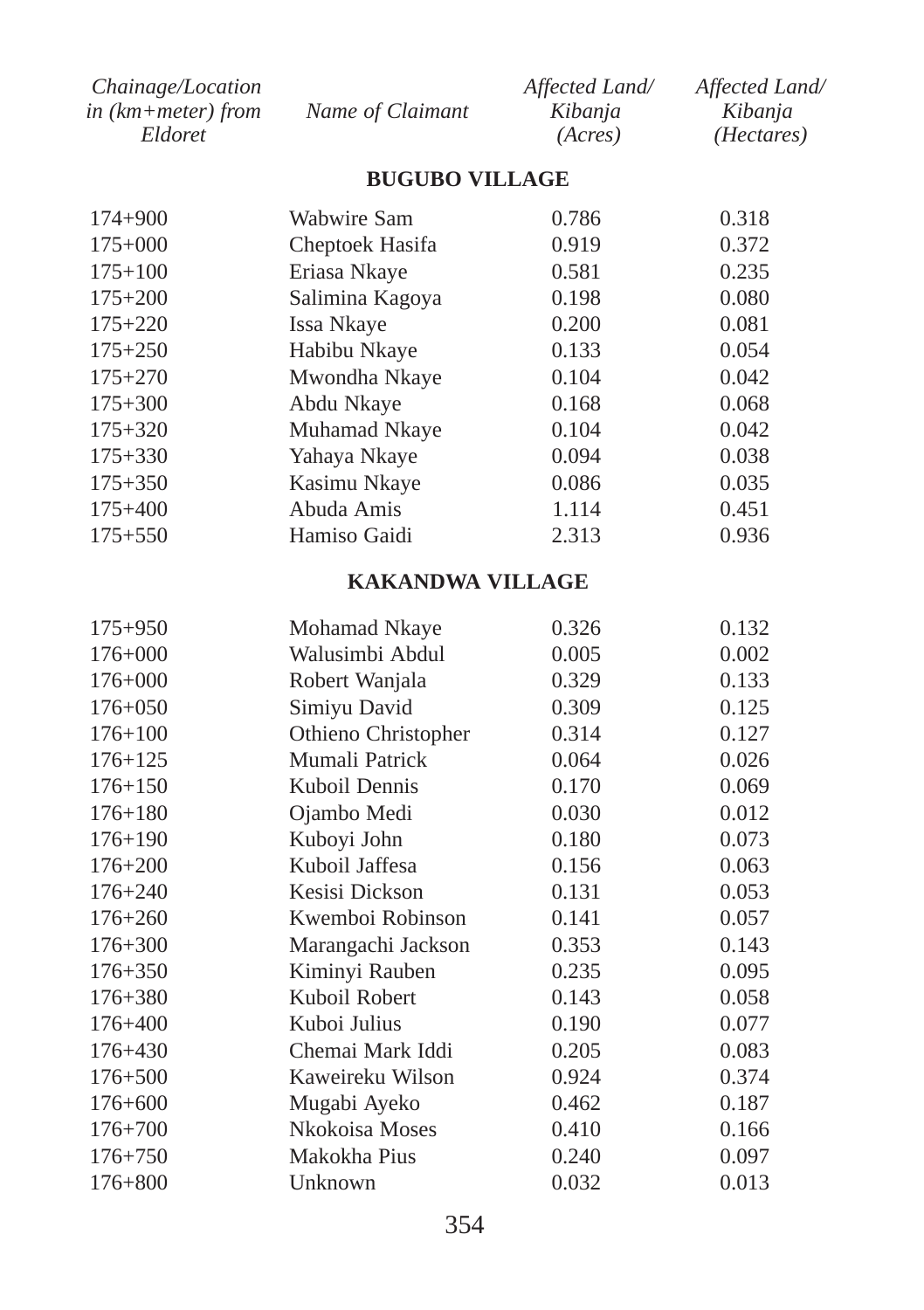| Chainage/Location in (km+meter) from Eldoret | Name of Claimant | Affected Land/ Kibanja (Acres) | Affected Land/ Kibanja (Hectares) |
|---|---|---|---|
| | **BUGUBO VILLAGE** | | |
| 174+900 | Wabwire Sam | 0.786 | 0.318 |
| 175+000 | Cheptoek Hasifa | 0.919 | 0.372 |
| 175+100 | Eriasa Nkaye | 0.581 | 0.235 |
| 175+200 | Salimina Kagoya | 0.198 | 0.080 |
| 175+220 | Issa Nkaye | 0.200 | 0.081 |
| 175+250 | Habibu Nkaye | 0.133 | 0.054 |
| 175+270 | Mwondha Nkaye | 0.104 | 0.042 |
| 175+300 | Abdu Nkaye | 0.168 | 0.068 |
| 175+320 | Muhamad Nkaye | 0.104 | 0.042 |
| 175+330 | Yahaya Nkaye | 0.094 | 0.038 |
| 175+350 | Kasimu Nkaye | 0.086 | 0.035 |
| 175+400 | Abuda Amis | 1.114 | 0.451 |
| 175+550 | Hamiso Gaidi | 2.313 | 0.936 |
| | **KAKANDWA VILLAGE** | | |
| 175+950 | Mohamad Nkaye | 0.326 | 0.132 |
| 176+000 | Walusimbi Abdul | 0.005 | 0.002 |
| 176+000 | Robert Wanjala | 0.329 | 0.133 |
| 176+050 | Simiyu David | 0.309 | 0.125 |
| 176+100 | Othieno Christopher | 0.314 | 0.127 |
| 176+125 | Mumali Patrick | 0.064 | 0.026 |
| 176+150 | Kuboil Dennis | 0.170 | 0.069 |
| 176+180 | Ojambo Medi | 0.030 | 0.012 |
| 176+190 | Kuboyi John | 0.180 | 0.073 |
| 176+200 | Kuboil Jaffesa | 0.156 | 0.063 |
| 176+240 | Kesisi Dickson | 0.131 | 0.053 |
| 176+260 | Kwemboi Robinson | 0.141 | 0.057 |
| 176+300 | Marangachi Jackson | 0.353 | 0.143 |
| 176+350 | Kiminyi Rauben | 0.235 | 0.095 |
| 176+380 | Kuboil Robert | 0.143 | 0.058 |
| 176+400 | Kuboi Julius | 0.190 | 0.077 |
| 176+430 | Chemai Mark Iddi | 0.205 | 0.083 |
| 176+500 | Kaweireku Wilson | 0.924 | 0.374 |
| 176+600 | Mugabi Ayeko | 0.462 | 0.187 |
| 176+700 | Nkokoisa Moses | 0.410 | 0.166 |
| 176+750 | Makokha Pius | 0.240 | 0.097 |
| 176+800 | Unknown | 0.032 | 0.013 |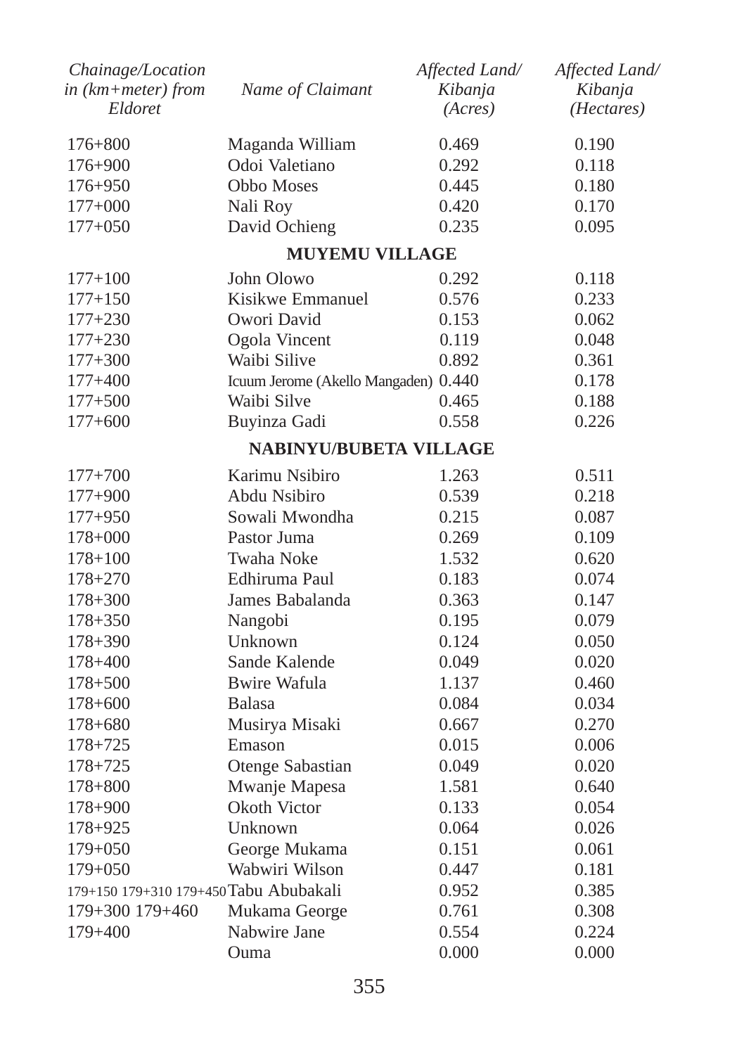| Chainage/Location in (km+meter) from Eldoret | Name of Claimant | Affected Land/ Kibanja (Acres) | Affected Land/ Kibanja (Hectares) |
|---|---|---|---|
| 176+800 | Maganda William | 0.469 | 0.190 |
| 176+900 | Odoi Valetiano | 0.292 | 0.118 |
| 176+950 | Obbo Moses | 0.445 | 0.180 |
| 177+000 | Nali Roy | 0.420 | 0.170 |
| 177+050 | David Ochieng | 0.235 | 0.095 |
| | **MUYEMU VILLAGE** | | |
| 177+100 | John Olowo | 0.292 | 0.118 |
| 177+150 | Kisikwe Emmanuel | 0.576 | 0.233 |
| 177+230 | Owori David | 0.153 | 0.062 |
| 177+230 | Ogola Vincent | 0.119 | 0.048 |
| 177+300 | Waibi Silive | 0.892 | 0.361 |
| 177+400 | Icuum Jerome (Akello Mangaden) | 0.440 | 0.178 |
| 177+500 | Waibi Silve | 0.465 | 0.188 |
| 177+600 | Buyinza Gadi | 0.558 | 0.226 |
| | **NABINYU/BUBETA VILLAGE** | | |
| 177+700 | Karimu Nsibiro | 1.263 | 0.511 |
| 177+900 | Abdu Nsibiro | 0.539 | 0.218 |
| 177+950 | Sowali Mwondha | 0.215 | 0.087 |
| 178+000 | Pastor Juma | 0.269 | 0.109 |
| 178+100 | Twaha Noke | 1.532 | 0.620 |
| 178+270 | Edhiruma Paul | 0.183 | 0.074 |
| 178+300 | James Babalanda | 0.363 | 0.147 |
| 178+350 | Nangobi | 0.195 | 0.079 |
| 178+390 | Unknown | 0.124 | 0.050 |
| 178+400 | Sande Kalende | 0.049 | 0.020 |
| 178+500 | Bwire Wafula | 1.137 | 0.460 |
| 178+600 | Balasa | 0.084 | 0.034 |
| 178+680 | Musirya Misaki | 0.667 | 0.270 |
| 178+725 | Emason | 0.015 | 0.006 |
| 178+725 | Otenge Sabastian | 0.049 | 0.020 |
| 178+800 | Mwanje Mapesa | 1.581 | 0.640 |
| 178+900 | Okoth Victor | 0.133 | 0.054 |
| 178+925 | Unknown | 0.064 | 0.026 |
| 179+050 | George Mukama | 0.151 | 0.061 |
| 179+050 | Wabwiri Wilson | 0.447 | 0.181 |
| 179+150 179+310 179+450 | Tabu Abubakali | 0.952 | 0.385 |
| 179+300 179+460 | Mukama George | 0.761 | 0.308 |
| 179+400 | Nabwire Jane | 0.554 | 0.224 |
| | Ouma | 0.000 | 0.000 |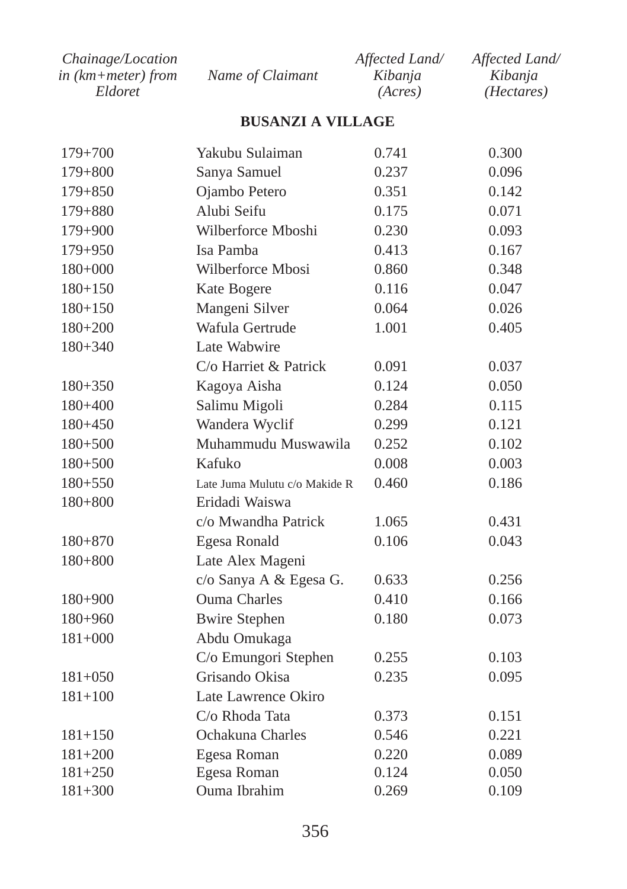| Chainage/Location in (km+meter) from Eldoret | Name of Claimant | Affected Land/ Kibanja (Acres) | Affected Land/ Kibanja (Hectares) |
|---|---|---|---|
| **BUSANZI A VILLAGE** | | | |
| 179+700 | Yakubu Sulaiman | 0.741 | 0.300 |
| 179+800 | Sanya Samuel | 0.237 | 0.096 |
| 179+850 | Ojambo Petero | 0.351 | 0.142 |
| 179+880 | Alubi Seifu | 0.175 | 0.071 |
| 179+900 | Wilberforce Mboshi | 0.230 | 0.093 |
| 179+950 | Isa Pamba | 0.413 | 0.167 |
| 180+000 | Wilberforce Mbosi | 0.860 | 0.348 |
| 180+150 | Kate Bogere | 0.116 | 0.047 |
| 180+150 | Mangeni Silver | 0.064 | 0.026 |
| 180+200 | Wafula Gertrude | 1.001 | 0.405 |
| 180+340 | Late Wabwire C/o Harriet & Patrick | 0.091 | 0.037 |
| 180+350 | Kagoya Aisha | 0.124 | 0.050 |
| 180+400 | Salimu Migoli | 0.284 | 0.115 |
| 180+450 | Wandera Wyclif | 0.299 | 0.121 |
| 180+500 | Muhammudu Muswawila | 0.252 | 0.102 |
| 180+500 | Kafuko | 0.008 | 0.003 |
| 180+550 | Late Juma Mulutu c/o Makide R | 0.460 | 0.186 |
| 180+800 | Eridadi Waiswa c/o Mwandha Patrick | 1.065 | 0.431 |
| 180+870 | Egesa Ronald | 0.106 | 0.043 |
| 180+800 | Late Alex Mageni c/o Sanya A & Egesa G. | 0.633 | 0.256 |
| 180+900 | Ouma Charles | 0.410 | 0.166 |
| 180+960 | Bwire Stephen | 0.180 | 0.073 |
| 181+000 | Abdu Omukaga C/o Emungori Stephen | 0.255 | 0.103 |
| 181+050 | Grisando Okisa | 0.235 | 0.095 |
| 181+100 | Late Lawrence Okiro C/o Rhoda Tata | 0.373 | 0.151 |
| 181+150 | Ochakuna Charles | 0.546 | 0.221 |
| 181+200 | Egesa Roman | 0.220 | 0.089 |
| 181+250 | Egesa Roman | 0.124 | 0.050 |
| 181+300 | Ouma Ibrahim | 0.269 | 0.109 |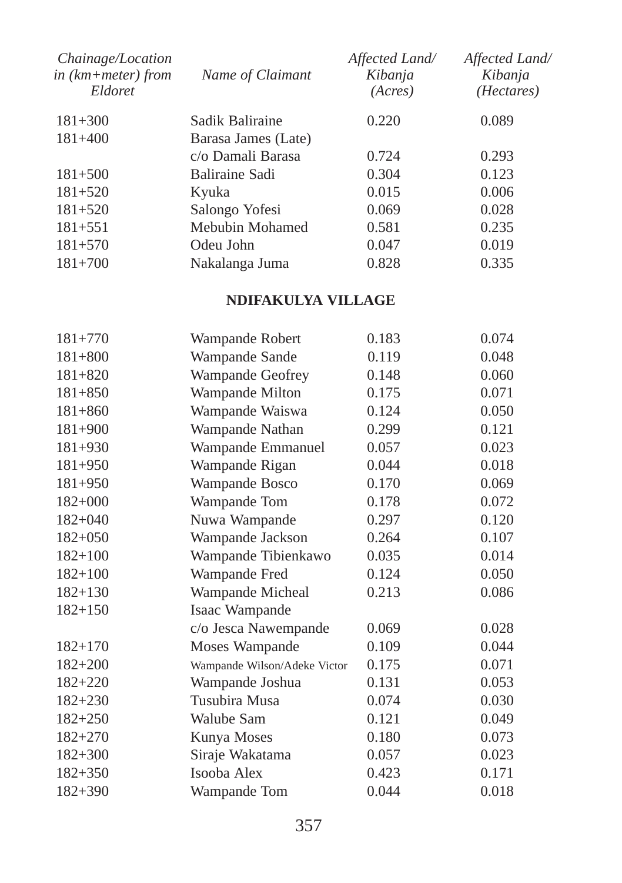| Chainage/Location in (km+meter) from Eldoret | Name of Claimant | Affected Land/ Kibanja (Acres) | Affected Land/ Kibanja (Hectares) |
|---|---|---|---|
| 181+300 | Sadik Baliraine | 0.220 | 0.089 |
| 181+400 | Barasa James (Late) c/o Damali Barasa | 0.724 | 0.293 |
| 181+500 | Baliraine Sadi | 0.304 | 0.123 |
| 181+520 | Kyuka | 0.015 | 0.006 |
| 181+520 | Salongo Yofesi | 0.069 | 0.028 |
| 181+551 | Mebubin Mohamed | 0.581 | 0.235 |
| 181+570 | Odeu John | 0.047 | 0.019 |
| 181+700 | Nakalanga Juma | 0.828 | 0.335 |
| | **NDIFAKULYA VILLAGE** | | |
| 181+770 | Wampande Robert | 0.183 | 0.074 |
| 181+800 | Wampande Sande | 0.119 | 0.048 |
| 181+820 | Wampande Geofrey | 0.148 | 0.060 |
| 181+850 | Wampande Milton | 0.175 | 0.071 |
| 181+860 | Wampande Waiswa | 0.124 | 0.050 |
| 181+900 | Wampande Nathan | 0.299 | 0.121 |
| 181+930 | Wampande Emmanuel | 0.057 | 0.023 |
| 181+950 | Wampande Rigan | 0.044 | 0.018 |
| 181+950 | Wampande Bosco | 0.170 | 0.069 |
| 182+000 | Wampande Tom | 0.178 | 0.072 |
| 182+040 | Nuwa Wampande | 0.297 | 0.120 |
| 182+050 | Wampande Jackson | 0.264 | 0.107 |
| 182+100 | Wampande Tibienkawo | 0.035 | 0.014 |
| 182+100 | Wampande Fred | 0.124 | 0.050 |
| 182+130 | Wampande Micheal | 0.213 | 0.086 |
| 182+150 | Isaac Wampande c/o Jesca Nawempande | 0.069 | 0.028 |
| 182+170 | Moses Wampande | 0.109 | 0.044 |
| 182+200 | Wampande Wilson/Adeke Victor | 0.175 | 0.071 |
| 182+220 | Wampande Joshua | 0.131 | 0.053 |
| 182+230 | Tusubira Musa | 0.074 | 0.030 |
| 182+250 | Walube Sam | 0.121 | 0.049 |
| 182+270 | Kunya Moses | 0.180 | 0.073 |
| 182+300 | Siraje Wakatama | 0.057 | 0.023 |
| 182+350 | Isooba Alex | 0.423 | 0.171 |
| 182+390 | Wampande Tom | 0.044 | 0.018 |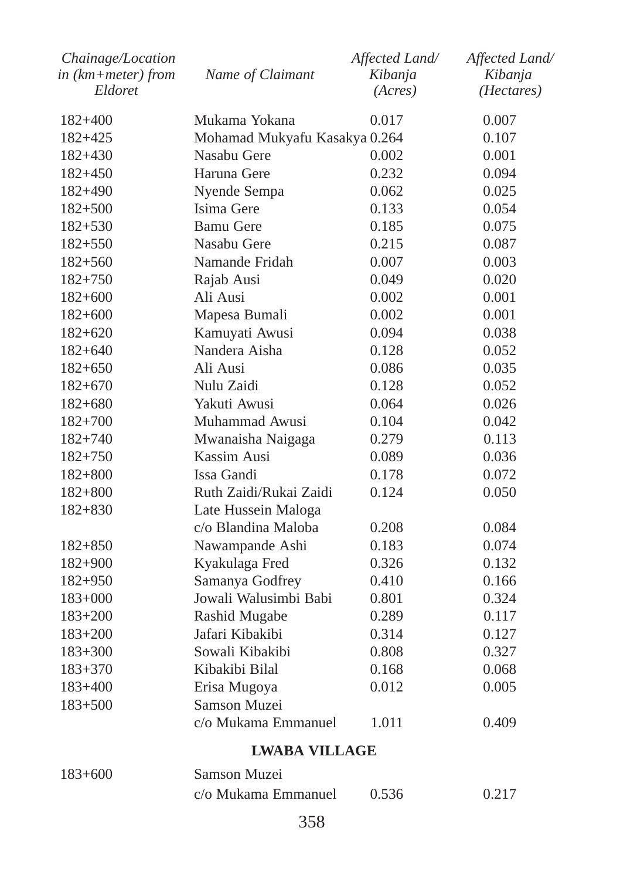| *Chainage/Location in (km+meter) from Eldoret* | *Name of Claimant* | *Affected Land/ Kibanja (Acres)* | *Affected Land/ Kibanja (Hectares)* |
|---|---|---|---|
| 182+400 | Mukama Yokana | 0.017 | 0.007 |
| 182+425 | Mohamad Mukyafu Kasakya | 0.264 | 0.107 |
| 182+430 | Nasabu Gere | 0.002 | 0.001 |
| 182+450 | Haruna Gere | 0.232 | 0.094 |
| 182+490 | Nyende Sempa | 0.062 | 0.025 |
| 182+500 | Isima Gere | 0.133 | 0.054 |
| 182+530 | Bamu Gere | 0.185 | 0.075 |
| 182+550 | Nasabu Gere | 0.215 | 0.087 |
| 182+560 | Namande Fridah | 0.007 | 0.003 |
| 182+750 | Rajab Ausi | 0.049 | 0.020 |
| 182+600 | Ali Ausi | 0.002 | 0.001 |
| 182+600 | Mapesa Bumali | 0.002 | 0.001 |
| 182+620 | Kamuyati Awusi | 0.094 | 0.038 |
| 182+640 | Nandera Aisha | 0.128 | 0.052 |
| 182+650 | Ali Ausi | 0.086 | 0.035 |
| 182+670 | Nulu Zaidi | 0.128 | 0.052 |
| 182+680 | Yakuti Awusi | 0.064 | 0.026 |
| 182+700 | Muhammad Awusi | 0.104 | 0.042 |
| 182+740 | Mwanaisha Naigaga | 0.279 | 0.113 |
| 182+750 | Kassim Ausi | 0.089 | 0.036 |
| 182+800 | Issa Gandi | 0.178 | 0.072 |
| 182+800 | Ruth Zaidi/Rukai Zaidi | 0.124 | 0.050 |
| 182+830 | Late Hussein Maloga c/o Blandina Maloba | 0.208 | 0.084 |
| 182+850 | Nawampande Ashi | 0.183 | 0.074 |
| 182+900 | Kyakulaga Fred | 0.326 | 0.132 |
| 182+950 | Samanya Godfrey | 0.410 | 0.166 |
| 183+000 | Jowali Walusimbi Babi | 0.801 | 0.324 |
| 183+200 | Rashid Mugabe | 0.289 | 0.117 |
| 183+200 | Jafari Kibakibi | 0.314 | 0.127 |
| 183+300 | Sowali Kibakibi | 0.808 | 0.327 |
| 183+370 | Kibakibi Bilal | 0.168 | 0.068 |
| 183+400 | Erisa Mugoya | 0.012 | 0.005 |
| 183+500 | Samson Muzei c/o Mukama Emmanuel | 1.011 | 0.409 |
| | **LWABA VILLAGE** | | |
| 183+600 | Samson Muzei c/o Mukama Emmanuel | 0.536 | 0.217 |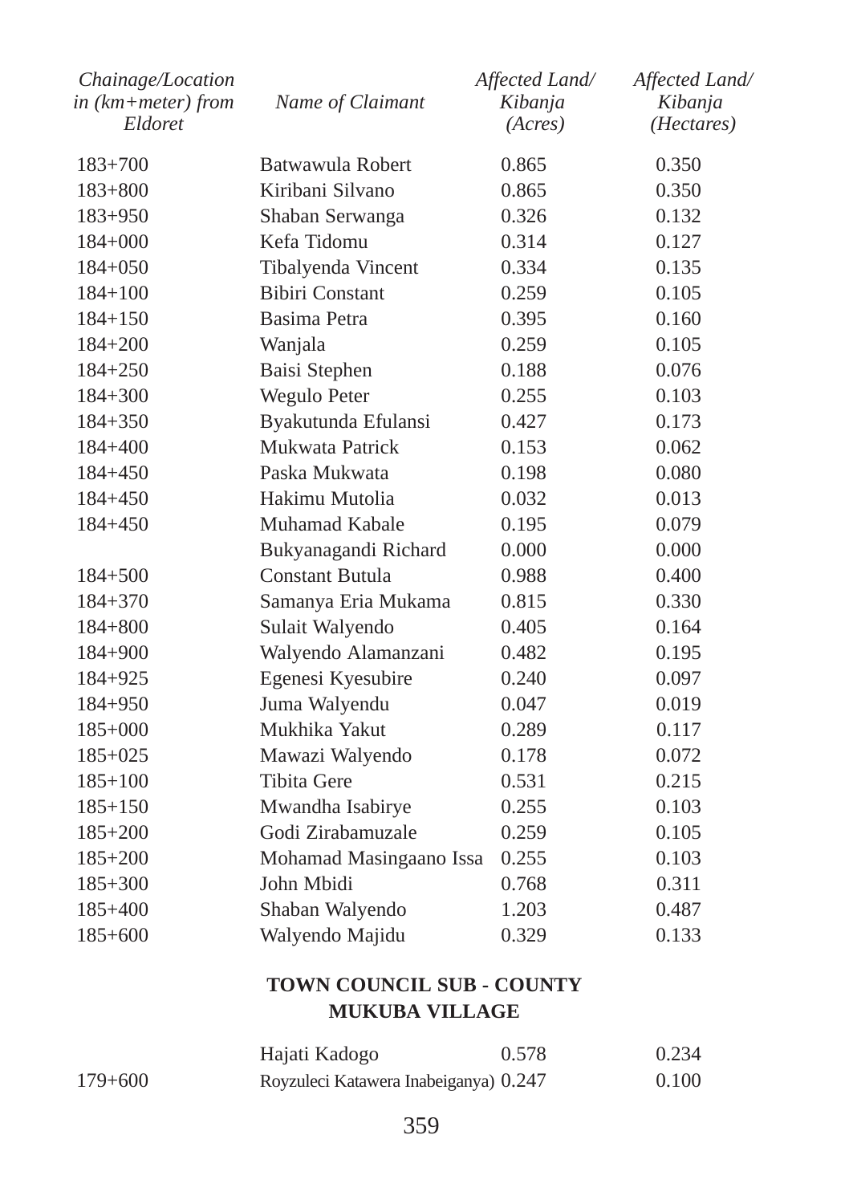| Chainage/Location in (km+meter) from Eldoret | Name of Claimant | Affected Land/ Kibanja (Acres) | Affected Land/ Kibanja (Hectares) |
|---|---|---|---|
| 183+700 | Batwawula Robert | 0.865 | 0.350 |
| 183+800 | Kiribani Silvano | 0.865 | 0.350 |
| 183+950 | Shaban Serwanga | 0.326 | 0.132 |
| 184+000 | Kefa Tidomu | 0.314 | 0.127 |
| 184+050 | Tibalyenda Vincent | 0.334 | 0.135 |
| 184+100 | Bibiri Constant | 0.259 | 0.105 |
| 184+150 | Basima Petra | 0.395 | 0.160 |
| 184+200 | Wanjala | 0.259 | 0.105 |
| 184+250 | Baisi Stephen | 0.188 | 0.076 |
| 184+300 | Wegulo Peter | 0.255 | 0.103 |
| 184+350 | Byakutunda Efulansi | 0.427 | 0.173 |
| 184+400 | Mukwata Patrick | 0.153 | 0.062 |
| 184+450 | Paska Mukwata | 0.198 | 0.080 |
| 184+450 | Hakimu Mutolia | 0.032 | 0.013 |
| 184+450 | Muhamad Kabale | 0.195 | 0.079 |
| | Bukyanagandi Richard | 0.000 | 0.000 |
| 184+500 | Constant Butula | 0.988 | 0.400 |
| 184+370 | Samanya Eria Mukama | 0.815 | 0.330 |
| 184+800 | Sulait Walyendo | 0.405 | 0.164 |
| 184+900 | Walyendo Alamanzani | 0.482 | 0.195 |
| 184+925 | Egenesi Kyesubire | 0.240 | 0.097 |
| 184+950 | Juma Walyendu | 0.047 | 0.019 |
| 185+000 | Mukhika Yakut | 0.289 | 0.117 |
| 185+025 | Mawazi Walyendo | 0.178 | 0.072 |
| 185+100 | Tibita Gere | 0.531 | 0.215 |
| 185+150 | Mwandha Isabirye | 0.255 | 0.103 |
| 185+200 | Godi Zirabamuzale | 0.259 | 0.105 |
| 185+200 | Mohamad Masingaano Issa | 0.255 | 0.103 |
| 185+300 | John Mbidi | 0.768 | 0.311 |
| 185+400 | Shaban Walyendo | 1.203 | 0.487 |
| 185+600 | Walyendo Majidu | 0.329 | 0.133 |

**TOWN COUNCIL SUB - COUNTY**
**MUKUBA VILLAGE**

| Chainage/Location in (km+meter) from Eldoret | Name of Claimant | Affected Land/ Kibanja (Acres) | Affected Land/ Kibanja (Hectares) |
|---|---|---|---|
| | Hajati Kadogo | 0.578 | 0.234 |
| 179+600 | Royzuleci Katawera Inabeiganya) | 0.247 | 0.100 |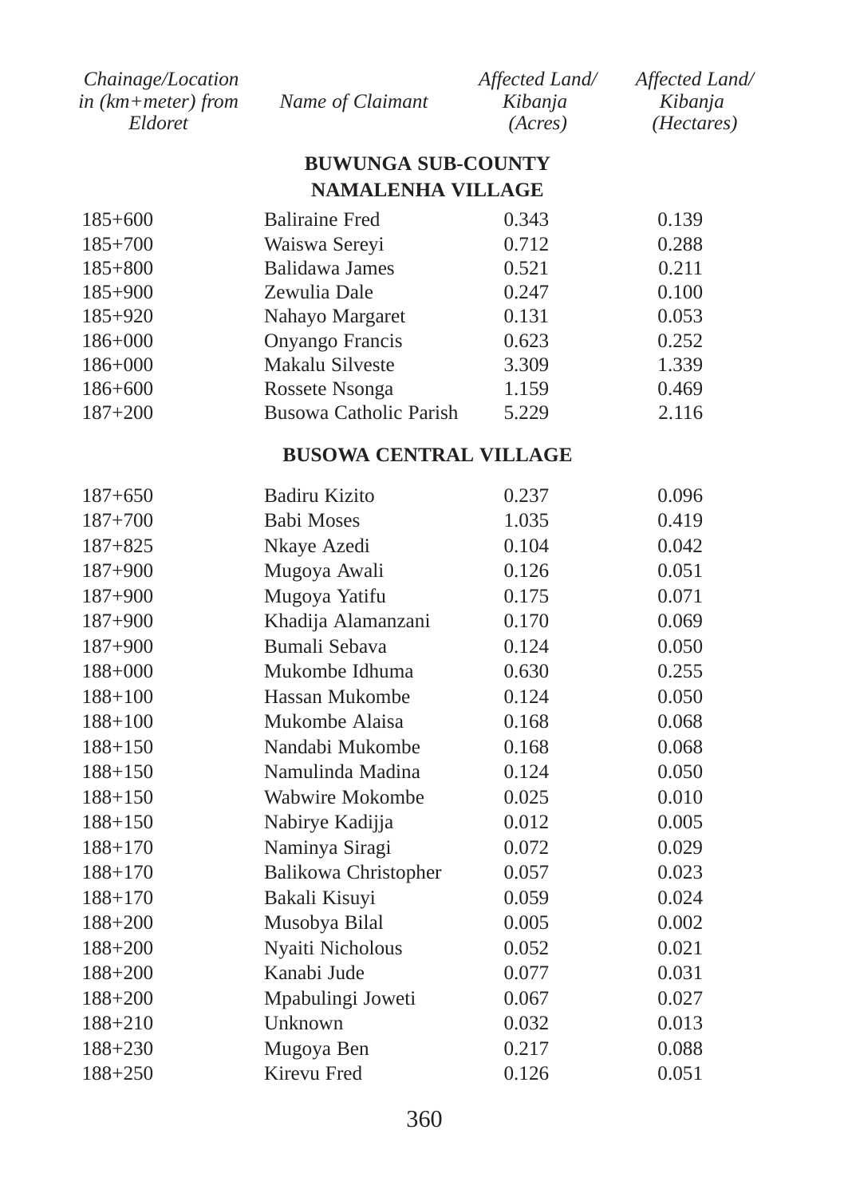| *Chainage/Location in (km+meter) from Eldoret* | *Name of Claimant* | *Affected Land/ Kibanja (Acres)* | *Affected Land/ Kibanja (Hectares)* |
|---|---|---|---|
| | **BUWUNGA SUB-COUNTY** | | |
| | **NAMALENHA VILLAGE** | | |
| 185+600 | Baliraine Fred | 0.343 | 0.139 |
| 185+700 | Waiswa Sereyi | 0.712 | 0.288 |
| 185+800 | Balidawa James | 0.521 | 0.211 |
| 185+900 | Zewulia Dale | 0.247 | 0.100 |
| 185+920 | Nahayo Margaret | 0.131 | 0.053 |
| 186+000 | Onyango Francis | 0.623 | 0.252 |
| 186+000 | Makalu Silveste | 3.309 | 1.339 |
| 186+600 | Rossete Nsonga | 1.159 | 0.469 |
| 187+200 | Busowa Catholic Parish | 5.229 | 2.116 |
| | **BUSOWA CENTRAL VILLAGE** | | |
| 187+650 | Badiru Kizito | 0.237 | 0.096 |
| 187+700 | Babi Moses | 1.035 | 0.419 |
| 187+825 | Nkaye Azedi | 0.104 | 0.042 |
| 187+900 | Mugoya Awali | 0.126 | 0.051 |
| 187+900 | Mugoya Yatifu | 0.175 | 0.071 |
| 187+900 | Khadija Alamanzani | 0.170 | 0.069 |
| 187+900 | Bumali Sebava | 0.124 | 0.050 |
| 188+000 | Mukombe Idhuma | 0.630 | 0.255 |
| 188+100 | Hassan Mukombe | 0.124 | 0.050 |
| 188+100 | Mukombe Alaisa | 0.168 | 0.068 |
| 188+150 | Nandabi Mukombe | 0.168 | 0.068 |
| 188+150 | Namulinda Madina | 0.124 | 0.050 |
| 188+150 | Wabwire Mokombe | 0.025 | 0.010 |
| 188+150 | Nabirye Kadijja | 0.012 | 0.005 |
| 188+170 | Naminya Siragi | 0.072 | 0.029 |
| 188+170 | Balikowa Christopher | 0.057 | 0.023 |
| 188+170 | Bakali Kisuyi | 0.059 | 0.024 |
| 188+200 | Musobya Bilal | 0.005 | 0.002 |
| 188+200 | Nyaiti Nicholous | 0.052 | 0.021 |
| 188+200 | Kanabi Jude | 0.077 | 0.031 |
| 188+200 | Mpabulingi Joweti | 0.067 | 0.027 |
| 188+210 | Unknown | 0.032 | 0.013 |
| 188+230 | Mugoya Ben | 0.217 | 0.088 |
| 188+250 | Kirevu Fred | 0.126 | 0.051 |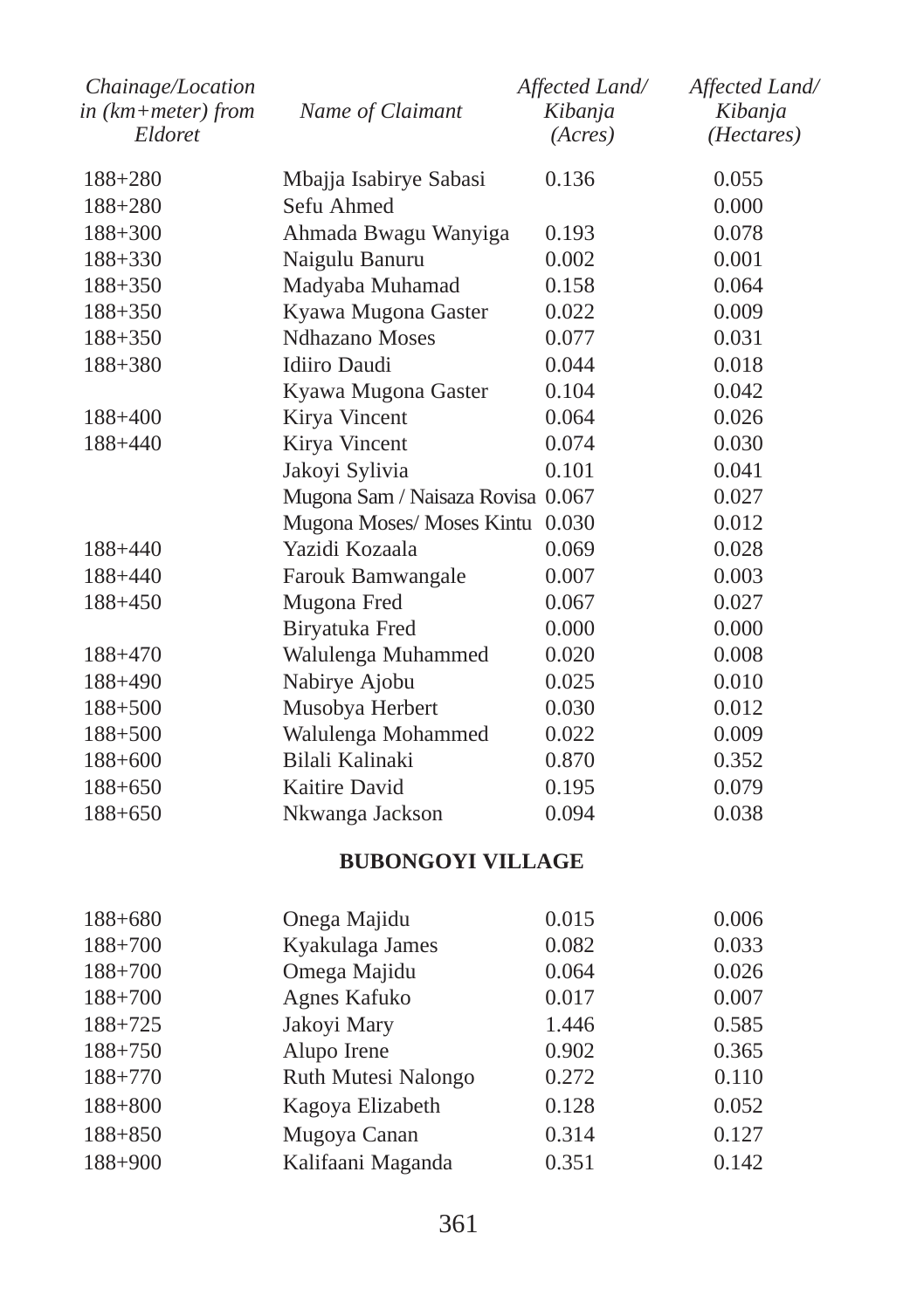| *Chainage/Location in (km+meter) from Eldoret* | *Name of Claimant* | *Affected Land/ Kibanja (Acres)* | *Affected Land/ Kibanja (Hectares)* |
|---|---|---|---|
| 188+280 | Mbajja Isabirye Sabasi | 0.136 | 0.055 |
| 188+280 | Sefu Ahmed | | 0.000 |
| 188+300 | Ahmada Bwagu Wanyiga | 0.193 | 0.078 |
| 188+330 | Naigulu Banuru | 0.002 | 0.001 |
| 188+350 | Madyaba Muhamad | 0.158 | 0.064 |
| 188+350 | Kyawa Mugona Gaster | 0.022 | 0.009 |
| 188+350 | Ndhazano Moses | 0.077 | 0.031 |
| 188+380 | Idiiro Daudi | 0.044 | 0.018 |
| | Kyawa Mugona Gaster | 0.104 | 0.042 |
| 188+400 | Kirya Vincent | 0.064 | 0.026 |
| 188+440 | Kirya Vincent | 0.074 | 0.030 |
| | Jakoyi Sylivia | 0.101 | 0.041 |
| | Mugona Sam / Naisaza Rovisa | 0.067 | 0.027 |
| | Mugona Moses/ Moses Kintu | 0.030 | 0.012 |
| 188+440 | Yazidi Kozaala | 0.069 | 0.028 |
| 188+440 | Farouk Bamwangale | 0.007 | 0.003 |
| 188+450 | Mugona Fred | 0.067 | 0.027 |
| | Biryatuka Fred | 0.000 | 0.000 |
| 188+470 | Walulenga Muhammed | 0.020 | 0.008 |
| 188+490 | Nabirye Ajobu | 0.025 | 0.010 |
| 188+500 | Musobya Herbert | 0.030 | 0.012 |
| 188+500 | Walulenga Mohammed | 0.022 | 0.009 |
| 188+600 | Bilali Kalinaki | 0.870 | 0.352 |
| 188+650 | Kaitire David | 0.195 | 0.079 |
| 188+650 | Nkwanga Jackson | 0.094 | 0.038 |
| | **BUBONGOYI VILLAGE** | | |
| 188+680 | Onega Majidu | 0.015 | 0.006 |
| 188+700 | Kyakulaga James | 0.082 | 0.033 |
| 188+700 | Omega Majidu | 0.064 | 0.026 |
| 188+700 | Agnes Kafuko | 0.017 | 0.007 |
| 188+725 | Jakoyi Mary | 1.446 | 0.585 |
| 188+750 | Alupo Irene | 0.902 | 0.365 |
| 188+770 | Ruth Mutesi Nalongo | 0.272 | 0.110 |
| 188+800 | Kagoya Elizabeth | 0.128 | 0.052 |
| 188+850 | Mugoya Canan | 0.314 | 0.127 |
| 188+900 | Kalifaani Maganda | 0.351 | 0.142 |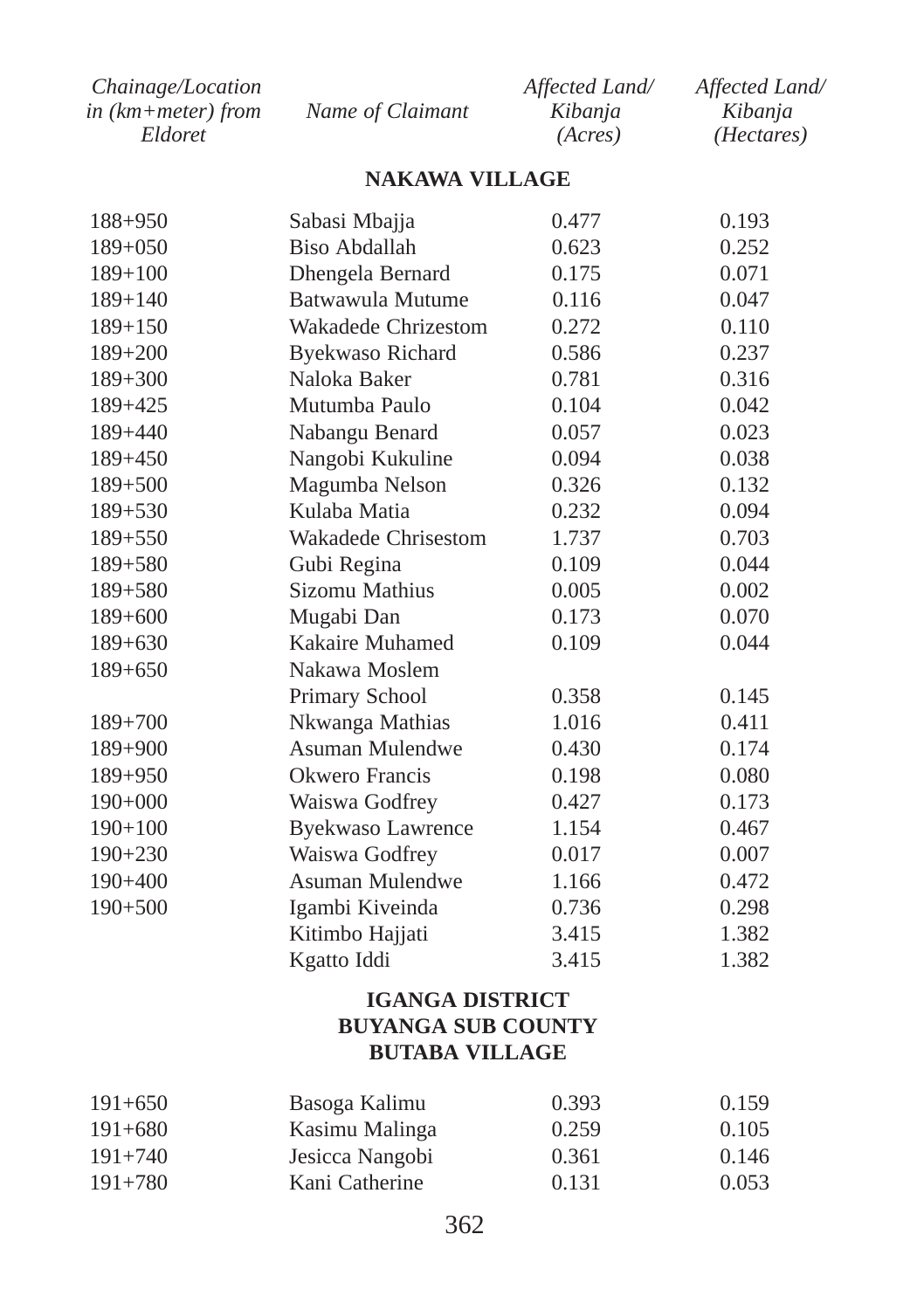| *Chainage/Location in (km+meter) from Eldoret* | *Name of Claimant* | *Affected Land/ Kibanja (Acres)* | *Affected Land/ Kibanja (Hectares)* |
|---|---|---|---|
| | **NAKAWA VILLAGE** | | |
| 188+950 | Sabasi Mbajja | 0.477 | 0.193 |
| 189+050 | Biso Abdallah | 0.623 | 0.252 |
| 189+100 | Dhengela Bernard | 0.175 | 0.071 |
| 189+140 | Batwawula Mutume | 0.116 | 0.047 |
| 189+150 | Wakadede Chrizestom | 0.272 | 0.110 |
| 189+200 | Byekwaso Richard | 0.586 | 0.237 |
| 189+300 | Naloka Baker | 0.781 | 0.316 |
| 189+425 | Mutumba Paulo | 0.104 | 0.042 |
| 189+440 | Nabangu Benard | 0.057 | 0.023 |
| 189+450 | Nangobi Kukuline | 0.094 | 0.038 |
| 189+500 | Magumba Nelson | 0.326 | 0.132 |
| 189+530 | Kulaba Matia | 0.232 | 0.094 |
| 189+550 | Wakadede Chrisestom | 1.737 | 0.703 |
| 189+580 | Gubi Regina | 0.109 | 0.044 |
| 189+580 | Sizomu Mathius | 0.005 | 0.002 |
| 189+600 | Mugabi Dan | 0.173 | 0.070 |
| 189+630 | Kakaire Muhamed | 0.109 | 0.044 |
| 189+650 | Nakawa Moslem Primary School | 0.358 | 0.145 |
| 189+700 | Nkwanga Mathias | 1.016 | 0.411 |
| 189+900 | Asuman Mulendwe | 0.430 | 0.174 |
| 189+950 | Okwero Francis | 0.198 | 0.080 |
| 190+000 | Waiswa Godfrey | 0.427 | 0.173 |
| 190+100 | Byekwaso Lawrence | 1.154 | 0.467 |
| 190+230 | Waiswa Godfrey | 0.017 | 0.007 |
| 190+400 | Asuman Mulendwe | 1.166 | 0.472 |
| 190+500 | Igambi Kiveinda | 0.736 | 0.298 |
| | Kitimbo Hajjati | 3.415 | 1.382 |
| | Kgatto Iddi | 3.415 | 1.382 |
| | **IGANGA DISTRICT BUYANGA SUB COUNTY BUTABA VILLAGE** | | |
| 191+650 | Basoga Kalimu | 0.393 | 0.159 |
| 191+680 | Kasimu Malinga | 0.259 | 0.105 |
| 191+740 | Jesicca Nangobi | 0.361 | 0.146 |
| 191+780 | Kani Catherine | 0.131 | 0.053 |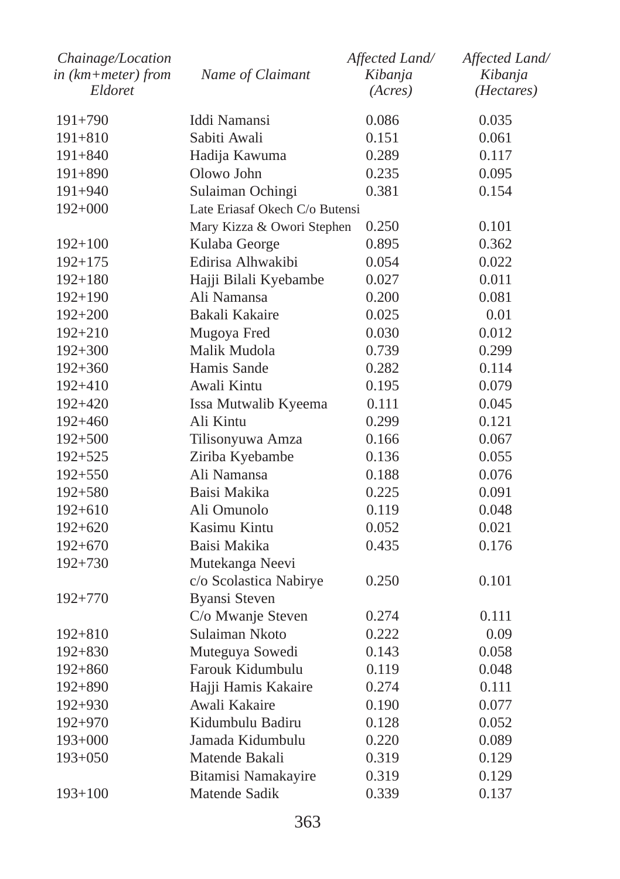| Chainage/Location in (km+meter) from Eldoret | Name of Claimant | Affected Land/ Kibanja (Acres) | Affected Land/ Kibanja (Hectares) |
|---|---|---|---|
| 191+790 | Iddi Namansi | 0.086 | 0.035 |
| 191+810 | Sabiti Awali | 0.151 | 0.061 |
| 191+840 | Hadija Kawuma | 0.289 | 0.117 |
| 191+890 | Olowo John | 0.235 | 0.095 |
| 191+940 | Sulaiman Ochingi | 0.381 | 0.154 |
| 192+000 | Late Eriasaf Okech C/o Butensi Mary Kizza & Owori Stephen | 0.250 | 0.101 |
| 192+100 | Kulaba George | 0.895 | 0.362 |
| 192+175 | Edirisa Alhwakibi | 0.054 | 0.022 |
| 192+180 | Hajji Bilali Kyebambe | 0.027 | 0.011 |
| 192+190 | Ali Namansa | 0.200 | 0.081 |
| 192+200 | Bakali Kakaire | 0.025 | 0.01 |
| 192+210 | Mugoya Fred | 0.030 | 0.012 |
| 192+300 | Malik Mudola | 0.739 | 0.299 |
| 192+360 | Hamis Sande | 0.282 | 0.114 |
| 192+410 | Awali Kintu | 0.195 | 0.079 |
| 192+420 | Issa Mutwalib Kyeema | 0.111 | 0.045 |
| 192+460 | Ali Kintu | 0.299 | 0.121 |
| 192+500 | Tilisonyuwa Amza | 0.166 | 0.067 |
| 192+525 | Ziriba Kyebambe | 0.136 | 0.055 |
| 192+550 | Ali Namansa | 0.188 | 0.076 |
| 192+580 | Baisi Makika | 0.225 | 0.091 |
| 192+610 | Ali Omunolo | 0.119 | 0.048 |
| 192+620 | Kasimu Kintu | 0.052 | 0.021 |
| 192+670 | Baisi Makika | 0.435 | 0.176 |
| 192+730 | Mutekanga Neevi c/o Scolastica Nabirye | 0.250 | 0.101 |
| 192+770 | Byansi Steven C/o Mwanje Steven | 0.274 | 0.111 |
| 192+810 | Sulaiman Nkoto | 0.222 | 0.09 |
| 192+830 | Muteguya Sowedi | 0.143 | 0.058 |
| 192+860 | Farouk Kidumbulu | 0.119 | 0.048 |
| 192+890 | Hajji Hamis Kakaire | 0.274 | 0.111 |
| 192+930 | Awali Kakaire | 0.190 | 0.077 |
| 192+970 | Kidumbulu Badiru | 0.128 | 0.052 |
| 193+000 | Jamada Kidumbulu | 0.220 | 0.089 |
| 193+050 | Matende Bakali | 0.319 | 0.129 |
| | Bitamisi Namakayire | 0.319 | 0.129 |
| 193+100 | Matende Sadik | 0.339 | 0.137 |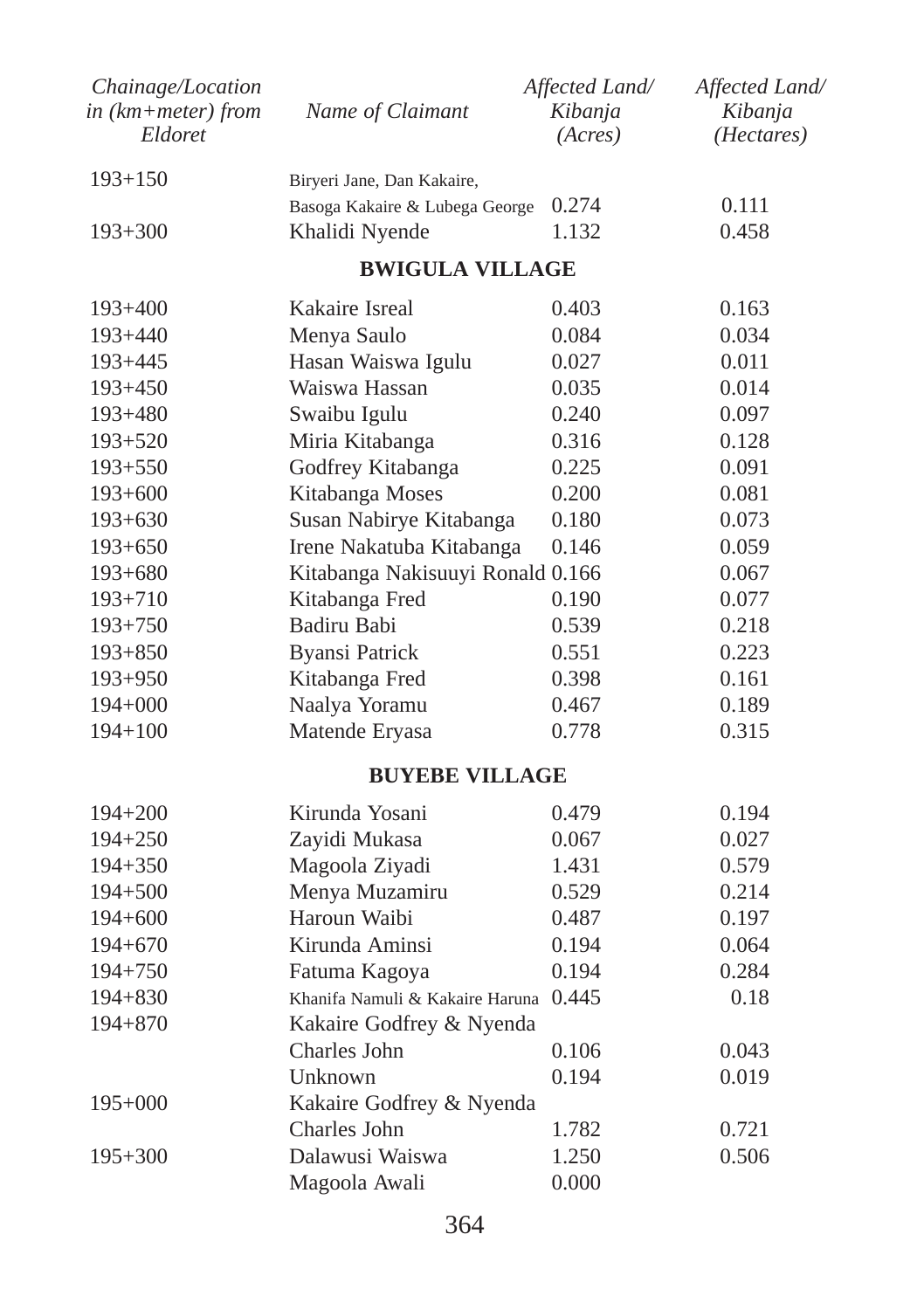| Chainage/Location in (km+meter) from Eldoret | Name of Claimant | Affected Land/ Kibanja (Acres) | Affected Land/ Kibanja (Hectares) |
|---|---|---|---|
| 193+150 | Biryeri Jane, Dan Kakaire, Basoga Kakaire & Lubega George | 0.274 | 0.111 |
| 193+300 | Khalidi Nyende | 1.132 | 0.458 |
| | **BWIGULA VILLAGE** | | |
| 193+400 | Kakaire Isreal | 0.403 | 0.163 |
| 193+440 | Menya Saulo | 0.084 | 0.034 |
| 193+445 | Hasan Waiswa Igulu | 0.027 | 0.011 |
| 193+450 | Waiswa Hassan | 0.035 | 0.014 |
| 193+480 | Swaibu Igulu | 0.240 | 0.097 |
| 193+520 | Miria Kitabanga | 0.316 | 0.128 |
| 193+550 | Godfrey Kitabanga | 0.225 | 0.091 |
| 193+600 | Kitabanga Moses | 0.200 | 0.081 |
| 193+630 | Susan Nabirye Kitabanga | 0.180 | 0.073 |
| 193+650 | Irene Nakatuba Kitabanga | 0.146 | 0.059 |
| 193+680 | Kitabanga Nakisuuyi Ronald | 0.166 | 0.067 |
| 193+710 | Kitabanga Fred | 0.190 | 0.077 |
| 193+750 | Badiru Babi | 0.539 | 0.218 |
| 193+850 | Byansi Patrick | 0.551 | 0.223 |
| 193+950 | Kitabanga Fred | 0.398 | 0.161 |
| 194+000 | Naalya Yoramu | 0.467 | 0.189 |
| 194+100 | Matende Eryasa | 0.778 | 0.315 |
| | **BUYEBE VILLAGE** | | |
| 194+200 | Kirunda Yosani | 0.479 | 0.194 |
| 194+250 | Zayidi Mukasa | 0.067 | 0.027 |
| 194+350 | Magoola Ziyadi | 1.431 | 0.579 |
| 194+500 | Menya Muzamiru | 0.529 | 0.214 |
| 194+600 | Haroun Waibi | 0.487 | 0.197 |
| 194+670 | Kirunda Aminsi | 0.194 | 0.064 |
| 194+750 | Fatuma Kagoya | 0.194 | 0.284 |
| 194+830 | Khanifa Namuli & Kakaire Haruna | 0.445 | 0.18 |
| 194+870 | Kakaire Godfrey & Nyenda Charles John | 0.106 | 0.043 |
| | Unknown | 0.194 | 0.019 |
| 195+000 | Kakaire Godfrey & Nyenda Charles John | 1.782 | 0.721 |
| 195+300 | Dalawusi Waiswa | 1.250 | 0.506 |
| | Magoola Awali | 0.000 | |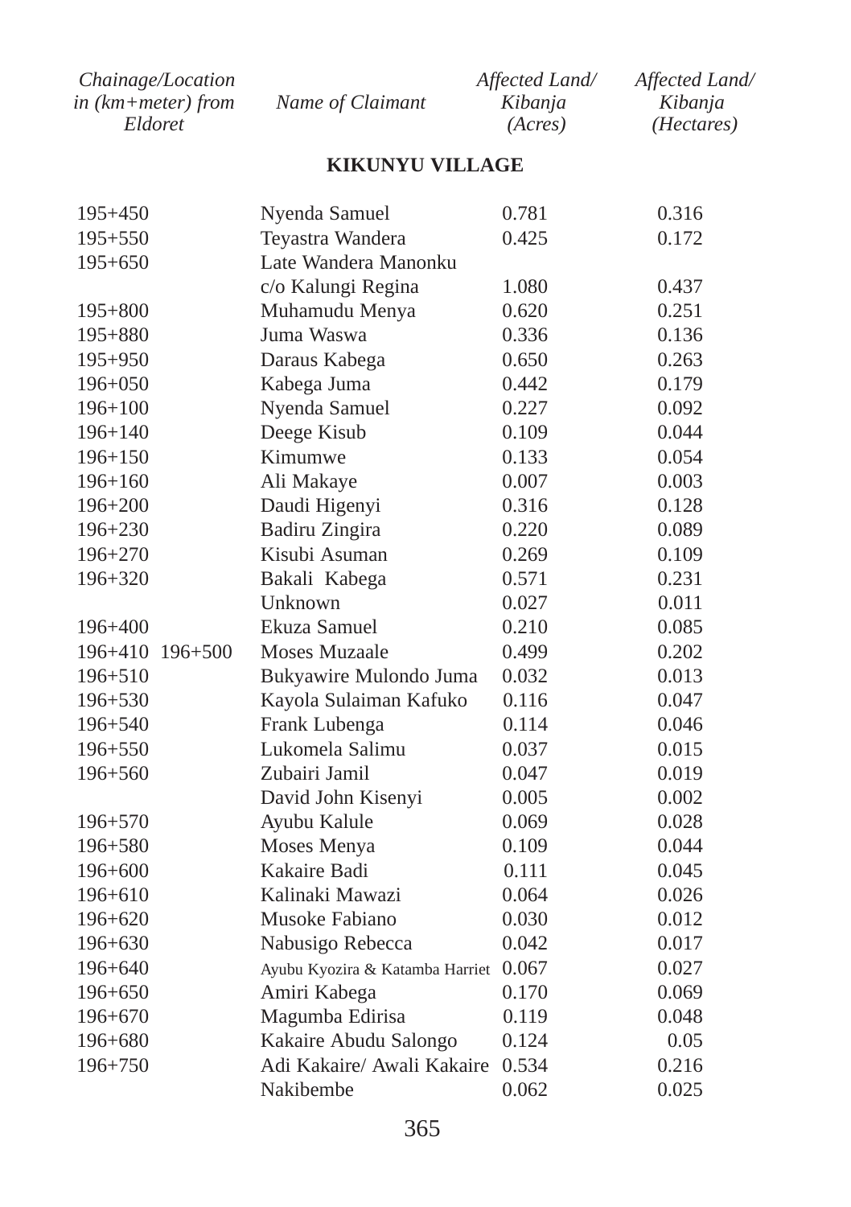| *Chainage/Location in (km+meter) from Eldoret* | *Name of Claimant* | *Affected Land/ Kibanja (Acres)* | *Affected Land/ Kibanja (Hectares)* |
|---|---|---|---|
| | **KIKUNYU VILLAGE** | | |
| 195+450 | Nyenda Samuel | 0.781 | 0.316 |
| 195+550 | Teyastra Wandera | 0.425 | 0.172 |
| 195+650 | Late Wandera Manonku c/o Kalungi Regina | 1.080 | 0.437 |
| 195+800 | Muhamudu Menya | 0.620 | 0.251 |
| 195+880 | Juma Waswa | 0.336 | 0.136 |
| 195+950 | Daraus Kabega | 0.650 | 0.263 |
| 196+050 | Kabega Juma | 0.442 | 0.179 |
| 196+100 | Nyenda Samuel | 0.227 | 0.092 |
| 196+140 | Deege Kisub | 0.109 | 0.044 |
| 196+150 | Kimumwe | 0.133 | 0.054 |
| 196+160 | Ali Makaye | 0.007 | 0.003 |
| 196+200 | Daudi Higenyi | 0.316 | 0.128 |
| 196+230 | Badiru Zingira | 0.220 | 0.089 |
| 196+270 | Kisubi Asuman | 0.269 | 0.109 |
| 196+320 | Bakali Kabega | 0.571 | 0.231 |
| | Unknown | 0.027 | 0.011 |
| 196+400 | Ekuza Samuel | 0.210 | 0.085 |
| 196+410 196+500 | Moses Muzaale | 0.499 | 0.202 |
| 196+510 | Bukyawire Mulondo Juma | 0.032 | 0.013 |
| 196+530 | Kayola Sulaiman Kafuko | 0.116 | 0.047 |
| 196+540 | Frank Lubenga | 0.114 | 0.046 |
| 196+550 | Lukomela Salimu | 0.037 | 0.015 |
| 196+560 | Zubairi Jamil | 0.047 | 0.019 |
| | David John Kisenyi | 0.005 | 0.002 |
| 196+570 | Ayubu Kalule | 0.069 | 0.028 |
| 196+580 | Moses Menya | 0.109 | 0.044 |
| 196+600 | Kakaire Badi | 0.111 | 0.045 |
| 196+610 | Kalinaki Mawazi | 0.064 | 0.026 |
| 196+620 | Musoke Fabiano | 0.030 | 0.012 |
| 196+630 | Nabusigo Rebecca | 0.042 | 0.017 |
| 196+640 | Ayubu Kyozira & Katamba Harriet | 0.067 | 0.027 |
| 196+650 | Amiri Kabega | 0.170 | 0.069 |
| 196+670 | Magumba Edirisa | 0.119 | 0.048 |
| 196+680 | Kakaire Abudu Salongo | 0.124 | 0.05 |
| 196+750 | Adi Kakaire/ Awali Kakaire | 0.534 | 0.216 |
| | Nakibembe | 0.062 | 0.025 |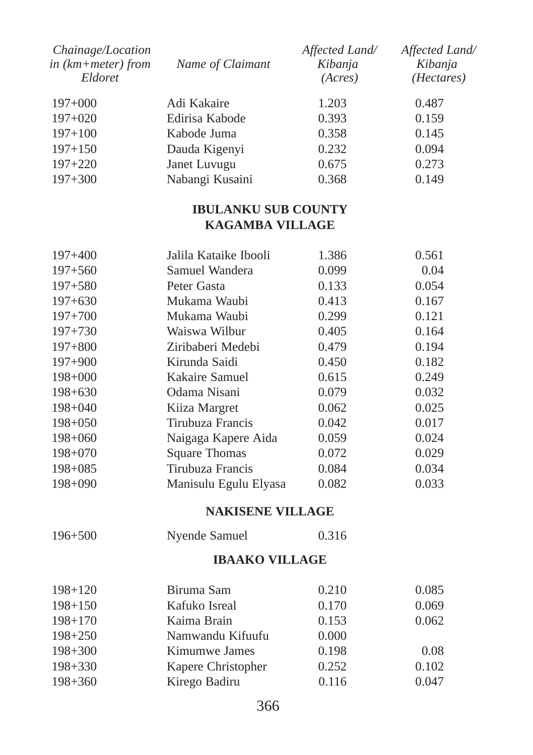| Chainage/Location in (km+meter) from Eldoret | Name of Claimant | Affected Land/ Kibanja (Acres) | Affected Land/ Kibanja (Hectares) |
|---|---|---|---|
| 197+000 | Adi Kakaire | 1.203 | 0.487 |
| 197+020 | Edirisa Kabode | 0.393 | 0.159 |
| 197+100 | Kabode Juma | 0.358 | 0.145 |
| 197+150 | Dauda Kigenyi | 0.232 | 0.094 |
| 197+220 | Janet Luvugu | 0.675 | 0.273 |
| 197+300 | Nabangi Kusaini | 0.368 | 0.149 |

**IBULANKU SUB COUNTY**
**KAGAMBA VILLAGE**

| Chainage/Location in (km+meter) from Eldoret | Name of Claimant | Affected Land/ Kibanja (Acres) | Affected Land/ Kibanja (Hectares) |
|---|---|---|---|
| 197+400 | Jalila Kataike Ibooli | 1.386 | 0.561 |
| 197+560 | Samuel Wandera | 0.099 | 0.04 |
| 197+580 | Peter Gasta | 0.133 | 0.054 |
| 197+630 | Mukama Waubi | 0.413 | 0.167 |
| 197+700 | Mukama Waubi | 0.299 | 0.121 |
| 197+730 | Waiswa Wilbur | 0.405 | 0.164 |
| 197+800 | Ziribaberi Medebi | 0.479 | 0.194 |
| 197+900 | Kirunda Saidi | 0.450 | 0.182 |
| 198+000 | Kakaire Samuel | 0.615 | 0.249 |
| 198+630 | Odama Nisani | 0.079 | 0.032 |
| 198+040 | Kiiza Margret | 0.062 | 0.025 |
| 198+050 | Tirubuza Francis | 0.042 | 0.017 |
| 198+060 | Naigaga Kapere Aida | 0.059 | 0.024 |
| 198+070 | Square Thomas | 0.072 | 0.029 |
| 198+085 | Tirubuza Francis | 0.084 | 0.034 |
| 198+090 | Manisulu Egulu Elyasa | 0.082 | 0.033 |

**NAKISENE VILLAGE**

| Chainage/Location in (km+meter) from Eldoret | Name of Claimant | Affected Land/ Kibanja (Acres) | Affected Land/ Kibanja (Hectares) |
|---|---|---|---|
| 196+500 | Nyende Samuel | 0.316 | |

**IBAAKO VILLAGE**

| Chainage/Location in (km+meter) from Eldoret | Name of Claimant | Affected Land/ Kibanja (Acres) | Affected Land/ Kibanja (Hectares) |
|---|---|---|---|
| 198+120 | Biruma Sam | 0.210 | 0.085 |
| 198+150 | Kafuko Isreal | 0.170 | 0.069 |
| 198+170 | Kaima Brain | 0.153 | 0.062 |
| 198+250 | Namwandu Kifuufu | 0.000 | |
| 198+300 | Kimumwe James | 0.198 | 0.08 |
| 198+330 | Kapere Christopher | 0.252 | 0.102 |
| 198+360 | Kirego Badiru | 0.116 | 0.047 |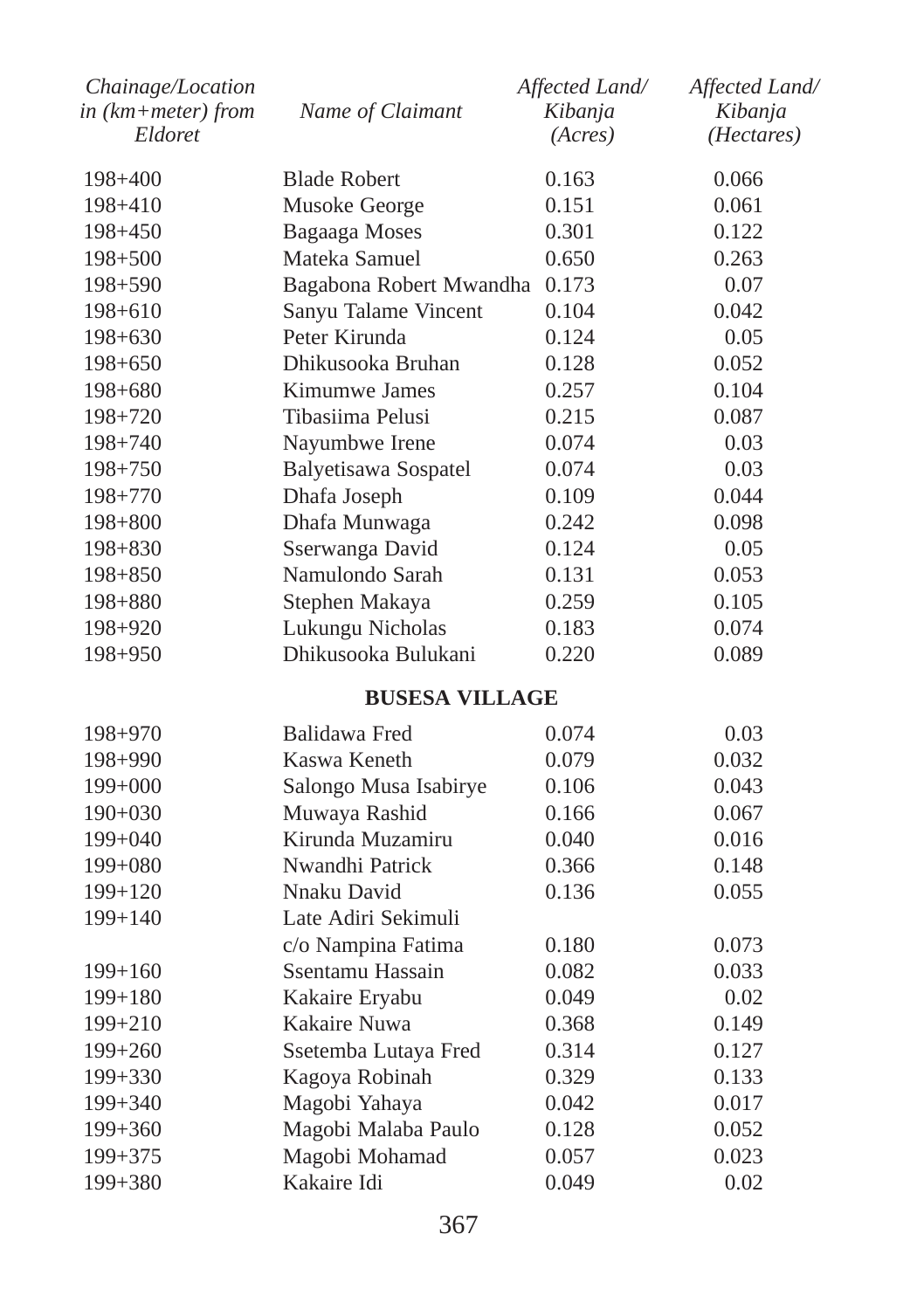| *Chainage/Location in (km+meter) from Eldoret* | *Name of Claimant* | *Affected Land/ Kibanja (Acres)* | *Affected Land/ Kibanja (Hectares)* |
|---|---|---|---|
| 198+400 | Blade Robert | 0.163 | 0.066 |
| 198+410 | Musoke George | 0.151 | 0.061 |
| 198+450 | Bagaaga Moses | 0.301 | 0.122 |
| 198+500 | Mateka Samuel | 0.650 | 0.263 |
| 198+590 | Bagabona Robert Mwandha | 0.173 | 0.07 |
| 198+610 | Sanyu Talame Vincent | 0.104 | 0.042 |
| 198+630 | Peter Kirunda | 0.124 | 0.05 |
| 198+650 | Dhikusooka Bruhan | 0.128 | 0.052 |
| 198+680 | Kimumwe James | 0.257 | 0.104 |
| 198+720 | Tibasiima Pelusi | 0.215 | 0.087 |
| 198+740 | Nayumbwe Irene | 0.074 | 0.03 |
| 198+750 | Balyetisawa Sospatel | 0.074 | 0.03 |
| 198+770 | Dhafa Joseph | 0.109 | 0.044 |
| 198+800 | Dhafa Munwaga | 0.242 | 0.098 |
| 198+830 | Sserwanga David | 0.124 | 0.05 |
| 198+850 | Namulondo Sarah | 0.131 | 0.053 |
| 198+880 | Stephen Makaya | 0.259 | 0.105 |
| 198+920 | Lukungu Nicholas | 0.183 | 0.074 |
| 198+950 | Dhikusooka Bulukani | 0.220 | 0.089 |
| | **BUSESA VILLAGE** | | |
| 198+970 | Balidawa Fred | 0.074 | 0.03 |
| 198+990 | Kaswa Keneth | 0.079 | 0.032 |
| 199+000 | Salongo Musa Isabirye | 0.106 | 0.043 |
| 190+030 | Muwaya Rashid | 0.166 | 0.067 |
| 199+040 | Kirunda Muzamiru | 0.040 | 0.016 |
| 199+080 | Nwandhi Patrick | 0.366 | 0.148 |
| 199+120 | Nnaku David | 0.136 | 0.055 |
| 199+140 | Late Adiri Sekimuli c/o Nampina Fatima | 0.180 | 0.073 |
| 199+160 | Ssentamu Hassain | 0.082 | 0.033 |
| 199+180 | Kakaire Eryabu | 0.049 | 0.02 |
| 199+210 | Kakaire Nuwa | 0.368 | 0.149 |
| 199+260 | Ssetemba Lutaya Fred | 0.314 | 0.127 |
| 199+330 | Kagoya Robinah | 0.329 | 0.133 |
| 199+340 | Magobi Yahaya | 0.042 | 0.017 |
| 199+360 | Magobi Malaba Paulo | 0.128 | 0.052 |
| 199+375 | Magobi Mohamad | 0.057 | 0.023 |
| 199+380 | Kakaire Idi | 0.049 | 0.02 |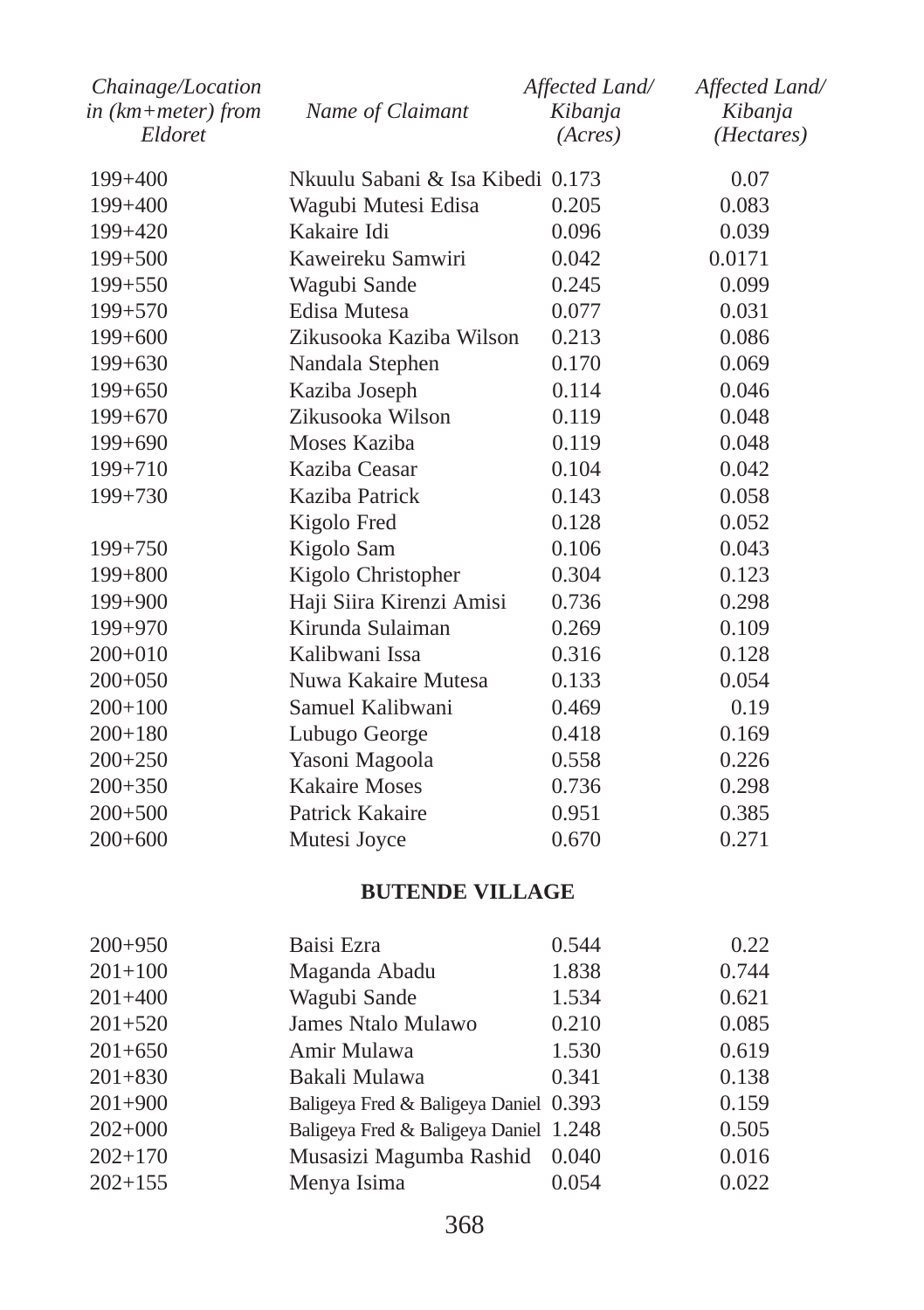| Chainage/Location in (km+meter) from Eldoret | Name of Claimant | Affected Land/ Kibanja (Acres) | Affected Land/ Kibanja (Hectares) |
|---|---|---|---|
| 199+400 | Nkuulu Sabani & Isa Kibedi | 0.173 | 0.07 |
| 199+400 | Wagubi Mutesi Edisa | 0.205 | 0.083 |
| 199+420 | Kakaire Idi | 0.096 | 0.039 |
| 199+500 | Kaweireku Samwiri | 0.042 | 0.0171 |
| 199+550 | Wagubi Sande | 0.245 | 0.099 |
| 199+570 | Edisa Mutesa | 0.077 | 0.031 |
| 199+600 | Zikusooka Kaziba Wilson | 0.213 | 0.086 |
| 199+630 | Nandala Stephen | 0.170 | 0.069 |
| 199+650 | Kaziba Joseph | 0.114 | 0.046 |
| 199+670 | Zikusooka Wilson | 0.119 | 0.048 |
| 199+690 | Moses Kaziba | 0.119 | 0.048 |
| 199+710 | Kaziba Ceasar | 0.104 | 0.042 |
| 199+730 | Kaziba Patrick | 0.143 | 0.058 |
| | Kigolo Fred | 0.128 | 0.052 |
| 199+750 | Kigolo Sam | 0.106 | 0.043 |
| 199+800 | Kigolo Christopher | 0.304 | 0.123 |
| 199+900 | Haji Siira Kirenzi Amisi | 0.736 | 0.298 |
| 199+970 | Kirunda Sulaiman | 0.269 | 0.109 |
| 200+010 | Kalibwani Issa | 0.316 | 0.128 |
| 200+050 | Nuwa Kakaire Mutesa | 0.133 | 0.054 |
| 200+100 | Samuel Kalibwani | 0.469 | 0.19 |
| 200+180 | Lubugo George | 0.418 | 0.169 |
| 200+250 | Yasoni Magoola | 0.558 | 0.226 |
| 200+350 | Kakaire Moses | 0.736 | 0.298 |
| 200+500 | Patrick Kakaire | 0.951 | 0.385 |
| 200+600 | Mutesi Joyce | 0.670 | 0.271 |
| | **BUTENDE VILLAGE** | | |
| 200+950 | Baisi Ezra | 0.544 | 0.22 |
| 201+100 | Maganda Abadu | 1.838 | 0.744 |
| 201+400 | Wagubi Sande | 1.534 | 0.621 |
| 201+520 | James Ntalo Mulawo | 0.210 | 0.085 |
| 201+650 | Amir Mulawa | 1.530 | 0.619 |
| 201+830 | Bakali Mulawa | 0.341 | 0.138 |
| 201+900 | Baligeya Fred & Baligeya Daniel | 0.393 | 0.159 |
| 202+000 | Baligeya Fred & Baligeya Daniel | 1.248 | 0.505 |
| 202+170 | Musasizi Magumba Rashid | 0.040 | 0.016 |
| 202+155 | Menya Isima | 0.054 | 0.022 |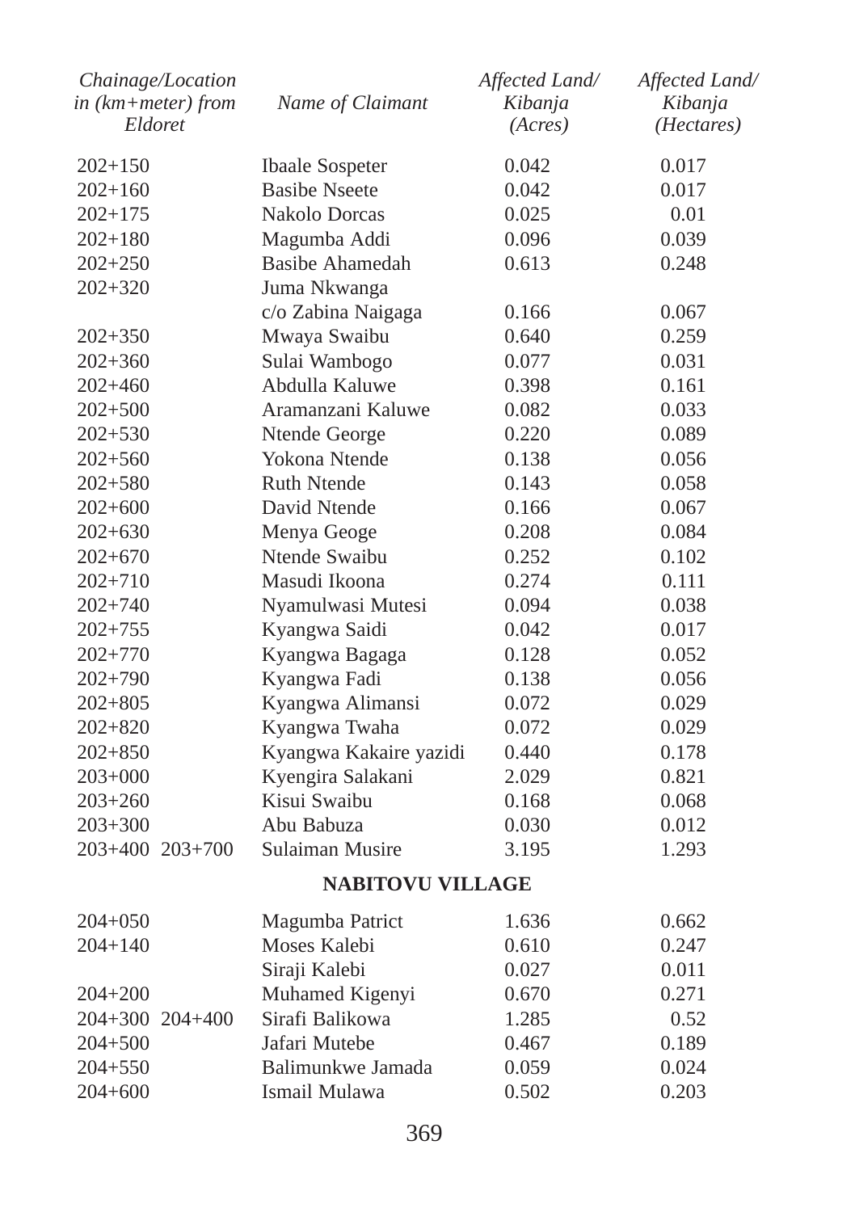| Chainage/Location in (km+meter) from Eldoret | Name of Claimant | Affected Land/ Kibanja (Acres) | Affected Land/ Kibanja (Hectares) |
|---|---|---|---|
| 202+150 | Ibaale Sospeter | 0.042 | 0.017 |
| 202+160 | Basibe Nseete | 0.042 | 0.017 |
| 202+175 | Nakolo Dorcas | 0.025 | 0.01 |
| 202+180 | Magumba Addi | 0.096 | 0.039 |
| 202+250 | Basibe Ahamedah | 0.613 | 0.248 |
| 202+320 | Juma Nkwanga c/o Zabina Naigaga | 0.166 | 0.067 |
| 202+350 | Mwaya Swaibu | 0.640 | 0.259 |
| 202+360 | Sulai Wambogo | 0.077 | 0.031 |
| 202+460 | Abdulla Kaluwe | 0.398 | 0.161 |
| 202+500 | Aramanzani Kaluwe | 0.082 | 0.033 |
| 202+530 | Ntende George | 0.220 | 0.089 |
| 202+560 | Yokona Ntende | 0.138 | 0.056 |
| 202+580 | Ruth Ntende | 0.143 | 0.058 |
| 202+600 | David Ntende | 0.166 | 0.067 |
| 202+630 | Menya Geoge | 0.208 | 0.084 |
| 202+670 | Ntende Swaibu | 0.252 | 0.102 |
| 202+710 | Masudi Ikoona | 0.274 | 0.111 |
| 202+740 | Nyamulwasi Mutesi | 0.094 | 0.038 |
| 202+755 | Kyangwa Saidi | 0.042 | 0.017 |
| 202+770 | Kyangwa Bagaga | 0.128 | 0.052 |
| 202+790 | Kyangwa Fadi | 0.138 | 0.056 |
| 202+805 | Kyangwa Alimansi | 0.072 | 0.029 |
| 202+820 | Kyangwa Twaha | 0.072 | 0.029 |
| 202+850 | Kyangwa Kakaire yazidi | 0.440 | 0.178 |
| 203+000 | Kyengira Salakani | 2.029 | 0.821 |
| 203+260 | Kisui Swaibu | 0.168 | 0.068 |
| 203+300 | Abu Babuza | 0.030 | 0.012 |
| 203+400 203+700 | Sulaiman Musire | 3.195 | 1.293 |
| | **NABITOVU VILLAGE** | | |
| 204+050 | Magumba Patrict | 1.636 | 0.662 |
| 204+140 | Moses Kalebi | 0.610 | 0.247 |
| | Siraji Kalebi | 0.027 | 0.011 |
| 204+200 | Muhamed Kigenyi | 0.670 | 0.271 |
| 204+300 204+400 | Sirafi Balikowa | 1.285 | 0.52 |
| 204+500 | Jafari Mutebe | 0.467 | 0.189 |
| 204+550 | Balimunkwe Jamada | 0.059 | 0.024 |
| 204+600 | Ismail Mulawa | 0.502 | 0.203 |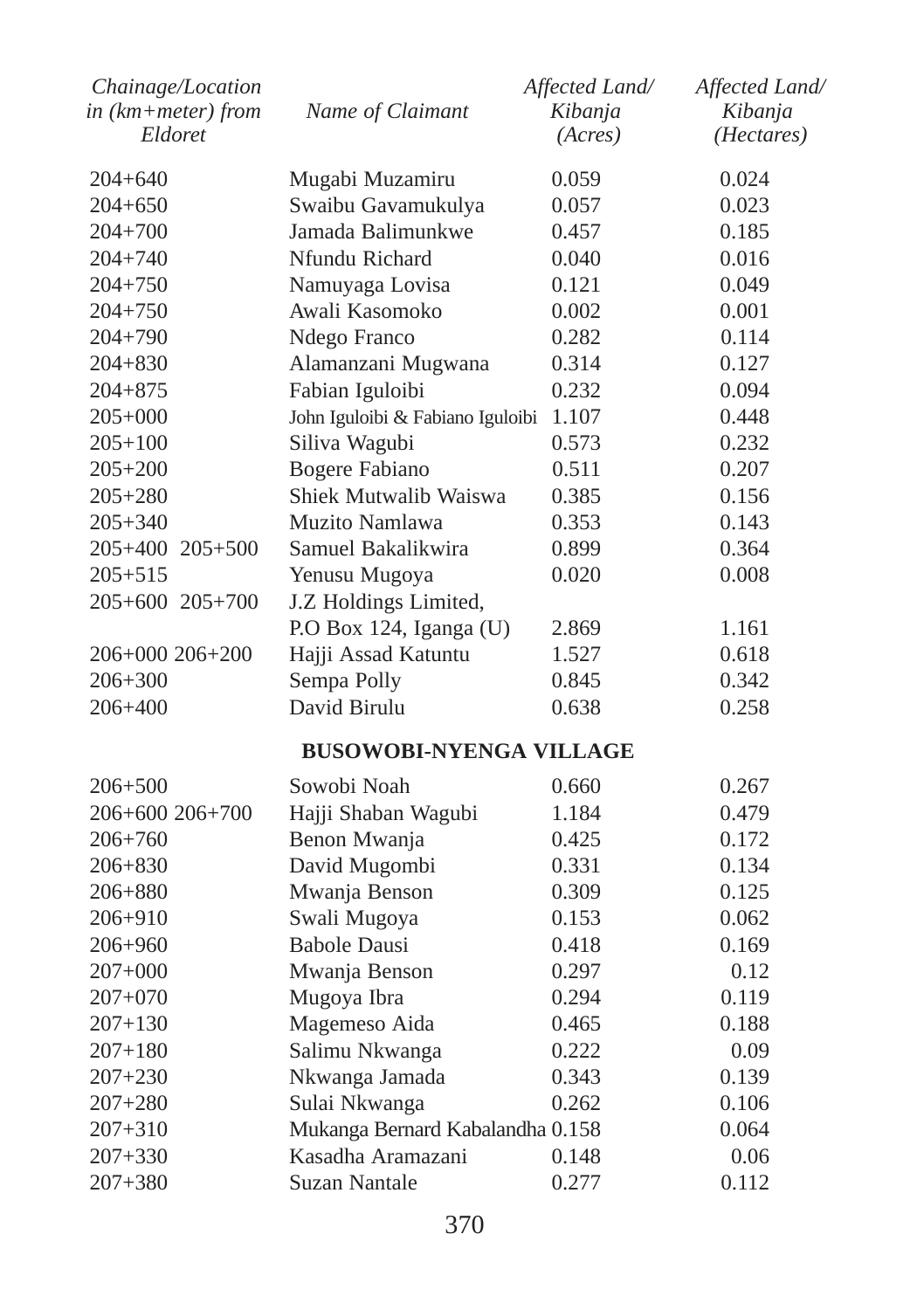| Chainage/Location in (km+meter) from Eldoret | Name of Claimant | Affected Land/ Kibanja (Acres) | Affected Land/ Kibanja (Hectares) |
|---|---|---|---|
| 204+640 | Mugabi Muzamiru | 0.059 | 0.024 |
| 204+650 | Swaibu Gavamukulya | 0.057 | 0.023 |
| 204+700 | Jamada Balimunkwe | 0.457 | 0.185 |
| 204+740 | Nfundu Richard | 0.040 | 0.016 |
| 204+750 | Namuyaga Lovisa | 0.121 | 0.049 |
| 204+750 | Awali Kasomoko | 0.002 | 0.001 |
| 204+790 | Ndego Franco | 0.282 | 0.114 |
| 204+830 | Alamanzani Mugwana | 0.314 | 0.127 |
| 204+875 | Fabian Iguloibi | 0.232 | 0.094 |
| 205+000 | John Iguloibi & Fabiano Iguloibi | 1.107 | 0.448 |
| 205+100 | Siliva Wagubi | 0.573 | 0.232 |
| 205+200 | Bogere Fabiano | 0.511 | 0.207 |
| 205+280 | Shiek Mutwalib Waiswa | 0.385 | 0.156 |
| 205+340 | Muzito Namlawa | 0.353 | 0.143 |
| 205+400 205+500 | Samuel Bakalikwira | 0.899 | 0.364 |
| 205+515 | Yenusu Mugoya | 0.020 | 0.008 |
| 205+600 205+700 | J.Z Holdings Limited, P.O Box 124, Iganga (U) | 2.869 | 1.161 |
| 206+000 206+200 | Hajji Assad Katuntu | 1.527 | 0.618 |
| 206+300 | Sempa Polly | 0.845 | 0.342 |
| 206+400 | David Birulu | 0.638 | 0.258 |
| | **BUSOWOBI-NYENGA VILLAGE** | | |
| 206+500 | Sowobi Noah | 0.660 | 0.267 |
| 206+600 206+700 | Hajji Shaban Wagubi | 1.184 | 0.479 |
| 206+760 | Benon Mwanja | 0.425 | 0.172 |
| 206+830 | David Mugombi | 0.331 | 0.134 |
| 206+880 | Mwanja Benson | 0.309 | 0.125 |
| 206+910 | Swali Mugoya | 0.153 | 0.062 |
| 206+960 | Babole Dausi | 0.418 | 0.169 |
| 207+000 | Mwanja Benson | 0.297 | 0.12 |
| 207+070 | Mugoya Ibra | 0.294 | 0.119 |
| 207+130 | Magemeso Aida | 0.465 | 0.188 |
| 207+180 | Salimu Nkwanga | 0.222 | 0.09 |
| 207+230 | Nkwanga Jamada | 0.343 | 0.139 |
| 207+280 | Sulai Nkwanga | 0.262 | 0.106 |
| 207+310 | Mukanga Bernard Kabalandha | 0.158 | 0.064 |
| 207+330 | Kasadha Aramazani | 0.148 | 0.06 |
| 207+380 | Suzan Nantale | 0.277 | 0.112 |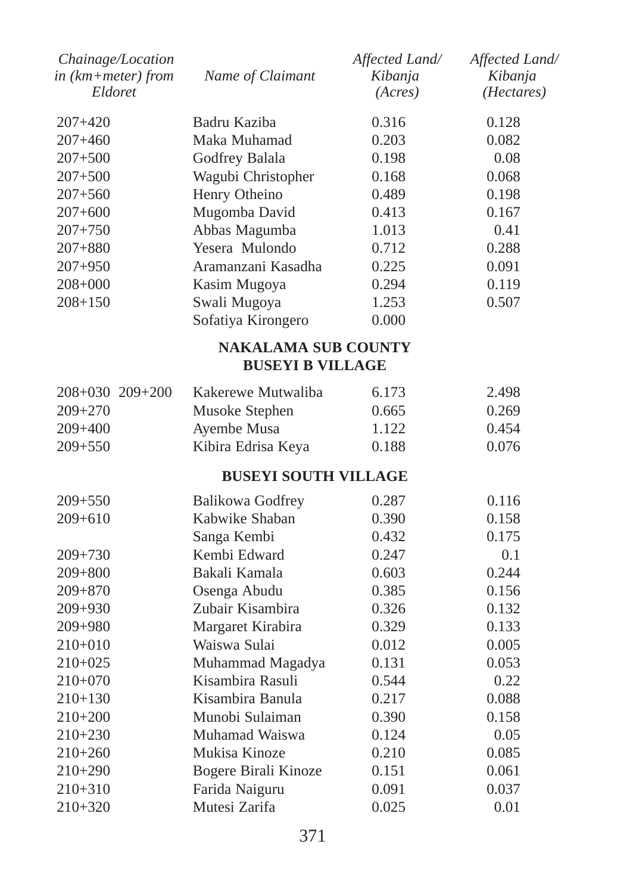| Chainage/Location in (km+meter) from Eldoret | Name of Claimant | Affected Land/ Kibanja (Acres) | Affected Land/ Kibanja (Hectares) |
|---|---|---|---|
| 207+420 | Badru Kaziba | 0.316 | 0.128 |
| 207+460 | Maka Muhamad | 0.203 | 0.082 |
| 207+500 | Godfrey Balala | 0.198 | 0.08 |
| 207+500 | Wagubi Christopher | 0.168 | 0.068 |
| 207+560 | Henry Otheino | 0.489 | 0.198 |
| 207+600 | Mugomba David | 0.413 | 0.167 |
| 207+750 | Abbas Magumba | 1.013 | 0.41 |
| 207+880 | Yesera Mulondo | 0.712 | 0.288 |
| 207+950 | Aramanzani Kasadha | 0.225 | 0.091 |
| 208+000 | Kasim Mugoya | 0.294 | 0.119 |
| 208+150 | Swali Mugoya | 1.253 | 0.507 |
| | Sofatiya Kirongero | 0.000 | |
| | **NAKALAMA SUB COUNTY** | | |
| | **BUSEYI B VILLAGE** | | |
| 208+030 209+200 | Kakerewe Mutwaliba | 6.173 | 2.498 |
| 209+270 | Musoke Stephen | 0.665 | 0.269 |
| 209+400 | Ayembe Musa | 1.122 | 0.454 |
| 209+550 | Kibira Edrisa Keya | 0.188 | 0.076 |
| | **BUSEYI SOUTH VILLAGE** | | |
| 209+550 | Balikowa Godfrey | 0.287 | 0.116 |
| 209+610 | Kabwike Shaban | 0.390 | 0.158 |
| | Sanga Kembi | 0.432 | 0.175 |
| 209+730 | Kembi Edward | 0.247 | 0.1 |
| 209+800 | Bakali Kamala | 0.603 | 0.244 |
| 209+870 | Osenga Abudu | 0.385 | 0.156 |
| 209+930 | Zubair Kisambira | 0.326 | 0.132 |
| 209+980 | Margaret Kirabira | 0.329 | 0.133 |
| 210+010 | Waiswa Sulai | 0.012 | 0.005 |
| 210+025 | Muhammad Magadya | 0.131 | 0.053 |
| 210+070 | Kisambira Rasuli | 0.544 | 0.22 |
| 210+130 | Kisambira Banula | 0.217 | 0.088 |
| 210+200 | Munobi Sulaiman | 0.390 | 0.158 |
| 210+230 | Muhamad Waiswa | 0.124 | 0.05 |
| 210+260 | Mukisa Kinoze | 0.210 | 0.085 |
| 210+290 | Bogere Birali Kinoze | 0.151 | 0.061 |
| 210+310 | Farida Naiguru | 0.091 | 0.037 |
| 210+320 | Mutesi Zarifa | 0.025 | 0.01 |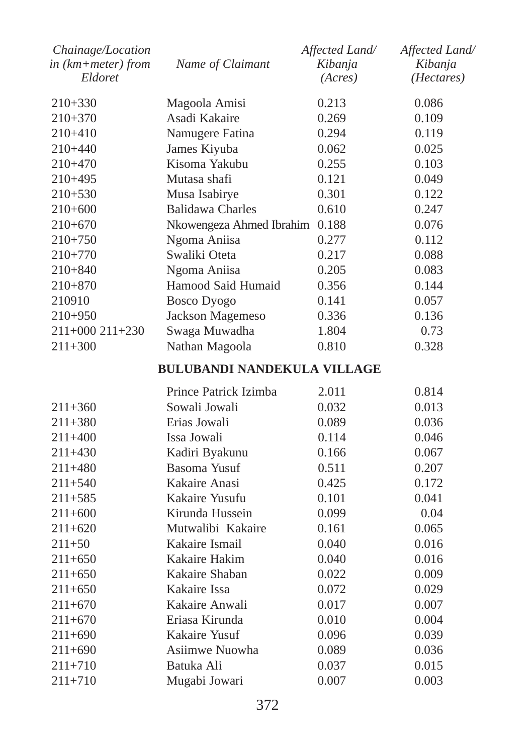| Chainage/Location in (km+meter) from Eldoret | Name of Claimant | Affected Land/ Kibanja (Acres) | Affected Land/ Kibanja (Hectares) |
|---|---|---|---|
| 210+330 | Magoola Amisi | 0.213 | 0.086 |
| 210+370 | Asadi Kakaire | 0.269 | 0.109 |
| 210+410 | Namugere Fatina | 0.294 | 0.119 |
| 210+440 | James Kiyuba | 0.062 | 0.025 |
| 210+470 | Kisoma Yakubu | 0.255 | 0.103 |
| 210+495 | Mutasa shafi | 0.121 | 0.049 |
| 210+530 | Musa Isabirye | 0.301 | 0.122 |
| 210+600 | Balidawa Charles | 0.610 | 0.247 |
| 210+670 | Nkowengeza Ahmed Ibrahim | 0.188 | 0.076 |
| 210+750 | Ngoma Aniisa | 0.277 | 0.112 |
| 210+770 | Swaliki Oteta | 0.217 | 0.088 |
| 210+840 | Ngoma Aniisa | 0.205 | 0.083 |
| 210+870 | Hamood Said Humaid | 0.356 | 0.144 |
| 210910 | Bosco Dyogo | 0.141 | 0.057 |
| 210+950 | Jackson Magemeso | 0.336 | 0.136 |
| 211+000 211+230 | Swaga Muwadha | 1.804 | 0.73 |
| 211+300 | Nathan Magoola | 0.810 | 0.328 |
| | **BULUBANDI NANDEKULA VILLAGE** | | |
| | Prince Patrick Izimba | 2.011 | 0.814 |
| 211+360 | Sowali Jowali | 0.032 | 0.013 |
| 211+380 | Erias Jowali | 0.089 | 0.036 |
| 211+400 | Issa Jowali | 0.114 | 0.046 |
| 211+430 | Kadiri Byakunu | 0.166 | 0.067 |
| 211+480 | Basoma Yusuf | 0.511 | 0.207 |
| 211+540 | Kakaire Anasi | 0.425 | 0.172 |
| 211+585 | Kakaire Yusufu | 0.101 | 0.041 |
| 211+600 | Kirunda Hussein | 0.099 | 0.04 |
| 211+620 | Mutwalibi Kakaire | 0.161 | 0.065 |
| 211+50 | Kakaire Ismail | 0.040 | 0.016 |
| 211+650 | Kakaire Hakim | 0.040 | 0.016 |
| 211+650 | Kakaire Shaban | 0.022 | 0.009 |
| 211+650 | Kakaire Issa | 0.072 | 0.029 |
| 211+670 | Kakaire Anwali | 0.017 | 0.007 |
| 211+670 | Eriasa Kirunda | 0.010 | 0.004 |
| 211+690 | Kakaire Yusuf | 0.096 | 0.039 |
| 211+690 | Asiimwe Nuowha | 0.089 | 0.036 |
| 211+710 | Batuka Ali | 0.037 | 0.015 |
| 211+710 | Mugabi Jowari | 0.007 | 0.003 |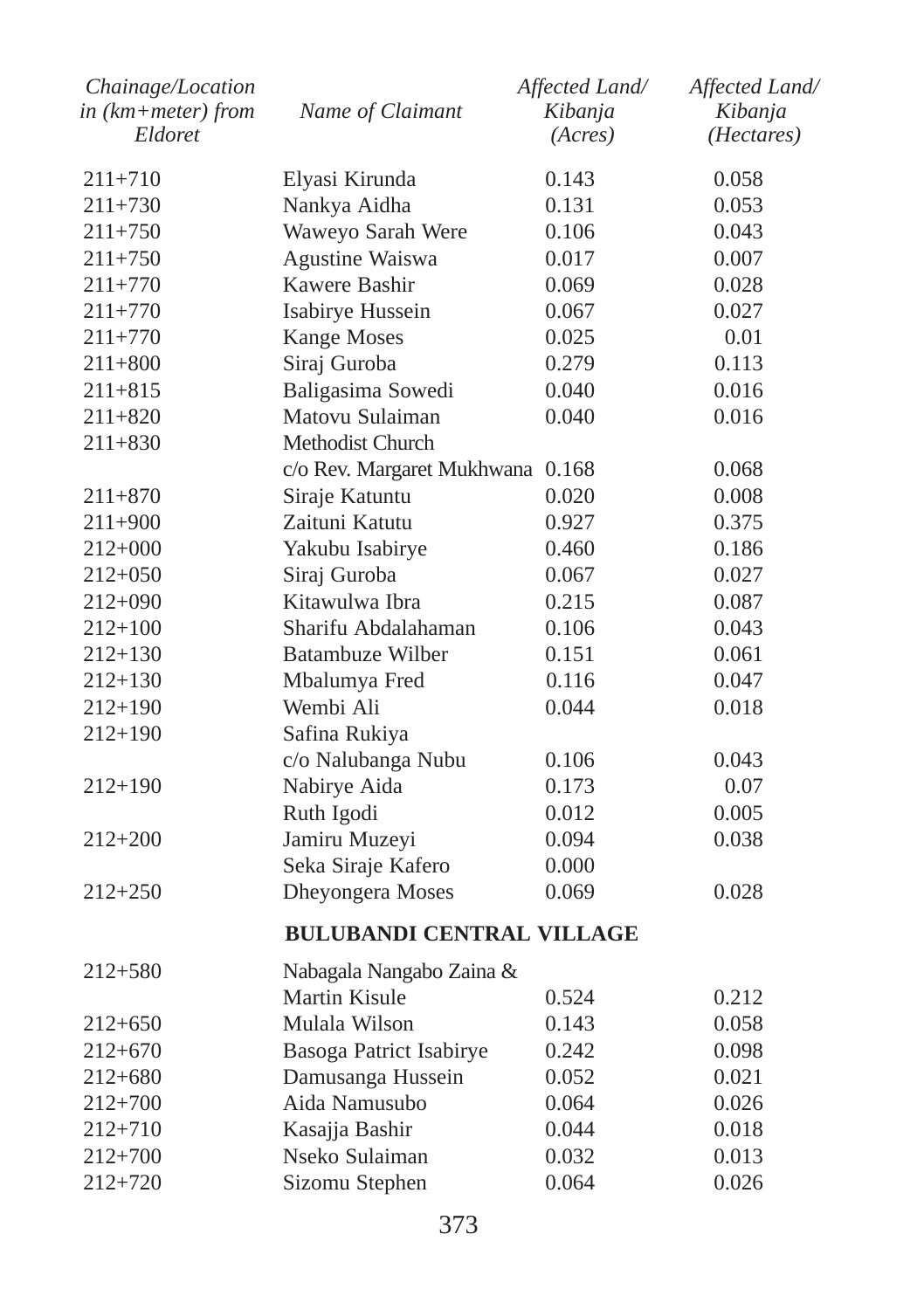| Chainage/Location in (km+meter) from Eldoret | Name of Claimant | Affected Land/ Kibanja (Acres) | Affected Land/ Kibanja (Hectares) |
|---|---|---|---|
| 211+710 | Elyasi Kirunda | 0.143 | 0.058 |
| 211+730 | Nankya Aidha | 0.131 | 0.053 |
| 211+750 | Waweyo Sarah Were | 0.106 | 0.043 |
| 211+750 | Agustine Waiswa | 0.017 | 0.007 |
| 211+770 | Kawere Bashir | 0.069 | 0.028 |
| 211+770 | Isabirye Hussein | 0.067 | 0.027 |
| 211+770 | Kange Moses | 0.025 | 0.01 |
| 211+800 | Siraj Guroba | 0.279 | 0.113 |
| 211+815 | Baligasima Sowedi | 0.040 | 0.016 |
| 211+820 | Matovu Sulaiman | 0.040 | 0.016 |
| 211+830 | Methodist Church c/o Rev. Margaret Mukhwana | 0.168 | 0.068 |
| 211+870 | Siraje Katuntu | 0.020 | 0.008 |
| 211+900 | Zaituni Katutu | 0.927 | 0.375 |
| 212+000 | Yakubu Isabirye | 0.460 | 0.186 |
| 212+050 | Siraj Guroba | 0.067 | 0.027 |
| 212+090 | Kitawulwa Ibra | 0.215 | 0.087 |
| 212+100 | Sharifu Abdalahaman | 0.106 | 0.043 |
| 212+130 | Batambuze Wilber | 0.151 | 0.061 |
| 212+130 | Mbalumya Fred | 0.116 | 0.047 |
| 212+190 | Wembi Ali | 0.044 | 0.018 |
| 212+190 | Safina Rukiya c/o Nalubanga Nubu | 0.106 | 0.043 |
| 212+190 | Nabirye Aida | 0.173 | 0.07 |
| | Ruth Igodi | 0.012 | 0.005 |
| 212+200 | Jamiru Muzeyi | 0.094 | 0.038 |
| | Seka Siraje Kafero | 0.000 | |
| 212+250 | Dheyongera Moses | 0.069 | 0.028 |
| | **BULUBANDI CENTRAL VILLAGE** | | |
| 212+580 | Nabagala Nangabo Zaina & Martin Kisule | 0.524 | 0.212 |
| 212+650 | Mulala Wilson | 0.143 | 0.058 |
| 212+670 | Basoga Patrict Isabirye | 0.242 | 0.098 |
| 212+680 | Damusanga Hussein | 0.052 | 0.021 |
| 212+700 | Aida Namusubo | 0.064 | 0.026 |
| 212+710 | Kasajja Bashir | 0.044 | 0.018 |
| 212+700 | Nseko Sulaiman | 0.032 | 0.013 |
| 212+720 | Sizomu Stephen | 0.064 | 0.026 |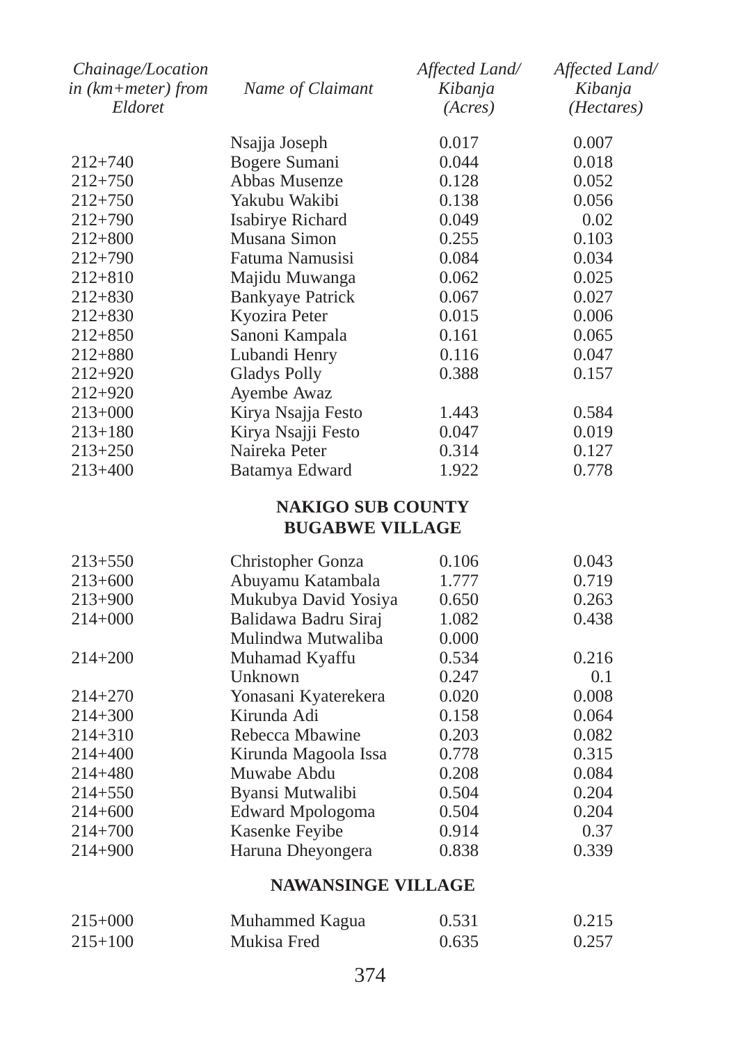| *Chainage/Location in (km+meter) from Eldoret* | *Name of Claimant* | *Affected Land/ Kibanja (Acres)* | *Affected Land/ Kibanja (Hectares)* |
|---|---|---|---|
| | Nsajja Joseph | 0.017 | 0.007 |
| 212+740 | Bogere Sumani | 0.044 | 0.018 |
| 212+750 | Abbas Musenze | 0.128 | 0.052 |
| 212+750 | Yakubu Wakibi | 0.138 | 0.056 |
| 212+790 | Isabirye Richard | 0.049 | 0.02 |
| 212+800 | Musana Simon | 0.255 | 0.103 |
| 212+790 | Fatuma Namusisi | 0.084 | 0.034 |
| 212+810 | Majidu Muwanga | 0.062 | 0.025 |
| 212+830 | Bankyaye Patrick | 0.067 | 0.027 |
| 212+830 | Kyozira Peter | 0.015 | 0.006 |
| 212+850 | Sanoni Kampala | 0.161 | 0.065 |
| 212+880 | Lubandi Henry | 0.116 | 0.047 |
| 212+920 | Gladys Polly | 0.388 | 0.157 |
| 212+920 | Ayembe Awaz | | |
| 213+000 | Kirya Nsajja Festo | 1.443 | 0.584 |
| 213+180 | Kirya Nsajji Festo | 0.047 | 0.019 |
| 213+250 | Naireka Peter | 0.314 | 0.127 |
| 213+400 | Batamya Edward | 1.922 | 0.778 |
| | **NAKIGO SUB COUNTY** | | |
| | **BUGABWE VILLAGE** | | |
| 213+550 | Christopher Gonza | 0.106 | 0.043 |
| 213+600 | Abuyamu Katambala | 1.777 | 0.719 |
| 213+900 | Mukubya David Yosiya | 0.650 | 0.263 |
| 214+000 | Balidawa Badru Siraj | 1.082 | 0.438 |
| | Mulindwa Mutwaliba | 0.000 | |
| 214+200 | Muhamad Kyaffu | 0.534 | 0.216 |
| | Unknown | 0.247 | 0.1 |
| 214+270 | Yonasani Kyaterekera | 0.020 | 0.008 |
| 214+300 | Kirunda Adi | 0.158 | 0.064 |
| 214+310 | Rebecca Mbawine | 0.203 | 0.082 |
| 214+400 | Kirunda Magoola Issa | 0.778 | 0.315 |
| 214+480 | Muwabe Abdu | 0.208 | 0.084 |
| 214+550 | Byansi Mutwalibi | 0.504 | 0.204 |
| 214+600 | Edward Mpologoma | 0.504 | 0.204 |
| 214+700 | Kasenke Feyibe | 0.914 | 0.37 |
| 214+900 | Haruna Dheyongera | 0.838 | 0.339 |
| | **NAWANSINGE VILLAGE** | | |
| 215+000 | Muhammed Kagua | 0.531 | 0.215 |
| 215+100 | Mukisa Fred | 0.635 | 0.257 |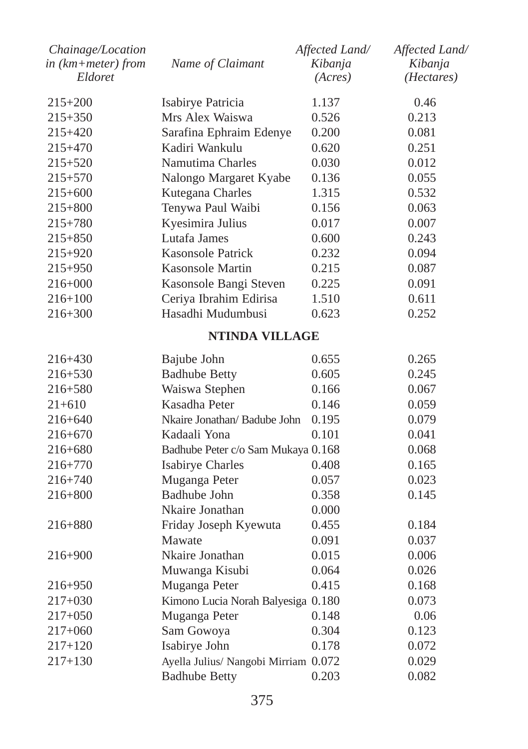| *Chainage/Location in (km+meter) from Eldoret* | *Name of Claimant* | *Affected Land/ Kibanja (Acres)* | *Affected Land/ Kibanja (Hectares)* |
|---|---|---|---|
| 215+200 | Isabirye Patricia | 1.137 | 0.46 |
| 215+350 | Mrs Alex Waiswa | 0.526 | 0.213 |
| 215+420 | Sarafina Ephraim Edenye | 0.200 | 0.081 |
| 215+470 | Kadiri Wankulu | 0.620 | 0.251 |
| 215+520 | Namutima Charles | 0.030 | 0.012 |
| 215+570 | Nalongo Margaret Kyabe | 0.136 | 0.055 |
| 215+600 | Kutegana Charles | 1.315 | 0.532 |
| 215+800 | Tenywa Paul Waibi | 0.156 | 0.063 |
| 215+780 | Kyesimira Julius | 0.017 | 0.007 |
| 215+850 | Lutafa James | 0.600 | 0.243 |
| 215+920 | Kasonsole Patrick | 0.232 | 0.094 |
| 215+950 | Kasonsole Martin | 0.215 | 0.087 |
| 216+000 | Kasonsole Bangi Steven | 0.225 | 0.091 |
| 216+100 | Ceriya Ibrahim Edirisa | 1.510 | 0.611 |
| 216+300 | Hasadhi Mudumbusi | 0.623 | 0.252 |
| | **NTINDA VILLAGE** | | |
| 216+430 | Bajube John | 0.655 | 0.265 |
| 216+530 | Badhube Betty | 0.605 | 0.245 |
| 216+580 | Waiswa Stephen | 0.166 | 0.067 |
| 21+610 | Kasadha Peter | 0.146 | 0.059 |
| 216+640 | Nkaire Jonathan/ Badube John | 0.195 | 0.079 |
| 216+670 | Kadaali Yona | 0.101 | 0.041 |
| 216+680 | Badhube Peter c/o Sam Mukaya | 0.168 | 0.068 |
| 216+770 | Isabirye Charles | 0.408 | 0.165 |
| 216+740 | Muganga Peter | 0.057 | 0.023 |
| 216+800 | Badhube John | 0.358 | 0.145 |
| | Nkaire Jonathan | 0.000 | |
| 216+880 | Friday Joseph Kyewuta | 0.455 | 0.184 |
| | Mawate | 0.091 | 0.037 |
| 216+900 | Nkaire Jonathan | 0.015 | 0.006 |
| | Muwanga Kisubi | 0.064 | 0.026 |
| 216+950 | Muganga Peter | 0.415 | 0.168 |
| 217+030 | Kimono Lucia Norah Balyesiga | 0.180 | 0.073 |
| 217+050 | Muganga Peter | 0.148 | 0.06 |
| 217+060 | Sam Gowoya | 0.304 | 0.123 |
| 217+120 | Isabirye John | 0.178 | 0.072 |
| 217+130 | Ayella Julius/ Nangobi Mirriam | 0.072 | 0.029 |
| | Badhube Betty | 0.203 | 0.082 |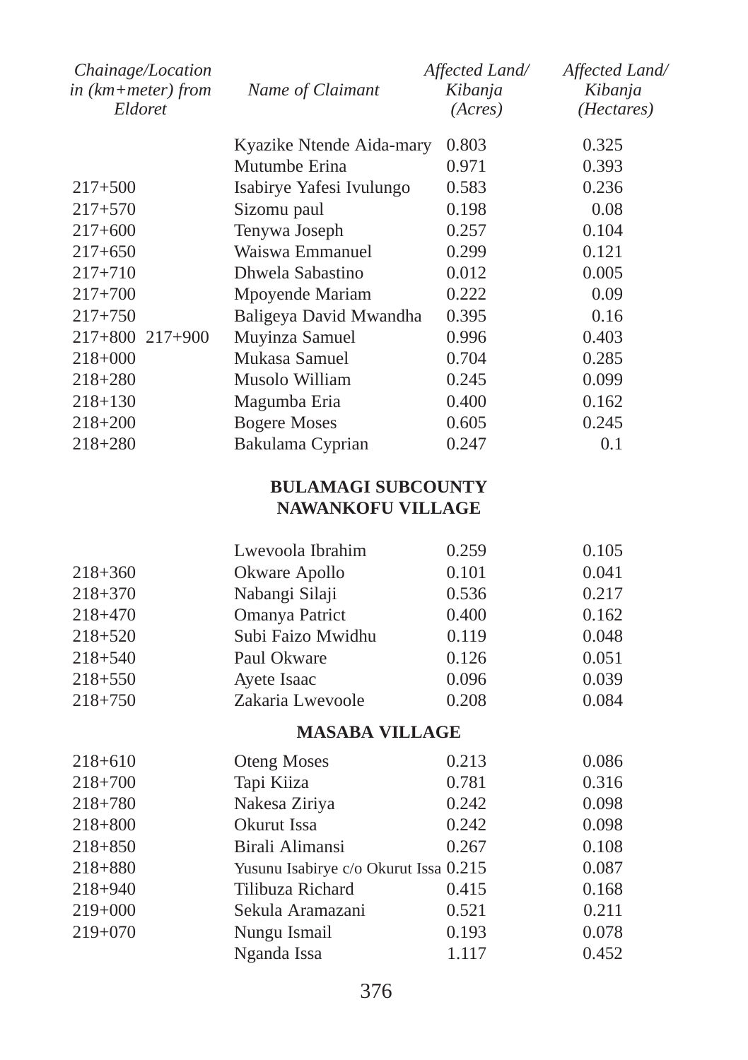| *Chainage/Location in (km+meter) from Eldoret* | *Name of Claimant* | *Affected Land/ Kibanja (Acres)* | *Affected Land/ Kibanja (Hectares)* |
|---|---|---|---|
| | Kyazike Ntende Aida-mary | 0.803 | 0.325 |
| | Mutumbe Erina | 0.971 | 0.393 |
| 217+500 | Isabirye Yafesi Ivulungo | 0.583 | 0.236 |
| 217+570 | Sizomu paul | 0.198 | 0.08 |
| 217+600 | Tenywa Joseph | 0.257 | 0.104 |
| 217+650 | Waiswa Emmanuel | 0.299 | 0.121 |
| 217+710 | Dhwela Sabastino | 0.012 | 0.005 |
| 217+700 | Mpoyende Mariam | 0.222 | 0.09 |
| 217+750 | Baligeya David Mwandha | 0.395 | 0.16 |
| 217+800 217+900 | Muyinza Samuel | 0.996 | 0.403 |
| 218+000 | Mukasa Samuel | 0.704 | 0.285 |
| 218+280 | Musolo William | 0.245 | 0.099 |
| 218+130 | Magumba Eria | 0.400 | 0.162 |
| 218+200 | Bogere Moses | 0.605 | 0.245 |
| 218+280 | Bakulama Cyprian | 0.247 | 0.1 |

**BULAMAGI SUBCOUNTY**
**NAWANKOFU VILLAGE**

| *Chainage/Location in (km+meter) from Eldoret* | *Name of Claimant* | *Affected Land/ Kibanja (Acres)* | *Affected Land/ Kibanja (Hectares)* |
|---|---|---|---|
| | Lwevoola Ibrahim | 0.259 | 0.105 |
| 218+360 | Okware Apollo | 0.101 | 0.041 |
| 218+370 | Nabangi Silaji | 0.536 | 0.217 |
| 218+470 | Omanya Patrict | 0.400 | 0.162 |
| 218+520 | Subi Faizo Mwidhu | 0.119 | 0.048 |
| 218+540 | Paul Okware | 0.126 | 0.051 |
| 218+550 | Ayete Isaac | 0.096 | 0.039 |
| 218+750 | Zakaria Lwevoole | 0.208 | 0.084 |

**MASABA VILLAGE**

| *Chainage/Location in (km+meter) from Eldoret* | *Name of Claimant* | *Affected Land/ Kibanja (Acres)* | *Affected Land/ Kibanja (Hectares)* |
|---|---|---|---|
| 218+610 | Oteng Moses | 0.213 | 0.086 |
| 218+700 | Tapi Kiiza | 0.781 | 0.316 |
| 218+780 | Nakesa Ziriya | 0.242 | 0.098 |
| 218+800 | Okurut Issa | 0.242 | 0.098 |
| 218+850 | Birali Alimansi | 0.267 | 0.108 |
| 218+880 | Yusunu Isabirye c/o Okurut Issa | 0.215 | 0.087 |
| 218+940 | Tilibuza Richard | 0.415 | 0.168 |
| 219+000 | Sekula Aramazani | 0.521 | 0.211 |
| 219+070 | Nungu Ismail | 0.193 | 0.078 |
| | Nganda Issa | 1.117 | 0.452 |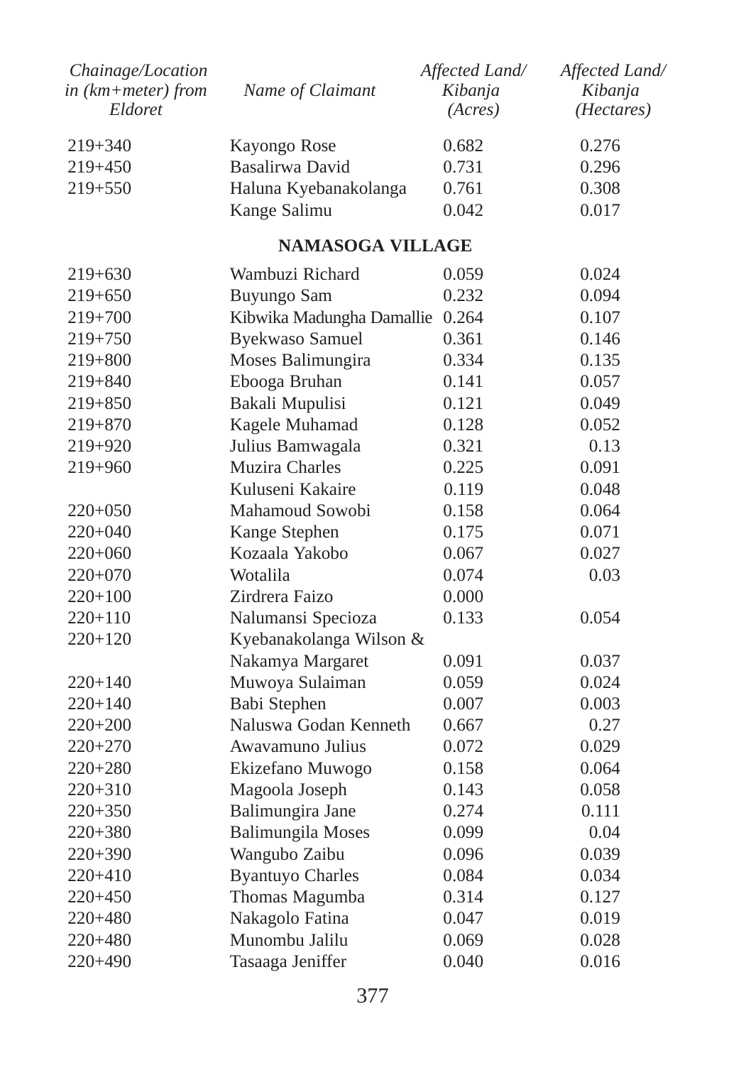| Chainage/Location in (km+meter) from Eldoret | Name of Claimant | Affected Land/ Kibanja (Acres) | Affected Land/ Kibanja (Hectares) |
|---|---|---|---|
| 219+340 | Kayongo Rose | 0.682 | 0.276 |
| 219+450 | Basalirwa David | 0.731 | 0.296 |
| 219+550 | Haluna Kyebanakolanga | 0.761 | 0.308 |
| | Kange Salimu | 0.042 | 0.017 |
| | **NAMASOGA VILLAGE** | | |
| 219+630 | Wambuzi Richard | 0.059 | 0.024 |
| 219+650 | Buyungo Sam | 0.232 | 0.094 |
| 219+700 | Kibwika Madungha Damallie | 0.264 | 0.107 |
| 219+750 | Byekwaso Samuel | 0.361 | 0.146 |
| 219+800 | Moses Balimungira | 0.334 | 0.135 |
| 219+840 | Ebooga Bruhan | 0.141 | 0.057 |
| 219+850 | Bakali Mupulisi | 0.121 | 0.049 |
| 219+870 | Kagele Muhamad | 0.128 | 0.052 |
| 219+920 | Julius Bamwagala | 0.321 | 0.13 |
| 219+960 | Muzira Charles | 0.225 | 0.091 |
| | Kuluseni Kakaire | 0.119 | 0.048 |
| 220+050 | Mahamoud Sowobi | 0.158 | 0.064 |
| 220+040 | Kange Stephen | 0.175 | 0.071 |
| 220+060 | Kozaala Yakobo | 0.067 | 0.027 |
| 220+070 | Wotalila | 0.074 | 0.03 |
| 220+100 | Zirdrera Faizo | 0.000 | |
| 220+110 | Nalumansi Specioza | 0.133 | 0.054 |
| 220+120 | Kyebanakolanga Wilson & Nakamya Margaret | 0.091 | 0.037 |
| 220+140 | Muwoya Sulaiman | 0.059 | 0.024 |
| 220+140 | Babi Stephen | 0.007 | 0.003 |
| 220+200 | Naluswa Godan Kenneth | 0.667 | 0.27 |
| 220+270 | Awavamuno Julius | 0.072 | 0.029 |
| 220+280 | Ekizefano Muwogo | 0.158 | 0.064 |
| 220+310 | Magoola Joseph | 0.143 | 0.058 |
| 220+350 | Balimungira Jane | 0.274 | 0.111 |
| 220+380 | Balimungila Moses | 0.099 | 0.04 |
| 220+390 | Wangubo Zaibu | 0.096 | 0.039 |
| 220+410 | Byantuyo Charles | 0.084 | 0.034 |
| 220+450 | Thomas Magumba | 0.314 | 0.127 |
| 220+480 | Nakagolo Fatina | 0.047 | 0.019 |
| 220+480 | Munombu Jalilu | 0.069 | 0.028 |
| 220+490 | Tasaaga Jeniffer | 0.040 | 0.016 |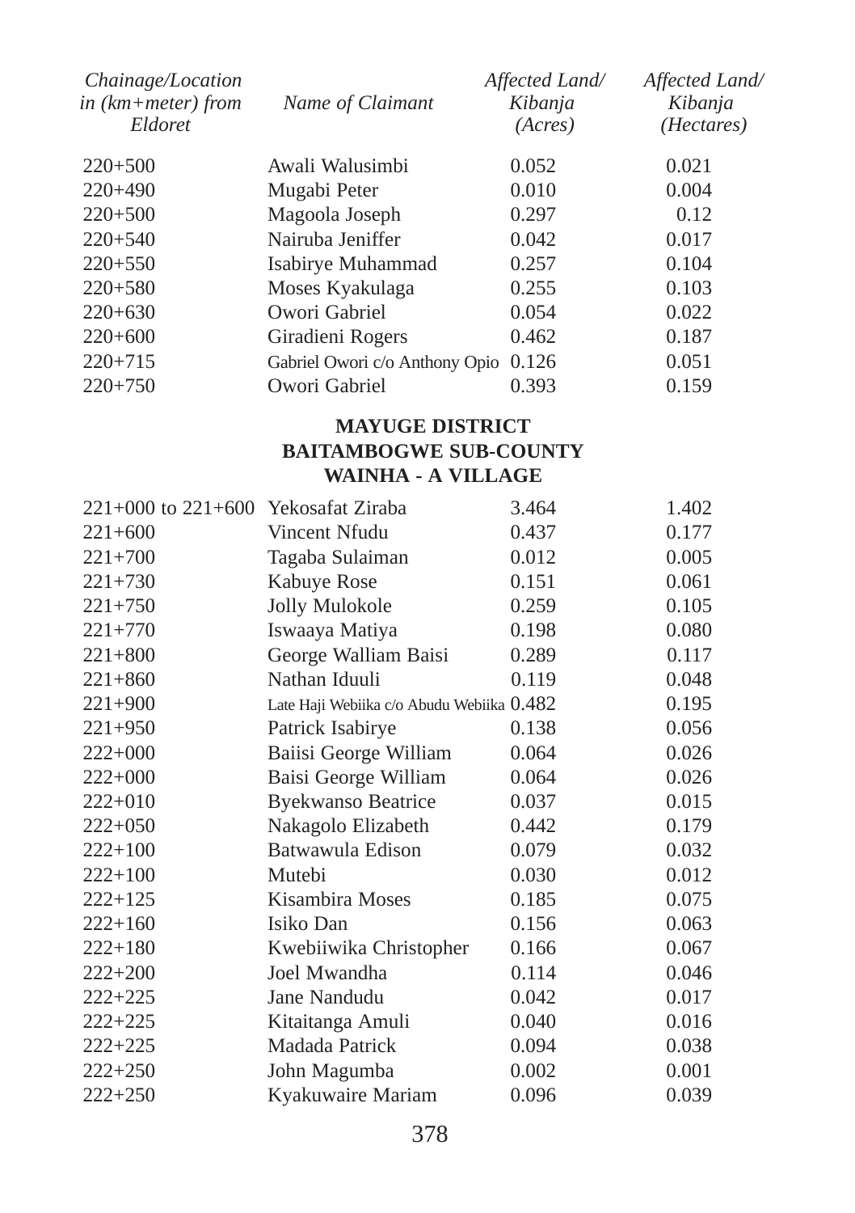| Chainage/Location in (km+meter) from Eldoret | Name of Claimant | Affected Land/ Kibanja (Acres) | Affected Land/ Kibanja (Hectares) |
|---|---|---|---|
| 220+500 | Awali Walusimbi | 0.052 | 0.021 |
| 220+490 | Mugabi Peter | 0.010 | 0.004 |
| 220+500 | Magoola Joseph | 0.297 | 0.12 |
| 220+540 | Nairuba Jeniffer | 0.042 | 0.017 |
| 220+550 | Isabirye Muhammad | 0.257 | 0.104 |
| 220+580 | Moses Kyakulaga | 0.255 | 0.103 |
| 220+630 | Owori Gabriel | 0.054 | 0.022 |
| 220+600 | Giradieni Rogers | 0.462 | 0.187 |
| 220+715 | Gabriel Owori c/o Anthony Opio | 0.126 | 0.051 |
| 220+750 | Owori Gabriel | 0.393 | 0.159 |

**MAYUGE DISTRICT**
**BAITAMBOGWE SUB-COUNTY**
**WAINHA - A VILLAGE**

| Chainage/Location in (km+meter) from Eldoret | Name of Claimant | Affected Land/ Kibanja (Acres) | Affected Land/ Kibanja (Hectares) |
|---|---|---|---|
| 221+000 to 221+600 | Yekosafat Ziraba | 3.464 | 1.402 |
| 221+600 | Vincent Nfudu | 0.437 | 0.177 |
| 221+700 | Tagaba Sulaiman | 0.012 | 0.005 |
| 221+730 | Kabuye Rose | 0.151 | 0.061 |
| 221+750 | Jolly Mulokole | 0.259 | 0.105 |
| 221+770 | Iswaaya Matiya | 0.198 | 0.080 |
| 221+800 | George Walliam Baisi | 0.289 | 0.117 |
| 221+860 | Nathan Iduuli | 0.119 | 0.048 |
| 221+900 | Late Haji Webiika c/o Abudu Webiika | 0.482 | 0.195 |
| 221+950 | Patrick Isabirye | 0.138 | 0.056 |
| 222+000 | Baiisi George William | 0.064 | 0.026 |
| 222+000 | Baisi George William | 0.064 | 0.026 |
| 222+010 | Byekwanso Beatrice | 0.037 | 0.015 |
| 222+050 | Nakagolo Elizabeth | 0.442 | 0.179 |
| 222+100 | Batwawula Edison | 0.079 | 0.032 |
| 222+100 | Mutebi | 0.030 | 0.012 |
| 222+125 | Kisambira Moses | 0.185 | 0.075 |
| 222+160 | Isiko Dan | 0.156 | 0.063 |
| 222+180 | Kwebiiwika Christopher | 0.166 | 0.067 |
| 222+200 | Joel Mwandha | 0.114 | 0.046 |
| 222+225 | Jane Nandudu | 0.042 | 0.017 |
| 222+225 | Kitaitanga Amuli | 0.040 | 0.016 |
| 222+225 | Madada Patrick | 0.094 | 0.038 |
| 222+250 | John Magumba | 0.002 | 0.001 |
| 222+250 | Kyakuwaire Mariam | 0.096 | 0.039 |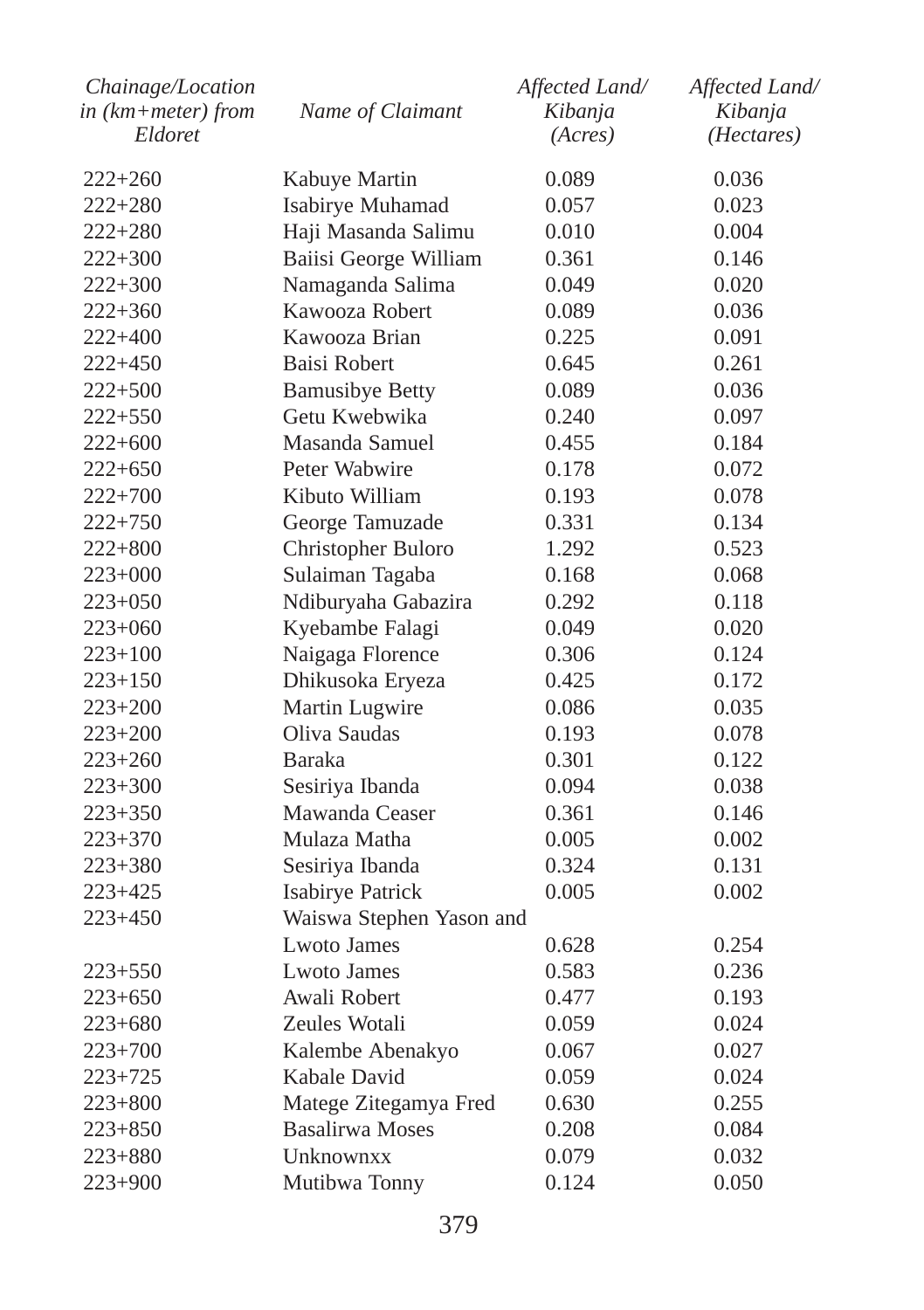| Chainage/Location in (km+meter) from Eldoret | Name of Claimant | Affected Land/ Kibanja (Acres) | Affected Land/ Kibanja (Hectares) |
|---|---|---|---|
| 222+260 | Kabuye Martin | 0.089 | 0.036 |
| 222+280 | Isabirye Muhamad | 0.057 | 0.023 |
| 222+280 | Haji Masanda Salimu | 0.010 | 0.004 |
| 222+300 | Baiisi George William | 0.361 | 0.146 |
| 222+300 | Namaganda Salima | 0.049 | 0.020 |
| 222+360 | Kawooza Robert | 0.089 | 0.036 |
| 222+400 | Kawooza Brian | 0.225 | 0.091 |
| 222+450 | Baisi Robert | 0.645 | 0.261 |
| 222+500 | Bamusibye Betty | 0.089 | 0.036 |
| 222+550 | Getu Kwebwika | 0.240 | 0.097 |
| 222+600 | Masanda Samuel | 0.455 | 0.184 |
| 222+650 | Peter Wabwire | 0.178 | 0.072 |
| 222+700 | Kibuto William | 0.193 | 0.078 |
| 222+750 | George Tamuzade | 0.331 | 0.134 |
| 222+800 | Christopher Buloro | 1.292 | 0.523 |
| 223+000 | Sulaiman Tagaba | 0.168 | 0.068 |
| 223+050 | Ndiburyaha Gabazira | 0.292 | 0.118 |
| 223+060 | Kyebambe Falagi | 0.049 | 0.020 |
| 223+100 | Naigaga Florence | 0.306 | 0.124 |
| 223+150 | Dhikusoka Eryeza | 0.425 | 0.172 |
| 223+200 | Martin Lugwire | 0.086 | 0.035 |
| 223+200 | Oliva Saudas | 0.193 | 0.078 |
| 223+260 | Baraka | 0.301 | 0.122 |
| 223+300 | Sesiriya Ibanda | 0.094 | 0.038 |
| 223+350 | Mawanda Ceaser | 0.361 | 0.146 |
| 223+370 | Mulaza Matha | 0.005 | 0.002 |
| 223+380 | Sesiriya Ibanda | 0.324 | 0.131 |
| 223+425 | Isabirye Patrick | 0.005 | 0.002 |
| 223+450 | Waiswa Stephen Yason and Lwoto James | 0.628 | 0.254 |
| 223+550 | Lwoto James | 0.583 | 0.236 |
| 223+650 | Awali Robert | 0.477 | 0.193 |
| 223+680 | Zeules Wotali | 0.059 | 0.024 |
| 223+700 | Kalembe Abenakyo | 0.067 | 0.027 |
| 223+725 | Kabale David | 0.059 | 0.024 |
| 223+800 | Matege Zitegamya Fred | 0.630 | 0.255 |
| 223+850 | Basalirwa Moses | 0.208 | 0.084 |
| 223+880 | Unknownxx | 0.079 | 0.032 |
| 223+900 | Mutibwa Tonny | 0.124 | 0.050 |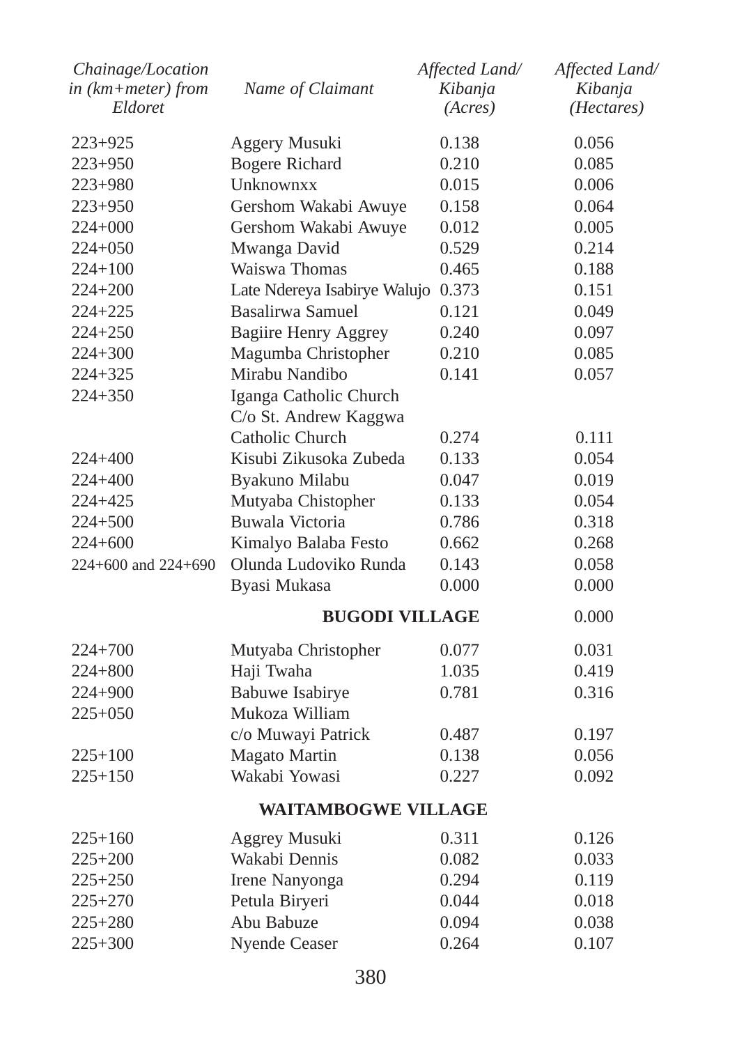| *Chainage/Location in (km+meter) from Eldoret* | *Name of Claimant* | *Affected Land/ Kibanja (Acres)* | *Affected Land/ Kibanja (Hectares)* |
|---|---|---|---|
| 223+925 | Aggery Musuki | 0.138 | 0.056 |
| 223+950 | Bogere Richard | 0.210 | 0.085 |
| 223+980 | Unknownxx | 0.015 | 0.006 |
| 223+950 | Gershom Wakabi Awuye | 0.158 | 0.064 |
| 224+000 | Gershom Wakabi Awuye | 0.012 | 0.005 |
| 224+050 | Mwanga David | 0.529 | 0.214 |
| 224+100 | Waiswa Thomas | 0.465 | 0.188 |
| 224+200 | Late Ndereya Isabirye Walujo | 0.373 | 0.151 |
| 224+225 | Basalirwa Samuel | 0.121 | 0.049 |
| 224+250 | Bagiire Henry Aggrey | 0.240 | 0.097 |
| 224+300 | Magumba Christopher | 0.210 | 0.085 |
| 224+325 | Mirabu Nandibo | 0.141 | 0.057 |
| 224+350 | Iganga Catholic Church C/o St. Andrew Kaggwa Catholic Church | 0.274 | 0.111 |
| 224+400 | Kisubi Zikusoka Zubeda | 0.133 | 0.054 |
| 224+400 | Byakuno Milabu | 0.047 | 0.019 |
| 224+425 | Mutyaba Chistopher | 0.133 | 0.054 |
| 224+500 | Buwala Victoria | 0.786 | 0.318 |
| 224+600 | Kimalyo Balaba Festo | 0.662 | 0.268 |
| 224+600 and 224+690 | Olunda Ludoviko Runda | 0.143 | 0.058 |
| | Byasi Mukasa | 0.000 | 0.000 |
| | **BUGODI VILLAGE** | | 0.000 |
| 224+700 | Mutyaba Christopher | 0.077 | 0.031 |
| 224+800 | Haji Twaha | 1.035 | 0.419 |
| 224+900 | Babuwe Isabirye | 0.781 | 0.316 |
| 225+050 | Mukoza William c/o Muwayi Patrick | 0.487 | 0.197 |
| 225+100 | Magato Martin | 0.138 | 0.056 |
| 225+150 | Wakabi Yowasi | 0.227 | 0.092 |
| | **WAITAMBOGWE VILLAGE** | | |
| 225+160 | Aggrey Musuki | 0.311 | 0.126 |
| 225+200 | Wakabi Dennis | 0.082 | 0.033 |
| 225+250 | Irene Nanyonga | 0.294 | 0.119 |
| 225+270 | Petula Biryeri | 0.044 | 0.018 |
| 225+280 | Abu Babuze | 0.094 | 0.038 |
| 225+300 | Nyende Ceaser | 0.264 | 0.107 |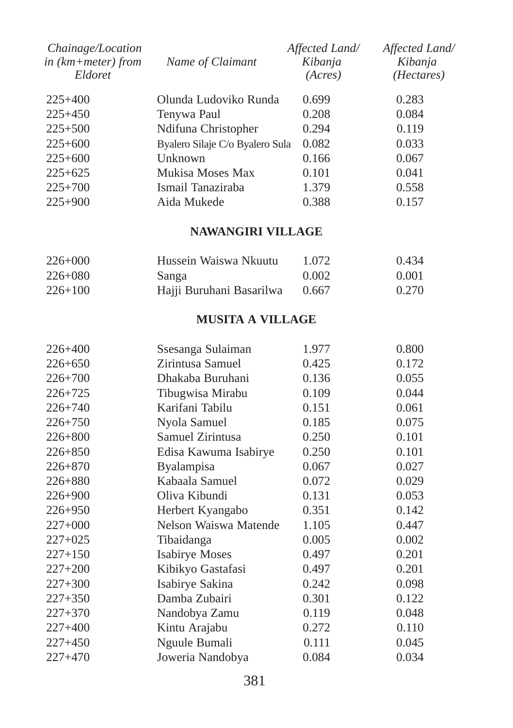| *Chainage/Location in (km+meter) from Eldoret* | *Name of Claimant* | *Affected Land/ Kibanja (Acres)* | *Affected Land/ Kibanja (Hectares)* |
|---|---|---|---|
| 225+400 | Olunda Ludoviko Runda | 0.699 | 0.283 |
| 225+450 | Tenywa Paul | 0.208 | 0.084 |
| 225+500 | Ndifuna Christopher | 0.294 | 0.119 |
| 225+600 | Byalero Silaje C/o Byalero Sula | 0.082 | 0.033 |
| 225+600 | Unknown | 0.166 | 0.067 |
| 225+625 | Mukisa Moses Max | 0.101 | 0.041 |
| 225+700 | Ismail Tanaziraba | 1.379 | 0.558 |
| 225+900 | Aida Mukede | 0.388 | 0.157 |
| | **NAWANGIRI VILLAGE** | | |
| 226+000 | Hussein Waiswa Nkuutu | 1.072 | 0.434 |
| 226+080 | Sanga | 0.002 | 0.001 |
| 226+100 | Hajji Buruhani Basarilwa | 0.667 | 0.270 |
| | **MUSITA A VILLAGE** | | |
| 226+400 | Ssesanga Sulaiman | 1.977 | 0.800 |
| 226+650 | Zirintusa Samuel | 0.425 | 0.172 |
| 226+700 | Dhakaba Buruhani | 0.136 | 0.055 |
| 226+725 | Tibugwisa Mirabu | 0.109 | 0.044 |
| 226+740 | Karifani Tabilu | 0.151 | 0.061 |
| 226+750 | Nyola Samuel | 0.185 | 0.075 |
| 226+800 | Samuel Zirintusa | 0.250 | 0.101 |
| 226+850 | Edisa Kawuma Isabirye | 0.250 | 0.101 |
| 226+870 | Byalampisa | 0.067 | 0.027 |
| 226+880 | Kabaala Samuel | 0.072 | 0.029 |
| 226+900 | Oliva Kibundi | 0.131 | 0.053 |
| 226+950 | Herbert Kyangabo | 0.351 | 0.142 |
| 227+000 | Nelson Waiswa Matende | 1.105 | 0.447 |
| 227+025 | Tibaidanga | 0.005 | 0.002 |
| 227+150 | Isabirye Moses | 0.497 | 0.201 |
| 227+200 | Kibikyo Gastafasi | 0.497 | 0.201 |
| 227+300 | Isabirye Sakina | 0.242 | 0.098 |
| 227+350 | Damba Zubairi | 0.301 | 0.122 |
| 227+370 | Nandobya Zamu | 0.119 | 0.048 |
| 227+400 | Kintu Arajabu | 0.272 | 0.110 |
| 227+450 | Nguule Bumali | 0.111 | 0.045 |
| 227+470 | Joweria Nandobya | 0.084 | 0.034 |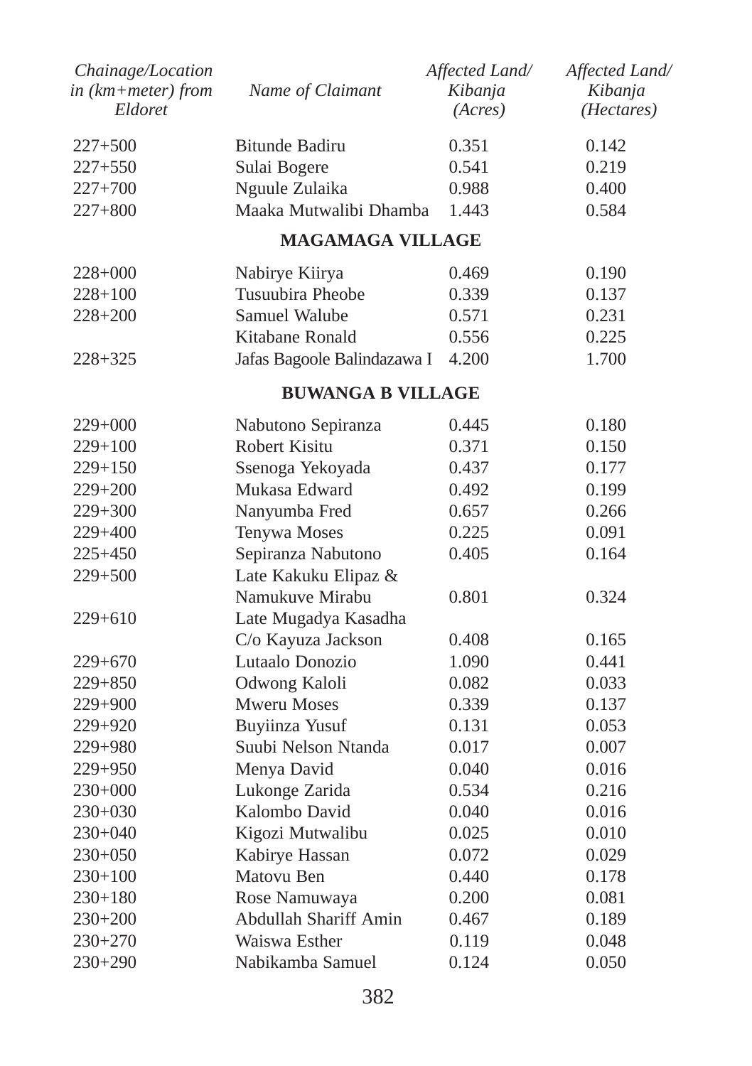| *Chainage/Location in (km+meter) from Eldoret* | *Name of Claimant* | *Affected Land/ Kibanja (Acres)* | *Affected Land/ Kibanja (Hectares)* |
|---|---|---|---|
| 227+500 | Bitunde Badiru | 0.351 | 0.142 |
| 227+550 | Sulai Bogere | 0.541 | 0.219 |
| 227+700 | Nguule Zulaika | 0.988 | 0.400 |
| 227+800 | Maaka Mutwalibi Dhamba | 1.443 | 0.584 |
| | **MAGAMAGA VILLAGE** | | |
| 228+000 | Nabirye Kiirya | 0.469 | 0.190 |
| 228+100 | Tusuubira Pheobe | 0.339 | 0.137 |
| 228+200 | Samuel Walube | 0.571 | 0.231 |
| | Kitabane Ronald | 0.556 | 0.225 |
| 228+325 | Jafas Bagoole Balindazawa I | 4.200 | 1.700 |
| | **BUWANGA B VILLAGE** | | |
| 229+000 | Nabutono Sepiranza | 0.445 | 0.180 |
| 229+100 | Robert Kisitu | 0.371 | 0.150 |
| 229+150 | Ssenoga Yekoyada | 0.437 | 0.177 |
| 229+200 | Mukasa Edward | 0.492 | 0.199 |
| 229+300 | Nanyumba Fred | 0.657 | 0.266 |
| 229+400 | Tenywa Moses | 0.225 | 0.091 |
| 225+450 | Sepiranza Nabutono | 0.405 | 0.164 |
| 229+500 | Late Kakuku Elipaz & Namukuve Mirabu | 0.801 | 0.324 |
| 229+610 | Late Mugadya Kasadha C/o Kayuza Jackson | 0.408 | 0.165 |
| 229+670 | Lutaalo Donozio | 1.090 | 0.441 |
| 229+850 | Odwong Kaloli | 0.082 | 0.033 |
| 229+900 | Mweru Moses | 0.339 | 0.137 |
| 229+920 | Buyiinza Yusuf | 0.131 | 0.053 |
| 229+980 | Suubi Nelson Ntanda | 0.017 | 0.007 |
| 229+950 | Menya David | 0.040 | 0.016 |
| 230+000 | Lukonge Zarida | 0.534 | 0.216 |
| 230+030 | Kalombo David | 0.040 | 0.016 |
| 230+040 | Kigozi Mutwalibu | 0.025 | 0.010 |
| 230+050 | Kabirye Hassan | 0.072 | 0.029 |
| 230+100 | Matovu Ben | 0.440 | 0.178 |
| 230+180 | Rose Namuwaya | 0.200 | 0.081 |
| 230+200 | Abdullah Shariff Amin | 0.467 | 0.189 |
| 230+270 | Waiswa Esther | 0.119 | 0.048 |
| 230+290 | Nabikamba Samuel | 0.124 | 0.050 |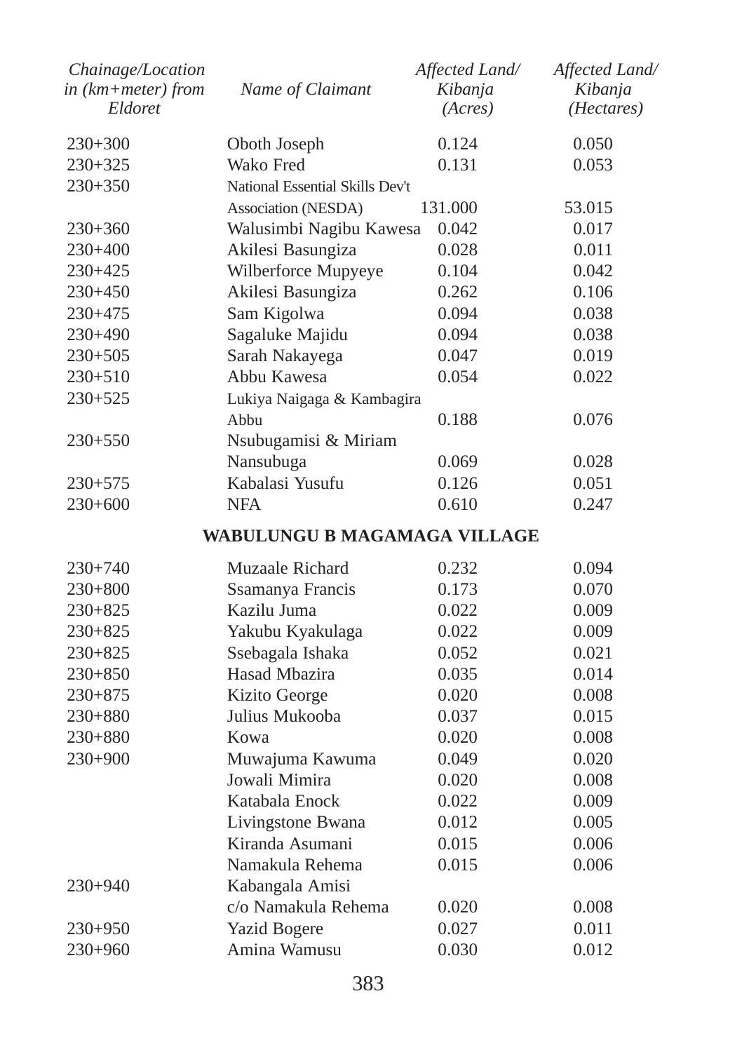| Chainage/Location in (km+meter) from Eldoret | Name of Claimant | Affected Land/ Kibanja (Acres) | Affected Land/ Kibanja (Hectares) |
|---|---|---|---|
| 230+300 | Oboth Joseph | 0.124 | 0.050 |
| 230+325 | Wako Fred | 0.131 | 0.053 |
| 230+350 | National Essential Skills Dev't Association (NESDA) | 131.000 | 53.015 |
| 230+360 | Walusimbi Nagibu Kawesa | 0.042 | 0.017 |
| 230+400 | Akilesi Basungiza | 0.028 | 0.011 |
| 230+425 | Wilberforce Mupyeye | 0.104 | 0.042 |
| 230+450 | Akilesi Basungiza | 0.262 | 0.106 |
| 230+475 | Sam Kigolwa | 0.094 | 0.038 |
| 230+490 | Sagaluke Majidu | 0.094 | 0.038 |
| 230+505 | Sarah Nakayega | 0.047 | 0.019 |
| 230+510 | Abbu Kawesa | 0.054 | 0.022 |
| 230+525 | Lukiya Naigaga & Kambagira Abbu | 0.188 | 0.076 |
| 230+550 | Nsubugamisi & Miriam Nansubuga | 0.069 | 0.028 |
| 230+575 | Kabalasi Yusufu | 0.126 | 0.051 |
| 230+600 | NFA | 0.610 | 0.247 |
| | **WABULUNGU B MAGAMAGA VILLAGE** | | |
| 230+740 | Muzaale Richard | 0.232 | 0.094 |
| 230+800 | Ssamanya Francis | 0.173 | 0.070 |
| 230+825 | Kazilu Juma | 0.022 | 0.009 |
| 230+825 | Yakubu Kyakulaga | 0.022 | 0.009 |
| 230+825 | Ssebagala Ishaka | 0.052 | 0.021 |
| 230+850 | Hasad Mbazira | 0.035 | 0.014 |
| 230+875 | Kizito George | 0.020 | 0.008 |
| 230+880 | Julius Mukooba | 0.037 | 0.015 |
| 230+880 | Kowa | 0.020 | 0.008 |
| 230+900 | Muwajuma Kawuma | 0.049 | 0.020 |
| | Jowali Mimira | 0.020 | 0.008 |
| | Katabala Enock | 0.022 | 0.009 |
| | Livingstone Bwana | 0.012 | 0.005 |
| | Kiranda Asumani | 0.015 | 0.006 |
| | Namakula Rehema | 0.015 | 0.006 |
| 230+940 | Kabangala Amisi c/o Namakula Rehema | 0.020 | 0.008 |
| 230+950 | Yazid Bogere | 0.027 | 0.011 |
| 230+960 | Amina Wamusu | 0.030 | 0.012 |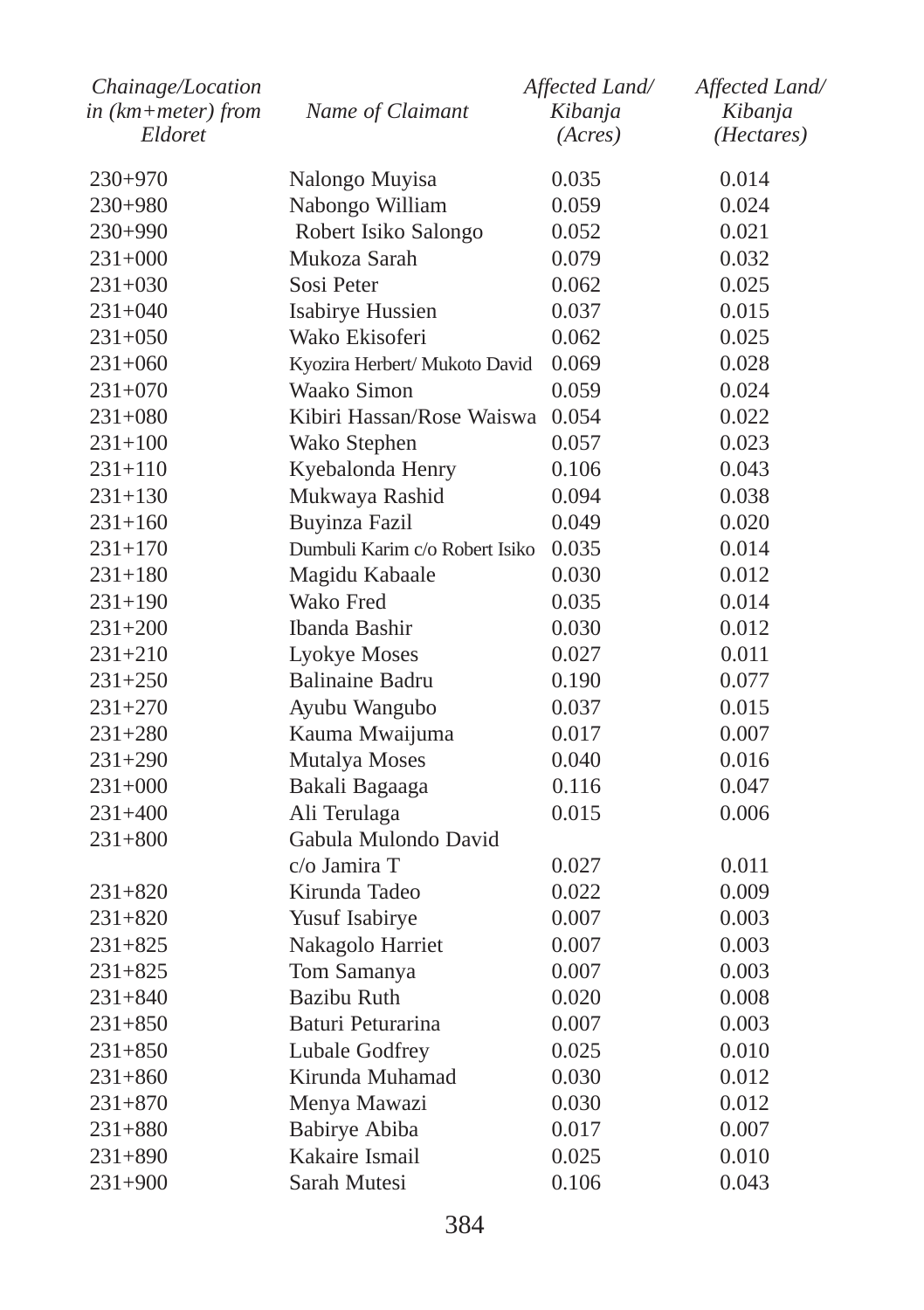| Chainage/Location in (km+meter) from Eldoret | Name of Claimant | Affected Land/ Kibanja (Acres) | Affected Land/ Kibanja (Hectares) |
|---|---|---|---|
| 230+970 | Nalongo Muyisa | 0.035 | 0.014 |
| 230+980 | Nabongo William | 0.059 | 0.024 |
| 230+990 | Robert Isiko Salongo | 0.052 | 0.021 |
| 231+000 | Mukoza Sarah | 0.079 | 0.032 |
| 231+030 | Sosi Peter | 0.062 | 0.025 |
| 231+040 | Isabirye Hussien | 0.037 | 0.015 |
| 231+050 | Wako Ekisoferi | 0.062 | 0.025 |
| 231+060 | Kyozira Herbert/ Mukoto David | 0.069 | 0.028 |
| 231+070 | Waako Simon | 0.059 | 0.024 |
| 231+080 | Kibiri Hassan/Rose Waiswa | 0.054 | 0.022 |
| 231+100 | Wako Stephen | 0.057 | 0.023 |
| 231+110 | Kyebalonda Henry | 0.106 | 0.043 |
| 231+130 | Mukwaya Rashid | 0.094 | 0.038 |
| 231+160 | Buyinza Fazil | 0.049 | 0.020 |
| 231+170 | Dumbuli Karim c/o Robert Isiko | 0.035 | 0.014 |
| 231+180 | Magidu Kabaale | 0.030 | 0.012 |
| 231+190 | Wako Fred | 0.035 | 0.014 |
| 231+200 | Ibanda Bashir | 0.030 | 0.012 |
| 231+210 | Lyokye Moses | 0.027 | 0.011 |
| 231+250 | Balinaine Badru | 0.190 | 0.077 |
| 231+270 | Ayubu Wangubo | 0.037 | 0.015 |
| 231+280 | Kauma Mwaijuma | 0.017 | 0.007 |
| 231+290 | Mutalya Moses | 0.040 | 0.016 |
| 231+000 | Bakali Bagaaga | 0.116 | 0.047 |
| 231+400 | Ali Terulaga | 0.015 | 0.006 |
| 231+800 | Gabula Mulondo David c/o Jamira T | 0.027 | 0.011 |
| 231+820 | Kirunda Tadeo | 0.022 | 0.009 |
| 231+820 | Yusuf Isabirye | 0.007 | 0.003 |
| 231+825 | Nakagolo Harriet | 0.007 | 0.003 |
| 231+825 | Tom Samanya | 0.007 | 0.003 |
| 231+840 | Bazibu Ruth | 0.020 | 0.008 |
| 231+850 | Baturi Peturarina | 0.007 | 0.003 |
| 231+850 | Lubale Godfrey | 0.025 | 0.010 |
| 231+860 | Kirunda Muhamad | 0.030 | 0.012 |
| 231+870 | Menya Mawazi | 0.030 | 0.012 |
| 231+880 | Babirye Abiba | 0.017 | 0.007 |
| 231+890 | Kakaire Ismail | 0.025 | 0.010 |
| 231+900 | Sarah Mutesi | 0.106 | 0.043 |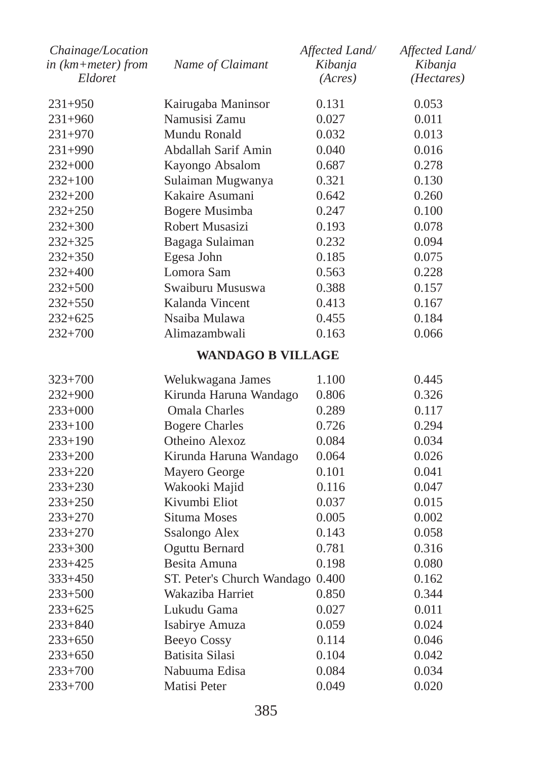| Chainage/Location in (km+meter) from Eldoret | Name of Claimant | Affected Land/ Kibanja (Acres) | Affected Land/ Kibanja (Hectares) |
|---|---|---|---|
| 231+950 | Kairugaba Maninsor | 0.131 | 0.053 |
| 231+960 | Namusisi Zamu | 0.027 | 0.011 |
| 231+970 | Mundu Ronald | 0.032 | 0.013 |
| 231+990 | Abdallah Sarif Amin | 0.040 | 0.016 |
| 232+000 | Kayongo Absalom | 0.687 | 0.278 |
| 232+100 | Sulaiman Mugwanya | 0.321 | 0.130 |
| 232+200 | Kakaire Asumani | 0.642 | 0.260 |
| 232+250 | Bogere Musimba | 0.247 | 0.100 |
| 232+300 | Robert Musasizi | 0.193 | 0.078 |
| 232+325 | Bagaga Sulaiman | 0.232 | 0.094 |
| 232+350 | Egesa John | 0.185 | 0.075 |
| 232+400 | Lomora Sam | 0.563 | 0.228 |
| 232+500 | Swaiburu Mususwa | 0.388 | 0.157 |
| 232+550 | Kalanda Vincent | 0.413 | 0.167 |
| 232+625 | Nsaiba Mulawa | 0.455 | 0.184 |
| 232+700 | Alimazambwali | 0.163 | 0.066 |
| | **WANDAGO B VILLAGE** | | |
| 323+700 | Welukwagana James | 1.100 | 0.445 |
| 232+900 | Kirunda Haruna Wandago | 0.806 | 0.326 |
| 233+000 | Omala Charles | 0.289 | 0.117 |
| 233+100 | Bogere Charles | 0.726 | 0.294 |
| 233+190 | Otheino Alexoz | 0.084 | 0.034 |
| 233+200 | Kirunda Haruna Wandago | 0.064 | 0.026 |
| 233+220 | Mayero George | 0.101 | 0.041 |
| 233+230 | Wakooki Majid | 0.116 | 0.047 |
| 233+250 | Kivumbi Eliot | 0.037 | 0.015 |
| 233+270 | Situma Moses | 0.005 | 0.002 |
| 233+270 | Ssalongo Alex | 0.143 | 0.058 |
| 233+300 | Oguttu Bernard | 0.781 | 0.316 |
| 233+425 | Besita Amuna | 0.198 | 0.080 |
| 333+450 | ST. Peter's Church Wandago | 0.400 | 0.162 |
| 233+500 | Wakaziba Harriet | 0.850 | 0.344 |
| 233+625 | Lukudu Gama | 0.027 | 0.011 |
| 233+840 | Isabirye Amuza | 0.059 | 0.024 |
| 233+650 | Beeyo Cossy | 0.114 | 0.046 |
| 233+650 | Batisita Silasi | 0.104 | 0.042 |
| 233+700 | Nabuuma Edisa | 0.084 | 0.034 |
| 233+700 | Matisi Peter | 0.049 | 0.020 |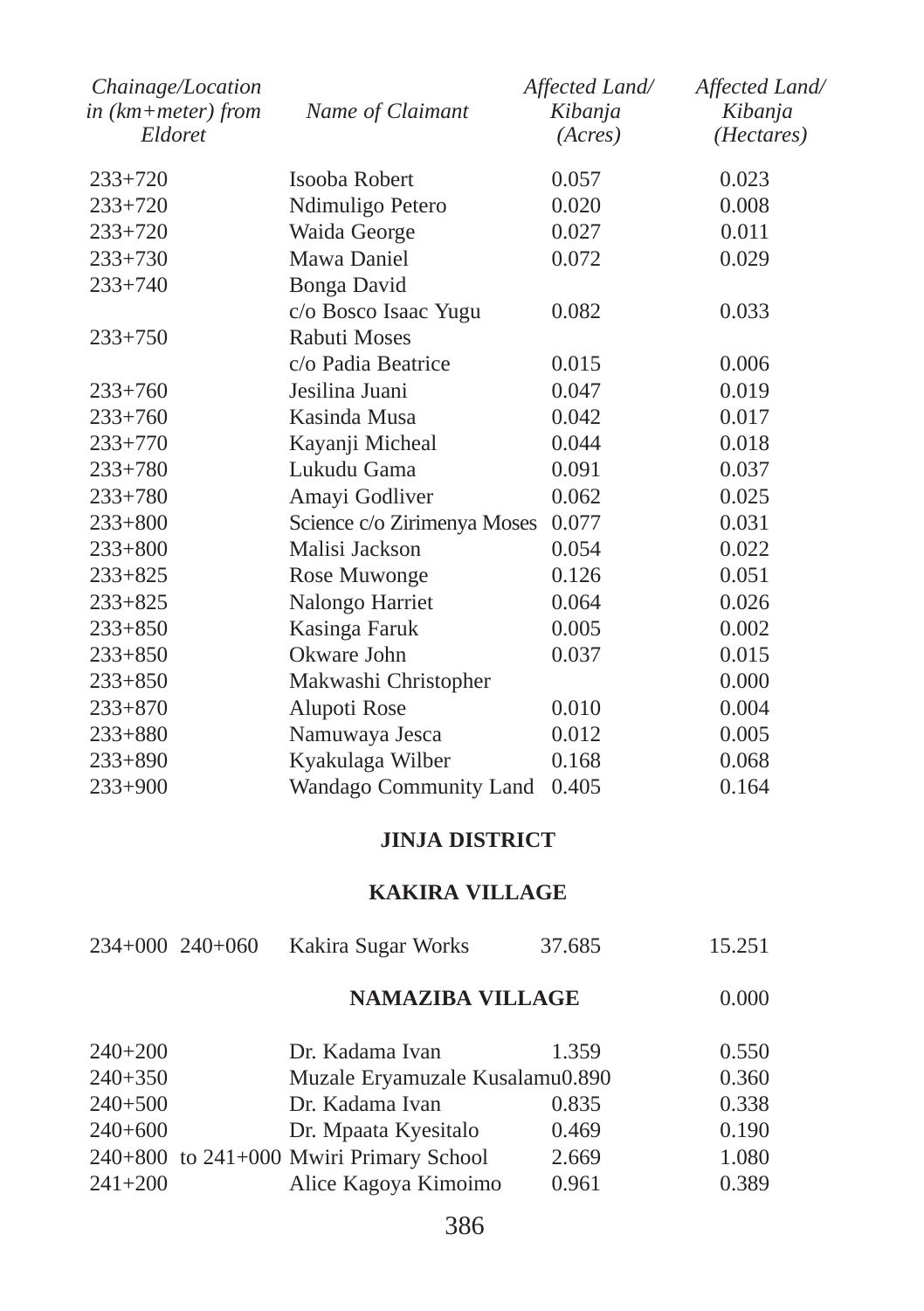| Chainage/Location in (km+meter) from Eldoret | Name of Claimant | Affected Land/ Kibanja (Acres) | Affected Land/ Kibanja (Hectares) |
|---|---|---|---|
| 233+720 | Isooba Robert | 0.057 | 0.023 |
| 233+720 | Ndimuligo Petero | 0.020 | 0.008 |
| 233+720 | Waida George | 0.027 | 0.011 |
| 233+730 | Mawa Daniel | 0.072 | 0.029 |
| 233+740 | Bonga David c/o Bosco Isaac Yugu | 0.082 | 0.033 |
| 233+750 | Rabuti Moses c/o Padia Beatrice | 0.015 | 0.006 |
| 233+760 | Jesilina Juani | 0.047 | 0.019 |
| 233+760 | Kasinda Musa | 0.042 | 0.017 |
| 233+770 | Kayanji Micheal | 0.044 | 0.018 |
| 233+780 | Lukudu Gama | 0.091 | 0.037 |
| 233+780 | Amayi Godliver | 0.062 | 0.025 |
| 233+800 | Science c/o Zirimenya Moses | 0.077 | 0.031 |
| 233+800 | Malisi Jackson | 0.054 | 0.022 |
| 233+825 | Rose Muwonge | 0.126 | 0.051 |
| 233+825 | Nalongo Harriet | 0.064 | 0.026 |
| 233+850 | Kasinga Faruk | 0.005 | 0.002 |
| 233+850 | Okware John | 0.037 | 0.015 |
| 233+850 | Makwashi Christopher | | 0.000 |
| 233+870 | Alupoti Rose | 0.010 | 0.004 |
| 233+880 | Namuwaya Jesca | 0.012 | 0.005 |
| 233+890 | Kyakulaga Wilber | 0.168 | 0.068 |
| 233+900 | Wandago Community Land | 0.405 | 0.164 |

**JINJA DISTRICT**

**KAKIRA VILLAGE**

| | | | |
|---|---|---|---|
| 234+000 240+060 | Kakira Sugar Works | 37.685 | 15.251 |

**NAMAZIBA VILLAGE** 0.000

| | | | |
|---|---|---|---|
| 240+200 | Dr. Kadama Ivan | 1.359 | 0.550 |
| 240+350 | Muzale Eryamuzale Kusalamu | 0.890 | 0.360 |
| 240+500 | Dr. Kadama Ivan | 0.835 | 0.338 |
| 240+600 | Dr. Mpaata Kyesitalo | 0.469 | 0.190 |
| 240+800 to 241+000 | Mwiri Primary School | 2.669 | 1.080 |
| 241+200 | Alice Kagoya Kimoimo | 0.961 | 0.389 |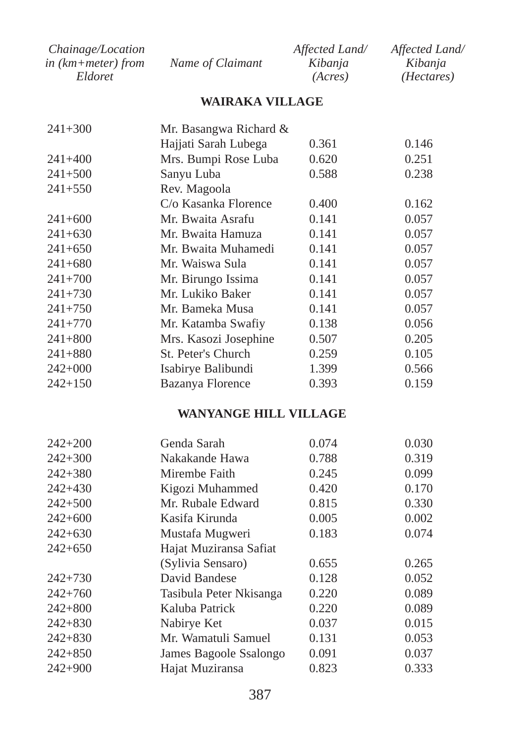| Chainage/Location in (km+meter) from Eldoret | Name of Claimant | Affected Land/ Kibanja (Acres) | Affected Land/ Kibanja (Hectares) |
|---|---|---|---|
| | **WAIRAKA VILLAGE** | | |
| 241+300 | Mr. Basangwa Richard & Hajjati Sarah Lubega | 0.361 | 0.146 |
| 241+400 | Mrs. Bumpi Rose Luba | 0.620 | 0.251 |
| 241+500 | Sanyu Luba | 0.588 | 0.238 |
| 241+550 | Rev. Magoola C/o Kasanka Florence | 0.400 | 0.162 |
| 241+600 | Mr. Bwaita Asrafu | 0.141 | 0.057 |
| 241+630 | Mr. Bwaita Hamuza | 0.141 | 0.057 |
| 241+650 | Mr. Bwaita Muhamedi | 0.141 | 0.057 |
| 241+680 | Mr. Waiswa Sula | 0.141 | 0.057 |
| 241+700 | Mr. Birungo Issima | 0.141 | 0.057 |
| 241+730 | Mr. Lukiko Baker | 0.141 | 0.057 |
| 241+750 | Mr. Bameka Musa | 0.141 | 0.057 |
| 241+770 | Mr. Katamba Swafiy | 0.138 | 0.056 |
| 241+800 | Mrs. Kasozi Josephine | 0.507 | 0.205 |
| 241+880 | St. Peter's Church | 0.259 | 0.105 |
| 242+000 | Isabirye Balibundi | 1.399 | 0.566 |
| 242+150 | Bazanya Florence | 0.393 | 0.159 |
| | **WANYANGE HILL VILLAGE** | | |
| 242+200 | Genda Sarah | 0.074 | 0.030 |
| 242+300 | Nakakande Hawa | 0.788 | 0.319 |
| 242+380 | Mirembe Faith | 0.245 | 0.099 |
| 242+430 | Kigozi Muhammed | 0.420 | 0.170 |
| 242+500 | Mr. Rubale Edward | 0.815 | 0.330 |
| 242+600 | Kasifa Kirunda | 0.005 | 0.002 |
| 242+630 | Mustafa Mugweri | 0.183 | 0.074 |
| 242+650 | Hajat Muziransa Safiat (Sylivia Sensaro) | 0.655 | 0.265 |
| 242+730 | David Bandese | 0.128 | 0.052 |
| 242+760 | Tasibula Peter Nkisanga | 0.220 | 0.089 |
| 242+800 | Kaluba Patrick | 0.220 | 0.089 |
| 242+830 | Nabirye Ket | 0.037 | 0.015 |
| 242+830 | Mr. Wamatuli Samuel | 0.131 | 0.053 |
| 242+850 | James Bagoole Ssalongo | 0.091 | 0.037 |
| 242+900 | Hajat Muziransa | 0.823 | 0.333 |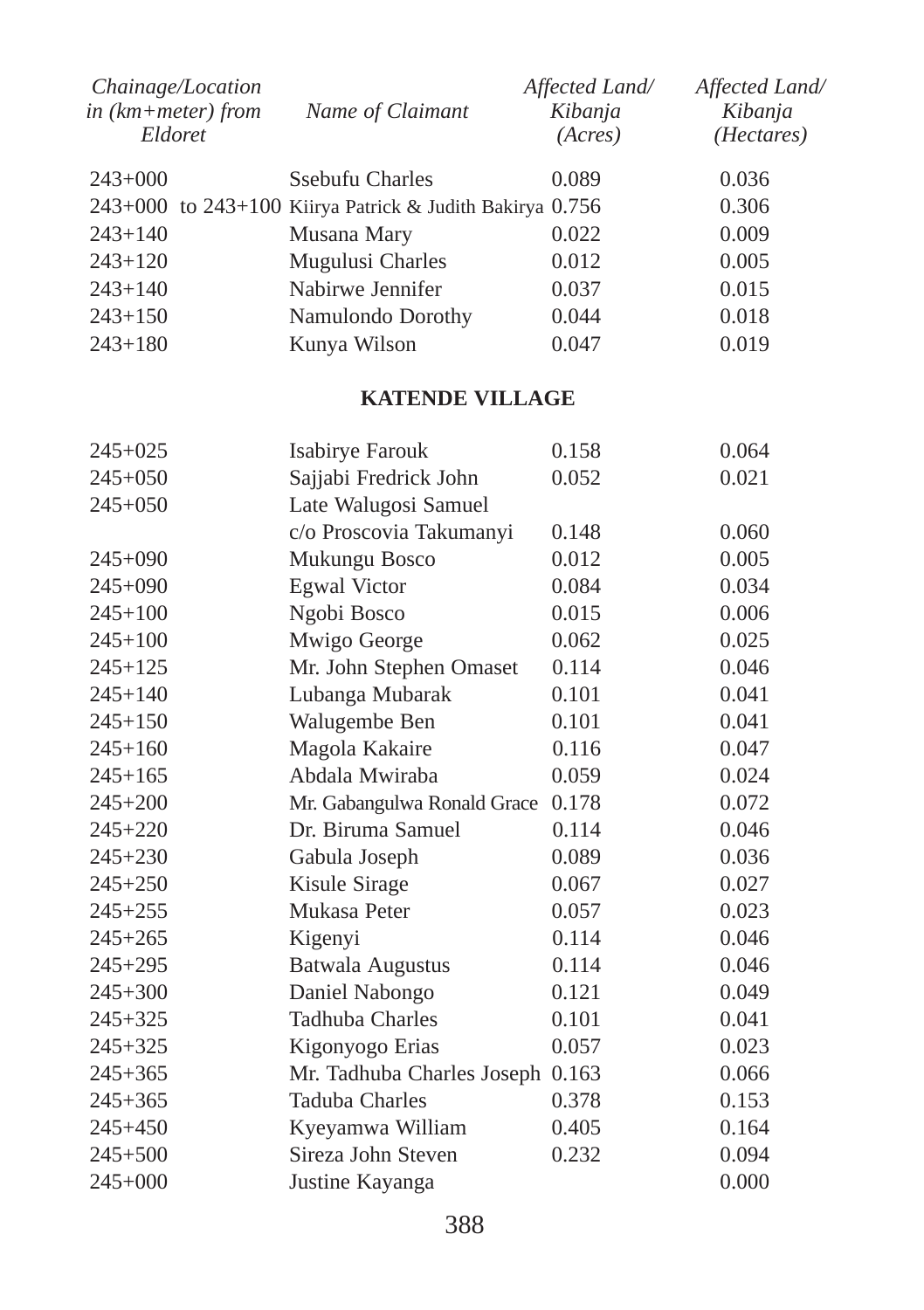| *Chainage/Location in (km+meter) from Eldoret* | *Name of Claimant* | *Affected Land/ Kibanja (Acres)* | *Affected Land/ Kibanja (Hectares)* |
|---|---|---|---|
| 243+000 | Ssebufu Charles | 0.089 | 0.036 |
| 243+000 to 243+100 | Kiirya Patrick & Judith Bakirya | 0.756 | 0.306 |
| 243+140 | Musana Mary | 0.022 | 0.009 |
| 243+120 | Mugulusi Charles | 0.012 | 0.005 |
| 243+140 | Nabirwe Jennifer | 0.037 | 0.015 |
| 243+150 | Namulondo Dorothy | 0.044 | 0.018 |
| 243+180 | Kunya Wilson | 0.047 | 0.019 |

**KATENDE VILLAGE**

| *Chainage/Location in (km+meter) from Eldoret* | *Name of Claimant* | *Affected Land/ Kibanja (Acres)* | *Affected Land/ Kibanja (Hectares)* |
|---|---|---|---|
| 245+025 | Isabirye Farouk | 0.158 | 0.064 |
| 245+050 | Sajjabi Fredrick John | 0.052 | 0.021 |
| 245+050 | Late Walugosi Samuel c/o Proscovia Takumanyi | 0.148 | 0.060 |
| 245+090 | Mukungu Bosco | 0.012 | 0.005 |
| 245+090 | Egwal Victor | 0.084 | 0.034 |
| 245+100 | Ngobi Bosco | 0.015 | 0.006 |
| 245+100 | Mwigo George | 0.062 | 0.025 |
| 245+125 | Mr. John Stephen Omaset | 0.114 | 0.046 |
| 245+140 | Lubanga Mubarak | 0.101 | 0.041 |
| 245+150 | Walugembe Ben | 0.101 | 0.041 |
| 245+160 | Magola Kakaire | 0.116 | 0.047 |
| 245+165 | Abdala Mwiraba | 0.059 | 0.024 |
| 245+200 | Mr. Gabangulwa Ronald Grace | 0.178 | 0.072 |
| 245+220 | Dr. Biruma Samuel | 0.114 | 0.046 |
| 245+230 | Gabula Joseph | 0.089 | 0.036 |
| 245+250 | Kisule Sirage | 0.067 | 0.027 |
| 245+255 | Mukasa Peter | 0.057 | 0.023 |
| 245+265 | Kigenyi | 0.114 | 0.046 |
| 245+295 | Batwala Augustus | 0.114 | 0.046 |
| 245+300 | Daniel Nabongo | 0.121 | 0.049 |
| 245+325 | Tadhuba Charles | 0.101 | 0.041 |
| 245+325 | Kigonyogo Erias | 0.057 | 0.023 |
| 245+365 | Mr. Tadhuba Charles Joseph | 0.163 | 0.066 |
| 245+365 | Taduba Charles | 0.378 | 0.153 |
| 245+450 | Kyeyamwa William | 0.405 | 0.164 |
| 245+500 | Sireza John Steven | 0.232 | 0.094 |
| 245+000 | Justine Kayanga | | 0.000 |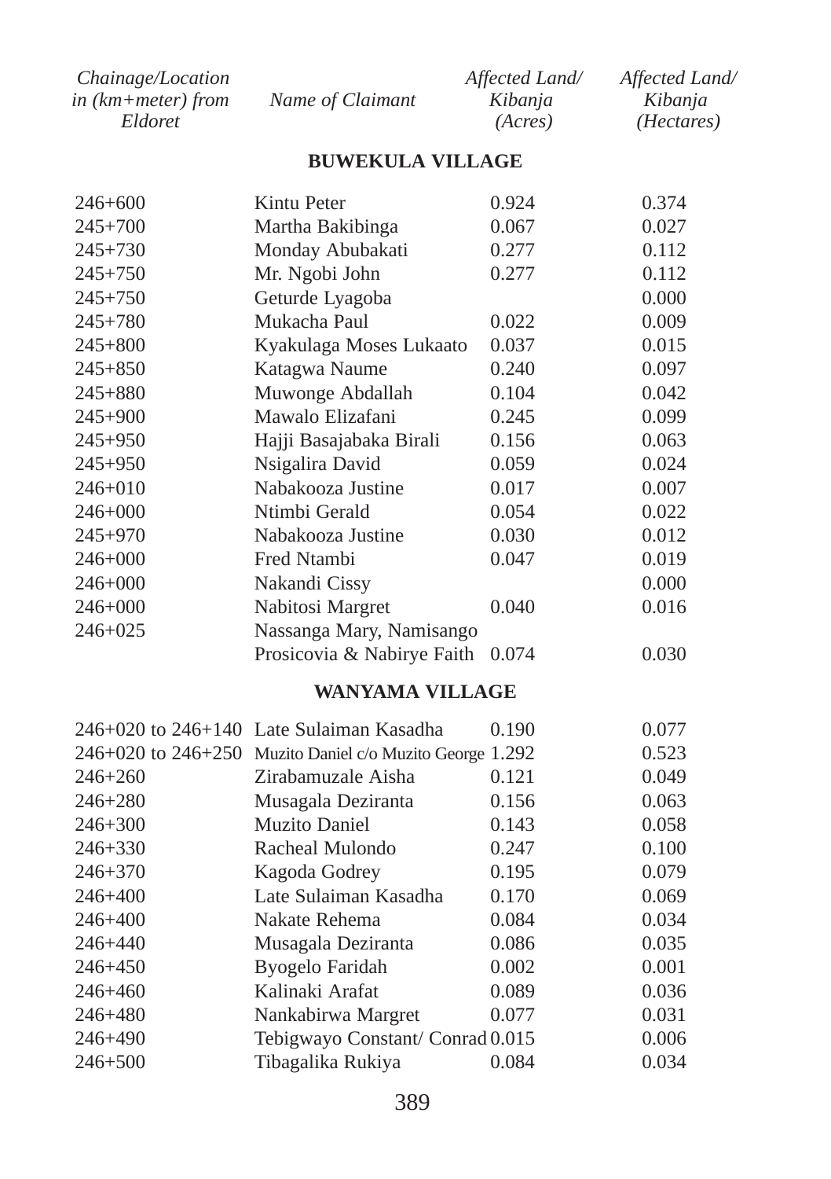| *Chainage/Location in (km+meter) from Eldoret* | *Name of Claimant* | *Affected Land/ Kibanja (Acres)* | *Affected Land/ Kibanja (Hectares)* |
|---|---|---|---|
| | **BUWEKULA VILLAGE** | | |
| 246+600 | Kintu Peter | 0.924 | 0.374 |
| 245+700 | Martha Bakibinga | 0.067 | 0.027 |
| 245+730 | Monday Abubakati | 0.277 | 0.112 |
| 245+750 | Mr. Ngobi John | 0.277 | 0.112 |
| 245+750 | Geturde Lyagoba | | 0.000 |
| 245+780 | Mukacha Paul | 0.022 | 0.009 |
| 245+800 | Kyakulaga Moses Lukaato | 0.037 | 0.015 |
| 245+850 | Katagwa Naume | 0.240 | 0.097 |
| 245+880 | Muwonge Abdallah | 0.104 | 0.042 |
| 245+900 | Mawalo Elizafani | 0.245 | 0.099 |
| 245+950 | Hajji Basajabaka Birali | 0.156 | 0.063 |
| 245+950 | Nsigalira David | 0.059 | 0.024 |
| 246+010 | Nabakooza Justine | 0.017 | 0.007 |
| 246+000 | Ntimbi Gerald | 0.054 | 0.022 |
| 245+970 | Nabakooza Justine | 0.030 | 0.012 |
| 246+000 | Fred Ntambi | 0.047 | 0.019 |
| 246+000 | Nakandi Cissy | | 0.000 |
| 246+000 | Nabitosi Margret | 0.040 | 0.016 |
| 246+025 | Nassanga Mary, Namisango Prosicovia & Nabirye Faith | 0.074 | 0.030 |
| | **WANYAMA VILLAGE** | | |
| 246+020 to 246+140 | Late Sulaiman Kasadha | 0.190 | 0.077 |
| 246+020 to 246+250 | Muzito Daniel c/o Muzito George | 1.292 | 0.523 |
| 246+260 | Zirabamuzale Aisha | 0.121 | 0.049 |
| 246+280 | Musagala Deziranta | 0.156 | 0.063 |
| 246+300 | Muzito Daniel | 0.143 | 0.058 |
| 246+330 | Racheal Mulondo | 0.247 | 0.100 |
| 246+370 | Kagoda Godrey | 0.195 | 0.079 |
| 246+400 | Late Sulaiman Kasadha | 0.170 | 0.069 |
| 246+400 | Nakate Rehema | 0.084 | 0.034 |
| 246+440 | Musagala Deziranta | 0.086 | 0.035 |
| 246+450 | Byogelo Faridah | 0.002 | 0.001 |
| 246+460 | Kalinaki Arafat | 0.089 | 0.036 |
| 246+480 | Nankabirwa Margret | 0.077 | 0.031 |
| 246+490 | Tebigwayo Constant/ Conrad | 0.015 | 0.006 |
| 246+500 | Tibagalika Rukiya | 0.084 | 0.034 |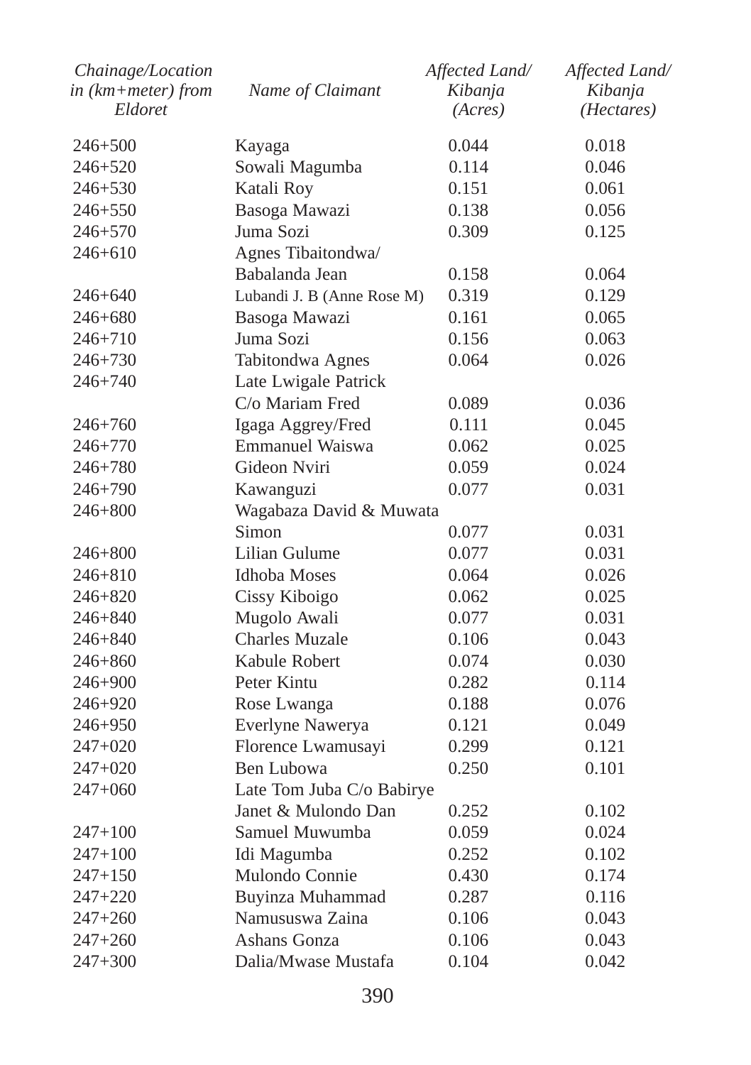| Chainage/Location in (km+meter) from Eldoret | Name of Claimant | Affected Land/ Kibanja (Acres) | Affected Land/ Kibanja (Hectares) |
|---|---|---|---|
| 246+500 | Kayaga | 0.044 | 0.018 |
| 246+520 | Sowali Magumba | 0.114 | 0.046 |
| 246+530 | Katali Roy | 0.151 | 0.061 |
| 246+550 | Basoga Mawazi | 0.138 | 0.056 |
| 246+570 | Juma Sozi | 0.309 | 0.125 |
| 246+610 | Agnes Tibaitondwa/ Babalanda Jean | 0.158 | 0.064 |
| 246+640 | Lubandi J. B (Anne Rose M) | 0.319 | 0.129 |
| 246+680 | Basoga Mawazi | 0.161 | 0.065 |
| 246+710 | Juma Sozi | 0.156 | 0.063 |
| 246+730 | Tabitondwa Agnes | 0.064 | 0.026 |
| 246+740 | Late Lwigale Patrick C/o Mariam Fred | 0.089 | 0.036 |
| 246+760 | Igaga Aggrey/Fred | 0.111 | 0.045 |
| 246+770 | Emmanuel Waiswa | 0.062 | 0.025 |
| 246+780 | Gideon Nviri | 0.059 | 0.024 |
| 246+790 | Kawanguzi | 0.077 | 0.031 |
| 246+800 | Wagabaza David & Muwata Simon | 0.077 | 0.031 |
| 246+800 | Lilian Gulume | 0.077 | 0.031 |
| 246+810 | Idhoba Moses | 0.064 | 0.026 |
| 246+820 | Cissy Kiboigo | 0.062 | 0.025 |
| 246+840 | Mugolo Awali | 0.077 | 0.031 |
| 246+840 | Charles Muzale | 0.106 | 0.043 |
| 246+860 | Kabule Robert | 0.074 | 0.030 |
| 246+900 | Peter Kintu | 0.282 | 0.114 |
| 246+920 | Rose Lwanga | 0.188 | 0.076 |
| 246+950 | Everlyne Nawerya | 0.121 | 0.049 |
| 247+020 | Florence Lwamusayi | 0.299 | 0.121 |
| 247+020 | Ben Lubowa | 0.250 | 0.101 |
| 247+060 | Late Tom Juba C/o Babirye Janet & Mulondo Dan | 0.252 | 0.102 |
| 247+100 | Samuel Muwumba | 0.059 | 0.024 |
| 247+100 | Idi Magumba | 0.252 | 0.102 |
| 247+150 | Mulondo Connie | 0.430 | 0.174 |
| 247+220 | Buyinza Muhammad | 0.287 | 0.116 |
| 247+260 | Namususwa Zaina | 0.106 | 0.043 |
| 247+260 | Ashans Gonza | 0.106 | 0.043 |
| 247+300 | Dalia/Mwase Mustafa | 0.104 | 0.042 |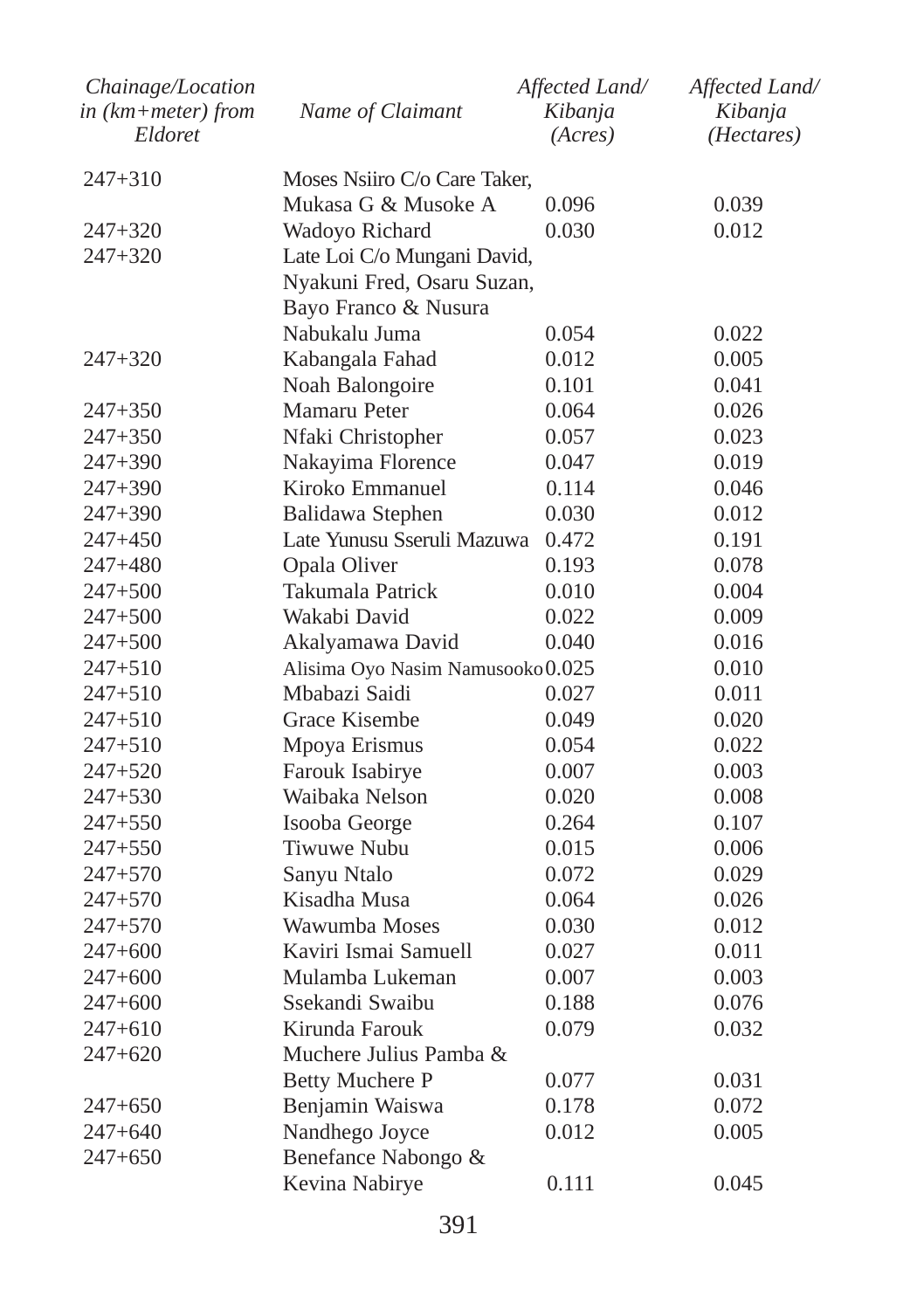| Chainage/Location in (km+meter) from Eldoret | Name of Claimant | Affected Land/ Kibanja (Acres) | Affected Land/ Kibanja (Hectares) |
|---|---|---|---|
| 247+310 | Moses Nsiiro C/o Care Taker, Mukasa G & Musoke A | 0.096 | 0.039 |
| 247+320 | Wadoyo Richard | 0.030 | 0.012 |
| 247+320 | Late Loi C/o Mungani David, Nyakuni Fred, Osaru Suzan, Bayo Franco & Nusura Nabukalu Juma | 0.054 | 0.022 |
| 247+320 | Kabangala Fahad | 0.012 | 0.005 |
| | Noah Balongoire | 0.101 | 0.041 |
| 247+350 | Mamaru Peter | 0.064 | 0.026 |
| 247+350 | Nfaki Christopher | 0.057 | 0.023 |
| 247+390 | Nakayima Florence | 0.047 | 0.019 |
| 247+390 | Kiroko Emmanuel | 0.114 | 0.046 |
| 247+390 | Balidawa Stephen | 0.030 | 0.012 |
| 247+450 | Late Yunusu Sseruli Mazuwa | 0.472 | 0.191 |
| 247+480 | Opala Oliver | 0.193 | 0.078 |
| 247+500 | Takumala Patrick | 0.010 | 0.004 |
| 247+500 | Wakabi David | 0.022 | 0.009 |
| 247+500 | Akalyamawa David | 0.040 | 0.016 |
| 247+510 | Alisima Oyo Nasim Namusooko | 0.025 | 0.010 |
| 247+510 | Mbabazi Saidi | 0.027 | 0.011 |
| 247+510 | Grace Kisembe | 0.049 | 0.020 |
| 247+510 | Mpoya Erismus | 0.054 | 0.022 |
| 247+520 | Farouk Isabirye | 0.007 | 0.003 |
| 247+530 | Waibaka Nelson | 0.020 | 0.008 |
| 247+550 | Isooba George | 0.264 | 0.107 |
| 247+550 | Tiwuwe Nubu | 0.015 | 0.006 |
| 247+570 | Sanyu Ntalo | 0.072 | 0.029 |
| 247+570 | Kisadha Musa | 0.064 | 0.026 |
| 247+570 | Wawumba Moses | 0.030 | 0.012 |
| 247+600 | Kaviri Ismai Samuell | 0.027 | 0.011 |
| 247+600 | Mulamba Lukeman | 0.007 | 0.003 |
| 247+600 | Ssekandi Swaibu | 0.188 | 0.076 |
| 247+610 | Kirunda Farouk | 0.079 | 0.032 |
| 247+620 | Muchere Julius Pamba & Betty Muchere P | 0.077 | 0.031 |
| 247+650 | Benjamin Waiswa | 0.178 | 0.072 |
| 247+640 | Nandhego Joyce | 0.012 | 0.005 |
| 247+650 | Benefance Nabongo & Kevina Nabirye | 0.111 | 0.045 |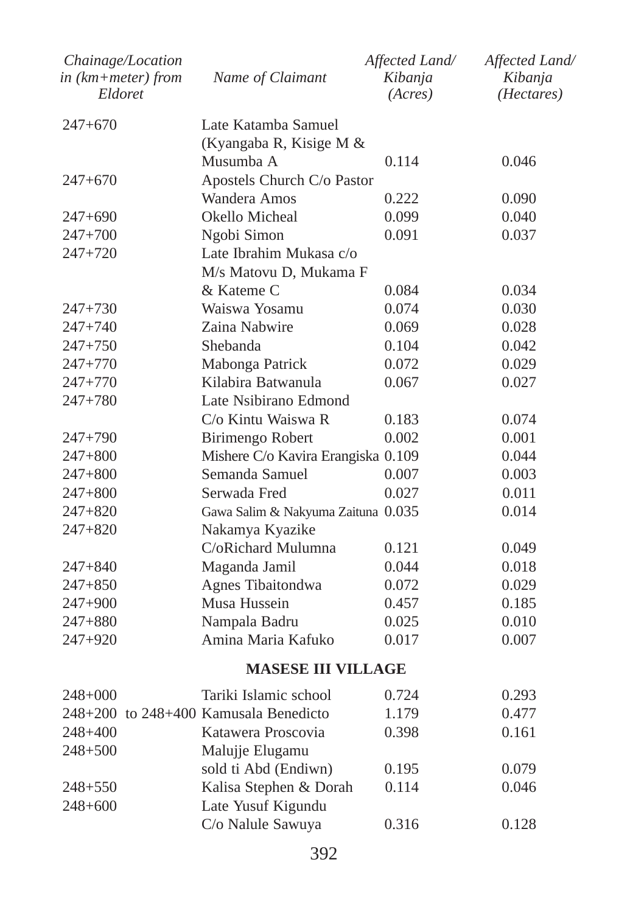| Chainage/Location in (km+meter) from Eldoret | Name of Claimant | Affected Land/ Kibanja (Acres) | Affected Land/ Kibanja (Hectares) |
|---|---|---|---|
| 247+670 | Late Katamba Samuel (Kyangaba R, Kisige M & Musumba A | 0.114 | 0.046 |
| 247+670 | Apostels Church C/o Pastor Wandera Amos | 0.222 | 0.090 |
| 247+690 | Okello Micheal | 0.099 | 0.040 |
| 247+700 | Ngobi Simon | 0.091 | 0.037 |
| 247+720 | Late Ibrahim Mukasa c/o M/s Matovu D, Mukama F & Kateme C | 0.084 | 0.034 |
| 247+730 | Waiswa Yosamu | 0.074 | 0.030 |
| 247+740 | Zaina Nabwire | 0.069 | 0.028 |
| 247+750 | Shebanda | 0.104 | 0.042 |
| 247+770 | Mabonga Patrick | 0.072 | 0.029 |
| 247+770 | Kilabira Batwanula | 0.067 | 0.027 |
| 247+780 | Late Nsibirano Edmond C/o Kintu Waiswa R | 0.183 | 0.074 |
| 247+790 | Birimengo Robert | 0.002 | 0.001 |
| 247+800 | Mishere C/o Kavira Erangiska | 0.109 | 0.044 |
| 247+800 | Semanda Samuel | 0.007 | 0.003 |
| 247+800 | Serwada Fred | 0.027 | 0.011 |
| 247+820 | Gawa Salim & Nakyuma Zaituna | 0.035 | 0.014 |
| 247+820 | Nakamya Kyazike C/oRichard Mulumna | 0.121 | 0.049 |
| 247+840 | Maganda Jamil | 0.044 | 0.018 |
| 247+850 | Agnes Tibaitondwa | 0.072 | 0.029 |
| 247+900 | Musa Hussein | 0.457 | 0.185 |
| 247+880 | Nampala Badru | 0.025 | 0.010 |
| 247+920 | Amina Maria Kafuko | 0.017 | 0.007 |
| | **MASESE III VILLAGE** | | |
| 248+000 | Tariki Islamic school | 0.724 | 0.293 |
| 248+200 to 248+400 | Kamusala Benedicto | 1.179 | 0.477 |
| 248+400 | Katawera Proscovia | 0.398 | 0.161 |
| 248+500 | Malujje Elugamu sold ti Abd (Endiwn) | 0.195 | 0.079 |
| 248+550 | Kalisa Stephen & Dorah | 0.114 | 0.046 |
| 248+600 | Late Yusuf Kigundu C/o Nalule Sawuya | 0.316 | 0.128 |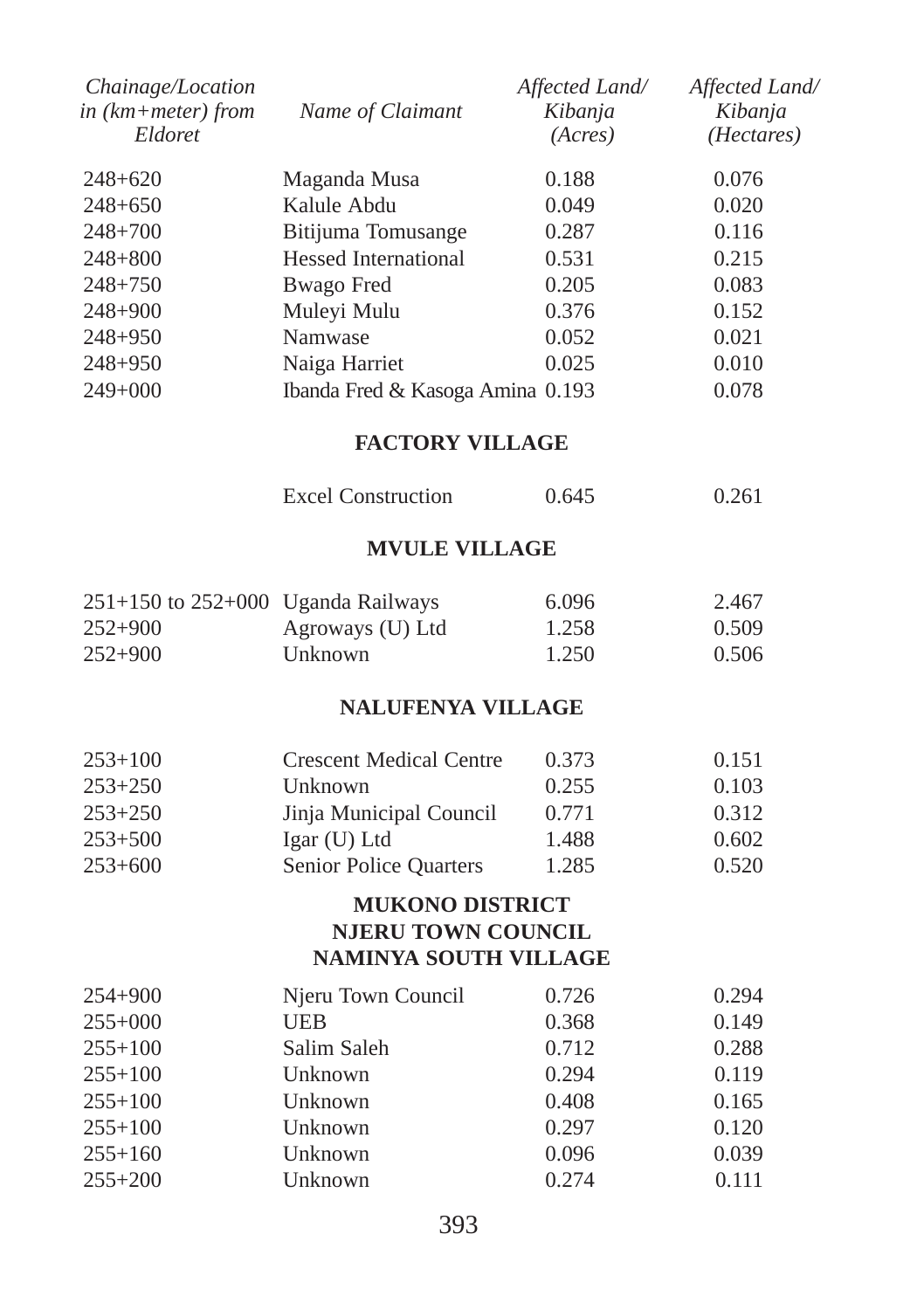| Chainage/Location in (km+meter) from Eldoret | Name of Claimant | Affected Land/ Kibanja (Acres) | Affected Land/ Kibanja (Hectares) |
|---|---|---|---|
| 248+620 | Maganda Musa | 0.188 | 0.076 |
| 248+650 | Kalule Abdu | 0.049 | 0.020 |
| 248+700 | Bitijuma Tomusange | 0.287 | 0.116 |
| 248+800 | Hessed International | 0.531 | 0.215 |
| 248+750 | Bwago Fred | 0.205 | 0.083 |
| 248+900 | Muleyi Mulu | 0.376 | 0.152 |
| 248+950 | Namwase | 0.052 | 0.021 |
| 248+950 | Naiga Harriet | 0.025 | 0.010 |
| 249+000 | Ibanda Fred & Kasoga Amina | 0.193 | 0.078 |
| | **FACTORY VILLAGE** | | |
| | Excel Construction | 0.645 | 0.261 |
| | **MVULE VILLAGE** | | |
| 251+150 to 252+000 | Uganda Railways | 6.096 | 2.467 |
| 252+900 | Agroways (U) Ltd | 1.258 | 0.509 |
| 252+900 | Unknown | 1.250 | 0.506 |
| | **NALUFENYA VILLAGE** | | |
| 253+100 | Crescent Medical Centre | 0.373 | 0.151 |
| 253+250 | Unknown | 0.255 | 0.103 |
| 253+250 | Jinja Municipal Council | 0.771 | 0.312 |
| 253+500 | Igar (U) Ltd | 1.488 | 0.602 |
| 253+600 | Senior Police Quarters | 1.285 | 0.520 |
| | **MUKONO DISTRICT** | | |
| | **NJERU TOWN COUNCIL** | | |
| | **NAMINYA SOUTH VILLAGE** | | |
| 254+900 | Njeru Town Council | 0.726 | 0.294 |
| 255+000 | UEB | 0.368 | 0.149 |
| 255+100 | Salim Saleh | 0.712 | 0.288 |
| 255+100 | Unknown | 0.294 | 0.119 |
| 255+100 | Unknown | 0.408 | 0.165 |
| 255+100 | Unknown | 0.297 | 0.120 |
| 255+160 | Unknown | 0.096 | 0.039 |
| 255+200 | Unknown | 0.274 | 0.111 |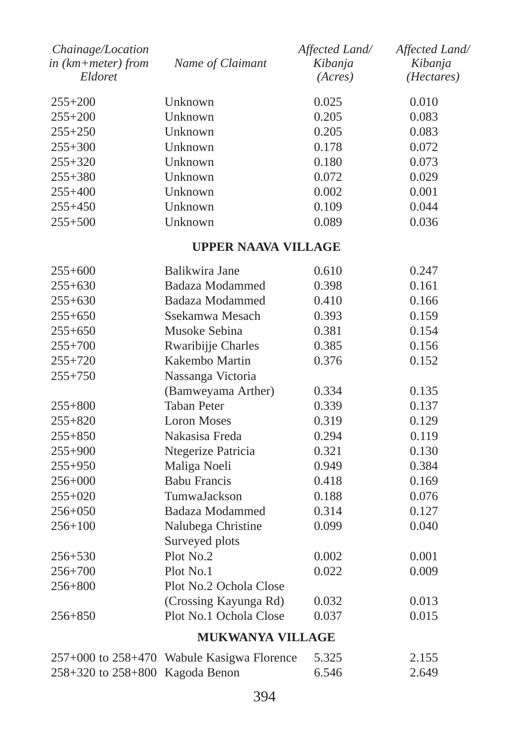| *Chainage/Location in (km+meter) from Eldoret* | *Name of Claimant* | *Affected Land/ Kibanja (Acres)* | *Affected Land/ Kibanja (Hectares)* |
|---|---|---|---|
| 255+200 | Unknown | 0.025 | 0.010 |
| 255+200 | Unknown | 0.205 | 0.083 |
| 255+250 | Unknown | 0.205 | 0.083 |
| 255+300 | Unknown | 0.178 | 0.072 |
| 255+320 | Unknown | 0.180 | 0.073 |
| 255+380 | Unknown | 0.072 | 0.029 |
| 255+400 | Unknown | 0.002 | 0.001 |
| 255+450 | Unknown | 0.109 | 0.044 |
| 255+500 | Unknown | 0.089 | 0.036 |
| | **UPPER NAAVA VILLAGE** | | |
| 255+600 | Balikwira Jane | 0.610 | 0.247 |
| 255+630 | Badaza Modammed | 0.398 | 0.161 |
| 255+630 | Badaza Modammed | 0.410 | 0.166 |
| 255+650 | Ssekamwa Mesach | 0.393 | 0.159 |
| 255+650 | Musoke Sebina | 0.381 | 0.154 |
| 255+700 | Rwaribijje Charles | 0.385 | 0.156 |
| 255+720 | Kakembo Martin | 0.376 | 0.152 |
| 255+750 | Nassanga Victoria (Bamweyama Arther) | 0.334 | 0.135 |
| 255+800 | Taban Peter | 0.339 | 0.137 |
| 255+820 | Loron Moses | 0.319 | 0.129 |
| 255+850 | Nakasisa Freda | 0.294 | 0.119 |
| 255+900 | Ntegerize Patricia | 0.321 | 0.130 |
| 255+950 | Maliga Noeli | 0.949 | 0.384 |
| 256+000 | Babu Francis | 0.418 | 0.169 |
| 255+020 | TumwaJackson | 0.188 | 0.076 |
| 256+050 | Badaza Modammed | 0.314 | 0.127 |
| 256+100 | Nalubega Christine | 0.099 | 0.040 |
| | Surveyed plots | | |
| 256+530 | Plot No.2 | 0.002 | 0.001 |
| 256+700 | Plot No.1 | 0.022 | 0.009 |
| 256+800 | Plot No.2 Ochola Close (Crossing Kayunga Rd) | 0.032 | 0.013 |
| 256+850 | Plot No.1 Ochola Close | 0.037 | 0.015 |
| | **MUKWANYA VILLAGE** | | |
| 257+000 to 258+470 | Wabule Kasigwa Florence | 5.325 | 2.155 |
| 258+320 to 258+800 | Kagoda Benon | 6.546 | 2.649 |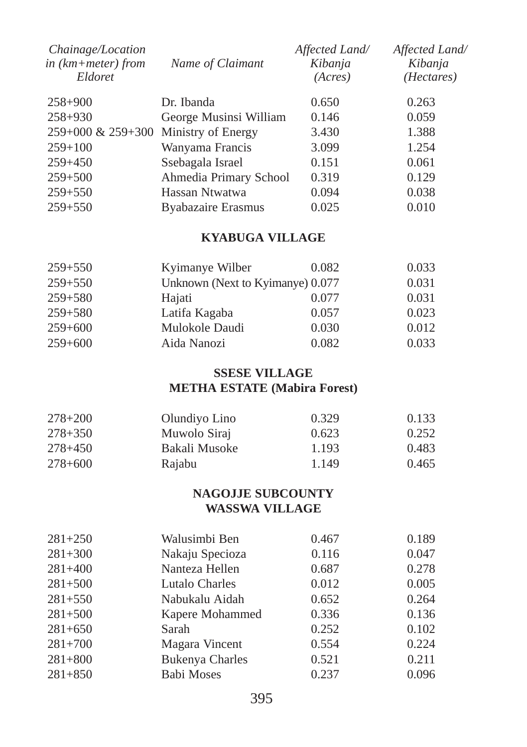| *Chainage/Location in (km+meter) from Eldoret* | *Name of Claimant* | *Affected Land/ Kibanja (Acres)* | *Affected Land/ Kibanja (Hectares)* |
|---|---|---|---|
| 258+900 | Dr. Ibanda | 0.650 | 0.263 |
| 258+930 | George Musinsi William | 0.146 | 0.059 |
| 259+000 & 259+300 | Ministry of Energy | 3.430 | 1.388 |
| 259+100 | Wanyama Francis | 3.099 | 1.254 |
| 259+450 | Ssebagala Israel | 0.151 | 0.061 |
| 259+500 | Ahmedia Primary School | 0.319 | 0.129 |
| 259+550 | Hassan Ntwatwa | 0.094 | 0.038 |
| 259+550 | Byabazaire Erasmus | 0.025 | 0.010 |

**KYABUGA VILLAGE**

| | | | |
|---|---|---|---|
| 259+550 | Kyimanye Wilber | 0.082 | 0.033 |
| 259+550 | Unknown (Next to Kyimanye) | 0.077 | 0.031 |
| 259+580 | Hajati | 0.077 | 0.031 |
| 259+580 | Latifa Kagaba | 0.057 | 0.023 |
| 259+600 | Mulokole Daudi | 0.030 | 0.012 |
| 259+600 | Aida Nanozi | 0.082 | 0.033 |

**SSESE VILLAGE**
**METHA ESTATE (Mabira Forest)**

| | | | |
|---|---|---|---|
| 278+200 | Olundiyo Lino | 0.329 | 0.133 |
| 278+350 | Muwolo Siraj | 0.623 | 0.252 |
| 278+450 | Bakali Musoke | 1.193 | 0.483 |
| 278+600 | Rajabu | 1.149 | 0.465 |

**NAGOJJE SUBCOUNTY**
**WASSWA VILLAGE**

| | | | |
|---|---|---|---|
| 281+250 | Walusimbi Ben | 0.467 | 0.189 |
| 281+300 | Nakaju Specioza | 0.116 | 0.047 |
| 281+400 | Nanteza Hellen | 0.687 | 0.278 |
| 281+500 | Lutalo Charles | 0.012 | 0.005 |
| 281+550 | Nabukalu Aidah | 0.652 | 0.264 |
| 281+500 | Kapere Mohammed | 0.336 | 0.136 |
| 281+650 | Sarah | 0.252 | 0.102 |
| 281+700 | Magara Vincent | 0.554 | 0.224 |
| 281+800 | Bukenya Charles | 0.521 | 0.211 |
| 281+850 | Babi Moses | 0.237 | 0.096 |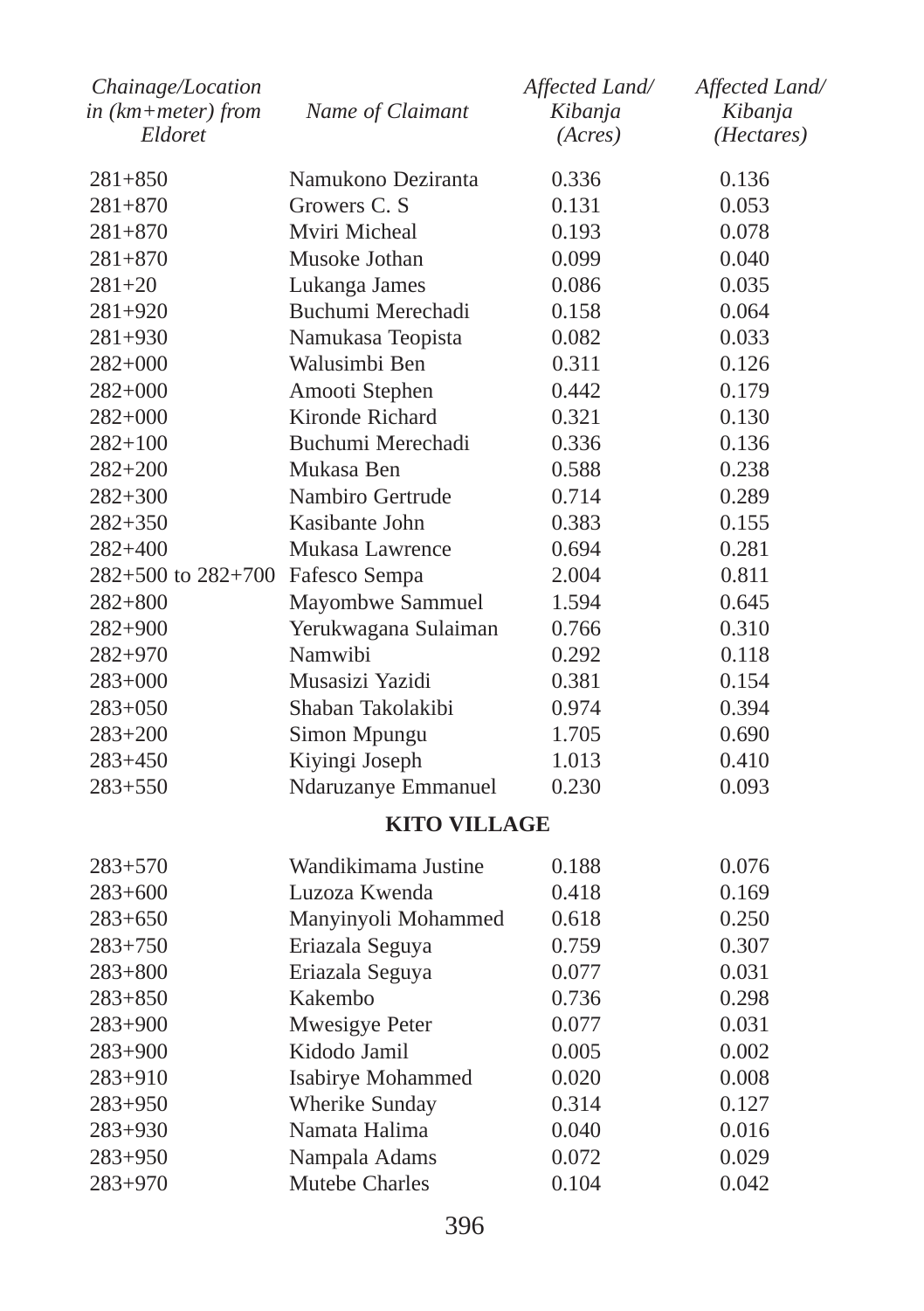| Chainage/Location in (km+meter) from Eldoret | Name of Claimant | Affected Land/ Kibanja (Acres) | Affected Land/ Kibanja (Hectares) |
|---|---|---|---|
| 281+850 | Namukono Deziranta | 0.336 | 0.136 |
| 281+870 | Growers C. S | 0.131 | 0.053 |
| 281+870 | Mviri Micheal | 0.193 | 0.078 |
| 281+870 | Musoke Jothan | 0.099 | 0.040 |
| 281+20 | Lukanga James | 0.086 | 0.035 |
| 281+920 | Buchumi Merechadi | 0.158 | 0.064 |
| 281+930 | Namukasa Teopista | 0.082 | 0.033 |
| 282+000 | Walusimbi Ben | 0.311 | 0.126 |
| 282+000 | Amooti Stephen | 0.442 | 0.179 |
| 282+000 | Kironde Richard | 0.321 | 0.130 |
| 282+100 | Buchumi Merechadi | 0.336 | 0.136 |
| 282+200 | Mukasa Ben | 0.588 | 0.238 |
| 282+300 | Nambiro Gertrude | 0.714 | 0.289 |
| 282+350 | Kasibante John | 0.383 | 0.155 |
| 282+400 | Mukasa Lawrence | 0.694 | 0.281 |
| 282+500 to 282+700 | Fafesco Sempa | 2.004 | 0.811 |
| 282+800 | Mayombwe Sammuel | 1.594 | 0.645 |
| 282+900 | Yerukwagana Sulaiman | 0.766 | 0.310 |
| 282+970 | Namwibi | 0.292 | 0.118 |
| 283+000 | Musasizi Yazidi | 0.381 | 0.154 |
| 283+050 | Shaban Takolakibi | 0.974 | 0.394 |
| 283+200 | Simon Mpungu | 1.705 | 0.690 |
| 283+450 | Kiyingi Joseph | 1.013 | 0.410 |
| 283+550 | Ndaruzanye Emmanuel | 0.230 | 0.093 |
| | **KITO VILLAGE** | | |
| 283+570 | Wandikimama Justine | 0.188 | 0.076 |
| 283+600 | Luzoza Kwenda | 0.418 | 0.169 |
| 283+650 | Manyinyoli Mohammed | 0.618 | 0.250 |
| 283+750 | Eriazala Seguya | 0.759 | 0.307 |
| 283+800 | Eriazala Seguya | 0.077 | 0.031 |
| 283+850 | Kakembo | 0.736 | 0.298 |
| 283+900 | Mwesigye Peter | 0.077 | 0.031 |
| 283+900 | Kidodo Jamil | 0.005 | 0.002 |
| 283+910 | Isabirye Mohammed | 0.020 | 0.008 |
| 283+950 | Wherike Sunday | 0.314 | 0.127 |
| 283+930 | Namata Halima | 0.040 | 0.016 |
| 283+950 | Nampala Adams | 0.072 | 0.029 |
| 283+970 | Mutebe Charles | 0.104 | 0.042 |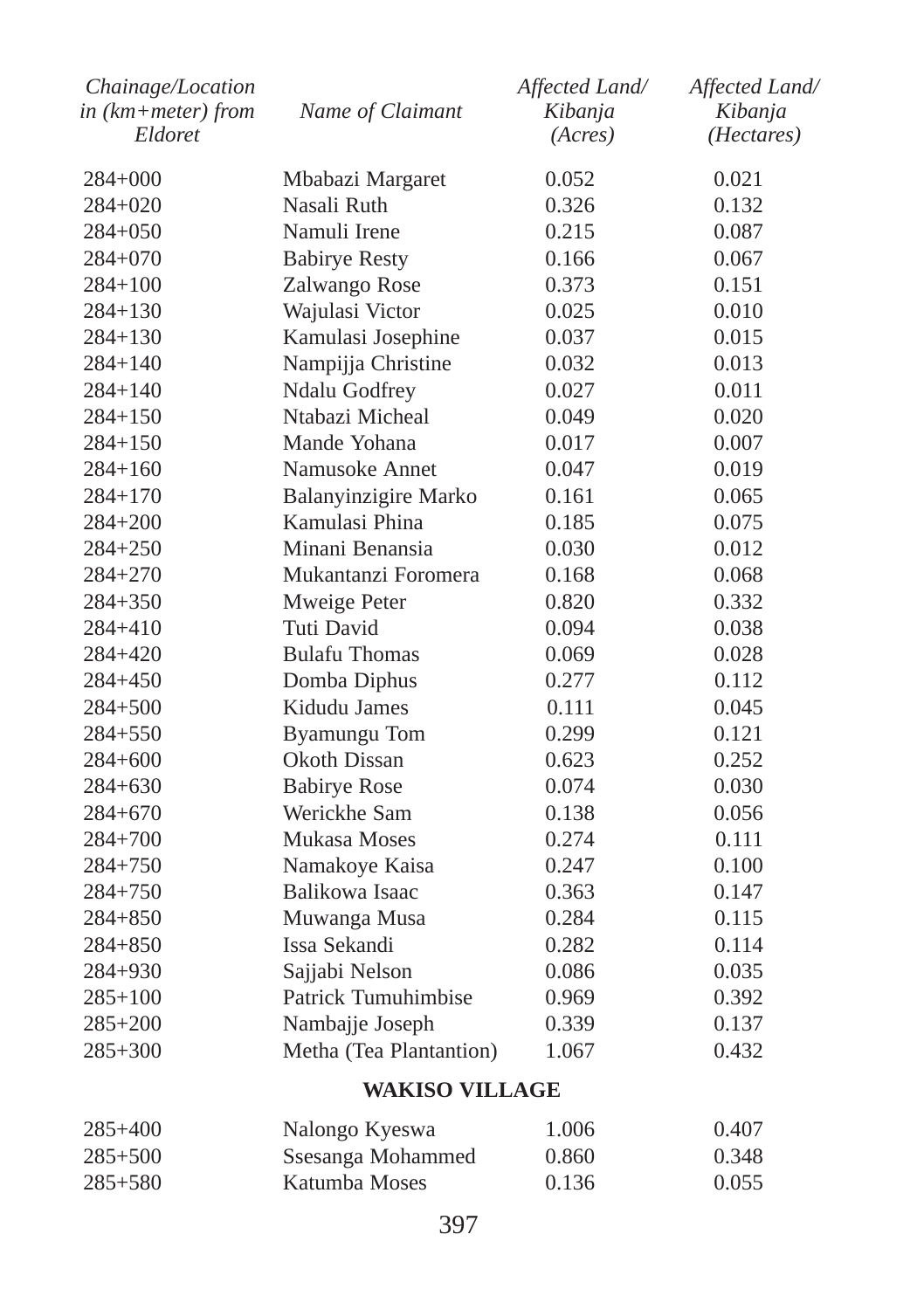| Chainage/Location in (km+meter) from Eldoret | Name of Claimant | Affected Land/ Kibanja (Acres) | Affected Land/ Kibanja (Hectares) |
|---|---|---|---|
| 284+000 | Mbabazi Margaret | 0.052 | 0.021 |
| 284+020 | Nasali Ruth | 0.326 | 0.132 |
| 284+050 | Namuli Irene | 0.215 | 0.087 |
| 284+070 | Babirye Resty | 0.166 | 0.067 |
| 284+100 | Zalwango Rose | 0.373 | 0.151 |
| 284+130 | Wajulasi Victor | 0.025 | 0.010 |
| 284+130 | Kamulasi Josephine | 0.037 | 0.015 |
| 284+140 | Nampijja Christine | 0.032 | 0.013 |
| 284+140 | Ndalu Godfrey | 0.027 | 0.011 |
| 284+150 | Ntabazi Micheal | 0.049 | 0.020 |
| 284+150 | Mande Yohana | 0.017 | 0.007 |
| 284+160 | Namusoke Annet | 0.047 | 0.019 |
| 284+170 | Balanyinzigire Marko | 0.161 | 0.065 |
| 284+200 | Kamulasi Phina | 0.185 | 0.075 |
| 284+250 | Minani Benansia | 0.030 | 0.012 |
| 284+270 | Mukantanzi Foromera | 0.168 | 0.068 |
| 284+350 | Mweige Peter | 0.820 | 0.332 |
| 284+410 | Tuti David | 0.094 | 0.038 |
| 284+420 | Bulafu Thomas | 0.069 | 0.028 |
| 284+450 | Domba Diphus | 0.277 | 0.112 |
| 284+500 | Kidudu James | 0.111 | 0.045 |
| 284+550 | Byamungu Tom | 0.299 | 0.121 |
| 284+600 | Okoth Dissan | 0.623 | 0.252 |
| 284+630 | Babirye Rose | 0.074 | 0.030 |
| 284+670 | Werickhe Sam | 0.138 | 0.056 |
| 284+700 | Mukasa Moses | 0.274 | 0.111 |
| 284+750 | Namakoye Kaisa | 0.247 | 0.100 |
| 284+750 | Balikowa Isaac | 0.363 | 0.147 |
| 284+850 | Muwanga Musa | 0.284 | 0.115 |
| 284+850 | Issa Sekandi | 0.282 | 0.114 |
| 284+930 | Sajjabi Nelson | 0.086 | 0.035 |
| 285+100 | Patrick Tumuhimbise | 0.969 | 0.392 |
| 285+200 | Nambajje Joseph | 0.339 | 0.137 |
| 285+300 | Metha (Tea Plantantion) | 1.067 | 0.432 |
| | **WAKISO VILLAGE** | | |
| 285+400 | Nalongo Kyeswa | 1.006 | 0.407 |
| 285+500 | Ssesanga Mohammed | 0.860 | 0.348 |
| 285+580 | Katumba Moses | 0.136 | 0.055 |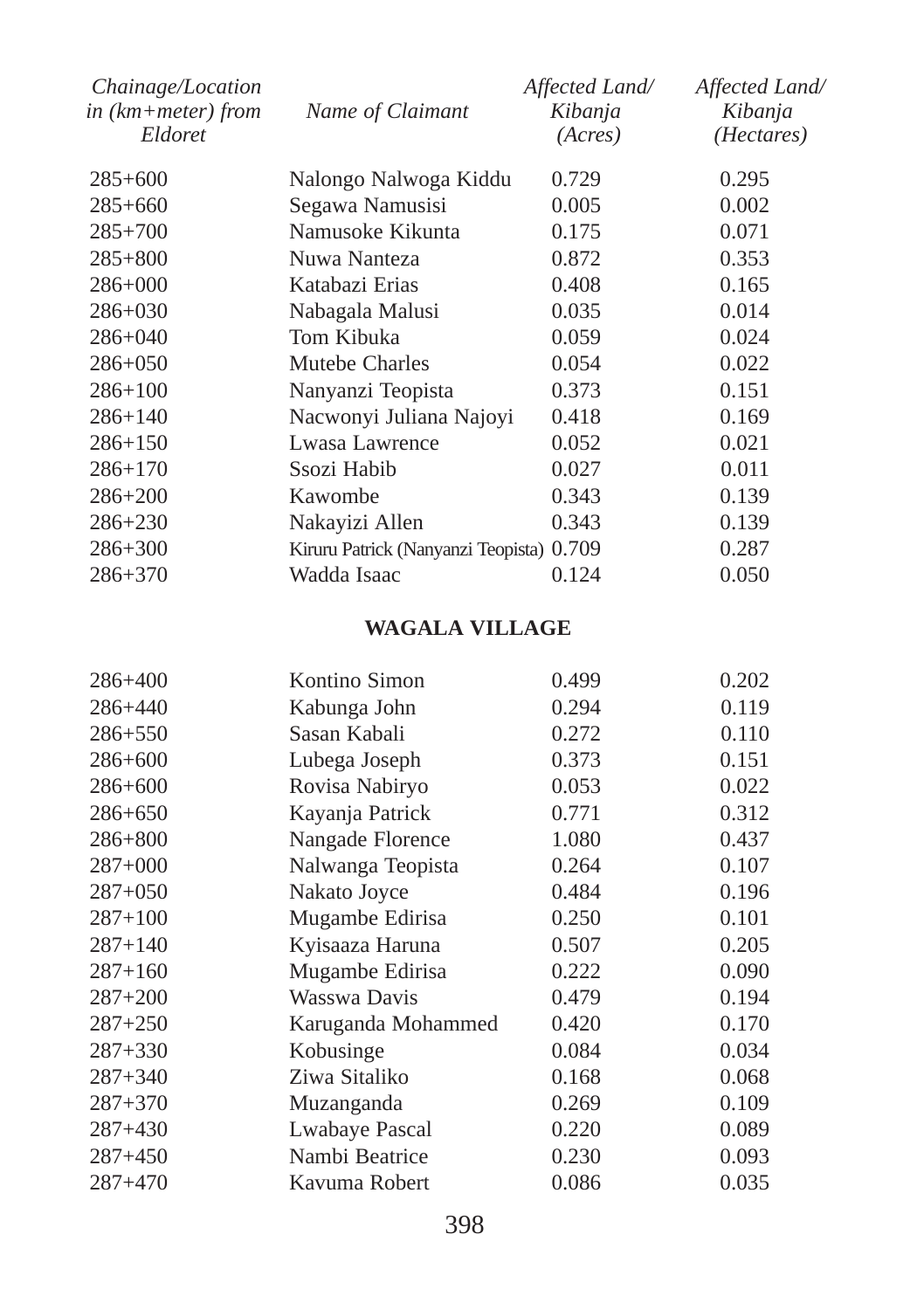| *Chainage/Location in (km+meter) from Eldoret* | *Name of Claimant* | *Affected Land/ Kibanja (Acres)* | *Affected Land/ Kibanja (Hectares)* |
|---|---|---|---|
| 285+600 | Nalongo Nalwoga Kiddu | 0.729 | 0.295 |
| 285+660 | Segawa Namusisi | 0.005 | 0.002 |
| 285+700 | Namusoke Kikunta | 0.175 | 0.071 |
| 285+800 | Nuwa Nanteza | 0.872 | 0.353 |
| 286+000 | Katabazi Erias | 0.408 | 0.165 |
| 286+030 | Nabagala Malusi | 0.035 | 0.014 |
| 286+040 | Tom Kibuka | 0.059 | 0.024 |
| 286+050 | Mutebe Charles | 0.054 | 0.022 |
| 286+100 | Nanyanzi Teopista | 0.373 | 0.151 |
| 286+140 | Nacwonyi Juliana Najoyi | 0.418 | 0.169 |
| 286+150 | Lwasa Lawrence | 0.052 | 0.021 |
| 286+170 | Ssozi Habib | 0.027 | 0.011 |
| 286+200 | Kawombe | 0.343 | 0.139 |
| 286+230 | Nakayizi Allen | 0.343 | 0.139 |
| 286+300 | Kiruru Patrick (Nanyanzi Teopista) | 0.709 | 0.287 |
| 286+370 | Wadda Isaac | 0.124 | 0.050 |
| | **WAGALA VILLAGE** | | |
| 286+400 | Kontino Simon | 0.499 | 0.202 |
| 286+440 | Kabunga John | 0.294 | 0.119 |
| 286+550 | Sasan Kabali | 0.272 | 0.110 |
| 286+600 | Lubega Joseph | 0.373 | 0.151 |
| 286+600 | Rovisa Nabiryo | 0.053 | 0.022 |
| 286+650 | Kayanja Patrick | 0.771 | 0.312 |
| 286+800 | Nangade Florence | 1.080 | 0.437 |
| 287+000 | Nalwanga Teopista | 0.264 | 0.107 |
| 287+050 | Nakato Joyce | 0.484 | 0.196 |
| 287+100 | Mugambe Edirisa | 0.250 | 0.101 |
| 287+140 | Kyisaaza Haruna | 0.507 | 0.205 |
| 287+160 | Mugambe Edirisa | 0.222 | 0.090 |
| 287+200 | Wasswa Davis | 0.479 | 0.194 |
| 287+250 | Karuganda Mohammed | 0.420 | 0.170 |
| 287+330 | Kobusinge | 0.084 | 0.034 |
| 287+340 | Ziwa Sitaliko | 0.168 | 0.068 |
| 287+370 | Muzanganda | 0.269 | 0.109 |
| 287+430 | Lwabaye Pascal | 0.220 | 0.089 |
| 287+450 | Nambi Beatrice | 0.230 | 0.093 |
| 287+470 | Kavuma Robert | 0.086 | 0.035 |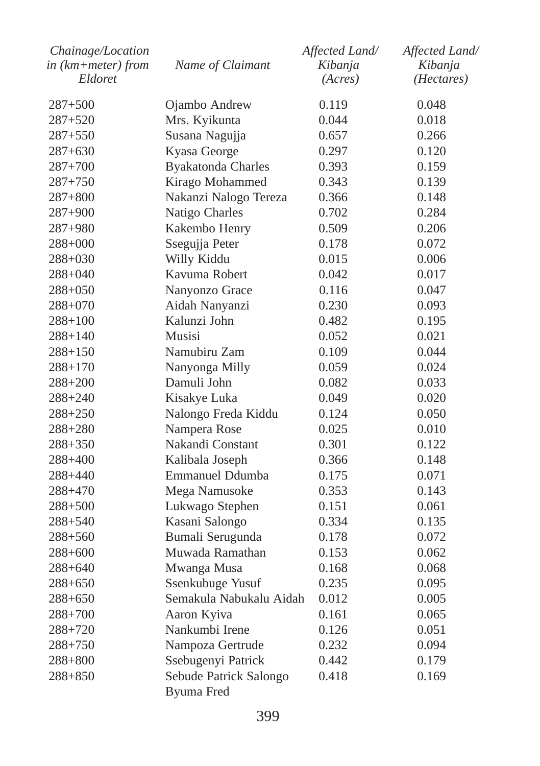| Chainage/Location in (km+meter) from Eldoret | Name of Claimant | Affected Land/ Kibanja (Acres) | Affected Land/ Kibanja (Hectares) |
|---|---|---|---|
| 287+500 | Ojambo Andrew | 0.119 | 0.048 |
| 287+520 | Mrs. Kyikunta | 0.044 | 0.018 |
| 287+550 | Susana Nagujja | 0.657 | 0.266 |
| 287+630 | Kyasa George | 0.297 | 0.120 |
| 287+700 | Byakatonda Charles | 0.393 | 0.159 |
| 287+750 | Kirago Mohammed | 0.343 | 0.139 |
| 287+800 | Nakanzi Nalogo Tereza | 0.366 | 0.148 |
| 287+900 | Natigo Charles | 0.702 | 0.284 |
| 287+980 | Kakembo Henry | 0.509 | 0.206 |
| 288+000 | Ssegujja Peter | 0.178 | 0.072 |
| 288+030 | Willy Kiddu | 0.015 | 0.006 |
| 288+040 | Kavuma Robert | 0.042 | 0.017 |
| 288+050 | Nanyonzo Grace | 0.116 | 0.047 |
| 288+070 | Aidah Nanyanzi | 0.230 | 0.093 |
| 288+100 | Kalunzi John | 0.482 | 0.195 |
| 288+140 | Musisi | 0.052 | 0.021 |
| 288+150 | Namubiru Zam | 0.109 | 0.044 |
| 288+170 | Nanyonga Milly | 0.059 | 0.024 |
| 288+200 | Damuli John | 0.082 | 0.033 |
| 288+240 | Kisakye Luka | 0.049 | 0.020 |
| 288+250 | Nalongo Freda Kiddu | 0.124 | 0.050 |
| 288+280 | Nampera Rose | 0.025 | 0.010 |
| 288+350 | Nakandi Constant | 0.301 | 0.122 |
| 288+400 | Kalibala Joseph | 0.366 | 0.148 |
| 288+440 | Emmanuel Ddumba | 0.175 | 0.071 |
| 288+470 | Mega Namusoke | 0.353 | 0.143 |
| 288+500 | Lukwago Stephen | 0.151 | 0.061 |
| 288+540 | Kasani Salongo | 0.334 | 0.135 |
| 288+560 | Bumali Serugunda | 0.178 | 0.072 |
| 288+600 | Muwada Ramathan | 0.153 | 0.062 |
| 288+640 | Mwanga Musa | 0.168 | 0.068 |
| 288+650 | Ssenkubuge Yusuf | 0.235 | 0.095 |
| 288+650 | Semakula Nabukalu Aidah | 0.012 | 0.005 |
| 288+700 | Aaron Kyiva | 0.161 | 0.065 |
| 288+720 | Nankumbi Irene | 0.126 | 0.051 |
| 288+750 | Nampoza Gertrude | 0.232 | 0.094 |
| 288+800 | Ssebugenyi Patrick | 0.442 | 0.179 |
| 288+850 | Sebude Patrick Salongo Byuma Fred | 0.418 | 0.169 |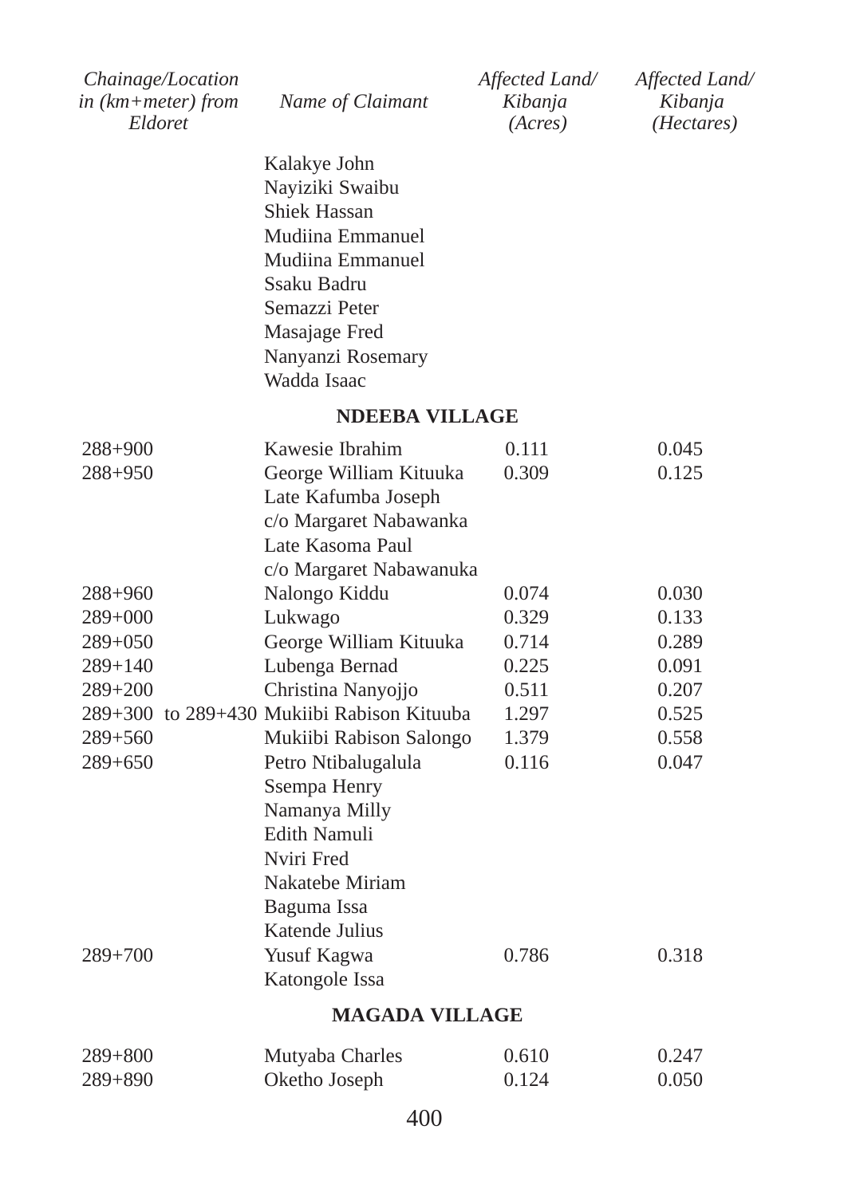| Chainage/Location in (km+meter) from Eldoret | Name of Claimant | Affected Land/ Kibanja (Acres) | Affected Land/ Kibanja (Hectares) |
|---|---|---|---|
| | Kalakye John | | |
| | Nayiziki Swaibu | | |
| | Shiek Hassan | | |
| | Mudiina Emmanuel | | |
| | Mudiina Emmanuel | | |
| | Ssaku Badru | | |
| | Semazzi Peter | | |
| | Masajage Fred | | |
| | Nanyanzi Rosemary | | |
| | Wadda Isaac | | |
| | **NDEEBA VILLAGE** | | |
| 288+900 | Kawesie Ibrahim | 0.111 | 0.045 |
| 288+950 | George William Kituuka | 0.309 | 0.125 |
| | Late Kafumba Joseph | | |
| | c/o Margaret Nabawanka | | |
| | Late Kasoma Paul | | |
| | c/o Margaret Nabawanuka | | |
| 288+960 | Nalongo Kiddu | 0.074 | 0.030 |
| 289+000 | Lukwago | 0.329 | 0.133 |
| 289+050 | George William Kituuka | 0.714 | 0.289 |
| 289+140 | Lubenga Bernad | 0.225 | 0.091 |
| 289+200 | Christina Nanyojjo | 0.511 | 0.207 |
| 289+300 to 289+430 | Mukiibi Rabison Kituuba | 1.297 | 0.525 |
| 289+560 | Mukiibi Rabison Salongo | 1.379 | 0.558 |
| 289+650 | Petro Ntibalugalula | 0.116 | 0.047 |
| | Ssempa Henry | | |
| | Namanya Milly | | |
| | Edith Namuli | | |
| | Nviri Fred | | |
| | Nakatebe Miriam | | |
| | Baguma Issa | | |
| | Katende Julius | | |
| 289+700 | Yusuf Kagwa | 0.786 | 0.318 |
| | Katongole Issa | | |
| | **MAGADA VILLAGE** | | |
| 289+800 | Mutyaba Charles | 0.610 | 0.247 |
| 289+890 | Oketho Joseph | 0.124 | 0.050 |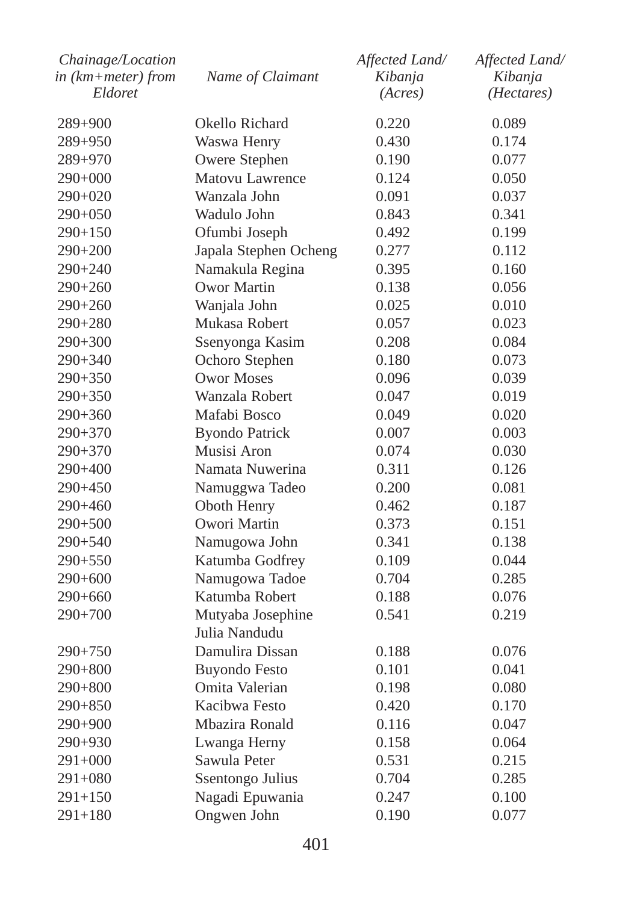| Chainage/Location in (km+meter) from Eldoret | Name of Claimant | Affected Land/ Kibanja (Acres) | Affected Land/ Kibanja (Hectares) |
|---|---|---|---|
| 289+900 | Okello Richard | 0.220 | 0.089 |
| 289+950 | Waswa Henry | 0.430 | 0.174 |
| 289+970 | Owere Stephen | 0.190 | 0.077 |
| 290+000 | Matovu Lawrence | 0.124 | 0.050 |
| 290+020 | Wanzala John | 0.091 | 0.037 |
| 290+050 | Wadulo John | 0.843 | 0.341 |
| 290+150 | Ofumbi Joseph | 0.492 | 0.199 |
| 290+200 | Japala Stephen Ocheng | 0.277 | 0.112 |
| 290+240 | Namakula Regina | 0.395 | 0.160 |
| 290+260 | Owor Martin | 0.138 | 0.056 |
| 290+260 | Wanjala John | 0.025 | 0.010 |
| 290+280 | Mukasa Robert | 0.057 | 0.023 |
| 290+300 | Ssenyonga Kasim | 0.208 | 0.084 |
| 290+340 | Ochoro Stephen | 0.180 | 0.073 |
| 290+350 | Owor Moses | 0.096 | 0.039 |
| 290+350 | Wanzala Robert | 0.047 | 0.019 |
| 290+360 | Mafabi Bosco | 0.049 | 0.020 |
| 290+370 | Byondo Patrick | 0.007 | 0.003 |
| 290+370 | Musisi Aron | 0.074 | 0.030 |
| 290+400 | Namata Nuwerina | 0.311 | 0.126 |
| 290+450 | Namuggwa Tadeo | 0.200 | 0.081 |
| 290+460 | Oboth Henry | 0.462 | 0.187 |
| 290+500 | Owori Martin | 0.373 | 0.151 |
| 290+540 | Namugowa John | 0.341 | 0.138 |
| 290+550 | Katumba Godfrey | 0.109 | 0.044 |
| 290+600 | Namugowa Tadoe | 0.704 | 0.285 |
| 290+660 | Katumba Robert | 0.188 | 0.076 |
| 290+700 | Mutyaba Josephine Julia Nandudu | 0.541 | 0.219 |
| 290+750 | Damulira Dissan | 0.188 | 0.076 |
| 290+800 | Buyondo Festo | 0.101 | 0.041 |
| 290+800 | Omita Valerian | 0.198 | 0.080 |
| 290+850 | Kacibwa Festo | 0.420 | 0.170 |
| 290+900 | Mbazira Ronald | 0.116 | 0.047 |
| 290+930 | Lwanga Herny | 0.158 | 0.064 |
| 291+000 | Sawula Peter | 0.531 | 0.215 |
| 291+080 | Ssentongo Julius | 0.704 | 0.285 |
| 291+150 | Nagadi Epuwania | 0.247 | 0.100 |
| 291+180 | Ongwen John | 0.190 | 0.077 |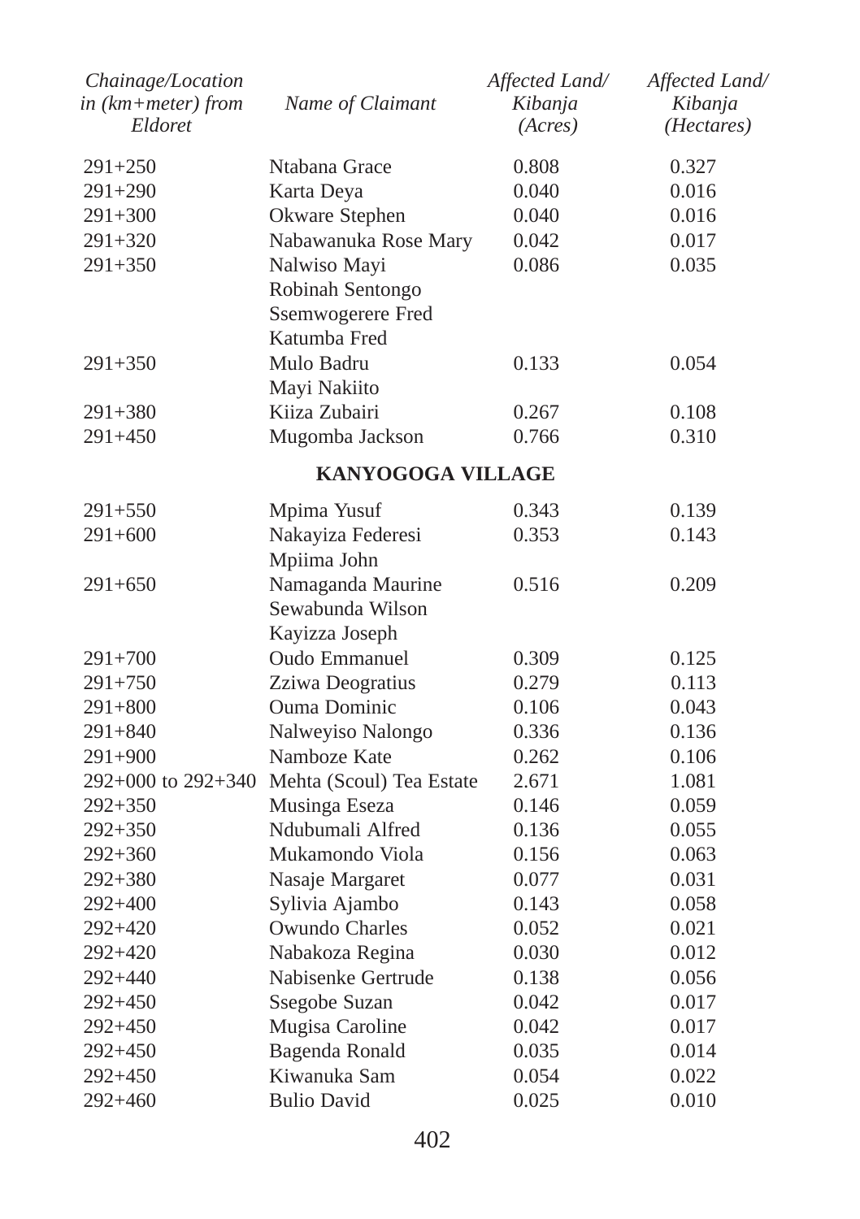| *Chainage/Location in (km+meter) from Eldoret* | *Name of Claimant* | *Affected Land/ Kibanja (Acres)* | *Affected Land/ Kibanja (Hectares)* |
|---|---|---|---|
| 291+250 | Ntabana Grace | 0.808 | 0.327 |
| 291+290 | Karta Deya | 0.040 | 0.016 |
| 291+300 | Okware Stephen | 0.040 | 0.016 |
| 291+320 | Nabawanuka Rose Mary | 0.042 | 0.017 |
| 291+350 | Nalwiso Mayi | 0.086 | 0.035 |
| | Robinah Sentongo | | |
| | Ssemwogerere Fred | | |
| | Katumba Fred | | |
| 291+350 | Mulo Badru | 0.133 | 0.054 |
| | Mayi Nakiito | | |
| 291+380 | Kiiza Zubairi | 0.267 | 0.108 |
| 291+450 | Mugomba Jackson | 0.766 | 0.310 |
| | **KANYOGOGA VILLAGE** | | |
| 291+550 | Mpima Yusuf | 0.343 | 0.139 |
| 291+600 | Nakayiza Federesi | 0.353 | 0.143 |
| | Mpiima John | | |
| 291+650 | Namaganda Maurine | 0.516 | 0.209 |
| | Sewabunda Wilson | | |
| | Kayizza Joseph | | |
| 291+700 | Oudo Emmanuel | 0.309 | 0.125 |
| 291+750 | Zziwa Deogratius | 0.279 | 0.113 |
| 291+800 | Ouma Dominic | 0.106 | 0.043 |
| 291+840 | Nalweyiso Nalongo | 0.336 | 0.136 |
| 291+900 | Namboze Kate | 0.262 | 0.106 |
| 292+000 to 292+340 | Mehta (Scoul) Tea Estate | 2.671 | 1.081 |
| 292+350 | Musinga Eseza | 0.146 | 0.059 |
| 292+350 | Ndubumali Alfred | 0.136 | 0.055 |
| 292+360 | Mukamondo Viola | 0.156 | 0.063 |
| 292+380 | Nasaje Margaret | 0.077 | 0.031 |
| 292+400 | Sylivia Ajambo | 0.143 | 0.058 |
| 292+420 | Owundo Charles | 0.052 | 0.021 |
| 292+420 | Nabakoza Regina | 0.030 | 0.012 |
| 292+440 | Nabisenke Gertrude | 0.138 | 0.056 |
| 292+450 | Ssegobe Suzan | 0.042 | 0.017 |
| 292+450 | Mugisa Caroline | 0.042 | 0.017 |
| 292+450 | Bagenda Ronald | 0.035 | 0.014 |
| 292+450 | Kiwanuka Sam | 0.054 | 0.022 |
| 292+460 | Bulio David | 0.025 | 0.010 |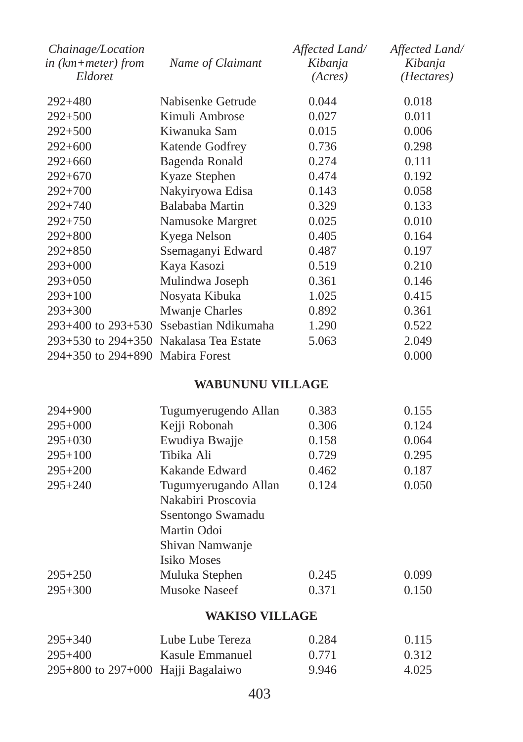| *Chainage/Location in (km+meter) from Eldoret* | *Name of Claimant* | *Affected Land/ Kibanja (Acres)* | *Affected Land/ Kibanja (Hectares)* |
|---|---|---|---|
| 292+480 | Nabisenke Getrude | 0.044 | 0.018 |
| 292+500 | Kimuli Ambrose | 0.027 | 0.011 |
| 292+500 | Kiwanuka Sam | 0.015 | 0.006 |
| 292+600 | Katende Godfrey | 0.736 | 0.298 |
| 292+660 | Bagenda Ronald | 0.274 | 0.111 |
| 292+670 | Kyaze Stephen | 0.474 | 0.192 |
| 292+700 | Nakyiryowa Edisa | 0.143 | 0.058 |
| 292+740 | Balababa Martin | 0.329 | 0.133 |
| 292+750 | Namusoke Margret | 0.025 | 0.010 |
| 292+800 | Kyega Nelson | 0.405 | 0.164 |
| 292+850 | Ssemaganyi Edward | 0.487 | 0.197 |
| 293+000 | Kaya Kasozi | 0.519 | 0.210 |
| 293+050 | Mulindwa Joseph | 0.361 | 0.146 |
| 293+100 | Nosyata Kibuka | 1.025 | 0.415 |
| 293+300 | Mwanje Charles | 0.892 | 0.361 |
| 293+400 to 293+530 | Ssebastian Ndikumaha | 1.290 | 0.522 |
| 293+530 to 294+350 | Nakalasa Tea Estate | 5.063 | 2.049 |
| 294+350 to 294+890 | Mabira Forest | | 0.000 |
| | **WABUNUNU VILLAGE** | | |
| 294+900 | Tugumyerugendo Allan | 0.383 | 0.155 |
| 295+000 | Kejji Robonah | 0.306 | 0.124 |
| 295+030 | Ewudiya Bwajje | 0.158 | 0.064 |
| 295+100 | Tibika Ali | 0.729 | 0.295 |
| 295+200 | Kakande Edward | 0.462 | 0.187 |
| 295+240 | Tugumyerugando Allan | 0.124 | 0.050 |
| | Nakabiri Proscovia | | |
| | Ssentongo Swamadu | | |
| | Martin Odoi | | |
| | Shivan Namwanje | | |
| | Isiko Moses | | |
| 295+250 | Muluka Stephen | 0.245 | 0.099 |
| 295+300 | Musoke Naseef | 0.371 | 0.150 |
| | **WAKISO VILLAGE** | | |
| 295+340 | Lube Lube Tereza | 0.284 | 0.115 |
| 295+400 | Kasule Emmanuel | 0.771 | 0.312 |
| 295+800 to 297+000 | Hajji Bagalaiwo | 9.946 | 4.025 |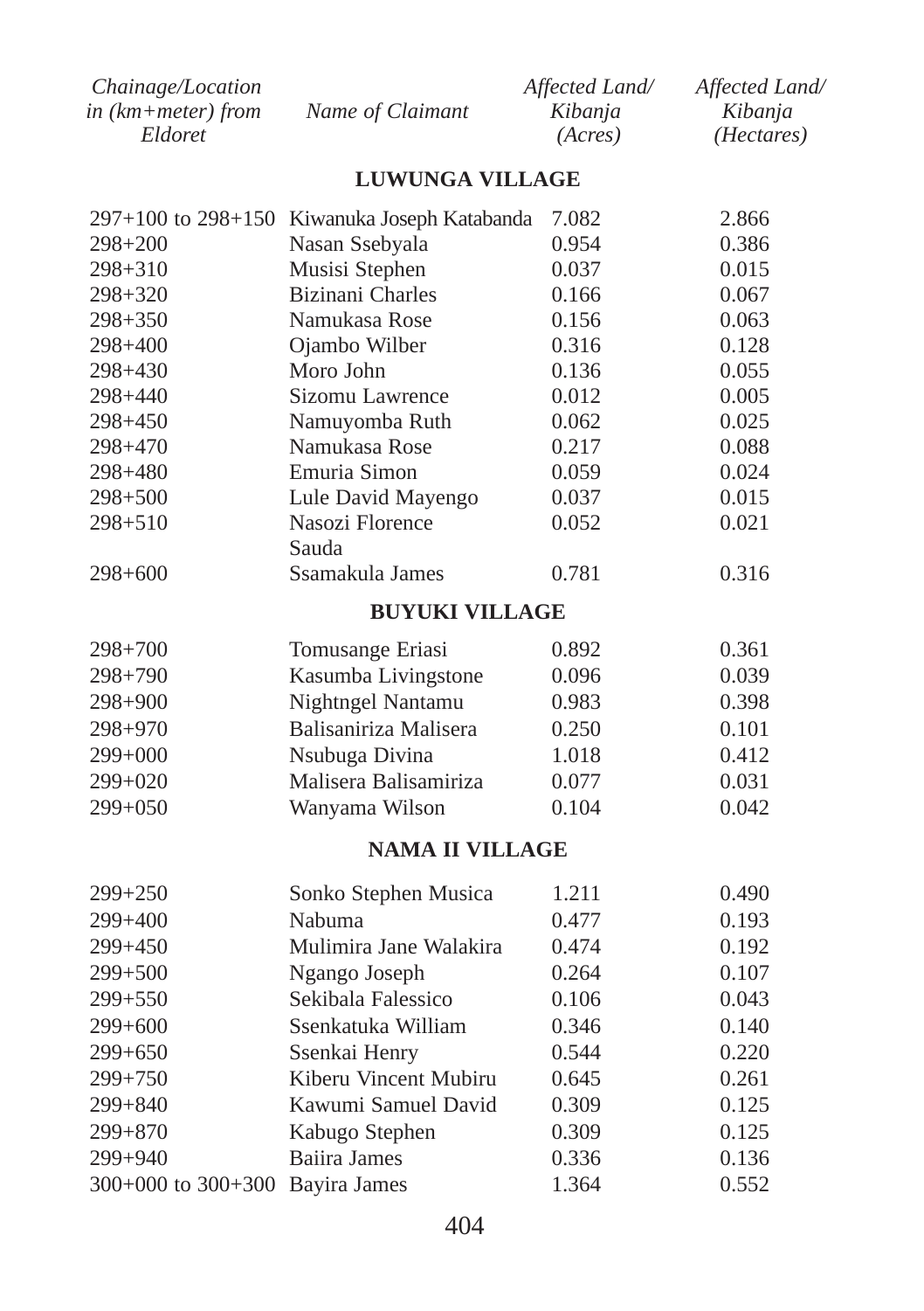| *Chainage/Location in (km+meter) from Eldoret* | *Name of Claimant* | *Affected Land/ Kibanja (Acres)* | *Affected Land/ Kibanja (Hectares)* |
|---|---|---|---|
| | **LUWUNGA VILLAGE** | | |
| 297+100 to 298+150 | Kiwanuka Joseph Katabanda | 7.082 | 2.866 |
| 298+200 | Nasan Ssebyala | 0.954 | 0.386 |
| 298+310 | Musisi Stephen | 0.037 | 0.015 |
| 298+320 | Bizinani Charles | 0.166 | 0.067 |
| 298+350 | Namukasa Rose | 0.156 | 0.063 |
| 298+400 | Ojambo Wilber | 0.316 | 0.128 |
| 298+430 | Moro John | 0.136 | 0.055 |
| 298+440 | Sizomu Lawrence | 0.012 | 0.005 |
| 298+450 | Namuyomba Ruth | 0.062 | 0.025 |
| 298+470 | Namukasa Rose | 0.217 | 0.088 |
| 298+480 | Emuria Simon | 0.059 | 0.024 |
| 298+500 | Lule David Mayengo | 0.037 | 0.015 |
| 298+510 | Nasozi Florence Sauda | 0.052 | 0.021 |
| 298+600 | Ssamakula James | 0.781 | 0.316 |
| | **BUYUKI VILLAGE** | | |
| 298+700 | Tomusange Eriasi | 0.892 | 0.361 |
| 298+790 | Kasumba Livingstone | 0.096 | 0.039 |
| 298+900 | Nightngel Nantamu | 0.983 | 0.398 |
| 298+970 | Balisaniriza Malisera | 0.250 | 0.101 |
| 299+000 | Nsubuga Divina | 1.018 | 0.412 |
| 299+020 | Malisera Balisamiriza | 0.077 | 0.031 |
| 299+050 | Wanyama Wilson | 0.104 | 0.042 |
| | **NAMA II VILLAGE** | | |
| 299+250 | Sonko Stephen Musica | 1.211 | 0.490 |
| 299+400 | Nabuma | 0.477 | 0.193 |
| 299+450 | Mulimira Jane Walakira | 0.474 | 0.192 |
| 299+500 | Ngango Joseph | 0.264 | 0.107 |
| 299+550 | Sekibala Falessico | 0.106 | 0.043 |
| 299+600 | Ssenkatuka William | 0.346 | 0.140 |
| 299+650 | Ssenkai Henry | 0.544 | 0.220 |
| 299+750 | Kiberu Vincent Mubiru | 0.645 | 0.261 |
| 299+840 | Kawumi Samuel David | 0.309 | 0.125 |
| 299+870 | Kabugo Stephen | 0.309 | 0.125 |
| 299+940 | Baiira James | 0.336 | 0.136 |
| 300+000 to 300+300 | Bayira James | 1.364 | 0.552 |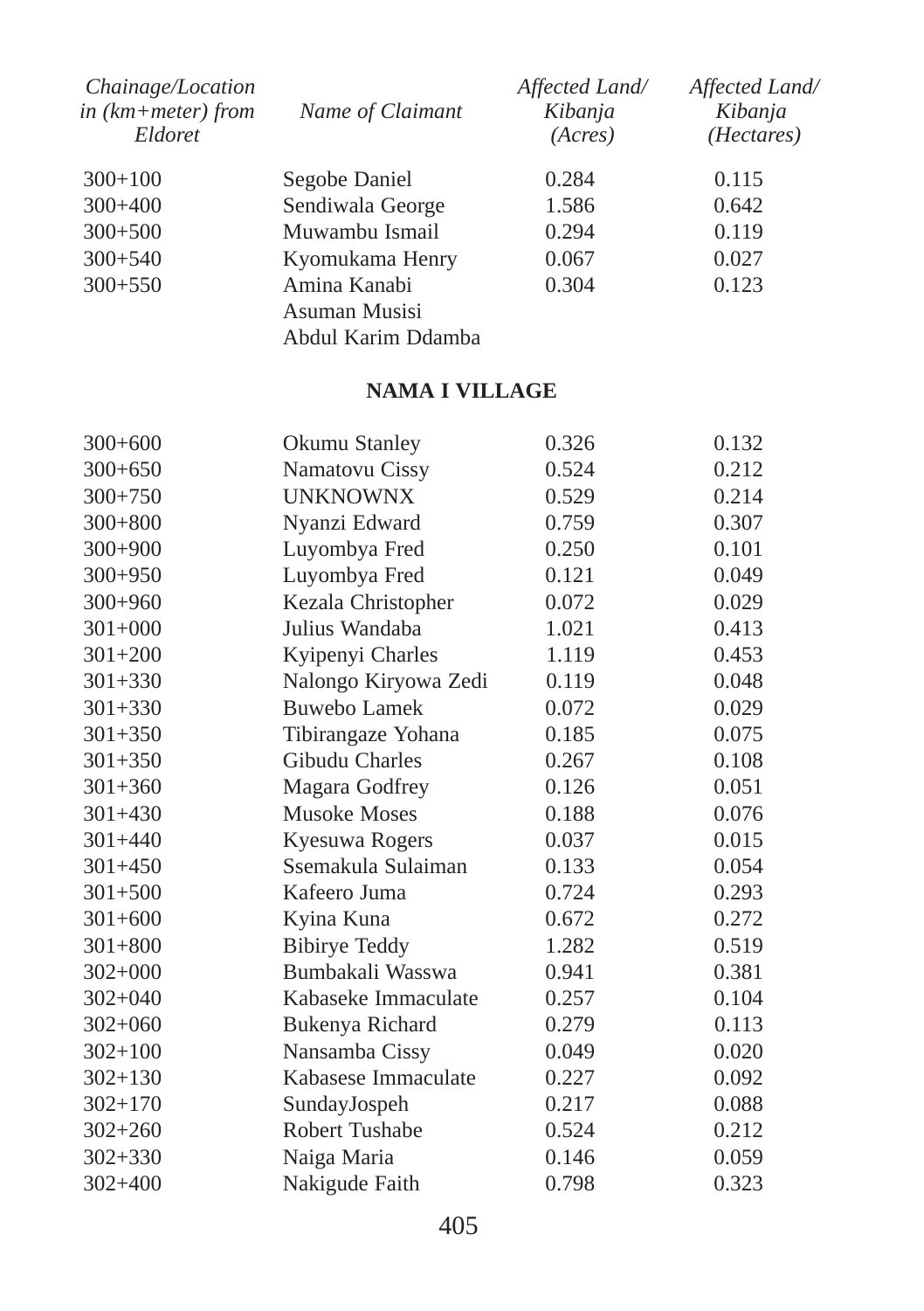| Chainage/Location in (km+meter) from Eldoret | Name of Claimant | Affected Land/ Kibanja (Acres) | Affected Land/ Kibanja (Hectares) |
|---|---|---|---|
| 300+100 | Segobe Daniel | 0.284 | 0.115 |
| 300+400 | Sendiwala George | 1.586 | 0.642 |
| 300+500 | Muwambu Ismail | 0.294 | 0.119 |
| 300+540 | Kyomukama Henry | 0.067 | 0.027 |
| 300+550 | Amina Kanabi<br>Asuman Musisi<br>Abdul Karim Ddamba | 0.304 | 0.123 |

**NAMA I VILLAGE**

| Chainage/Location in (km+meter) from Eldoret | Name of Claimant | Affected Land/ Kibanja (Acres) | Affected Land/ Kibanja (Hectares) |
|---|---|---|---|
| 300+600 | Okumu Stanley | 0.326 | 0.132 |
| 300+650 | Namatovu Cissy | 0.524 | 0.212 |
| 300+750 | UNKNOWNX | 0.529 | 0.214 |
| 300+800 | Nyanzi Edward | 0.759 | 0.307 |
| 300+900 | Luyombya Fred | 0.250 | 0.101 |
| 300+950 | Luyombya Fred | 0.121 | 0.049 |
| 300+960 | Kezala Christopher | 0.072 | 0.029 |
| 301+000 | Julius Wandaba | 1.021 | 0.413 |
| 301+200 | Kyipenyi Charles | 1.119 | 0.453 |
| 301+330 | Nalongo Kiryowa Zedi | 0.119 | 0.048 |
| 301+330 | Buwebo Lamek | 0.072 | 0.029 |
| 301+350 | Tibirangaze Yohana | 0.185 | 0.075 |
| 301+350 | Gibudu Charles | 0.267 | 0.108 |
| 301+360 | Magara Godfrey | 0.126 | 0.051 |
| 301+430 | Musoke Moses | 0.188 | 0.076 |
| 301+440 | Kyesuwa Rogers | 0.037 | 0.015 |
| 301+450 | Ssemakula Sulaiman | 0.133 | 0.054 |
| 301+500 | Kafeero Juma | 0.724 | 0.293 |
| 301+600 | Kyina Kuna | 0.672 | 0.272 |
| 301+800 | Bibirye Teddy | 1.282 | 0.519 |
| 302+000 | Bumbakali Wasswa | 0.941 | 0.381 |
| 302+040 | Kabaseke Immaculate | 0.257 | 0.104 |
| 302+060 | Bukenya Richard | 0.279 | 0.113 |
| 302+100 | Nansamba Cissy | 0.049 | 0.020 |
| 302+130 | Kabasese Immaculate | 0.227 | 0.092 |
| 302+170 | SundayJospeh | 0.217 | 0.088 |
| 302+260 | Robert Tushabe | 0.524 | 0.212 |
| 302+330 | Naiga Maria | 0.146 | 0.059 |
| 302+400 | Nakigude Faith | 0.798 | 0.323 |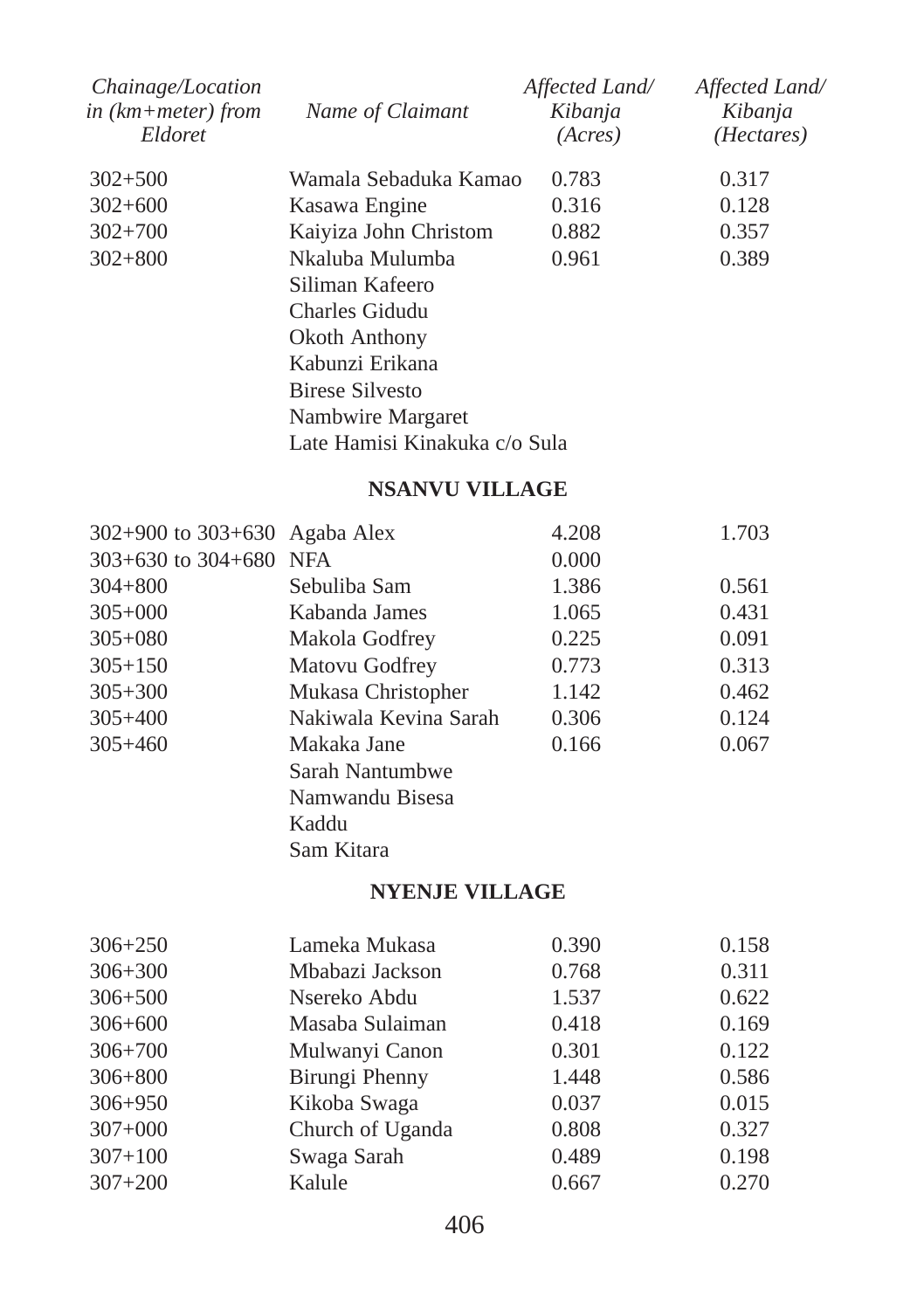| Chainage/Location in (km+meter) from Eldoret | Name of Claimant | Affected Land/ Kibanja (Acres) | Affected Land/ Kibanja (Hectares) |
|---|---|---|---|
| 302+500 | Wamala Sebaduka Kamao | 0.783 | 0.317 |
| 302+600 | Kasawa Engine | 0.316 | 0.128 |
| 302+700 | Kaiyiza John Christom | 0.882 | 0.357 |
| 302+800 | Nkaluba Mulumba | 0.961 | 0.389 |
| | Siliman Kafeero | | |
| | Charles Gidudu | | |
| | Okoth Anthony | | |
| | Kabunzi Erikana | | |
| | Birese Silvesto | | |
| | Nambwire Margaret | | |
| | Late Hamisi Kinakuka c/o Sula | | |
| | **NSANVU VILLAGE** | | |
| 302+900 to 303+630 | Agaba Alex | 4.208 | 1.703 |
| 303+630 to 304+680 | NFA | 0.000 | |
| 304+800 | Sebuliba Sam | 1.386 | 0.561 |
| 305+000 | Kabanda James | 1.065 | 0.431 |
| 305+080 | Makola Godfrey | 0.225 | 0.091 |
| 305+150 | Matovu Godfrey | 0.773 | 0.313 |
| 305+300 | Mukasa Christopher | 1.142 | 0.462 |
| 305+400 | Nakiwala Kevina Sarah | 0.306 | 0.124 |
| 305+460 | Makaka Jane | 0.166 | 0.067 |
| | Sarah Nantumbwe | | |
| | Namwandu Bisesa | | |
| | Kaddu | | |
| | Sam Kitara | | |
| | **NYENJE VILLAGE** | | |
| 306+250 | Lameka Mukasa | 0.390 | 0.158 |
| 306+300 | Mbabazi Jackson | 0.768 | 0.311 |
| 306+500 | Nsereko Abdu | 1.537 | 0.622 |
| 306+600 | Masaba Sulaiman | 0.418 | 0.169 |
| 306+700 | Mulwanyi Canon | 0.301 | 0.122 |
| 306+800 | Birungi Phenny | 1.448 | 0.586 |
| 306+950 | Kikoba Swaga | 0.037 | 0.015 |
| 307+000 | Church of Uganda | 0.808 | 0.327 |
| 307+100 | Swaga Sarah | 0.489 | 0.198 |
| 307+200 | Kalule | 0.667 | 0.270 |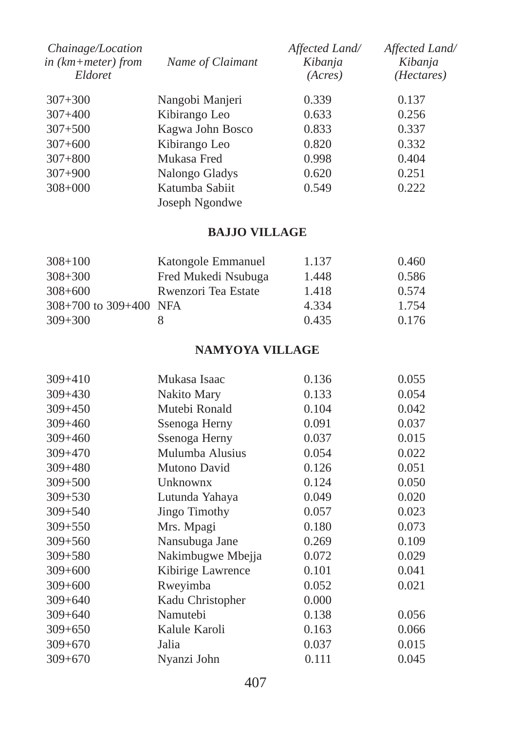| Chainage/Location in (km+meter) from Eldoret | Name of Claimant | Affected Land/ Kibanja (Acres) | Affected Land/ Kibanja (Hectares) |
|---|---|---|---|
| 307+300 | Nangobi Manjeri | 0.339 | 0.137 |
| 307+400 | Kibirango Leo | 0.633 | 0.256 |
| 307+500 | Kagwa John Bosco | 0.833 | 0.337 |
| 307+600 | Kibirango Leo | 0.820 | 0.332 |
| 307+800 | Mukasa Fred | 0.998 | 0.404 |
| 307+900 | Nalongo Gladys | 0.620 | 0.251 |
| 308+000 | Katumba Sabiit Joseph Ngondwe | 0.549 | 0.222 |

**BAJJO VILLAGE**

| Chainage/Location in (km+meter) from Eldoret | Name of Claimant | Affected Land/ Kibanja (Acres) | Affected Land/ Kibanja (Hectares) |
|---|---|---|---|
| 308+100 | Katongole Emmanuel | 1.137 | 0.460 |
| 308+300 | Fred Mukedi Nsubuga | 1.448 | 0.586 |
| 308+600 | Rwenzori Tea Estate | 1.418 | 0.574 |
| 308+700 to 309+400 | NFA | 4.334 | 1.754 |
| 309+300 | 8 | 0.435 | 0.176 |

**NAMYOYA VILLAGE**

| Chainage/Location in (km+meter) from Eldoret | Name of Claimant | Affected Land/ Kibanja (Acres) | Affected Land/ Kibanja (Hectares) |
|---|---|---|---|
| 309+410 | Mukasa Isaac | 0.136 | 0.055 |
| 309+430 | Nakito Mary | 0.133 | 0.054 |
| 309+450 | Mutebi Ronald | 0.104 | 0.042 |
| 309+460 | Ssenoga Herny | 0.091 | 0.037 |
| 309+460 | Ssenoga Herny | 0.037 | 0.015 |
| 309+470 | Mulumba Alusius | 0.054 | 0.022 |
| 309+480 | Mutono David | 0.126 | 0.051 |
| 309+500 | Unknownx | 0.124 | 0.050 |
| 309+530 | Lutunda Yahaya | 0.049 | 0.020 |
| 309+540 | Jingo Timothy | 0.057 | 0.023 |
| 309+550 | Mrs. Mpagi | 0.180 | 0.073 |
| 309+560 | Nansubuga Jane | 0.269 | 0.109 |
| 309+580 | Nakimbugwe Mbejja | 0.072 | 0.029 |
| 309+600 | Kibirige Lawrence | 0.101 | 0.041 |
| 309+600 | Rweyimba | 0.052 | 0.021 |
| 309+640 | Kadu Christopher | 0.000 | |
| 309+640 | Namutebi | 0.138 | 0.056 |
| 309+650 | Kalule Karoli | 0.163 | 0.066 |
| 309+670 | Jalia | 0.037 | 0.015 |
| 309+670 | Nyanzi John | 0.111 | 0.045 |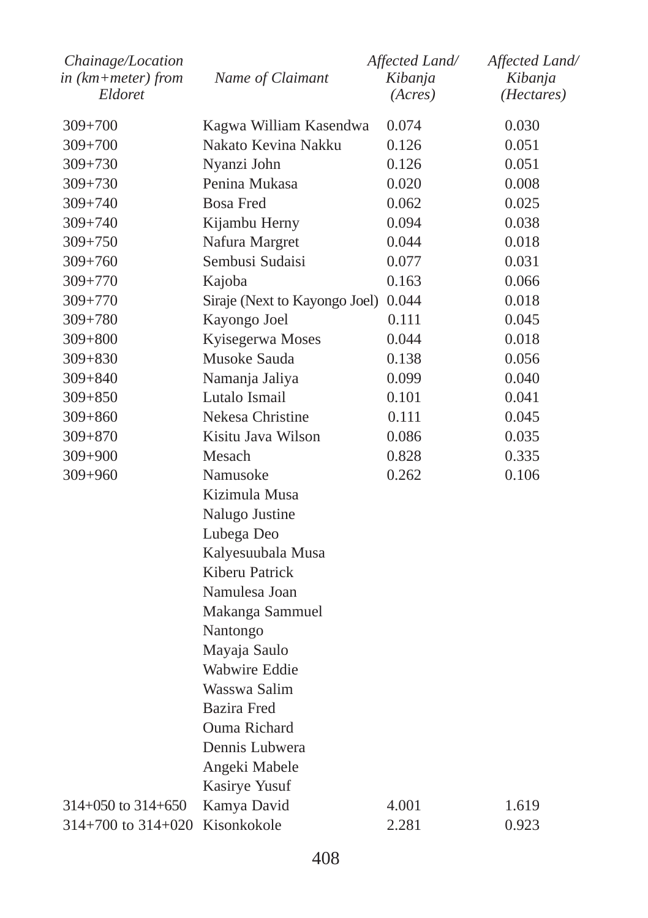| *Chainage/Location in (km+meter) from Eldoret* | *Name of Claimant* | *Affected Land/ Kibanja (Acres)* | *Affected Land/ Kibanja (Hectares)* |
|---|---|---|---|
| 309+700 | Kagwa William Kasendwa | 0.074 | 0.030 |
| 309+700 | Nakato Kevina Nakku | 0.126 | 0.051 |
| 309+730 | Nyanzi John | 0.126 | 0.051 |
| 309+730 | Penina Mukasa | 0.020 | 0.008 |
| 309+740 | Bosa Fred | 0.062 | 0.025 |
| 309+740 | Kijambu Herny | 0.094 | 0.038 |
| 309+750 | Nafura Margret | 0.044 | 0.018 |
| 309+760 | Sembusi Sudaisi | 0.077 | 0.031 |
| 309+770 | Kajoba | 0.163 | 0.066 |
| 309+770 | Siraje (Next to Kayongo Joel) | 0.044 | 0.018 |
| 309+780 | Kayongo Joel | 0.111 | 0.045 |
| 309+800 | Kyisegerwa Moses | 0.044 | 0.018 |
| 309+830 | Musoke Sauda | 0.138 | 0.056 |
| 309+840 | Namanja Jaliya | 0.099 | 0.040 |
| 309+850 | Lutalo Ismail | 0.101 | 0.041 |
| 309+860 | Nekesa Christine | 0.111 | 0.045 |
| 309+870 | Kisitu Java Wilson | 0.086 | 0.035 |
| 309+900 | Mesach | 0.828 | 0.335 |
| 309+960 | Namusoke | 0.262 | 0.106 |
| | Kizimula Musa | | |
| | Nalugo Justine | | |
| | Lubega Deo | | |
| | Kalyesuubala Musa | | |
| | Kiberu Patrick | | |
| | Namulesa Joan | | |
| | Makanga Sammuel | | |
| | Nantongo | | |
| | Mayaja Saulo | | |
| | Wabwire Eddie | | |
| | Wasswa Salim | | |
| | Bazira Fred | | |
| | Ouma Richard | | |
| | Dennis Lubwera | | |
| | Angeki Mabele | | |
| | Kasirye Yusuf | | |
| 314+050 to 314+650 | Kamya David | 4.001 | 1.619 |
| 314+700 to 314+020 | Kisonkokole | 2.281 | 0.923 |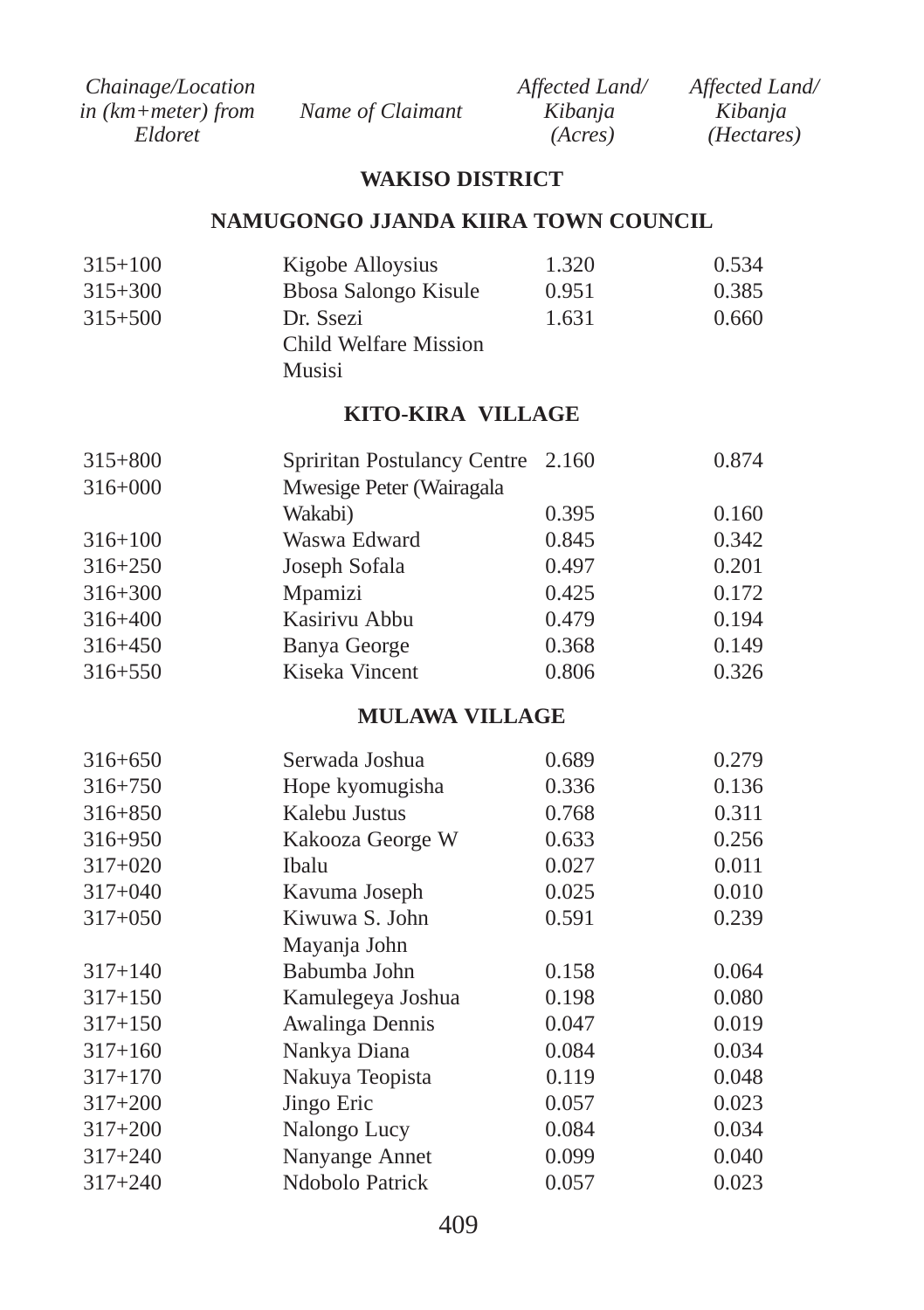| Chainage/Location in (km+meter) from Eldoret | Name of Claimant | Affected Land/ Kibanja (Acres) | Affected Land/ Kibanja (Hectares) |
|---|---|---|---|
| | **WAKISO DISTRICT** | | |
| | **NAMUGONGO JJANDA KIIRA TOWN COUNCIL** | | |
| 315+100 | Kigobe Alloysius | 1.320 | 0.534 |
| 315+300 | Bbosa Salongo Kisule | 0.951 | 0.385 |
| 315+500 | Dr. Ssezi Child Welfare Mission Musisi | 1.631 | 0.660 |
| | **KITO-KIRA VILLAGE** | | |
| 315+800 | Spriritan Postulancy Centre | 2.160 | 0.874 |
| 316+000 | Mwesige Peter (Wairagala Wakabi) | 0.395 | 0.160 |
| 316+100 | Waswa Edward | 0.845 | 0.342 |
| 316+250 | Joseph Sofala | 0.497 | 0.201 |
| 316+300 | Mpamizi | 0.425 | 0.172 |
| 316+400 | Kasirivu Abbu | 0.479 | 0.194 |
| 316+450 | Banya George | 0.368 | 0.149 |
| 316+550 | Kiseka Vincent | 0.806 | 0.326 |
| | **MULAWA VILLAGE** | | |
| 316+650 | Serwada Joshua | 0.689 | 0.279 |
| 316+750 | Hope kyomugisha | 0.336 | 0.136 |
| 316+850 | Kalebu Justus | 0.768 | 0.311 |
| 316+950 | Kakooza George W | 0.633 | 0.256 |
| 317+020 | Ibalu | 0.027 | 0.011 |
| 317+040 | Kavuma Joseph | 0.025 | 0.010 |
| 317+050 | Kiwuwa S. John Mayanja John | 0.591 | 0.239 |
| 317+140 | Babumba John | 0.158 | 0.064 |
| 317+150 | Kamulegeya Joshua | 0.198 | 0.080 |
| 317+150 | Awalinga Dennis | 0.047 | 0.019 |
| 317+160 | Nankya Diana | 0.084 | 0.034 |
| 317+170 | Nakuya Teopista | 0.119 | 0.048 |
| 317+200 | Jingo Eric | 0.057 | 0.023 |
| 317+200 | Nalongo Lucy | 0.084 | 0.034 |
| 317+240 | Nanyange Annet | 0.099 | 0.040 |
| 317+240 | Ndobolo Patrick | 0.057 | 0.023 |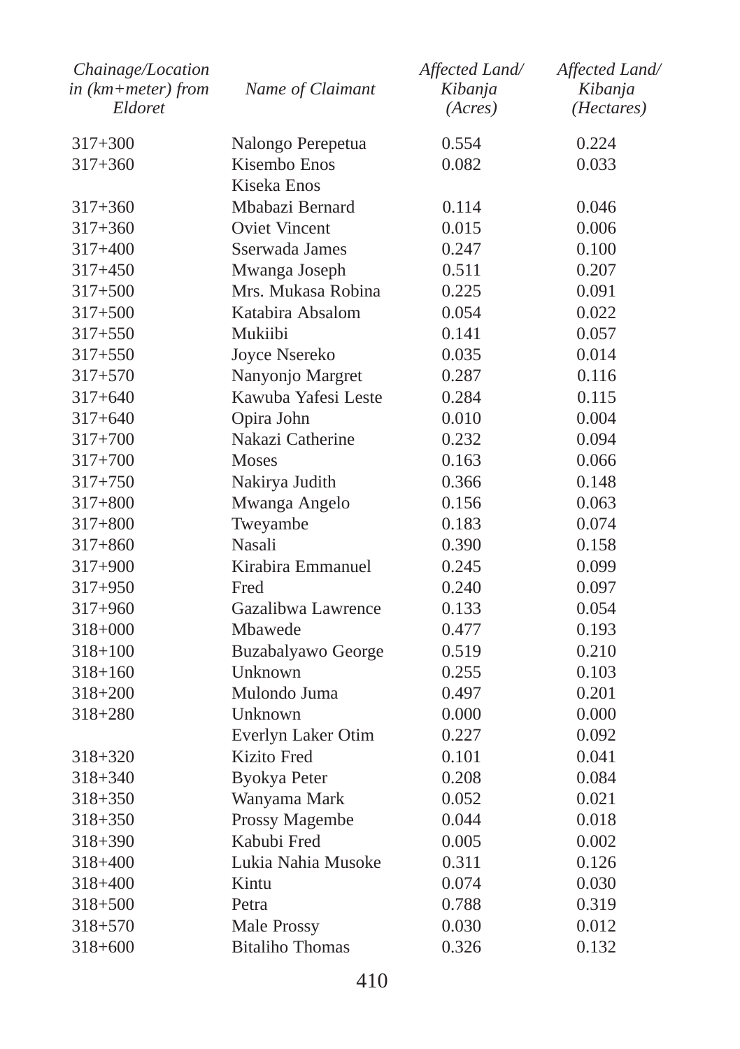| Chainage/Location in (km+meter) from Eldoret | Name of Claimant | Affected Land/ Kibanja (Acres) | Affected Land/ Kibanja (Hectares) |
|---|---|---|---|
| 317+300 | Nalongo Perepetua | 0.554 | 0.224 |
| 317+360 | Kisembo Enos | 0.082 | 0.033 |
| | Kiseka Enos | | |
| 317+360 | Mbabazi Bernard | 0.114 | 0.046 |
| 317+360 | Oviet Vincent | 0.015 | 0.006 |
| 317+400 | Sserwada James | 0.247 | 0.100 |
| 317+450 | Mwanga Joseph | 0.511 | 0.207 |
| 317+500 | Mrs. Mukasa Robina | 0.225 | 0.091 |
| 317+500 | Katabira Absalom | 0.054 | 0.022 |
| 317+550 | Mukiibi | 0.141 | 0.057 |
| 317+550 | Joyce Nsereko | 0.035 | 0.014 |
| 317+570 | Nanyonjo Margret | 0.287 | 0.116 |
| 317+640 | Kawuba Yafesi Leste | 0.284 | 0.115 |
| 317+640 | Opira John | 0.010 | 0.004 |
| 317+700 | Nakazi Catherine | 0.232 | 0.094 |
| 317+700 | Moses | 0.163 | 0.066 |
| 317+750 | Nakirya Judith | 0.366 | 0.148 |
| 317+800 | Mwanga Angelo | 0.156 | 0.063 |
| 317+800 | Tweyambe | 0.183 | 0.074 |
| 317+860 | Nasali | 0.390 | 0.158 |
| 317+900 | Kirabira Emmanuel | 0.245 | 0.099 |
| 317+950 | Fred | 0.240 | 0.097 |
| 317+960 | Gazalibwa Lawrence | 0.133 | 0.054 |
| 318+000 | Mbawede | 0.477 | 0.193 |
| 318+100 | Buzabalyawo George | 0.519 | 0.210 |
| 318+160 | Unknown | 0.255 | 0.103 |
| 318+200 | Mulondo Juma | 0.497 | 0.201 |
| 318+280 | Unknown | 0.000 | 0.000 |
| | Everlyn Laker Otim | 0.227 | 0.092 |
| 318+320 | Kizito Fred | 0.101 | 0.041 |
| 318+340 | Byokya Peter | 0.208 | 0.084 |
| 318+350 | Wanyama Mark | 0.052 | 0.021 |
| 318+350 | Prossy Magembe | 0.044 | 0.018 |
| 318+390 | Kabubi Fred | 0.005 | 0.002 |
| 318+400 | Lukia Nahia Musoke | 0.311 | 0.126 |
| 318+400 | Kintu | 0.074 | 0.030 |
| 318+500 | Petra | 0.788 | 0.319 |
| 318+570 | Male Prossy | 0.030 | 0.012 |
| 318+600 | Bitaliho Thomas | 0.326 | 0.132 |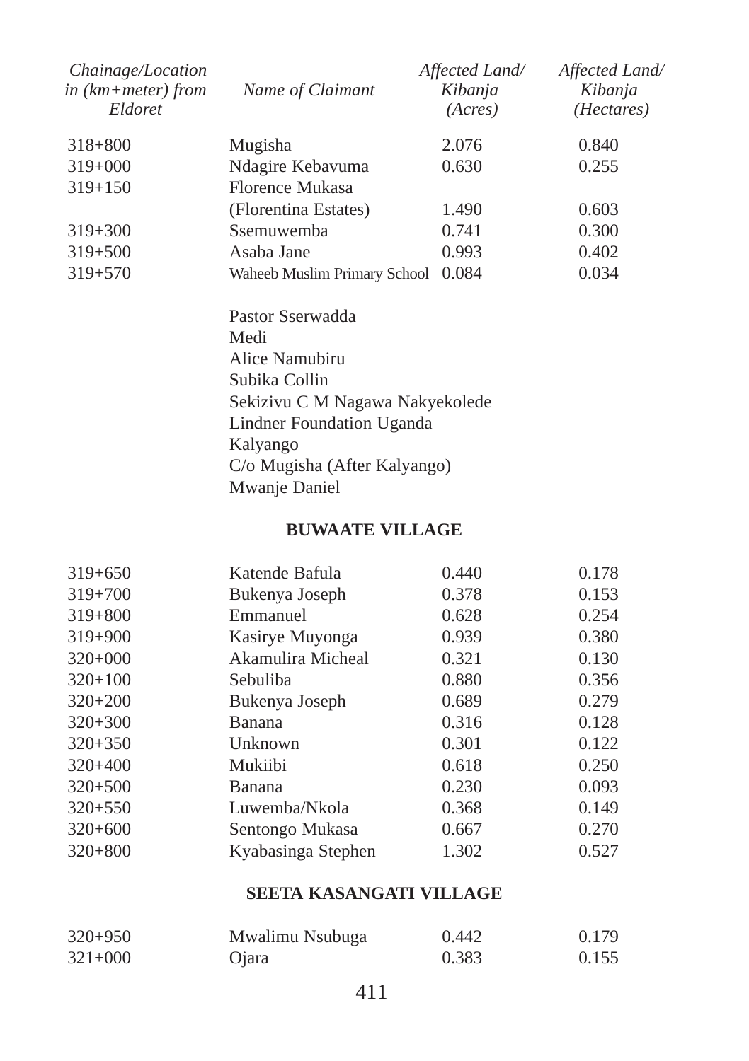| *Chainage/Location in (km+meter) from Eldoret* | *Name of Claimant* | *Affected Land/ Kibanja (Acres)* | *Affected Land/ Kibanja (Hectares)* |
|---|---|---|---|
| 318+800 | Mugisha | 2.076 | 0.840 |
| 319+000 | Ndagire Kebavuma | 0.630 | 0.255 |
| 319+150 | Florence Mukasa (Florentina Estates) | 1.490 | 0.603 |
| 319+300 | Ssemuwemba | 0.741 | 0.300 |
| 319+500 | Asaba Jane | 0.993 | 0.402 |
| 319+570 | Waheeb Muslim Primary School | 0.084 | 0.034 |
| | Pastor Sserwadda | | |
| | Medi | | |
| | Alice Namubiru | | |
| | Subika Collin | | |
| | Sekizivu C M Nagawa Nakyekolede | | |
| | Lindner Foundation Uganda | | |
| | Kalyango | | |
| | C/o Mugisha (After Kalyango) | | |
| | Mwanje Daniel | | |

**BUWAATE VILLAGE**

| | | | |
|---|---|---|---|
| 319+650 | Katende Bafula | 0.440 | 0.178 |
| 319+700 | Bukenya Joseph | 0.378 | 0.153 |
| 319+800 | Emmanuel | 0.628 | 0.254 |
| 319+900 | Kasirye Muyonga | 0.939 | 0.380 |
| 320+000 | Akamulira Micheal | 0.321 | 0.130 |
| 320+100 | Sebuliba | 0.880 | 0.356 |
| 320+200 | Bukenya Joseph | 0.689 | 0.279 |
| 320+300 | Banana | 0.316 | 0.128 |
| 320+350 | Unknown | 0.301 | 0.122 |
| 320+400 | Mukiibi | 0.618 | 0.250 |
| 320+500 | Banana | 0.230 | 0.093 |
| 320+550 | Luwemba/Nkola | 0.368 | 0.149 |
| 320+600 | Sentongo Mukasa | 0.667 | 0.270 |
| 320+800 | Kyabasinga Stephen | 1.302 | 0.527 |

**SEETA KASANGATI VILLAGE**

| | | | |
|---|---|---|---|
| 320+950 | Mwalimu Nsubuga | 0.442 | 0.179 |
| 321+000 | Ojara | 0.383 | 0.155 |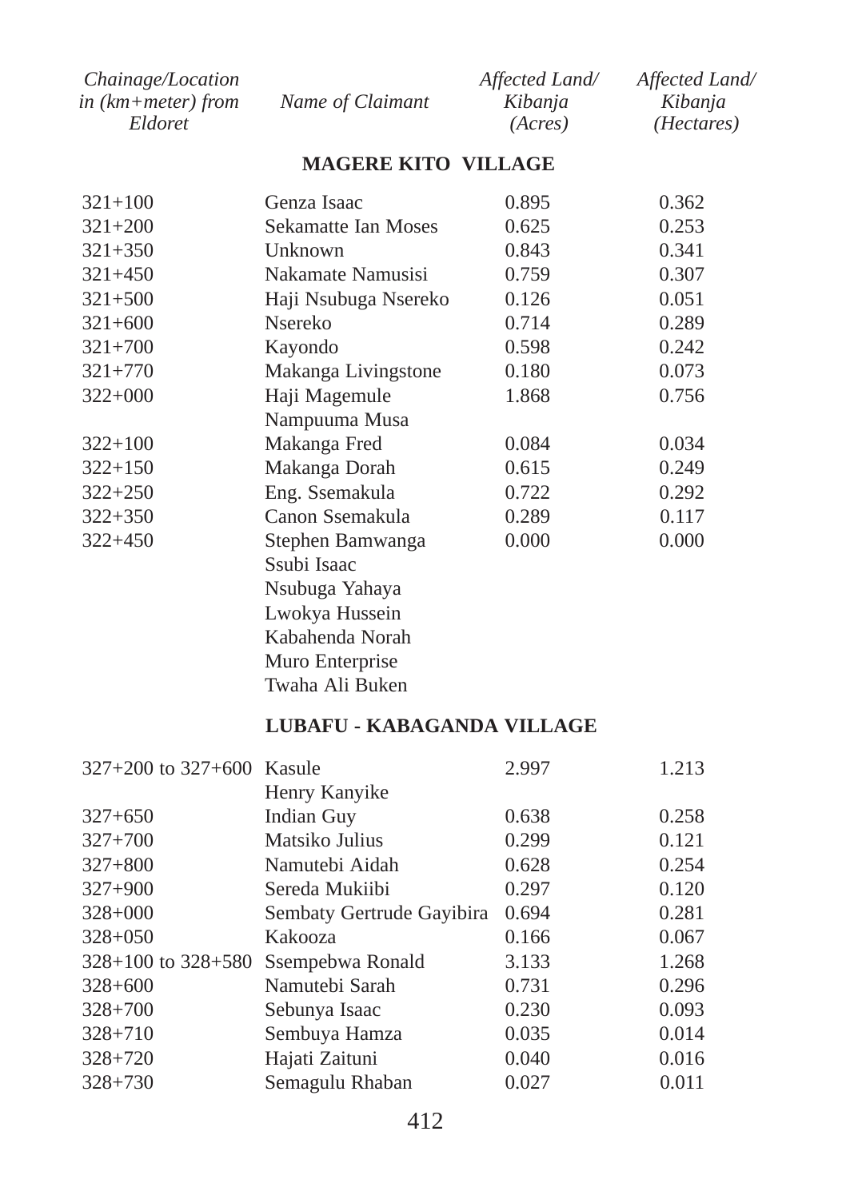| *Chainage/Location in (km+meter) from Eldoret* | *Name of Claimant* | *Affected Land/ Kibanja (Acres)* | *Affected Land/ Kibanja (Hectares)* |
|---|---|---|---|
| | **MAGERE KITO VILLAGE** | | |
| 321+100 | Genza Isaac | 0.895 | 0.362 |
| 321+200 | Sekamatte Ian Moses | 0.625 | 0.253 |
| 321+350 | Unknown | 0.843 | 0.341 |
| 321+450 | Nakamate Namusisi | 0.759 | 0.307 |
| 321+500 | Haji Nsubuga Nsereko | 0.126 | 0.051 |
| 321+600 | Nsereko | 0.714 | 0.289 |
| 321+700 | Kayondo | 0.598 | 0.242 |
| 321+770 | Makanga Livingstone | 0.180 | 0.073 |
| 322+000 | Haji Magemule Nampuuma Musa | 1.868 | 0.756 |
| 322+100 | Makanga Fred | 0.084 | 0.034 |
| 322+150 | Makanga Dorah | 0.615 | 0.249 |
| 322+250 | Eng. Ssemakula | 0.722 | 0.292 |
| 322+350 | Canon Ssemakula | 0.289 | 0.117 |
| 322+450 | Stephen Bamwanga Ssubi Isaac Nsubuga Yahaya Lwokya Hussein Kabahenda Norah Muro Enterprise Twaha Ali Buken | 0.000 | 0.000 |
| | **LUBAFU - KABAGANDA VILLAGE** | | |
| 327+200 to 327+600 | Kasule Henry Kanyike | 2.997 | 1.213 |
| 327+650 | Indian Guy | 0.638 | 0.258 |
| 327+700 | Matsiko Julius | 0.299 | 0.121 |
| 327+800 | Namutebi Aidah | 0.628 | 0.254 |
| 327+900 | Sereda Mukiibi | 0.297 | 0.120 |
| 328+000 | Sembaty Gertrude Gayibira | 0.694 | 0.281 |
| 328+050 | Kakooza | 0.166 | 0.067 |
| 328+100 to 328+580 | Ssempebwa Ronald | 3.133 | 1.268 |
| 328+600 | Namutebi Sarah | 0.731 | 0.296 |
| 328+700 | Sebunya Isaac | 0.230 | 0.093 |
| 328+710 | Sembuya Hamza | 0.035 | 0.014 |
| 328+720 | Hajati Zaituni | 0.040 | 0.016 |
| 328+730 | Semagulu Rhaban | 0.027 | 0.011 |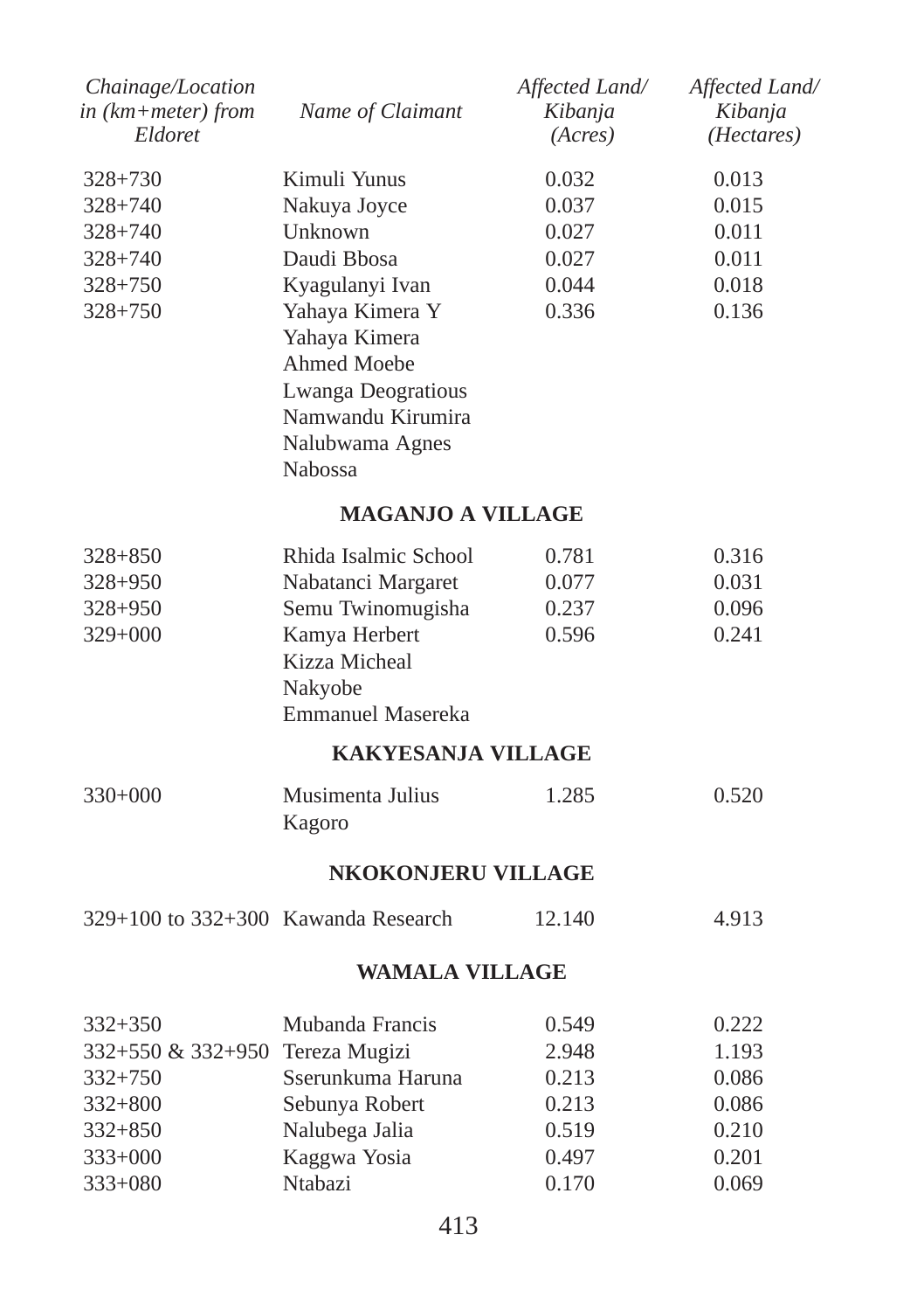| Chainage/Location in (km+meter) from Eldoret | Name of Claimant | Affected Land/ Kibanja (Acres) | Affected Land/ Kibanja (Hectares) |
|---|---|---|---|
| 328+730 | Kimuli Yunus | 0.032 | 0.013 |
| 328+740 | Nakuya Joyce | 0.037 | 0.015 |
| 328+740 | Unknown | 0.027 | 0.011 |
| 328+740 | Daudi Bbosa | 0.027 | 0.011 |
| 328+750 | Kyagulanyi Ivan | 0.044 | 0.018 |
| 328+750 | Yahaya Kimera Y<br>Yahaya Kimera<br>Ahmed Moebe<br>Lwanga Deogratious<br>Namwandu Kirumira<br>Nalubwama Agnes<br>Nabossa | 0.336 | 0.136 |
| | **MAGANJO A VILLAGE** | | |
| 328+850 | Rhida Isalmic School | 0.781 | 0.316 |
| 328+950 | Nabatanci Margaret | 0.077 | 0.031 |
| 328+950 | Semu Twinomugisha | 0.237 | 0.096 |
| 329+000 | Kamya Herbert<br>Kizza Micheal<br>Nakyobe<br>Emmanuel Masereka | 0.596 | 0.241 |
| | **KAKYESANJA VILLAGE** | | |
| 330+000 | Musimenta Julius<br>Kagoro | 1.285 | 0.520 |
| | **NKOKONJERU VILLAGE** | | |
| 329+100 to 332+300 | Kawanda Research | 12.140 | 4.913 |
| | **WAMALA VILLAGE** | | |
| 332+350 | Mubanda Francis | 0.549 | 0.222 |
| 332+550 & 332+950 | Tereza Mugizi | 2.948 | 1.193 |
| 332+750 | Sserunkuma Haruna | 0.213 | 0.086 |
| 332+800 | Sebunya Robert | 0.213 | 0.086 |
| 332+850 | Nalubega Jalia | 0.519 | 0.210 |
| 333+000 | Kaggwa Yosia | 0.497 | 0.201 |
| 333+080 | Ntabazi | 0.170 | 0.069 |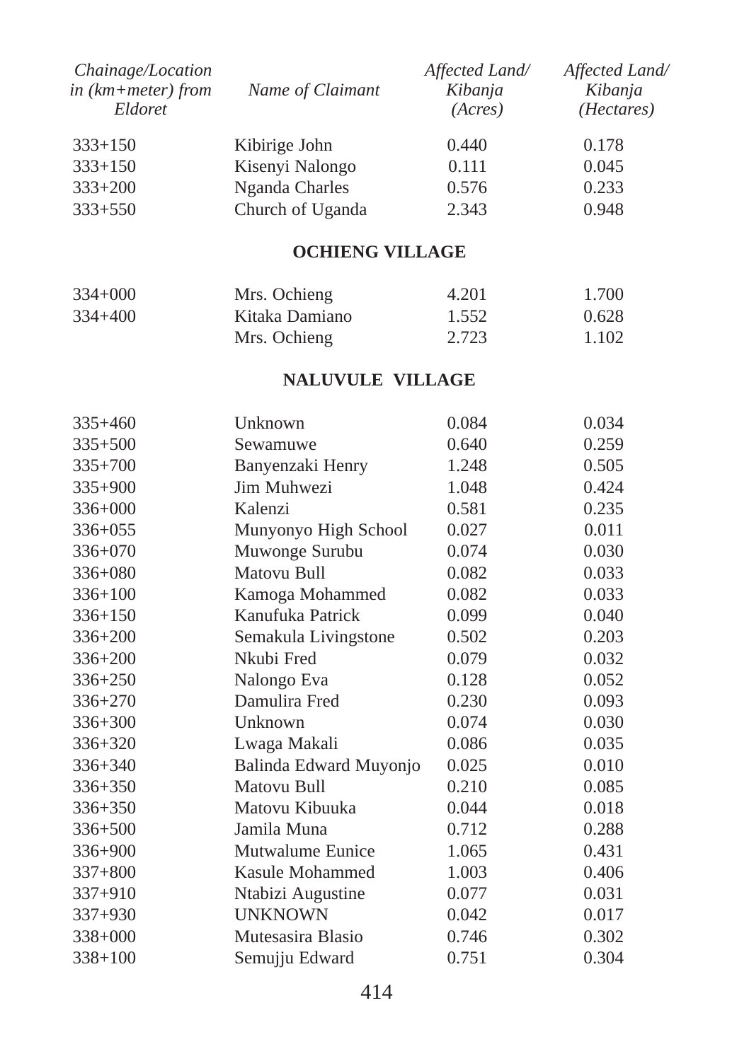| *Chainage/Location in (km+meter) from Eldoret* | *Name of Claimant* | *Affected Land/ Kibanja (Acres)* | *Affected Land/ Kibanja (Hectares)* |
|---|---|---|---|
| 333+150 | Kibirige John | 0.440 | 0.178 |
| 333+150 | Kisenyi Nalongo | 0.111 | 0.045 |
| 333+200 | Nganda Charles | 0.576 | 0.233 |
| 333+550 | Church of Uganda | 2.343 | 0.948 |
| | **OCHIENG VILLAGE** | | |
| 334+000 | Mrs. Ochieng | 4.201 | 1.700 |
| 334+400 | Kitaka Damiano | 1.552 | 0.628 |
| | Mrs. Ochieng | 2.723 | 1.102 |
| | **NALUVULE VILLAGE** | | |
| 335+460 | Unknown | 0.084 | 0.034 |
| 335+500 | Sewamuwe | 0.640 | 0.259 |
| 335+700 | Banyenzaki Henry | 1.248 | 0.505 |
| 335+900 | Jim Muhwezi | 1.048 | 0.424 |
| 336+000 | Kalenzi | 0.581 | 0.235 |
| 336+055 | Munyonyo High School | 0.027 | 0.011 |
| 336+070 | Muwonge Surubu | 0.074 | 0.030 |
| 336+080 | Matovu Bull | 0.082 | 0.033 |
| 336+100 | Kamoga Mohammed | 0.082 | 0.033 |
| 336+150 | Kanufuka Patrick | 0.099 | 0.040 |
| 336+200 | Semakula Livingstone | 0.502 | 0.203 |
| 336+200 | Nkubi Fred | 0.079 | 0.032 |
| 336+250 | Nalongo Eva | 0.128 | 0.052 |
| 336+270 | Damulira Fred | 0.230 | 0.093 |
| 336+300 | Unknown | 0.074 | 0.030 |
| 336+320 | Lwaga Makali | 0.086 | 0.035 |
| 336+340 | Balinda Edward Muyonjo | 0.025 | 0.010 |
| 336+350 | Matovu Bull | 0.210 | 0.085 |
| 336+350 | Matovu Kibuuka | 0.044 | 0.018 |
| 336+500 | Jamila Muna | 0.712 | 0.288 |
| 336+900 | Mutwalume Eunice | 1.065 | 0.431 |
| 337+800 | Kasule Mohammed | 1.003 | 0.406 |
| 337+910 | Ntabizi Augustine | 0.077 | 0.031 |
| 337+930 | UNKNOWN | 0.042 | 0.017 |
| 338+000 | Mutesasira Blasio | 0.746 | 0.302 |
| 338+100 | Semujju Edward | 0.751 | 0.304 |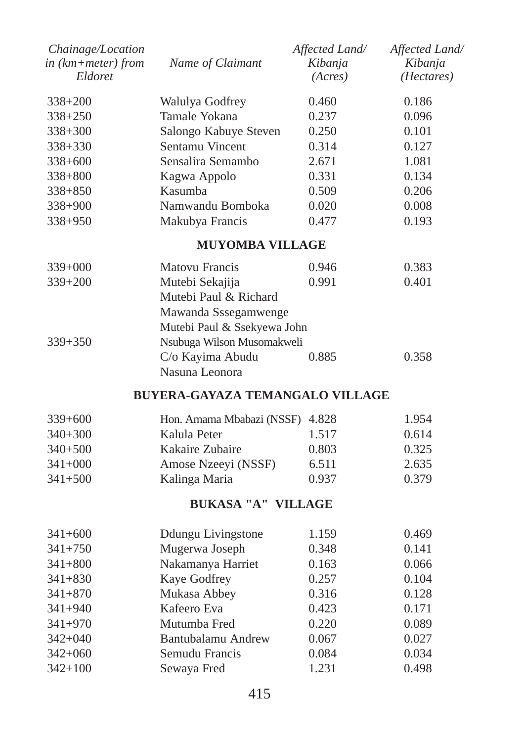| Chainage/Location in (km+meter) from Eldoret | Name of Claimant | Affected Land/ Kibanja (Acres) | Affected Land/ Kibanja (Hectares) |
|---|---|---|---|
| 338+200 | Walulya Godfrey | 0.460 | 0.186 |
| 338+250 | Tamale Yokana | 0.237 | 0.096 |
| 338+300 | Salongo Kabuye Steven | 0.250 | 0.101 |
| 338+330 | Sentamu Vincent | 0.314 | 0.127 |
| 338+600 | Sensalira Semambo | 2.671 | 1.081 |
| 338+800 | Kagwa Appolo | 0.331 | 0.134 |
| 338+850 | Kasumba | 0.509 | 0.206 |
| 338+900 | Namwandu Bomboka | 0.020 | 0.008 |
| 338+950 | Makubya Francis | 0.477 | 0.193 |
| | **MUYOMBA VILLAGE** | | |
| 339+000 | Matovu Francis | 0.946 | 0.383 |
| 339+200 | Mutebi Sekajija | 0.991 | 0.401 |
| | Mutebi Paul & Richard | | |
| | Mawanda Sssegamwenge | | |
| | Mutebi Paul & Ssekyewa John | | |
| 339+350 | Nsubuga Wilson Musomakweli | | |
| | C/o Kayima Abudu | 0.885 | 0.358 |
| | Nasuna Leonora | | |
| | **BUYERA-GAYAZA TEMANGALO VILLAGE** | | |
| 339+600 | Hon. Amama Mbabazi (NSSF) | 4.828 | 1.954 |
| 340+300 | Kalula Peter | 1.517 | 0.614 |
| 340+500 | Kakaire Zubaire | 0.803 | 0.325 |
| 341+000 | Amose Nzeeyi (NSSF) | 6.511 | 2.635 |
| 341+500 | Kalinga Maria | 0.937 | 0.379 |
| | **BUKASA "A" VILLAGE** | | |
| 341+600 | Ddungu Livingstone | 1.159 | 0.469 |
| 341+750 | Mugerwa Joseph | 0.348 | 0.141 |
| 341+800 | Nakamanya Harriet | 0.163 | 0.066 |
| 341+830 | Kaye Godfrey | 0.257 | 0.104 |
| 341+870 | Mukasa Abbey | 0.316 | 0.128 |
| 341+940 | Kafeero Eva | 0.423 | 0.171 |
| 341+970 | Mutumba Fred | 0.220 | 0.089 |
| 342+040 | Bantubalamu Andrew | 0.067 | 0.027 |
| 342+060 | Semudu Francis | 0.084 | 0.034 |
| 342+100 | Sewaya Fred | 1.231 | 0.498 |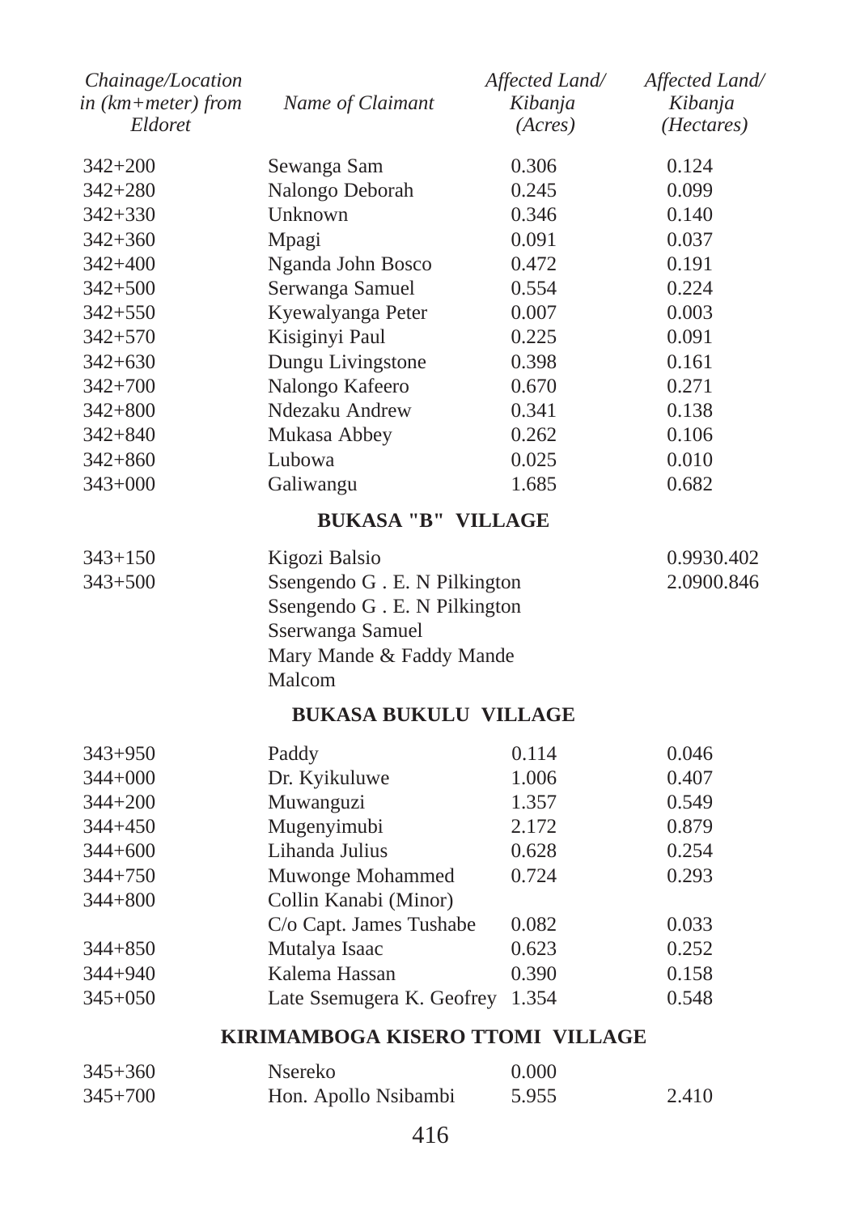| Chainage/Location in (km+meter) from Eldoret | Name of Claimant | Affected Land/ Kibanja (Acres) | Affected Land/ Kibanja (Hectares) |
|---|---|---|---|
| 342+200 | Sewanga Sam | 0.306 | 0.124 |
| 342+280 | Nalongo Deborah | 0.245 | 0.099 |
| 342+330 | Unknown | 0.346 | 0.140 |
| 342+360 | Mpagi | 0.091 | 0.037 |
| 342+400 | Nganda John Bosco | 0.472 | 0.191 |
| 342+500 | Serwanga Samuel | 0.554 | 0.224 |
| 342+550 | Kyewalyanga Peter | 0.007 | 0.003 |
| 342+570 | Kisiginyi Paul | 0.225 | 0.091 |
| 342+630 | Dungu Livingstone | 0.398 | 0.161 |
| 342+700 | Nalongo Kafeero | 0.670 | 0.271 |
| 342+800 | Ndezaku Andrew | 0.341 | 0.138 |
| 342+840 | Mukasa Abbey | 0.262 | 0.106 |
| 342+860 | Lubowa | 0.025 | 0.010 |
| 343+000 | Galiwangu | 1.685 | 0.682 |
| | **BUKASA "B" VILLAGE** | | |
| 343+150 | Kigozi Balsio | | 0.9930.402 |
| 343+500 | Ssengendo G . E. N Pilkington | | 2.0900.846 |
| | Ssengendo G . E. N Pilkington | | |
| | Sserwanga Samuel | | |
| | Mary Mande & Faddy Mande | | |
| | Malcom | | |
| | **BUKASA BUKULU VILLAGE** | | |
| 343+950 | Paddy | 0.114 | 0.046 |
| 344+000 | Dr. Kyikuluwe | 1.006 | 0.407 |
| 344+200 | Muwanguzi | 1.357 | 0.549 |
| 344+450 | Mugenyimubi | 2.172 | 0.879 |
| 344+600 | Lihanda Julius | 0.628 | 0.254 |
| 344+750 | Muwonge Mohammed | 0.724 | 0.293 |
| 344+800 | Collin Kanabi (Minor) C/o Capt. James Tushabe | 0.082 | 0.033 |
| 344+850 | Mutalya Isaac | 0.623 | 0.252 |
| 344+940 | Kalema Hassan | 0.390 | 0.158 |
| 345+050 | Late Ssemugera K. Geofrey | 1.354 | 0.548 |
| | **KIRIMAMBOGA KISERO TTOMI VILLAGE** | | |
| 345+360 | Nsereko | 0.000 | |
| 345+700 | Hon. Apollo Nsibambi | 5.955 | 2.410 |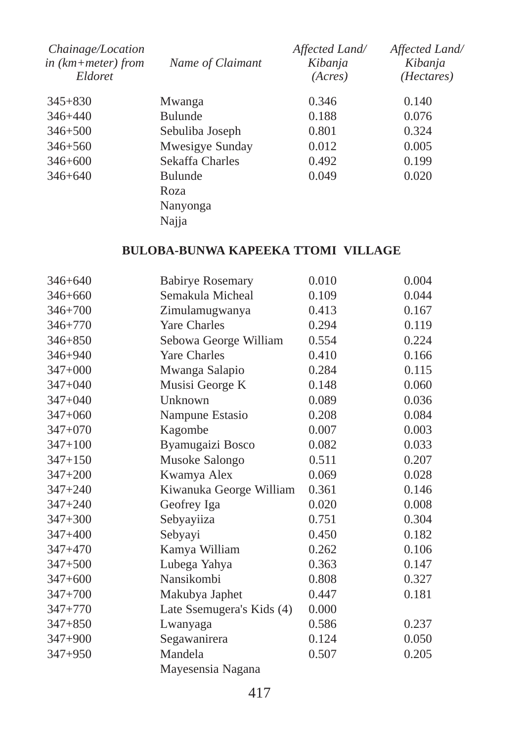| Chainage/Location in (km+meter) from Eldoret | Name of Claimant | Affected Land/ Kibanja (Acres) | Affected Land/ Kibanja (Hectares) |
|---|---|---|---|
| 345+830 | Mwanga | 0.346 | 0.140 |
| 346+440 | Bulunde | 0.188 | 0.076 |
| 346+500 | Sebuliba Joseph | 0.801 | 0.324 |
| 346+560 | Mwesigye Sunday | 0.012 | 0.005 |
| 346+600 | Sekaffa Charles | 0.492 | 0.199 |
| 346+640 | Bulunde | 0.049 | 0.020 |
| | Roza | | |
| | Nanyonga | | |
| | Najja | | |

**BULOBA-BUNWA KAPEEKA TTOMI VILLAGE**

| Chainage/Location in (km+meter) from Eldoret | Name of Claimant | Affected Land/ Kibanja (Acres) | Affected Land/ Kibanja (Hectares) |
|---|---|---|---|
| 346+640 | Babirye Rosemary | 0.010 | 0.004 |
| 346+660 | Semakula Micheal | 0.109 | 0.044 |
| 346+700 | Zimulamugwanya | 0.413 | 0.167 |
| 346+770 | Yare Charles | 0.294 | 0.119 |
| 346+850 | Sebowa George William | 0.554 | 0.224 |
| 346+940 | Yare Charles | 0.410 | 0.166 |
| 347+000 | Mwanga Salapio | 0.284 | 0.115 |
| 347+040 | Musisi George K | 0.148 | 0.060 |
| 347+040 | Unknown | 0.089 | 0.036 |
| 347+060 | Nampune Estasio | 0.208 | 0.084 |
| 347+070 | Kagombe | 0.007 | 0.003 |
| 347+100 | Byamugaizi Bosco | 0.082 | 0.033 |
| 347+150 | Musoke Salongo | 0.511 | 0.207 |
| 347+200 | Kwamya Alex | 0.069 | 0.028 |
| 347+240 | Kiwanuka George William | 0.361 | 0.146 |
| 347+240 | Geofrey Iga | 0.020 | 0.008 |
| 347+300 | Sebyayiiza | 0.751 | 0.304 |
| 347+400 | Sebyayi | 0.450 | 0.182 |
| 347+470 | Kamya William | 0.262 | 0.106 |
| 347+500 | Lubega Yahya | 0.363 | 0.147 |
| 347+600 | Nansikombi | 0.808 | 0.327 |
| 347+700 | Makubya Japhet | 0.447 | 0.181 |
| 347+770 | Late Ssemugera's Kids (4) | 0.000 | |
| 347+850 | Lwanyaga | 0.586 | 0.237 |
| 347+900 | Segawanirera | 0.124 | 0.050 |
| 347+950 | Mandela | 0.507 | 0.205 |
| | Mayesensia Nagana | | |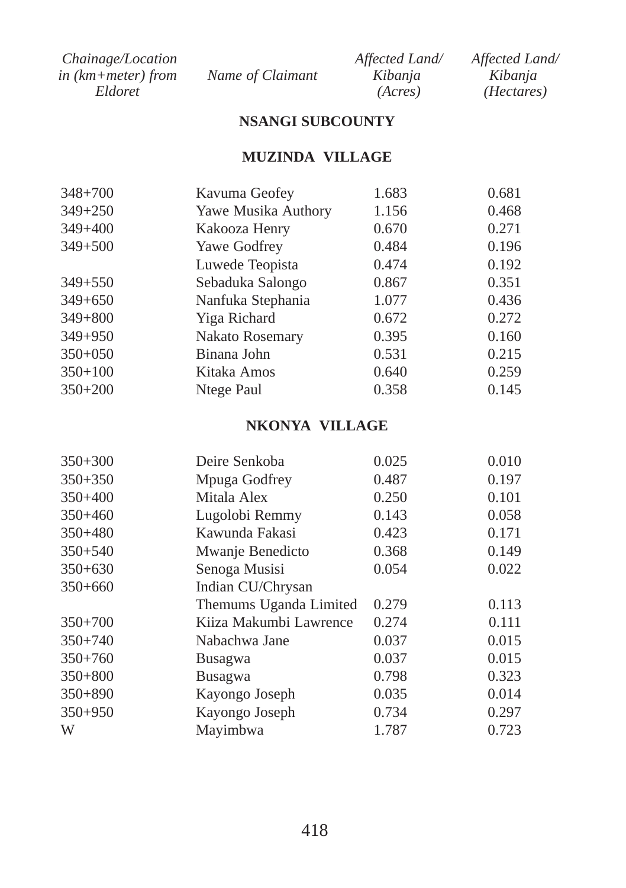| *Chainage/Location in (km+meter) from Eldoret* | *Name of Claimant* | *Affected Land/ Kibanja (Acres)* | *Affected Land/ Kibanja (Hectares)* |
|---|---|---|---|
| | **NSANGI SUBCOUNTY** | | |
| | **MUZINDA VILLAGE** | | |
| 348+700 | Kavuma Geofey | 1.683 | 0.681 |
| 349+250 | Yawe Musika Authory | 1.156 | 0.468 |
| 349+400 | Kakooza Henry | 0.670 | 0.271 |
| 349+500 | Yawe Godfrey | 0.484 | 0.196 |
| | Luwede Teopista | 0.474 | 0.192 |
| 349+550 | Sebaduka Salongo | 0.867 | 0.351 |
| 349+650 | Nanfuka Stephania | 1.077 | 0.436 |
| 349+800 | Yiga Richard | 0.672 | 0.272 |
| 349+950 | Nakato Rosemary | 0.395 | 0.160 |
| 350+050 | Binana John | 0.531 | 0.215 |
| 350+100 | Kitaka Amos | 0.640 | 0.259 |
| 350+200 | Ntege Paul | 0.358 | 0.145 |
| | **NKONYA VILLAGE** | | |
| 350+300 | Deire Senkoba | 0.025 | 0.010 |
| 350+350 | Mpuga Godfrey | 0.487 | 0.197 |
| 350+400 | Mitala Alex | 0.250 | 0.101 |
| 350+460 | Lugolobi Remmy | 0.143 | 0.058 |
| 350+480 | Kawunda Fakasi | 0.423 | 0.171 |
| 350+540 | Mwanje Benedicto | 0.368 | 0.149 |
| 350+630 | Senoga Musisi | 0.054 | 0.022 |
| 350+660 | Indian CU/Chrysan Themums Uganda Limited | 0.279 | 0.113 |
| 350+700 | Kiiza Makumbi Lawrence | 0.274 | 0.111 |
| 350+740 | Nabachwa Jane | 0.037 | 0.015 |
| 350+760 | Busagwa | 0.037 | 0.015 |
| 350+800 | Busagwa | 0.798 | 0.323 |
| 350+890 | Kayongo Joseph | 0.035 | 0.014 |
| 350+950 | Kayongo Joseph | 0.734 | 0.297 |
| W | Mayimbwa | 1.787 | 0.723 |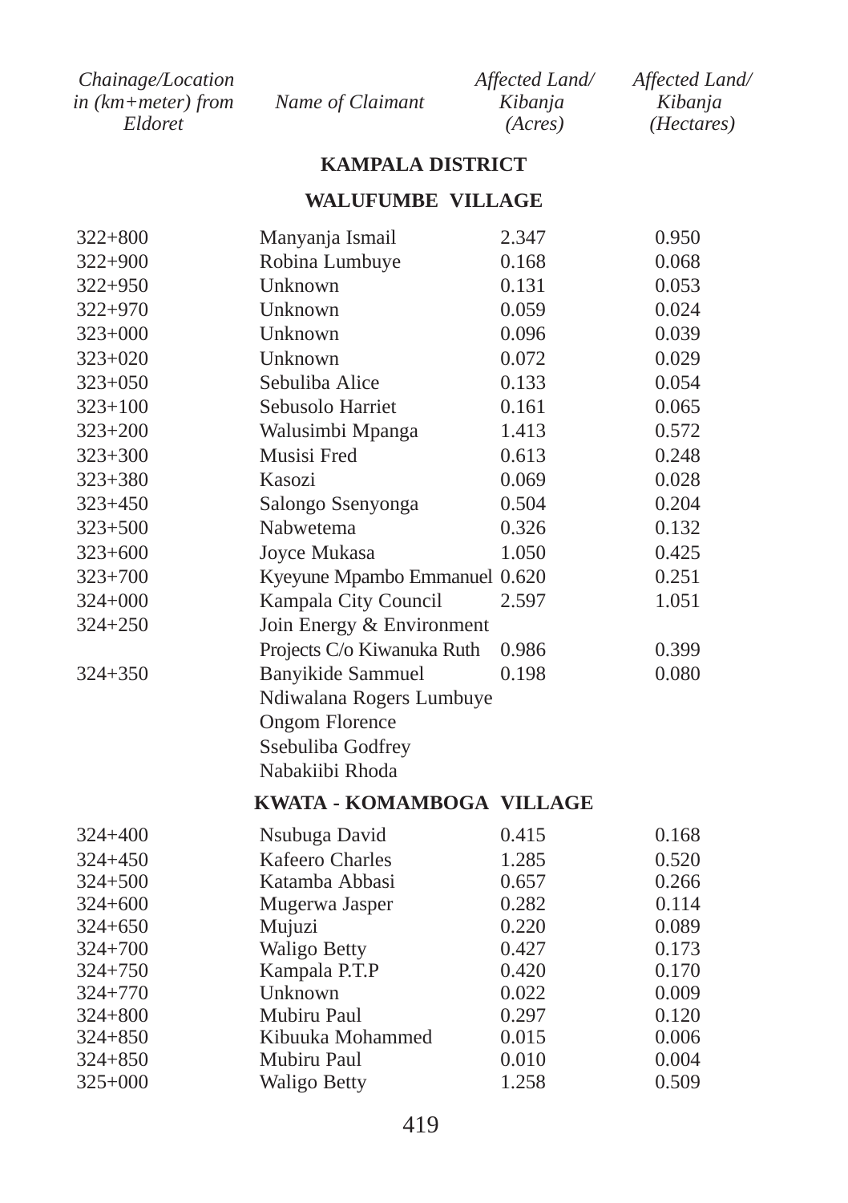| Chainage/Location in (km+meter) from Eldoret | Name of Claimant | Affected Land/ Kibanja (Acres) | Affected Land/ Kibanja (Hectares) |
|---|---|---|---|
| | **KAMPALA DISTRICT** | | |
| | **WALUFUMBE VILLAGE** | | |
| 322+800 | Manyanja Ismail | 2.347 | 0.950 |
| 322+900 | Robina Lumbuye | 0.168 | 0.068 |
| 322+950 | Unknown | 0.131 | 0.053 |
| 322+970 | Unknown | 0.059 | 0.024 |
| 323+000 | Unknown | 0.096 | 0.039 |
| 323+020 | Unknown | 0.072 | 0.029 |
| 323+050 | Sebuliba Alice | 0.133 | 0.054 |
| 323+100 | Sebusolo Harriet | 0.161 | 0.065 |
| 323+200 | Walusimbi Mpanga | 1.413 | 0.572 |
| 323+300 | Musisi Fred | 0.613 | 0.248 |
| 323+380 | Kasozi | 0.069 | 0.028 |
| 323+450 | Salongo Ssenyonga | 0.504 | 0.204 |
| 323+500 | Nabwetema | 0.326 | 0.132 |
| 323+600 | Joyce Mukasa | 1.050 | 0.425 |
| 323+700 | Kyeyune Mpambo Emmanuel | 0.620 | 0.251 |
| 324+000 | Kampala City Council | 2.597 | 1.051 |
| 324+250 | Join Energy & Environment Projects C/o Kiwanuka Ruth | 0.986 | 0.399 |
| 324+350 | Banyikide Sammuel Ndiwalana Rogers Lumbuye Ongom Florence Ssebuliba Godfrey Nabakiibi Rhoda | 0.198 | 0.080 |
| | **KWATA - KOMAMBOGA VILLAGE** | | |
| 324+400 | Nsubuga David | 0.415 | 0.168 |
| 324+450 | Kafeero Charles | 1.285 | 0.520 |
| 324+500 | Katamba Abbasi | 0.657 | 0.266 |
| 324+600 | Mugerwa Jasper | 0.282 | 0.114 |
| 324+650 | Mujuzi | 0.220 | 0.089 |
| 324+700 | Waligo Betty | 0.427 | 0.173 |
| 324+750 | Kampala P.T.P | 0.420 | 0.170 |
| 324+770 | Unknown | 0.022 | 0.009 |
| 324+800 | Mubiru Paul | 0.297 | 0.120 |
| 324+850 | Kibuuka Mohammed | 0.015 | 0.006 |
| 324+850 | Mubiru Paul | 0.010 | 0.004 |
| 325+000 | Waligo Betty | 1.258 | 0.509 |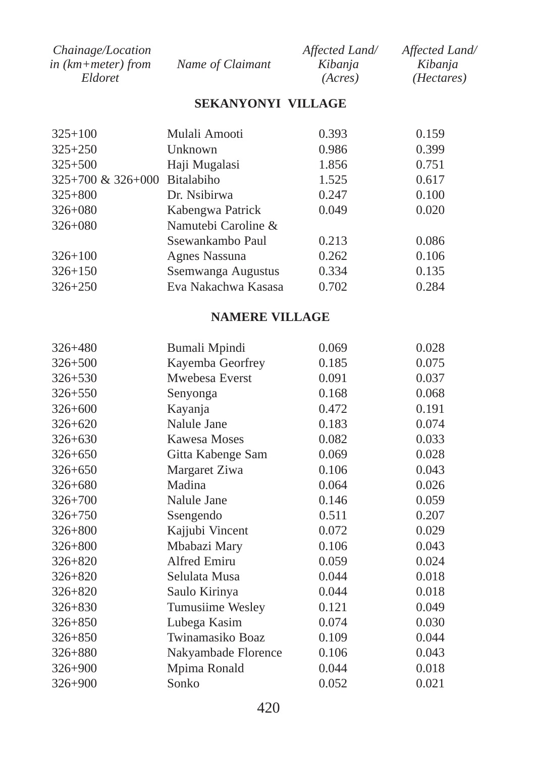| Chainage/Location in (km+meter) from Eldoret | Name of Claimant | Affected Land/ Kibanja (Acres) | Affected Land/ Kibanja (Hectares) |
|---|---|---|---|
| | **SEKANYONYI VILLAGE** | | |
| 325+100 | Mulali Amooti | 0.393 | 0.159 |
| 325+250 | Unknown | 0.986 | 0.399 |
| 325+500 | Haji Mugalasi | 1.856 | 0.751 |
| 325+700 & 326+000 | Bitalabiho | 1.525 | 0.617 |
| 325+800 | Dr. Nsibirwa | 0.247 | 0.100 |
| 326+080 | Kabengwa Patrick | 0.049 | 0.020 |
| 326+080 | Namutebi Caroline & Ssewankambo Paul | 0.213 | 0.086 |
| 326+100 | Agnes Nassuna | 0.262 | 0.106 |
| 326+150 | Ssemwanga Augustus | 0.334 | 0.135 |
| 326+250 | Eva Nakachwa Kasasa | 0.702 | 0.284 |
| | **NAMERE VILLAGE** | | |
| 326+480 | Bumali Mpindi | 0.069 | 0.028 |
| 326+500 | Kayemba Georfrey | 0.185 | 0.075 |
| 326+530 | Mwebesa Everst | 0.091 | 0.037 |
| 326+550 | Senyonga | 0.168 | 0.068 |
| 326+600 | Kayanja | 0.472 | 0.191 |
| 326+620 | Nalule Jane | 0.183 | 0.074 |
| 326+630 | Kawesa Moses | 0.082 | 0.033 |
| 326+650 | Gitta Kabenge Sam | 0.069 | 0.028 |
| 326+650 | Margaret Ziwa | 0.106 | 0.043 |
| 326+680 | Madina | 0.064 | 0.026 |
| 326+700 | Nalule Jane | 0.146 | 0.059 |
| 326+750 | Ssengendo | 0.511 | 0.207 |
| 326+800 | Kajjubi Vincent | 0.072 | 0.029 |
| 326+800 | Mbabazi Mary | 0.106 | 0.043 |
| 326+820 | Alfred Emiru | 0.059 | 0.024 |
| 326+820 | Selulata Musa | 0.044 | 0.018 |
| 326+820 | Saulo Kirinya | 0.044 | 0.018 |
| 326+830 | Tumusiime Wesley | 0.121 | 0.049 |
| 326+850 | Lubega Kasim | 0.074 | 0.030 |
| 326+850 | Twinamasiko Boaz | 0.109 | 0.044 |
| 326+880 | Nakyambade Florence | 0.106 | 0.043 |
| 326+900 | Mpima Ronald | 0.044 | 0.018 |
| 326+900 | Sonko | 0.052 | 0.021 |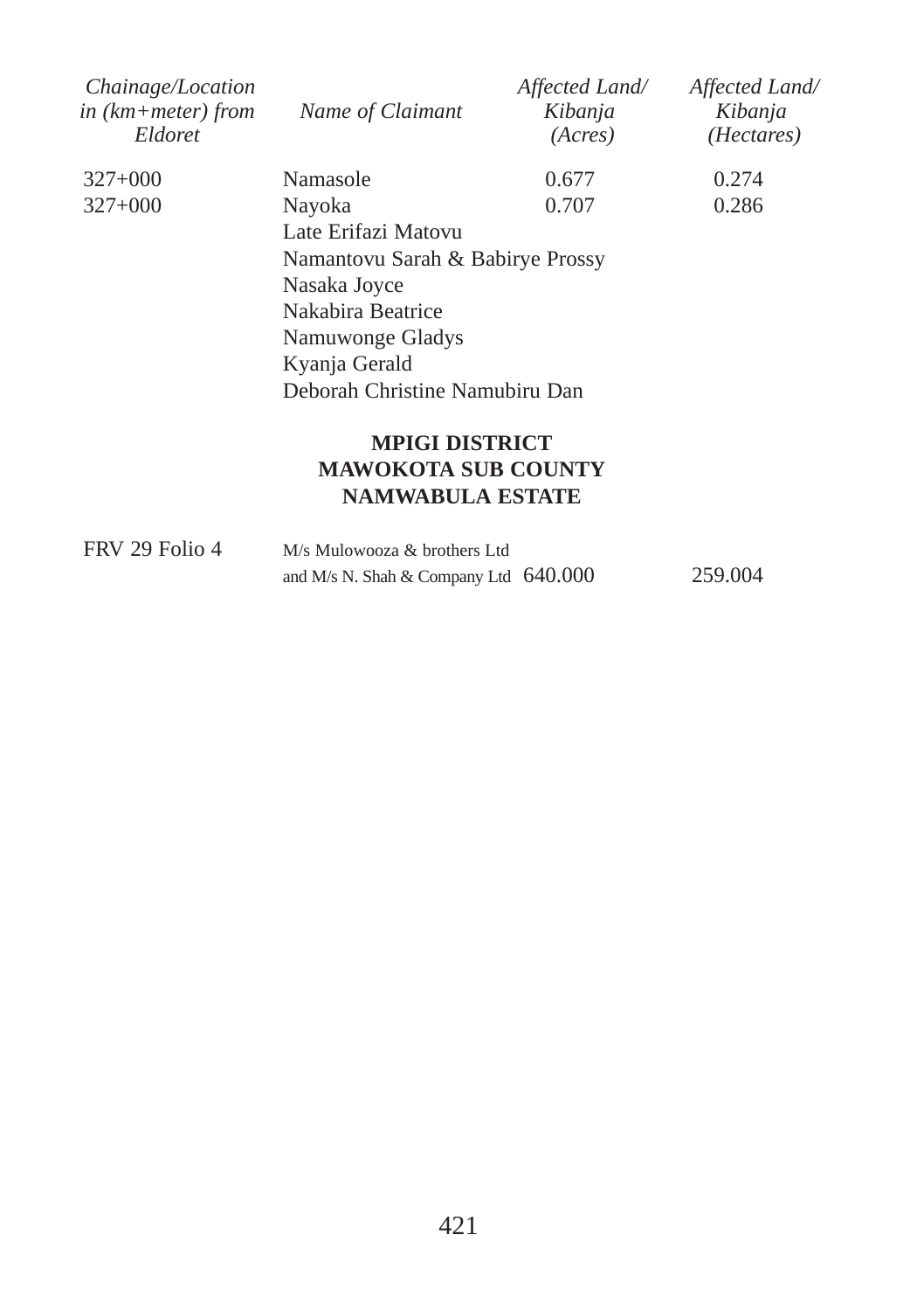| *Chainage/Location in (km+meter) from Eldoret* | *Name of Claimant* | *Affected Land/ Kibanja (Acres)* | *Affected Land/ Kibanja (Hectares)* |
|---|---|---|---|
| 327+000 | Namasole | 0.677 | 0.274 |
| 327+000 | Nayoka | 0.707 | 0.286 |
| | Late Erifazi Matovu | | |
| | Namantovu Sarah & Babirye Prossy | | |
| | Nasaka Joyce | | |
| | Nakabira Beatrice | | |
| | Namuwonge Gladys | | |
| | Kyanja Gerald | | |
| | Deborah Christine Namubiru Dan | | |

**MPIGI DISTRICT**
**MAWOKOTA SUB COUNTY**
**NAMWABULA ESTATE**

| | | | |
|---|---|---|---|
| FRV 29 Folio 4 | M/s Mulowooza & brothers Ltd and M/s N. Shah & Company Ltd | 640.000 | 259.004 |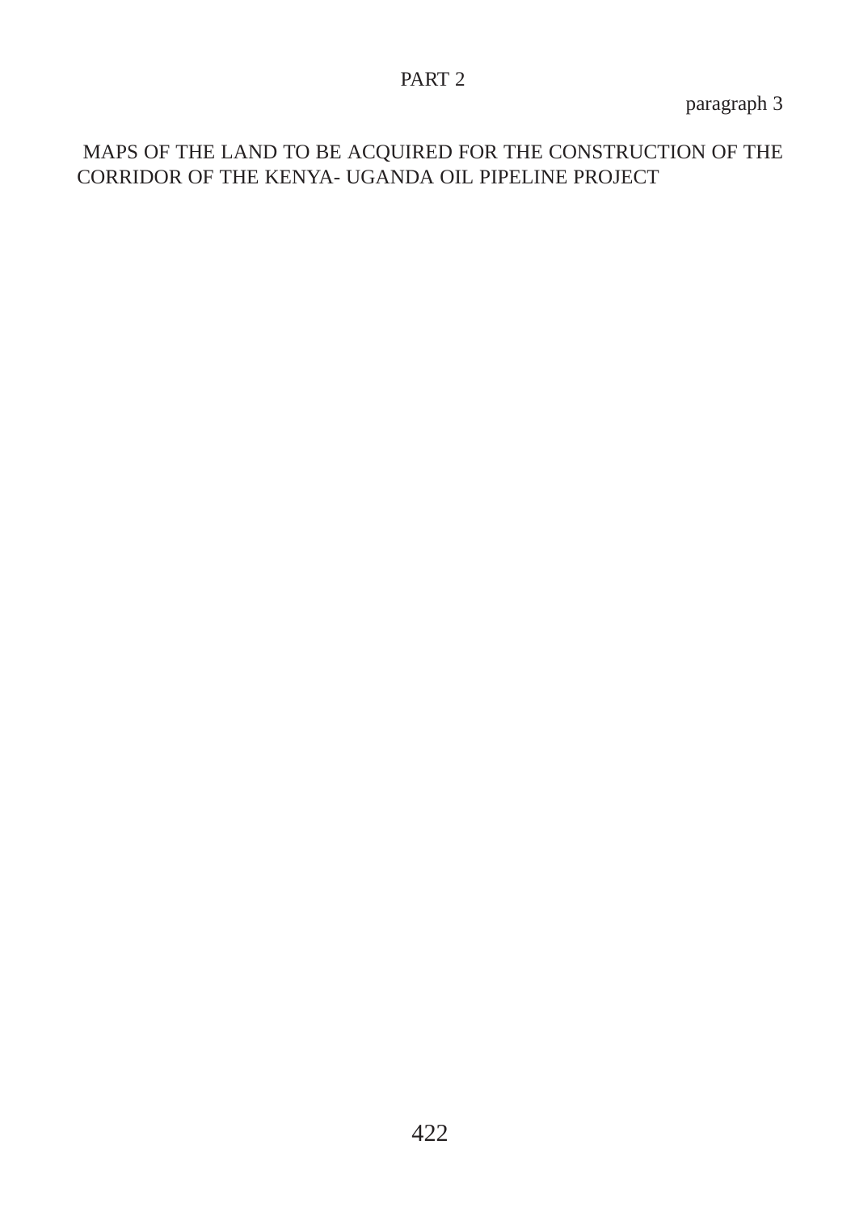PART 2

paragraph 3

MAPS OF THE LAND TO BE ACQUIRED FOR THE CONSTRUCTION OF THE CORRIDOR OF THE KENYA- UGANDA OIL PIPELINE PROJECT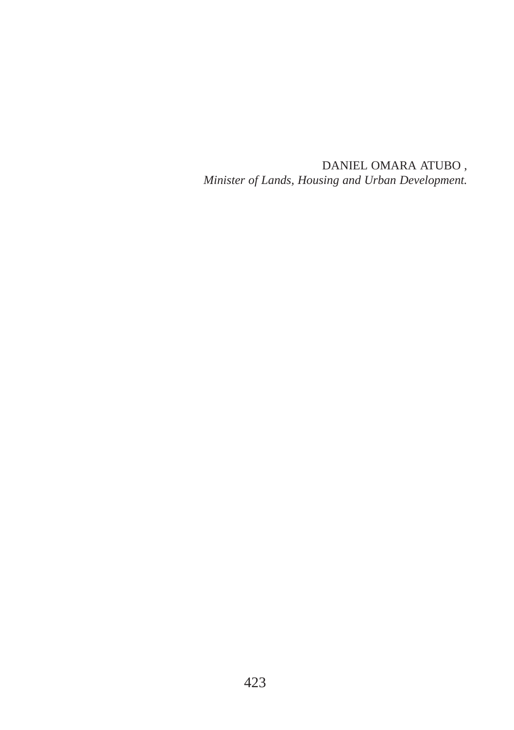DANIEL OMARA ATUBO ,

*Minister of Lands, Housing and Urban Development.*